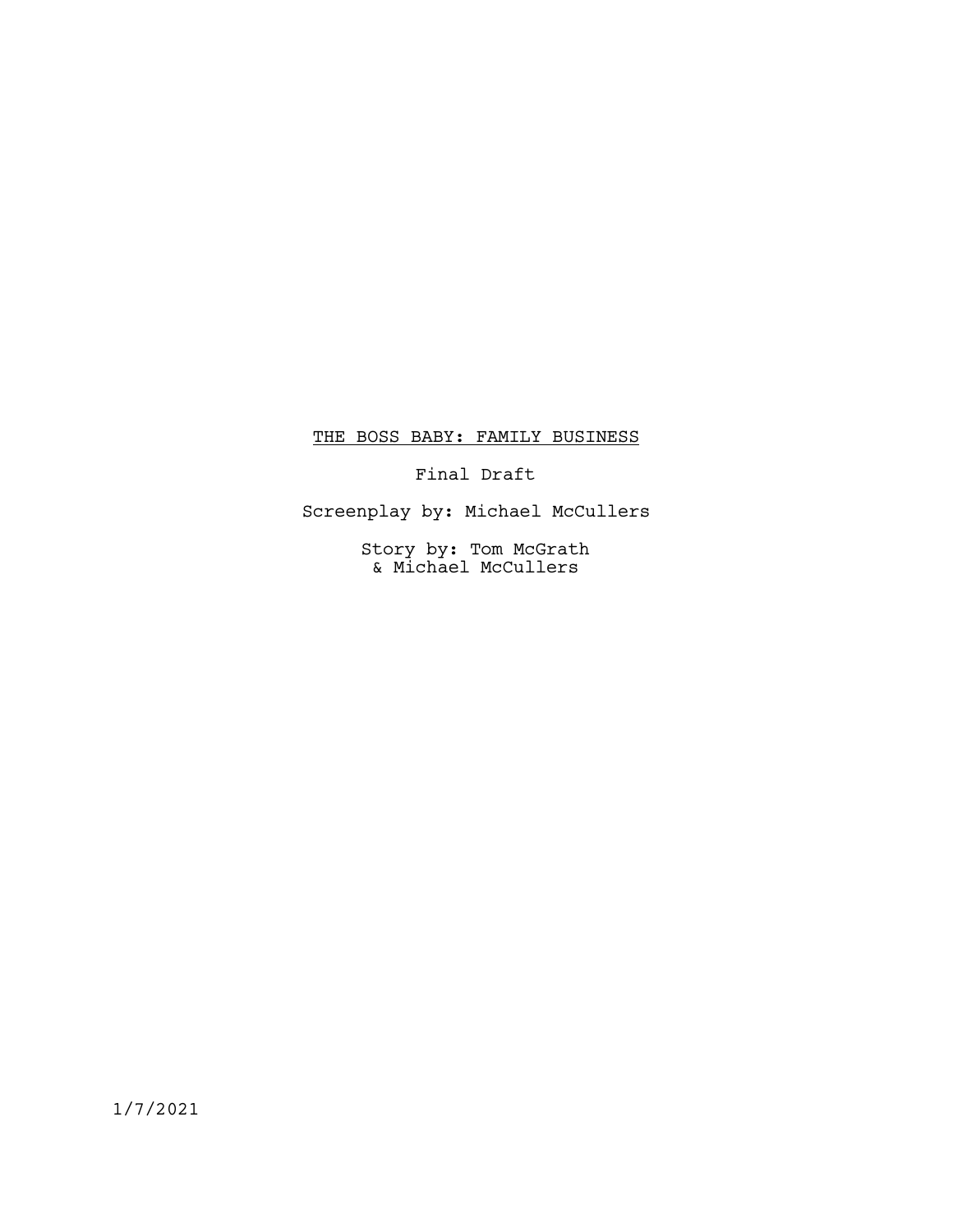# THE BOSS BABY: FAMILY BUSINESS

Final Draft

Screenplay by: Michael McCullers

Story by: Tom McGrath
& Michael McCullers

1/7/2021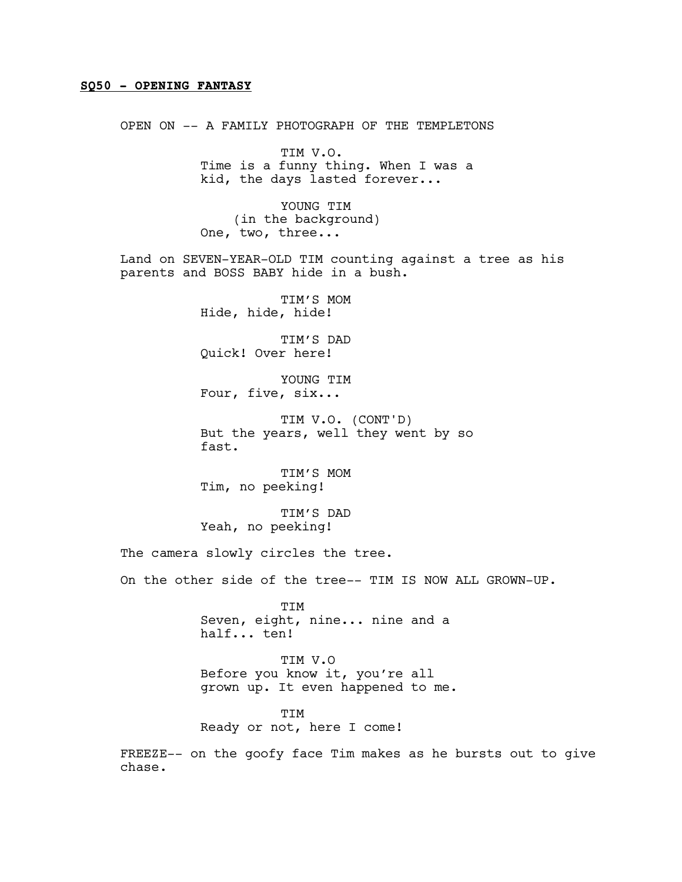**SQ50 - OPENING FANTASY**

OPEN ON -- A FAMILY PHOTOGRAPH OF THE TEMPLETONS

TIM V.O.
Time is a funny thing. When I was a kid, the days lasted forever...

YOUNG TIM
(in the background)
One, two, three...

Land on SEVEN-YEAR-OLD TIM counting against a tree as his parents and BOSS BABY hide in a bush.

TIM'S MOM
Hide, hide, hide!

TIM'S DAD
Quick! Over here!

YOUNG TIM
Four, five, six...

TIM V.O. (CONT'D)
But the years, well they went by so fast.

TIM'S MOM
Tim, no peeking!

TIM'S DAD
Yeah, no peeking!

The camera slowly circles the tree.

On the other side of the tree-- TIM IS NOW ALL GROWN-UP.

TIM
Seven, eight, nine... nine and a half... ten!

TIM V.O
Before you know it, you're all grown up. It even happened to me.

TIM
Ready or not, here I come!

FREEZE-- on the goofy face Tim makes as he bursts out to give chase.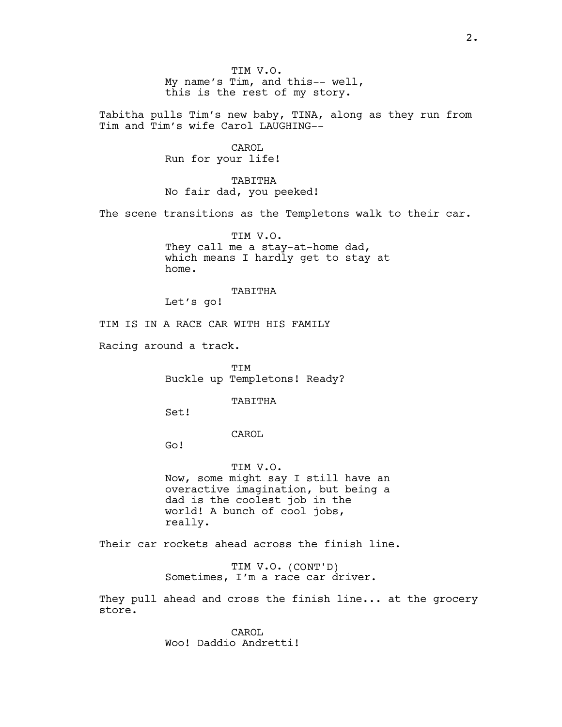TIM V.O.
My name's Tim, and this-- well, this is the rest of my story.

Tabitha pulls Tim's new baby, TINA, along as they run from Tim and Tim's wife Carol LAUGHING--

CAROL
Run for your life!

TABITHA
No fair dad, you peeked!

The scene transitions as the Templetons walk to their car.

TIM V.O.
They call me a stay-at-home dad, which means I hardly get to stay at home.

TABITHA
Let's go!

TIM IS IN A RACE CAR WITH HIS FAMILY

Racing around a track.

TIM
Buckle up Templetons! Ready?

TABITHA
Set!

CAROL
Go!

TIM V.O.
Now, some might say I still have an overactive imagination, but being a dad is the coolest job in the world! A bunch of cool jobs, really.

Their car rockets ahead across the finish line.

TIM V.O. (CONT'D)
Sometimes, I'm a race car driver.

They pull ahead and cross the finish line... at the grocery store.

CAROL
Woo! Daddio Andretti!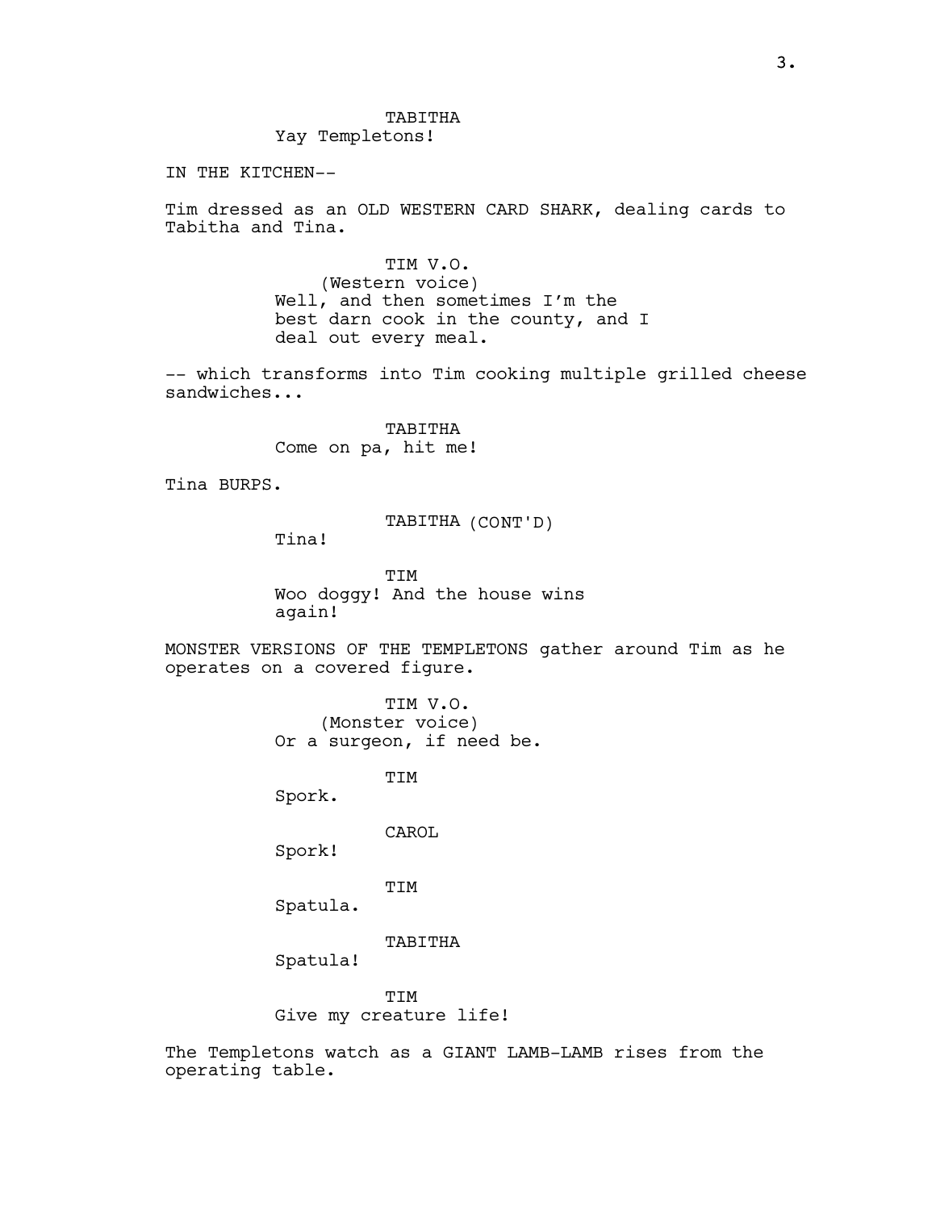TABITHA
Yay Templetons!

IN THE KITCHEN--

Tim dressed as an OLD WESTERN CARD SHARK, dealing cards to Tabitha and Tina.

TIM V.O.
(Western voice)
Well, and then sometimes I'm the best darn cook in the county, and I deal out every meal.

-- which transforms into Tim cooking multiple grilled cheese sandwiches...

TABITHA
Come on pa, hit me!

Tina BURPS.

TABITHA (CONT'D)
Tina!

TIM
Woo doggy! And the house wins again!

MONSTER VERSIONS OF THE TEMPLETONS gather around Tim as he operates on a covered figure.

TIM V.O.
(Monster voice)
Or a surgeon, if need be.

TIM
Spork.

CAROL
Spork!

TIM
Spatula.

TABITHA
Spatula!

TIM
Give my creature life!

The Templetons watch as a GIANT LAMB-LAMB rises from the operating table.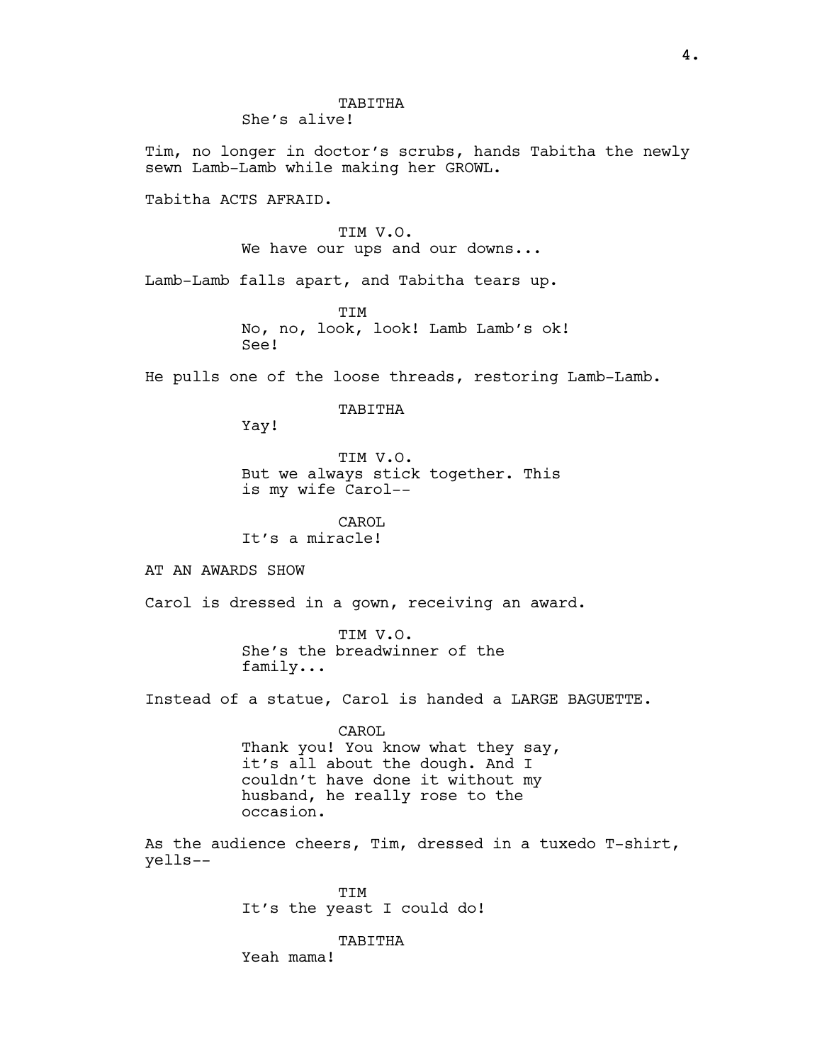TABITHA
She's alive!

Tim, no longer in doctor's scrubs, hands Tabitha the newly sewn Lamb-Lamb while making her GROWL.

Tabitha ACTS AFRAID.

TIM V.O.
We have our ups and our downs...

Lamb-Lamb falls apart, and Tabitha tears up.

TIM
No, no, look, look! Lamb Lamb's ok! See!

He pulls one of the loose threads, restoring Lamb-Lamb.

TABITHA
Yay!

TIM V.O.
But we always stick together. This is my wife Carol--

CAROL
It's a miracle!

AT AN AWARDS SHOW

Carol is dressed in a gown, receiving an award.

TIM V.O.
She's the breadwinner of the family...

Instead of a statue, Carol is handed a LARGE BAGUETTE.

CAROL
Thank you! You know what they say, it's all about the dough. And I couldn't have done it without my husband, he really rose to the occasion.

As the audience cheers, Tim, dressed in a tuxedo T-shirt, yells--

TIM
It's the yeast I could do!

TABITHA
Yeah mama!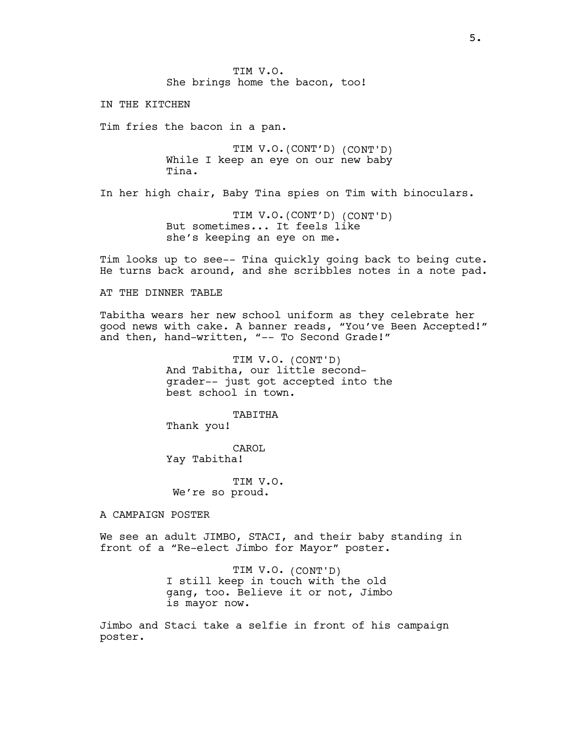TIM V.O.
She brings home the bacon, too!

IN THE KITCHEN

Tim fries the bacon in a pan.

TIM V.O.(CONT'D) (CONT'D)
While I keep an eye on our new baby Tina.

In her high chair, Baby Tina spies on Tim with binoculars.

TIM V.O.(CONT'D) (CONT'D)
But sometimes... It feels like she's keeping an eye on me.

Tim looks up to see-- Tina quickly going back to being cute. He turns back around, and she scribbles notes in a note pad.

AT THE DINNER TABLE

Tabitha wears her new school uniform as they celebrate her good news with cake. A banner reads, "You've Been Accepted!" and then, hand-written, "-- To Second Grade!"

TIM V.O. (CONT'D)
And Tabitha, our little second-grader-- just got accepted into the best school in town.

TABITHA
Thank you!

CAROL
Yay Tabitha!

TIM V.O.
We're so proud.

A CAMPAIGN POSTER

We see an adult JIMBO, STACI, and their baby standing in front of a "Re-elect Jimbo for Mayor" poster.

TIM V.O. (CONT'D)
I still keep in touch with the old gang, too. Believe it or not, Jimbo is mayor now.

Jimbo and Staci take a selfie in front of his campaign poster.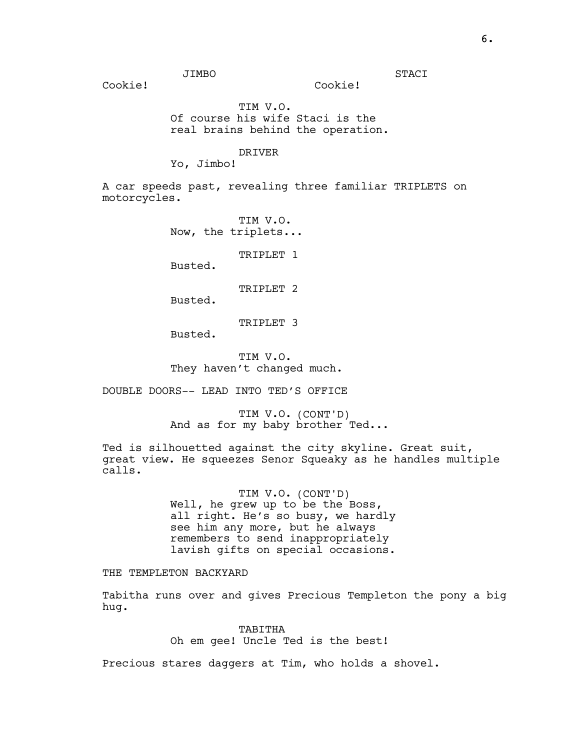JIMBO
Cookie!

STACI
Cookie!

TIM V.O.
Of course his wife Staci is the real brains behind the operation.

DRIVER
Yo, Jimbo!

A car speeds past, revealing three familiar TRIPLETS on motorcycles.

TIM V.O.
Now, the triplets...

TRIPLET 1
Busted.

TRIPLET 2
Busted.

TRIPLET 3
Busted.

TIM V.O.
They haven't changed much.

DOUBLE DOORS-- LEAD INTO TED'S OFFICE

TIM V.O. (CONT'D)
And as for my baby brother Ted...

Ted is silhouetted against the city skyline. Great suit, great view. He squeezes Senor Squeaky as he handles multiple calls.

TIM V.O. (CONT'D)
Well, he grew up to be the Boss, all right. He's so busy, we hardly see him any more, but he always remembers to send inappropriately lavish gifts on special occasions.

THE TEMPLETON BACKYARD

Tabitha runs over and gives Precious Templeton the pony a big hug.

TABITHA
Oh em gee! Uncle Ted is the best!

Precious stares daggers at Tim, who holds a shovel.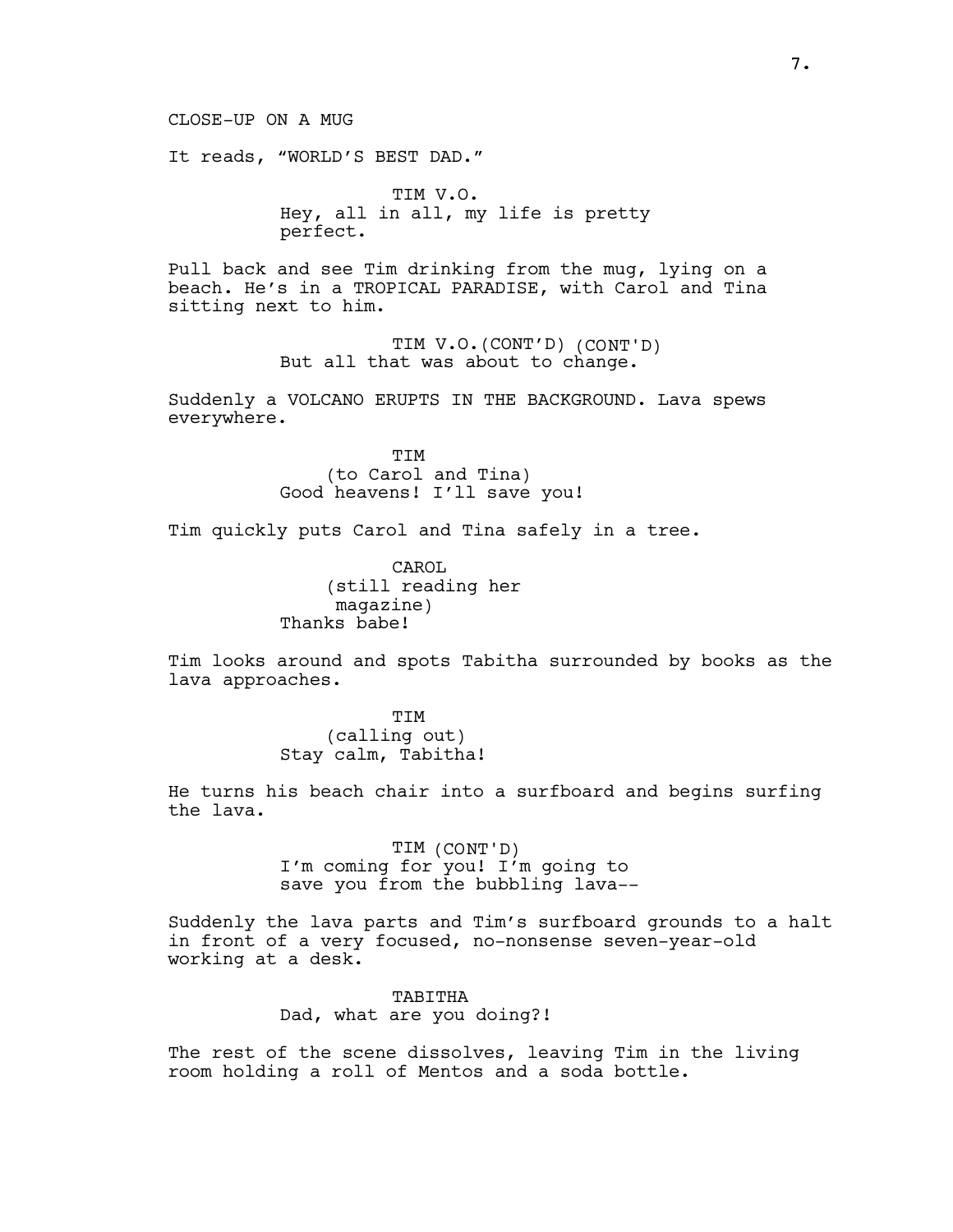CLOSE-UP ON A MUG

It reads, "WORLD'S BEST DAD."

TIM V.O.
Hey, all in all, my life is pretty perfect.

Pull back and see Tim drinking from the mug, lying on a beach. He's in a TROPICAL PARADISE, with Carol and Tina sitting next to him.

TIM V.O.(CONT'D) (CONT'D)
But all that was about to change.

Suddenly a VOLCANO ERUPTS IN THE BACKGROUND. Lava spews everywhere.

TIM
(to Carol and Tina)
Good heavens! I'll save you!

Tim quickly puts Carol and Tina safely in a tree.

CAROL
(still reading her magazine)
Thanks babe!

Tim looks around and spots Tabitha surrounded by books as the lava approaches.

TIM
(calling out)
Stay calm, Tabitha!

He turns his beach chair into a surfboard and begins surfing the lava.

TIM (CONT'D)
I'm coming for you! I'm going to save you from the bubbling lava--

Suddenly the lava parts and Tim's surfboard grounds to a halt in front of a very focused, no-nonsense seven-year-old working at a desk.

TABITHA
Dad, what are you doing?!

The rest of the scene dissolves, leaving Tim in the living room holding a roll of Mentos and a soda bottle.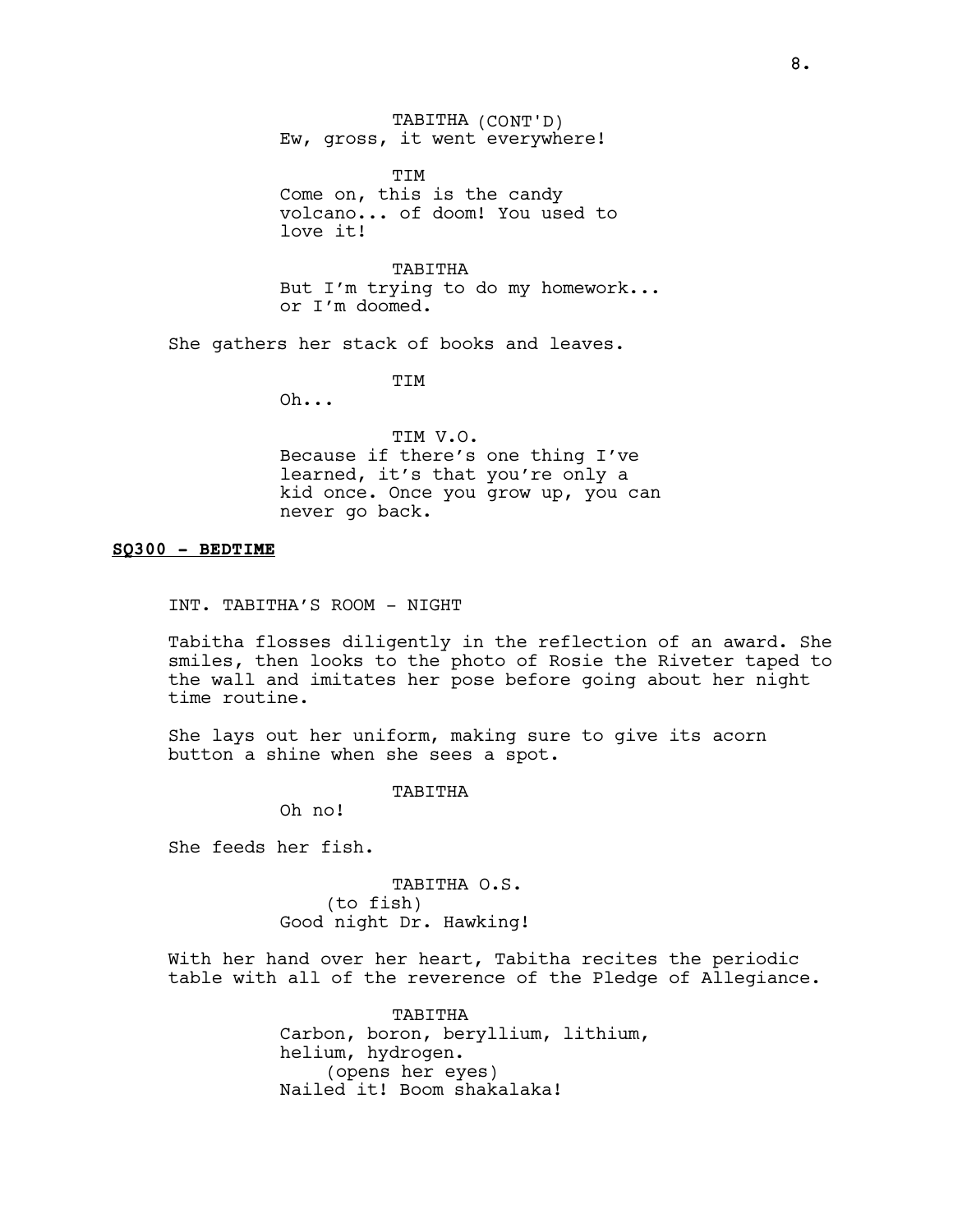TABITHA (CONT'D)
Ew, gross, it went everywhere!

TIM
Come on, this is the candy volcano... of doom! You used to love it!

TABITHA
But I'm trying to do my homework... or I'm doomed.

She gathers her stack of books and leaves.

TIM
Oh...

TIM V.O.
Because if there's one thing I've learned, it's that you're only a kid once. Once you grow up, you can never go back.

**SQ300 - BEDTIME**

INT. TABITHA'S ROOM - NIGHT

Tabitha flosses diligently in the reflection of an award. She smiles, then looks to the photo of Rosie the Riveter taped to the wall and imitates her pose before going about her night time routine.

She lays out her uniform, making sure to give its acorn button a shine when she sees a spot.

TABITHA
Oh no!

She feeds her fish.

TABITHA O.S.
(to fish)
Good night Dr. Hawking!

With her hand over her heart, Tabitha recites the periodic table with all of the reverence of the Pledge of Allegiance.

TABITHA
Carbon, boron, beryllium, lithium, helium, hydrogen.
(opens her eyes)
Nailed it! Boom shakalaka!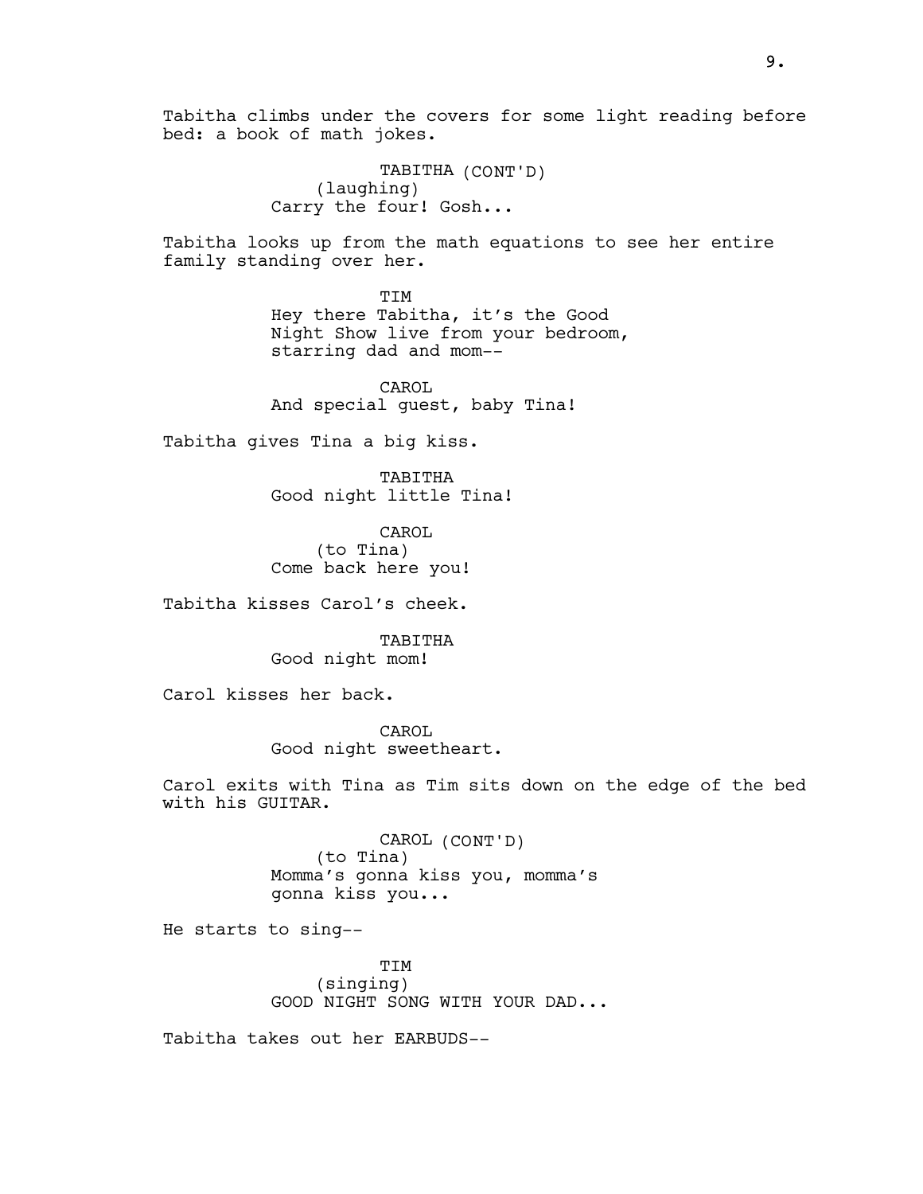Tabitha climbs under the covers for some light reading before bed: a book of math jokes.

TABITHA (CONT'D)
(laughing)
Carry the four! Gosh...

Tabitha looks up from the math equations to see her entire family standing over her.

TIM
Hey there Tabitha, it's the Good Night Show live from your bedroom, starring dad and mom--

CAROL
And special guest, baby Tina!

Tabitha gives Tina a big kiss.

TABITHA
Good night little Tina!

CAROL
(to Tina)
Come back here you!

Tabitha kisses Carol's cheek.

TABITHA
Good night mom!

Carol kisses her back.

CAROL
Good night sweetheart.

Carol exits with Tina as Tim sits down on the edge of the bed with his GUITAR.

CAROL (CONT'D)
(to Tina)
Momma's gonna kiss you, momma's gonna kiss you...

He starts to sing--

TIM
(singing)
GOOD NIGHT SONG WITH YOUR DAD...

Tabitha takes out her EARBUDS--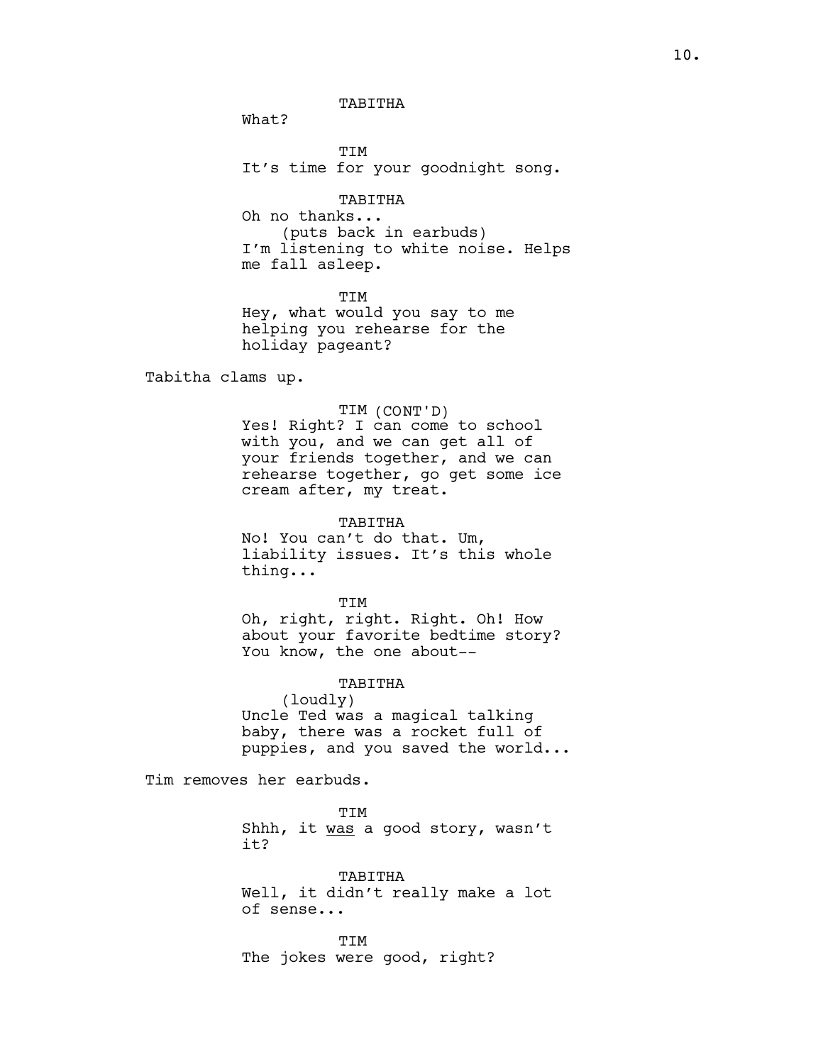TABITHA

What?

TIM

It's time for your goodnight song.

TABITHA

Oh no thanks...

(puts back in earbuds)

I'm listening to white noise. Helps me fall asleep.

TIM

Hey, what would you say to me helping you rehearse for the holiday pageant?

Tabitha clams up.

TIM (CONT'D)

Yes! Right? I can come to school with you, and we can get all of your friends together, and we can rehearse together, go get some ice cream after, my treat.

TABITHA

No! You can't do that. Um, liability issues. It's this whole thing...

TIM

Oh, right, right. Right. Oh! How about your favorite bedtime story? You know, the one about--

TABITHA

(loudly)

Uncle Ted was a magical talking baby, there was a rocket full of puppies, and you saved the world...

Tim removes her earbuds.

TIM

Shhh, it <u>was</u> a good story, wasn't it?

TABITHA

Well, it didn't really make a lot of sense...

TIM

The jokes were good, right?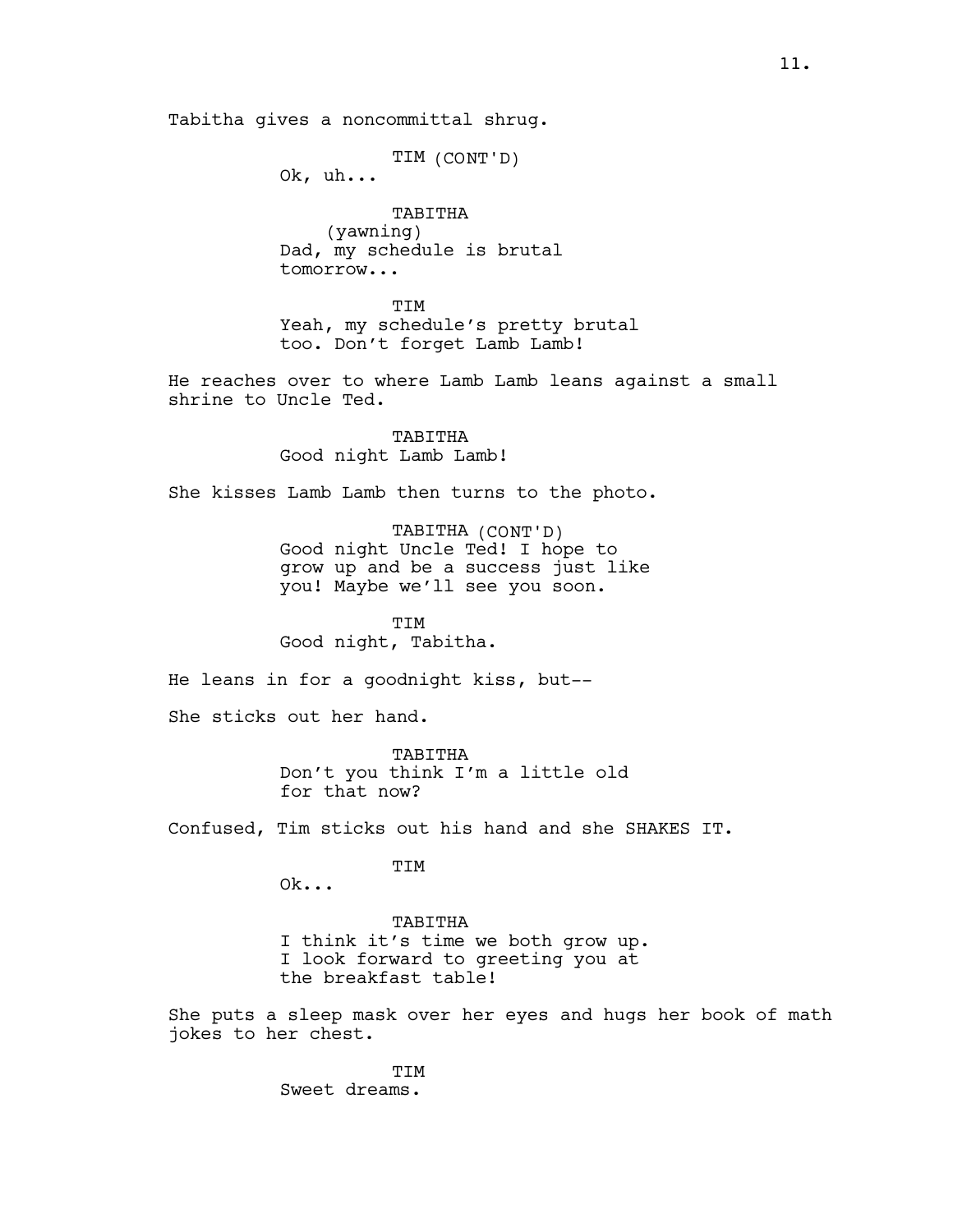Tabitha gives a noncommittal shrug.

TIM (CONT'D)
Ok, uh...

TABITHA
(yawning)
Dad, my schedule is brutal tomorrow...

TIM
Yeah, my schedule's pretty brutal too. Don't forget Lamb Lamb!

He reaches over to where Lamb Lamb leans against a small shrine to Uncle Ted.

TABITHA
Good night Lamb Lamb!

She kisses Lamb Lamb then turns to the photo.

TABITHA (CONT'D)
Good night Uncle Ted! I hope to grow up and be a success just like you! Maybe we'll see you soon.

TIM
Good night, Tabitha.

He leans in for a goodnight kiss, but--

She sticks out her hand.

TABITHA
Don't you think I'm a little old for that now?

Confused, Tim sticks out his hand and she SHAKES IT.

TIM
Ok...

TABITHA
I think it's time we both grow up. I look forward to greeting you at the breakfast table!

She puts a sleep mask over her eyes and hugs her book of math jokes to her chest.

TIM
Sweet dreams.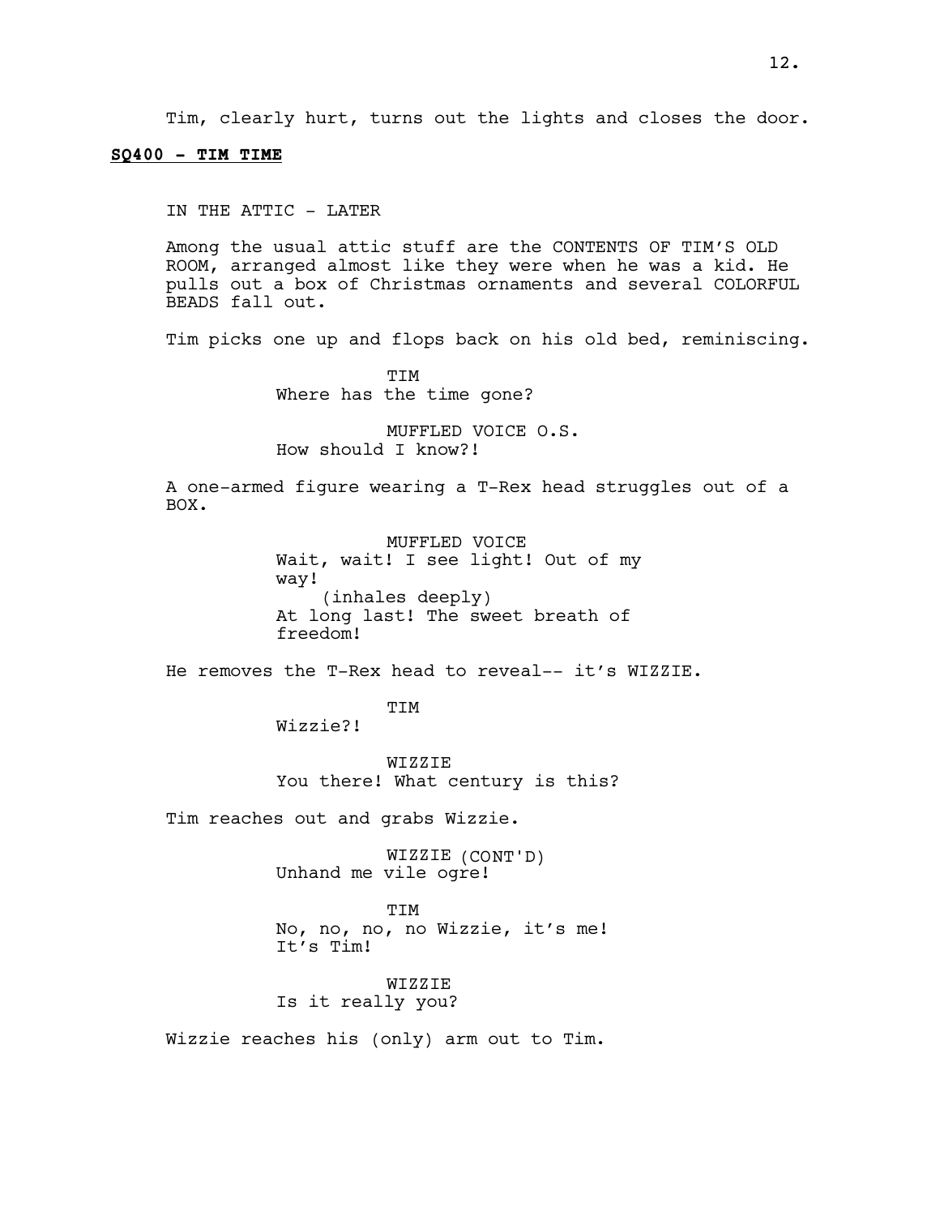Tim, clearly hurt, turns out the lights and closes the door.

**SQ400 - TIM TIME**

IN THE ATTIC - LATER

Among the usual attic stuff are the CONTENTS OF TIM'S OLD ROOM, arranged almost like they were when he was a kid. He pulls out a box of Christmas ornaments and several COLORFUL BEADS fall out.

Tim picks one up and flops back on his old bed, reminiscing.

TIM
Where has the time gone?

MUFFLED VOICE O.S.
How should I know?!

A one-armed figure wearing a T-Rex head struggles out of a BOX.

MUFFLED VOICE
Wait, wait! I see light! Out of my way!
(inhales deeply)
At long last! The sweet breath of freedom!

He removes the T-Rex head to reveal-- it's WIZZIE.

TIM
Wizzie?!

WIZZIE
You there! What century is this?

Tim reaches out and grabs Wizzie.

WIZZIE (CONT'D)
Unhand me vile ogre!

TIM
No, no, no, no Wizzie, it's me! It's Tim!

WIZZIE
Is it really you?

Wizzie reaches his (only) arm out to Tim.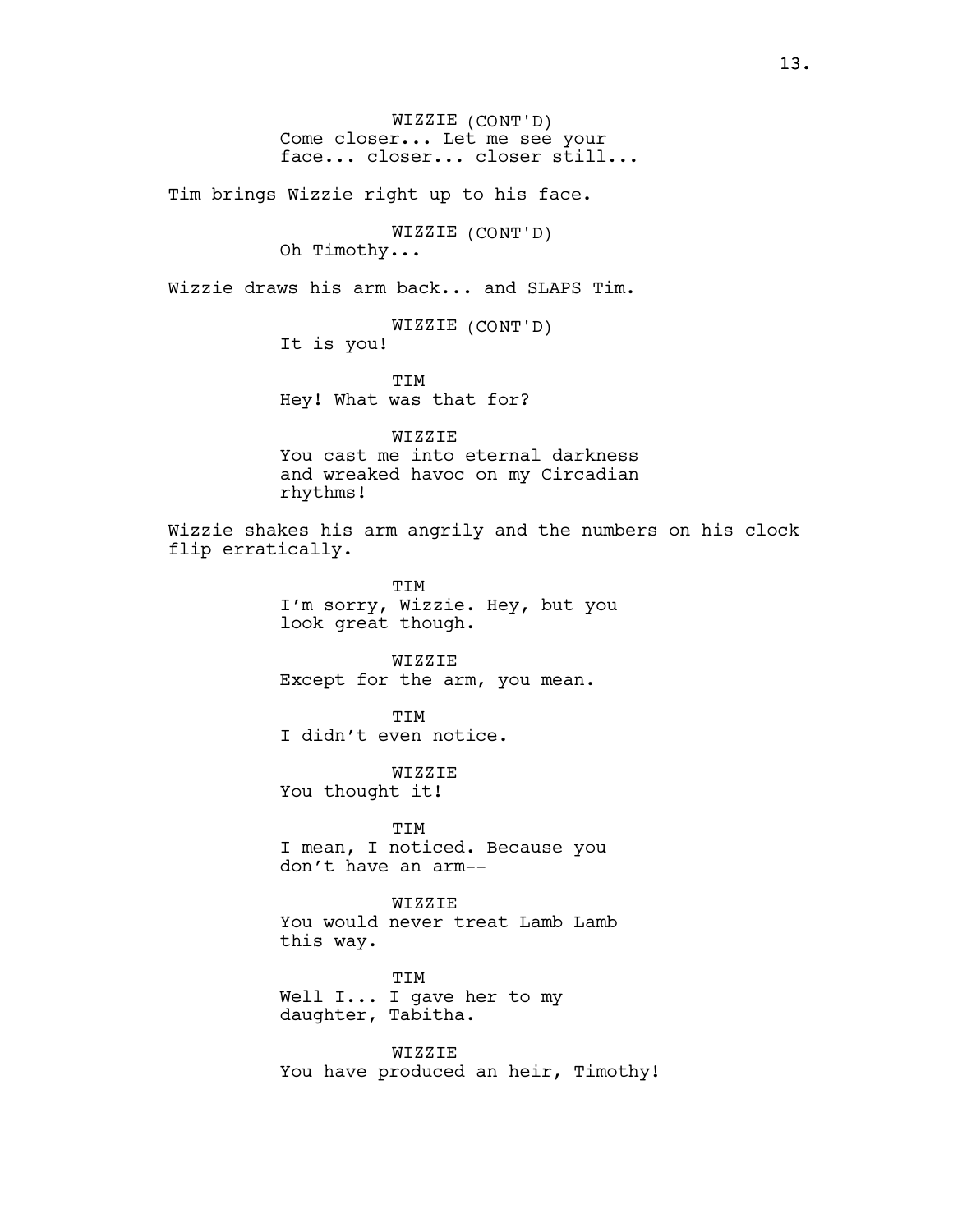WIZZIE (CONT'D)
Come closer... Let me see your face... closer... closer still...

Tim brings Wizzie right up to his face.

WIZZIE (CONT'D)
Oh Timothy...

Wizzie draws his arm back... and SLAPS Tim.

WIZZIE (CONT'D)
It is you!

TIM
Hey! What was that for?

WIZZIE
You cast me into eternal darkness and wreaked havoc on my Circadian rhythms!

Wizzie shakes his arm angrily and the numbers on his clock flip erratically.

TIM
I'm sorry, Wizzie. Hey, but you look great though.

WIZZIE
Except for the arm, you mean.

TIM
I didn't even notice.

WIZZIE
You thought it!

TIM
I mean, I noticed. Because you don't have an arm--

WIZZIE
You would never treat Lamb Lamb this way.

TIM
Well I... I gave her to my daughter, Tabitha.

WIZZIE
You have produced an heir, Timothy!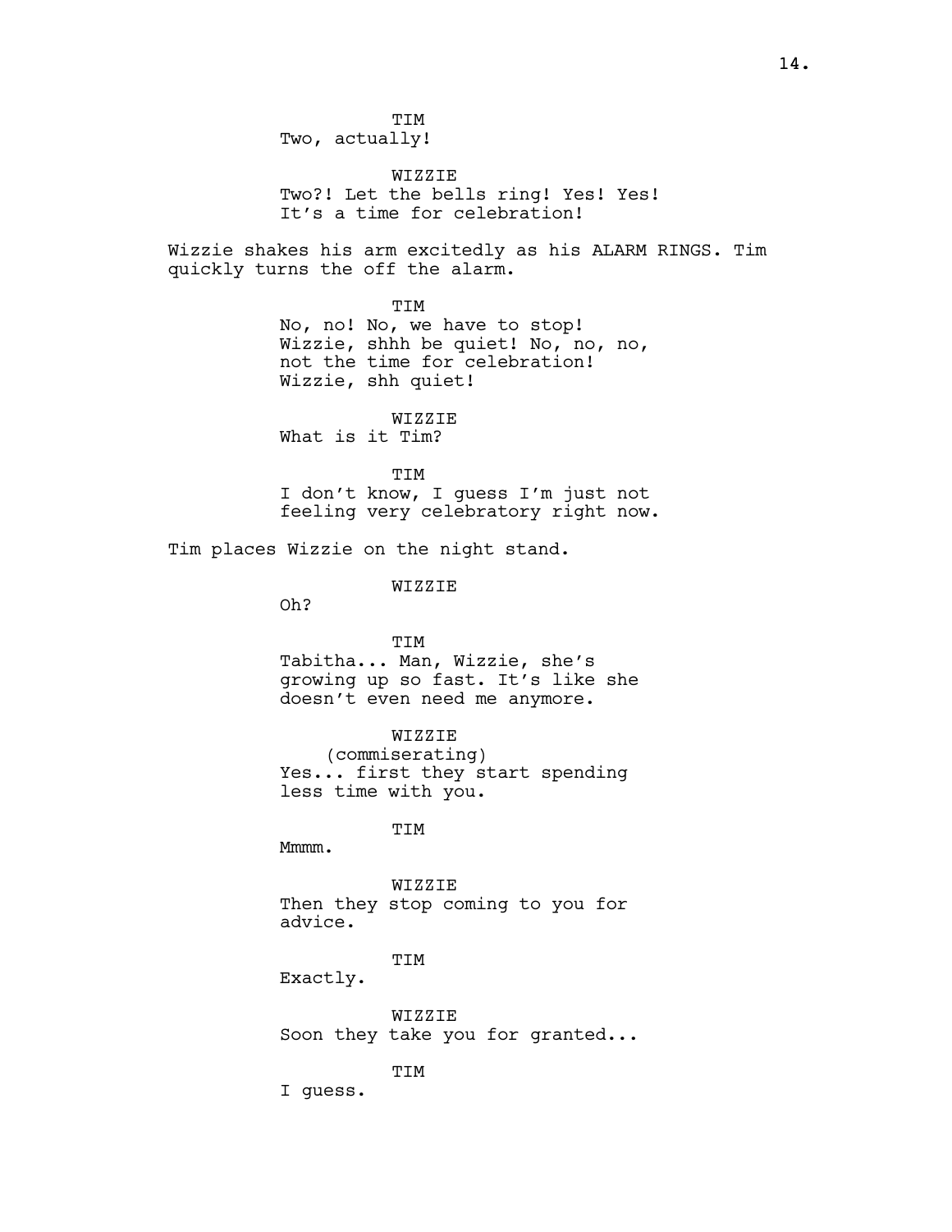TIM
Two, actually!

WIZZIE
Two?! Let the bells ring! Yes! Yes!
It's a time for celebration!

Wizzie shakes his arm excitedly as his ALARM RINGS. Tim quickly turns the off the alarm.

TIM
No, no! No, we have to stop!
Wizzie, shhh be quiet! No, no, no,
not the time for celebration!
Wizzie, shh quiet!

WIZZIE
What is it Tim?

TIM
I don't know, I guess I'm just not
feeling very celebratory right now.

Tim places Wizzie on the night stand.

WIZZIE
Oh?

TIM
Tabitha... Man, Wizzie, she's
growing up so fast. It's like she
doesn't even need me anymore.

WIZZIE
(commiserating)
Yes... first they start spending
less time with you.

TIM
Mmmm.

WIZZIE
Then they stop coming to you for
advice.

TIM
Exactly.

WIZZIE
Soon they take you for granted...

TIM
I guess.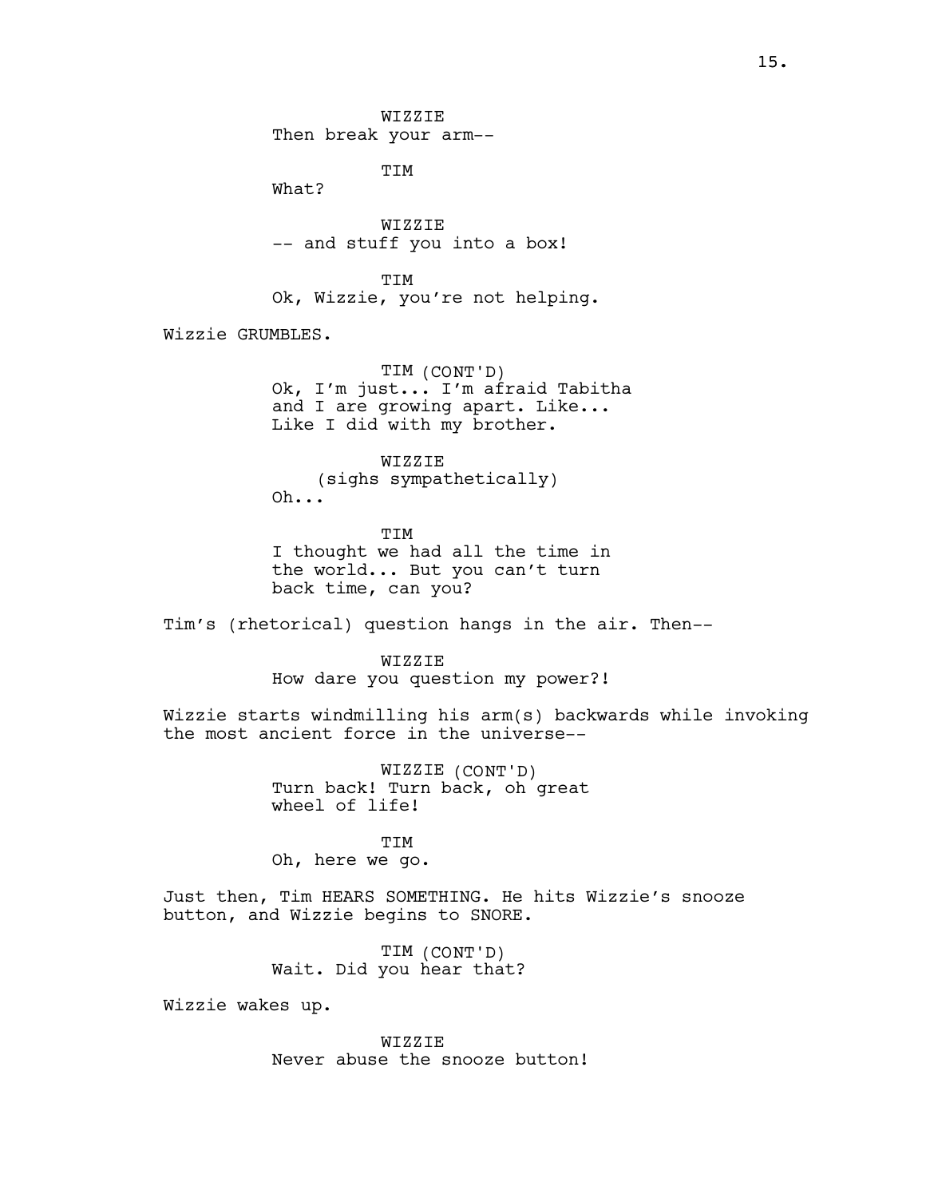WIZZIE
Then break your arm--

TIM
What?

WIZZIE
-- and stuff you into a box!

TIM
Ok, Wizzie, you're not helping.

Wizzie GRUMBLES.

TIM (CONT'D)
Ok, I'm just... I'm afraid Tabitha and I are growing apart. Like... Like I did with my brother.

WIZZIE
(sighs sympathetically)
Oh...

TIM
I thought we had all the time in the world... But you can't turn back time, can you?

Tim's (rhetorical) question hangs in the air. Then--

WIZZIE
How dare you question my power?!

Wizzie starts windmilling his arm(s) backwards while invoking the most ancient force in the universe--

WIZZIE (CONT'D)
Turn back! Turn back, oh great wheel of life!

TIM
Oh, here we go.

Just then, Tim HEARS SOMETHING. He hits Wizzie's snooze button, and Wizzie begins to SNORE.

TIM (CONT'D)
Wait. Did you hear that?

Wizzie wakes up.

WIZZIE
Never abuse the snooze button!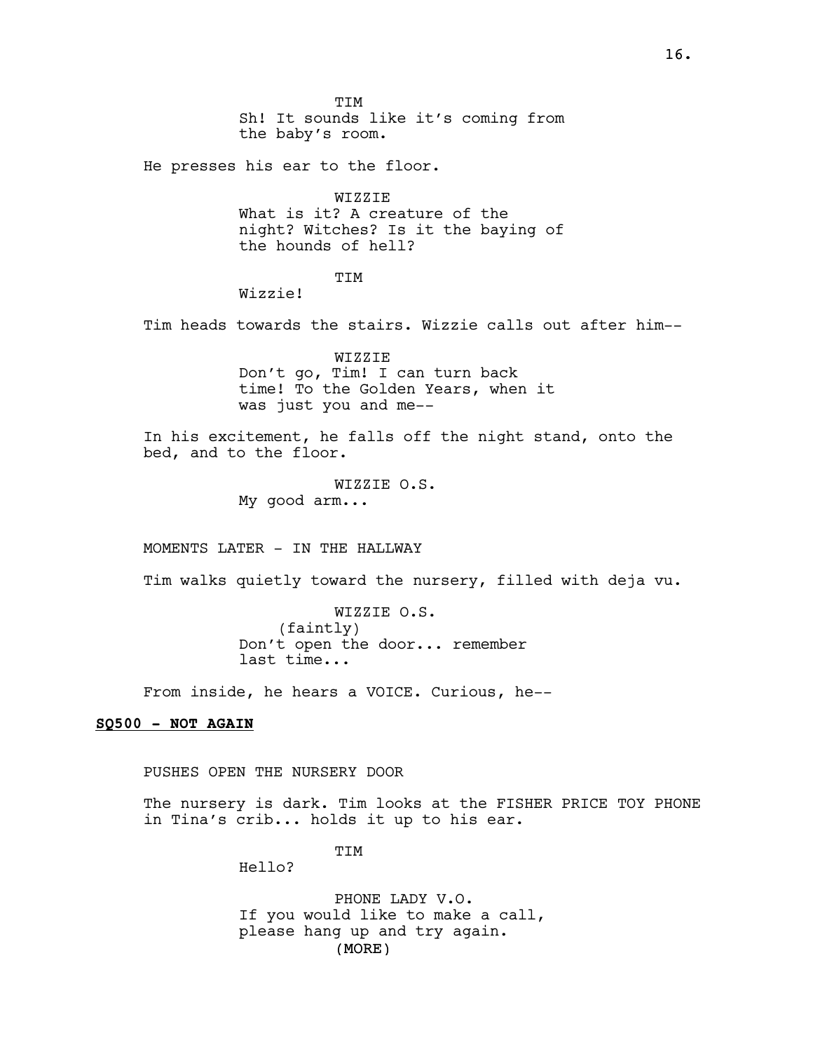TIM
Sh! It sounds like it's coming from the baby's room.

He presses his ear to the floor.

WIZZIE
What is it? A creature of the night? Witches? Is it the baying of the hounds of hell?

TIM
Wizzie!

Tim heads towards the stairs. Wizzie calls out after him--

WIZZIE
Don't go, Tim! I can turn back time! To the Golden Years, when it was just you and me--

In his excitement, he falls off the night stand, onto the bed, and to the floor.

WIZZIE O.S.
My good arm...

MOMENTS LATER - IN THE HALLWAY

Tim walks quietly toward the nursery, filled with deja vu.

WIZZIE O.S.
(faintly)
Don't open the door... remember last time...

From inside, he hears a VOICE. Curious, he--

**SQ500 - NOT AGAIN**

PUSHES OPEN THE NURSERY DOOR

The nursery is dark. Tim looks at the FISHER PRICE TOY PHONE in Tina's crib... holds it up to his ear.

TIM
Hello?

PHONE LADY V.O.
If you would like to make a call, please hang up and try again.
(MORE)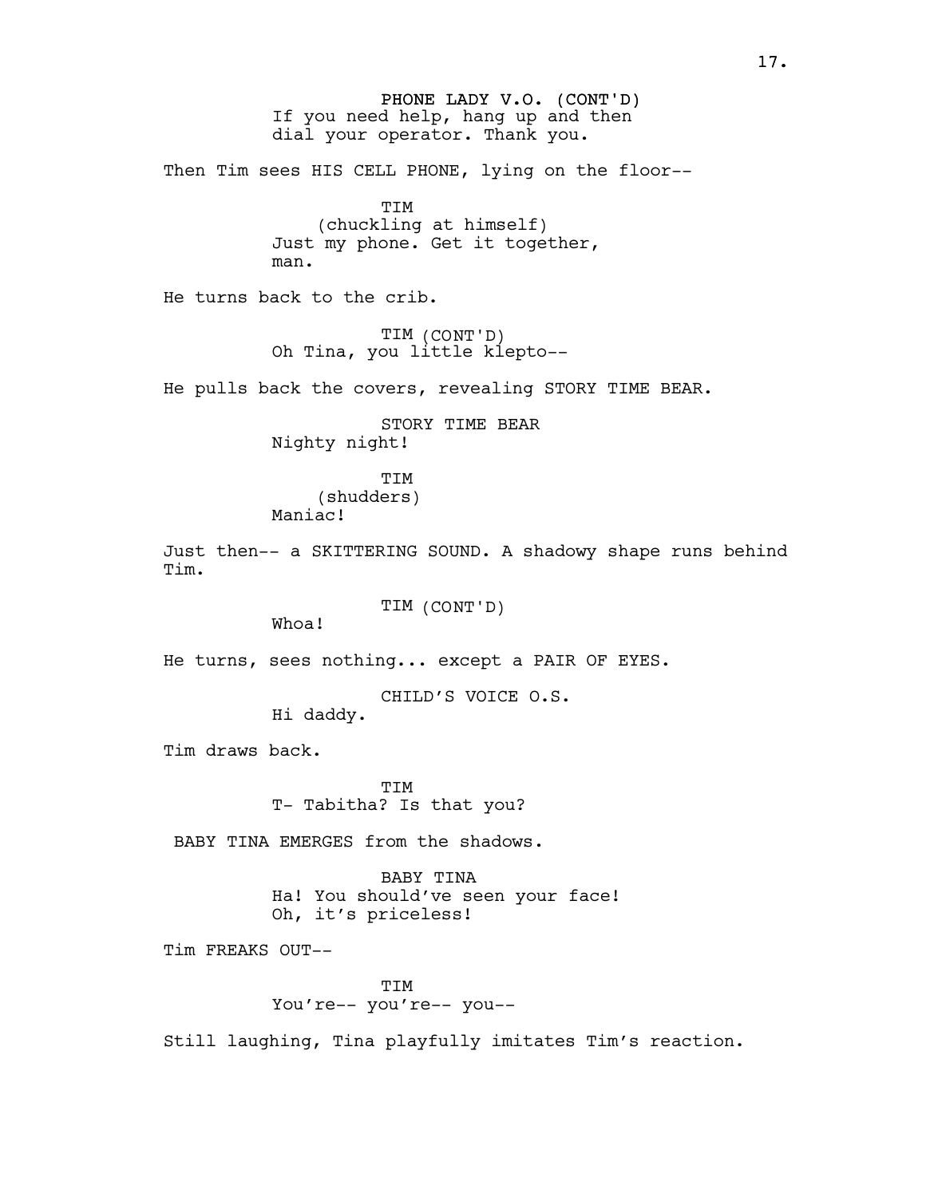PHONE LADY V.O. (CONT'D)
If you need help, hang up and then dial your operator. Thank you.

Then Tim sees HIS CELL PHONE, lying on the floor--

TIM
(chuckling at himself)
Just my phone. Get it together, man.

He turns back to the crib.

TIM (CONT'D)
Oh Tina, you little klepto--

He pulls back the covers, revealing STORY TIME BEAR.

STORY TIME BEAR
Nighty night!

TIM
(shudders)
Maniac!

Just then-- a SKITTERING SOUND. A shadowy shape runs behind Tim.

TIM (CONT'D)
Whoa!

He turns, sees nothing... except a PAIR OF EYES.

CHILD'S VOICE O.S.
Hi daddy.

Tim draws back.

TIM
T- Tabitha? Is that you?

BABY TINA EMERGES from the shadows.

BABY TINA
Ha! You should've seen your face! Oh, it's priceless!

Tim FREAKS OUT--

TIM
You're-- you're-- you--

Still laughing, Tina playfully imitates Tim's reaction.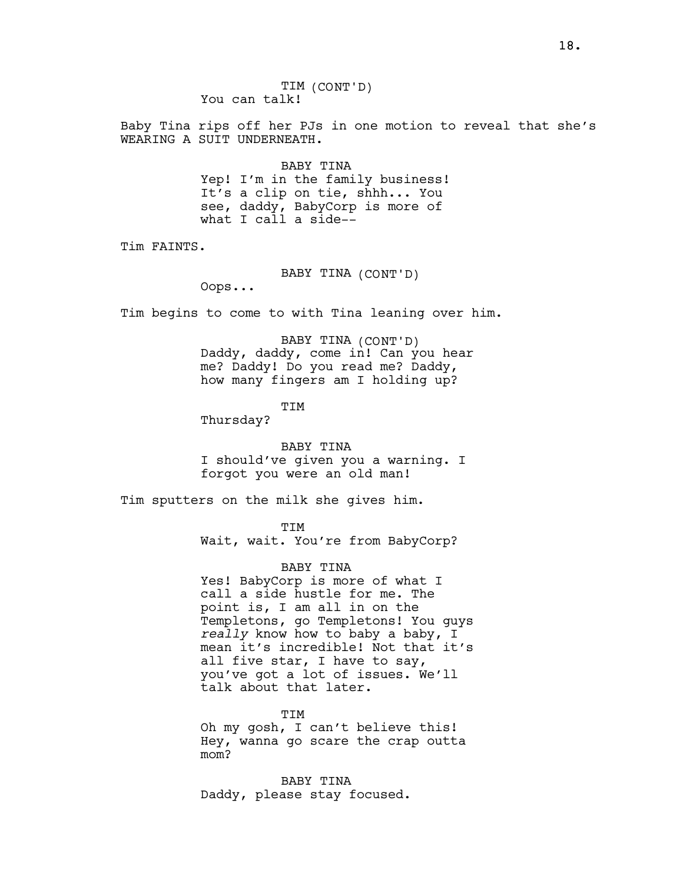TIM (CONT'D)
You can talk!

Baby Tina rips off her PJs in one motion to reveal that she's WEARING A SUIT UNDERNEATH.

BABY TINA
Yep! I'm in the family business! It's a clip on tie, shhh... You see, daddy, BabyCorp is more of what I call a side--

Tim FAINTS.

BABY TINA (CONT'D)
Oops...

Tim begins to come to with Tina leaning over him.

BABY TINA (CONT'D)
Daddy, daddy, come in! Can you hear me? Daddy! Do you read me? Daddy, how many fingers am I holding up?

TIM
Thursday?

BABY TINA
I should've given you a warning. I forgot you were an old man!

Tim sputters on the milk she gives him.

TIM
Wait, wait. You're from BabyCorp?

BABY TINA
Yes! BabyCorp is more of what I call a side hustle for me. The point is, I am all in on the Templetons, go Templetons! You guys *really* know how to baby a baby, I mean it's incredible! Not that it's all five star, I have to say, you've got a lot of issues. We'll talk about that later.

TIM
Oh my gosh, I can't believe this! Hey, wanna go scare the crap outta mom?

BABY TINA
Daddy, please stay focused.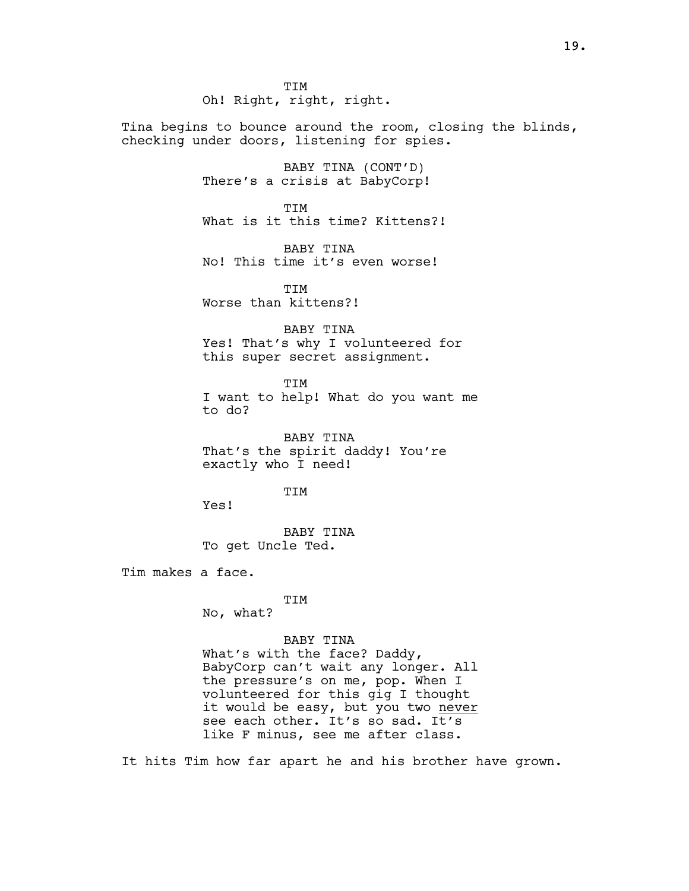TIM
Oh! Right, right, right.

Tina begins to bounce around the room, closing the blinds, checking under doors, listening for spies.

BABY TINA (CONT'D)
There's a crisis at BabyCorp!

TIM
What is it this time? Kittens?!

BABY TINA
No! This time it's even worse!

TIM
Worse than kittens?!

BABY TINA
Yes! That's why I volunteered for this super secret assignment.

TIM
I want to help! What do you want me to do?

BABY TINA
That's the spirit daddy! You're exactly who I need!

TIM
Yes!

BABY TINA
To get Uncle Ted.

Tim makes a face.

TIM
No, what?

BABY TINA
What's with the face? Daddy, BabyCorp can't wait any longer. All the pressure's on me, pop. When I volunteered for this gig I thought it would be easy, but you two <u>never</u> see each other. It's so sad. It's like F minus, see me after class.

It hits Tim how far apart he and his brother have grown.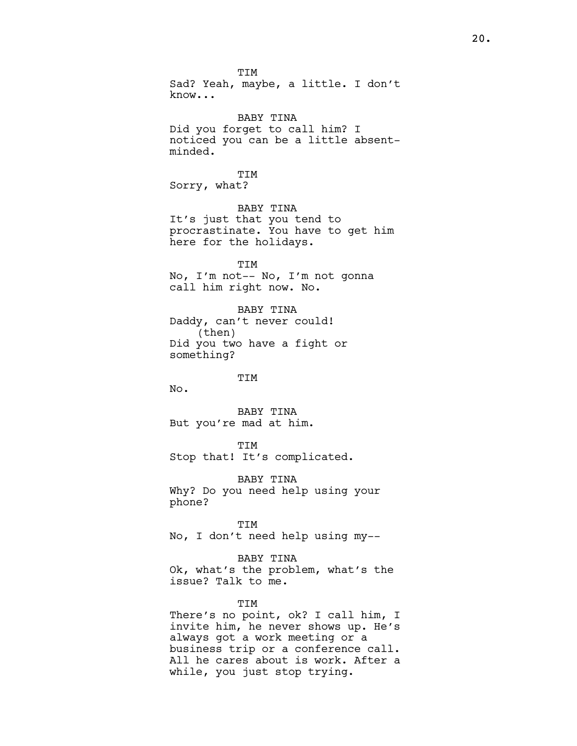TIM
Sad? Yeah, maybe, a little. I don't know...

BABY TINA
Did you forget to call him? I noticed you can be a little absent-minded.

TIM
Sorry, what?

BABY TINA
It's just that you tend to procrastinate. You have to get him here for the holidays.

TIM
No, I'm not-- No, I'm not gonna call him right now. No.

BABY TINA
Daddy, can't never could!
(then)
Did you two have a fight or something?

TIM
No.

BABY TINA
But you're mad at him.

TIM
Stop that! It's complicated.

BABY TINA
Why? Do you need help using your phone?

TIM
No, I don't need help using my--

BABY TINA
Ok, what's the problem, what's the issue? Talk to me.

TIM
There's no point, ok? I call him, I invite him, he never shows up. He's always got a work meeting or a business trip or a conference call. All he cares about is work. After a while, you just stop trying.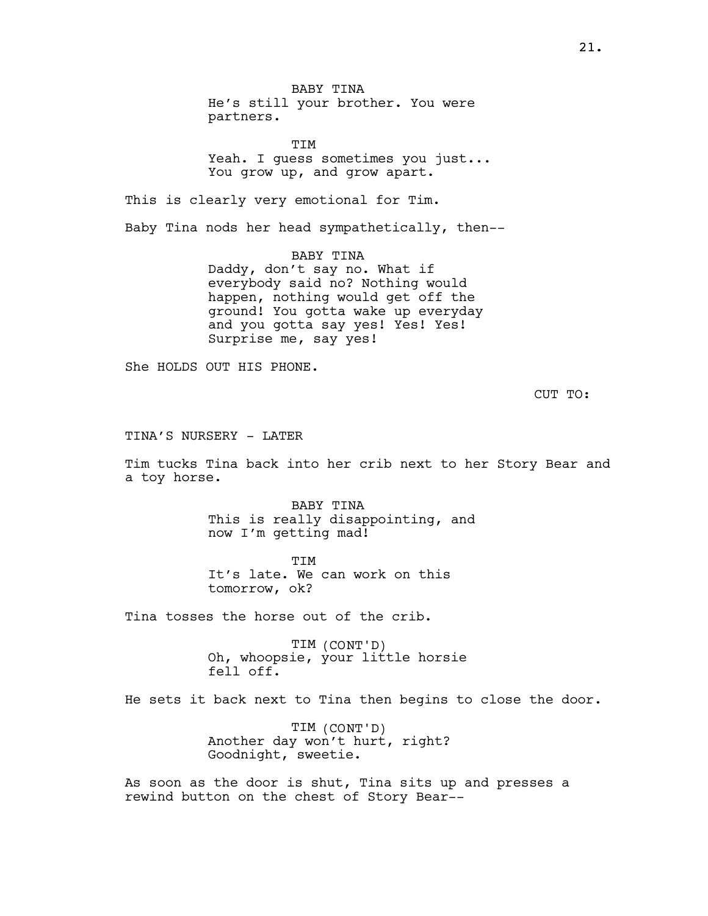BABY TINA
He's still your brother. You were partners.

TIM
Yeah. I guess sometimes you just... You grow up, and grow apart.

This is clearly very emotional for Tim.

Baby Tina nods her head sympathetically, then--

BABY TINA
Daddy, don't say no. What if everybody said no? Nothing would happen, nothing would get off the ground! You gotta wake up everyday and you gotta say yes! Yes! Yes! Surprise me, say yes!

She HOLDS OUT HIS PHONE.

CUT TO:

TINA'S NURSERY - LATER

Tim tucks Tina back into her crib next to her Story Bear and a toy horse.

BABY TINA
This is really disappointing, and now I'm getting mad!

TIM
It's late. We can work on this tomorrow, ok?

Tina tosses the horse out of the crib.

TIM (CONT'D)
Oh, whoopsie, your little horsie fell off.

He sets it back next to Tina then begins to close the door.

TIM (CONT'D)
Another day won't hurt, right? Goodnight, sweetie.

As soon as the door is shut, Tina sits up and presses a rewind button on the chest of Story Bear--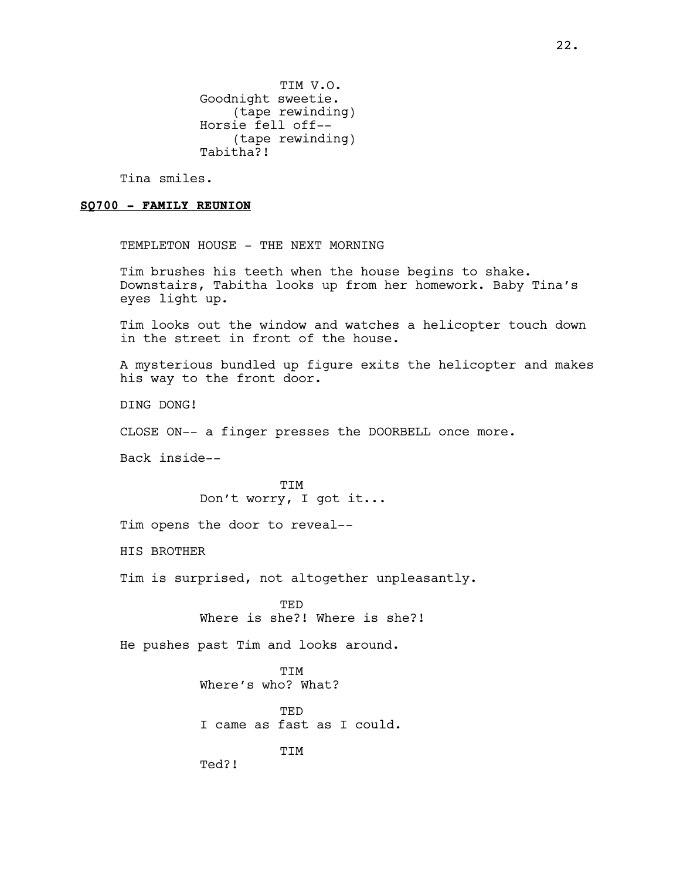TIM V.O.
Goodnight sweetie.
(tape rewinding)
Horsie fell off--
(tape rewinding)
Tabitha?!

Tina smiles.

**SQ700 - FAMILY REUNION**

TEMPLETON HOUSE - THE NEXT MORNING

Tim brushes his teeth when the house begins to shake. Downstairs, Tabitha looks up from her homework. Baby Tina's eyes light up.

Tim looks out the window and watches a helicopter touch down in the street in front of the house.

A mysterious bundled up figure exits the helicopter and makes his way to the front door.

DING DONG!

CLOSE ON-- a finger presses the DOORBELL once more.

Back inside--

TIM
Don't worry, I got it...

Tim opens the door to reveal--

HIS BROTHER

Tim is surprised, not altogether unpleasantly.

TED
Where is she?! Where is she?!

He pushes past Tim and looks around.

TIM
Where's who? What?

TED
I came as fast as I could.

TIM
Ted?!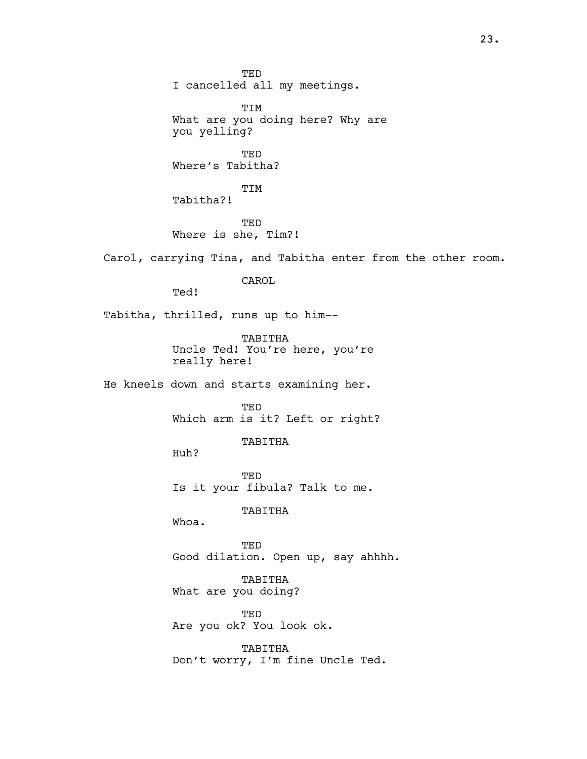TED
I cancelled all my meetings.

TIM
What are you doing here? Why are you yelling?

TED
Where's Tabitha?

TIM
Tabitha?!

TED
Where is she, Tim?!

Carol, carrying Tina, and Tabitha enter from the other room.

CAROL
Ted!

Tabitha, thrilled, runs up to him--

TABITHA
Uncle Ted! You're here, you're really here!

He kneels down and starts examining her.

TED
Which arm is it? Left or right?

TABITHA
Huh?

TED
Is it your fibula? Talk to me.

TABITHA
Whoa.

TED
Good dilation. Open up, say ahhhh.

TABITHA
What are you doing?

TED
Are you ok? You look ok.

TABITHA
Don't worry, I'm fine Uncle Ted.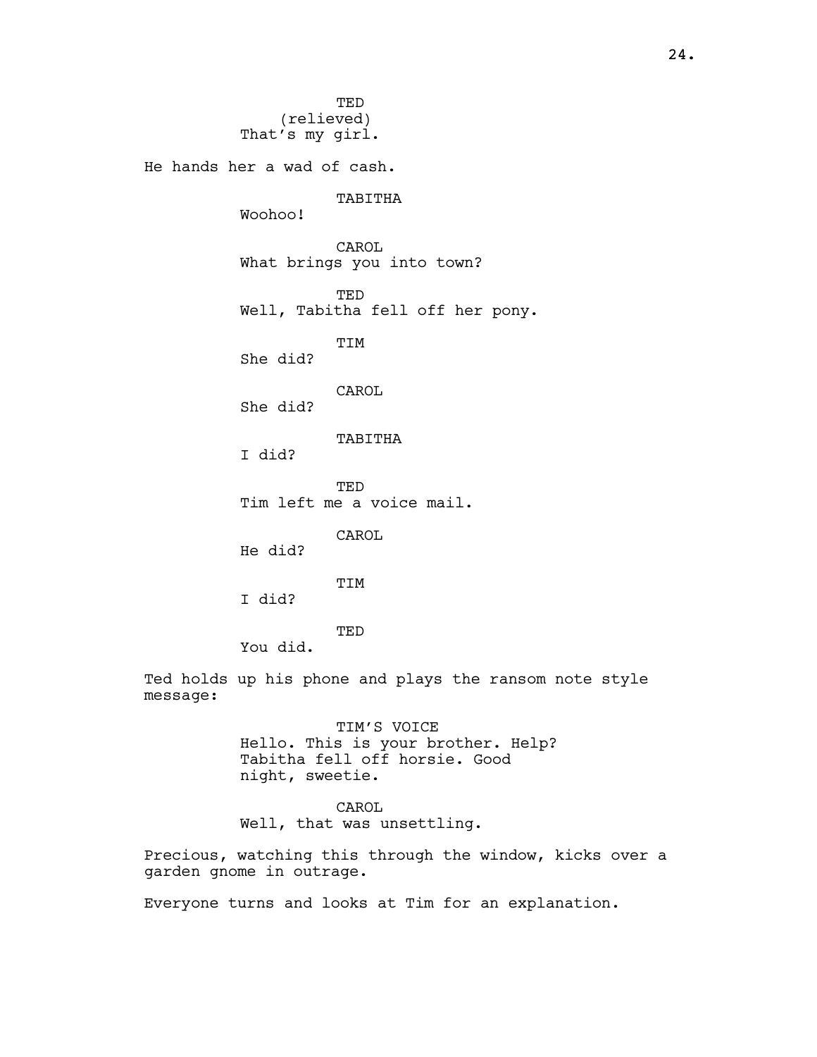TED
(relieved)
That's my girl.

He hands her a wad of cash.

TABITHA
Woohoo!

CAROL
What brings you into town?

TED
Well, Tabitha fell off her pony.

TIM
She did?

CAROL
She did?

TABITHA
I did?

TED
Tim left me a voice mail.

CAROL
He did?

TIM
I did?

TED
You did.

Ted holds up his phone and plays the ransom note style message:

TIM'S VOICE
Hello. This is your brother. Help? Tabitha fell off horsie. Good night, sweetie.

CAROL
Well, that was unsettling.

Precious, watching this through the window, kicks over a garden gnome in outrage.

Everyone turns and looks at Tim for an explanation.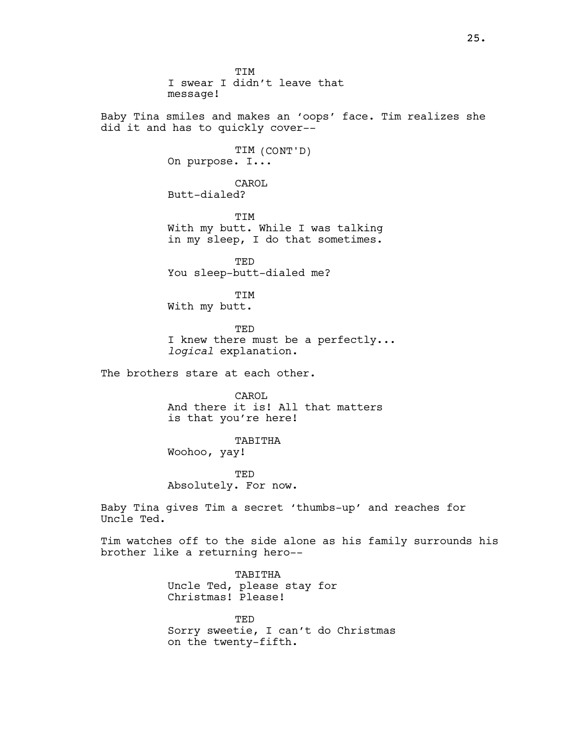TIM
I swear I didn't leave that message!

Baby Tina smiles and makes an 'oops' face. Tim realizes she did it and has to quickly cover--

TIM (CONT'D)
On purpose. I...

CAROL
Butt-dialed?

TIM
With my butt. While I was talking in my sleep, I do that sometimes.

TED
You sleep-butt-dialed me?

TIM
With my butt.

TED
I knew there must be a perfectly... *logical* explanation.

The brothers stare at each other.

CAROL
And there it is! All that matters is that you're here!

TABITHA
Woohoo, yay!

TED
Absolutely. For now.

Baby Tina gives Tim a secret 'thumbs-up' and reaches for Uncle Ted.

Tim watches off to the side alone as his family surrounds his brother like a returning hero--

TABITHA
Uncle Ted, please stay for Christmas! Please!

TED
Sorry sweetie, I can't do Christmas on the twenty-fifth.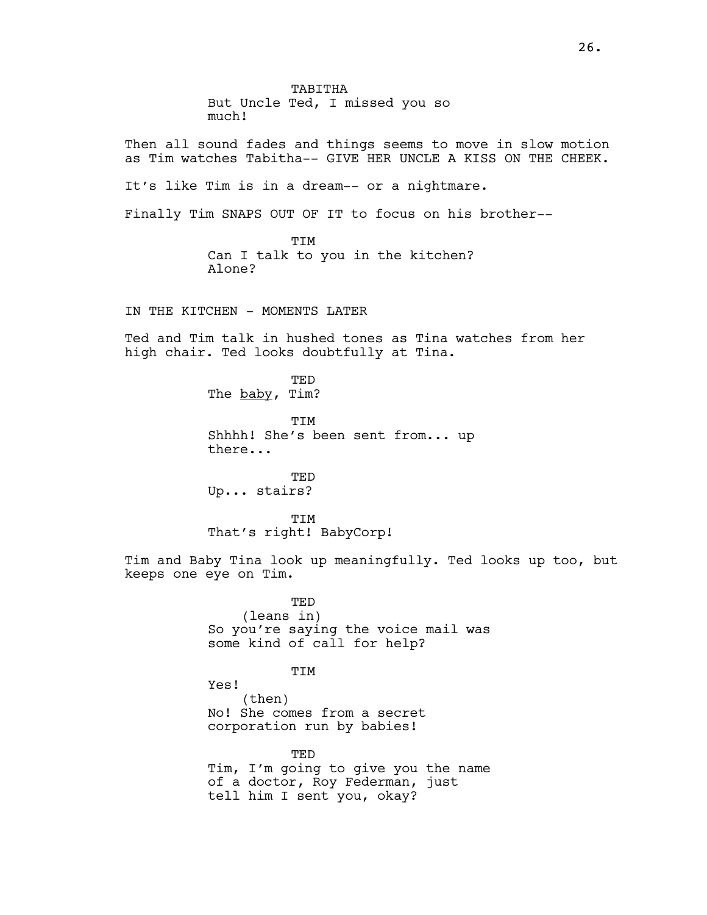TABITHA
But Uncle Ted, I missed you so much!

Then all sound fades and things seems to move in slow motion as Tim watches Tabitha-- GIVE HER UNCLE A KISS ON THE CHEEK.

It's like Tim is in a dream-- or a nightmare.

Finally Tim SNAPS OUT OF IT to focus on his brother--

TIM
Can I talk to you in the kitchen? Alone?

IN THE KITCHEN - MOMENTS LATER

Ted and Tim talk in hushed tones as Tina watches from her high chair. Ted looks doubtfully at Tina.

TED
The baby, Tim?

TIM
Shhhh! She's been sent from... up there...

TED
Up... stairs?

TIM
That's right! BabyCorp!

Tim and Baby Tina look up meaningfully. Ted looks up too, but keeps one eye on Tim.

TED
(leans in)
So you're saying the voice mail was some kind of call for help?

TIM
Yes!
(then)
No! She comes from a secret corporation run by babies!

TED
Tim, I'm going to give you the name of a doctor, Roy Federman, just tell him I sent you, okay?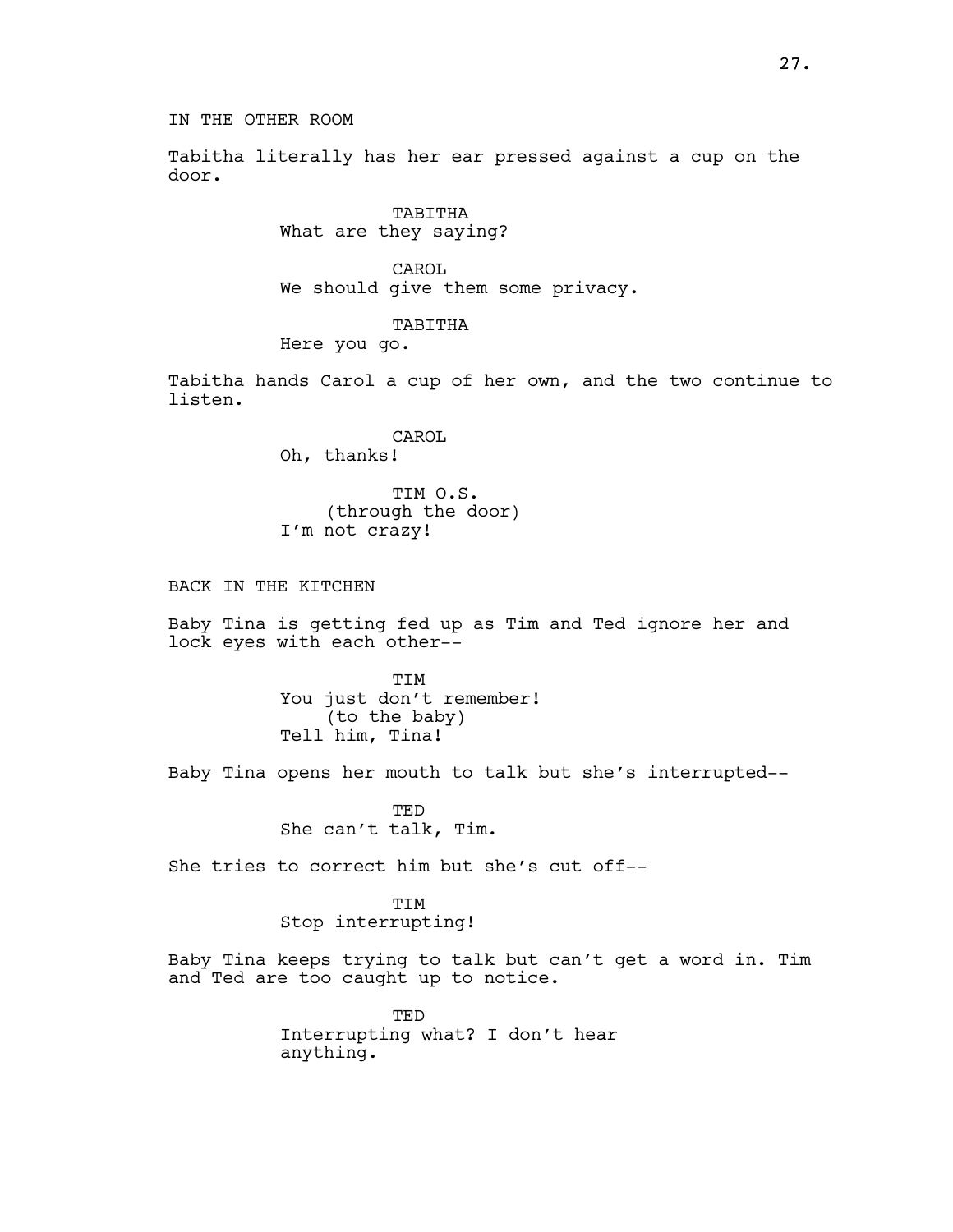IN THE OTHER ROOM

Tabitha literally has her ear pressed against a cup on the door.

TABITHA
What are they saying?

CAROL
We should give them some privacy.

TABITHA
Here you go.

Tabitha hands Carol a cup of her own, and the two continue to listen.

CAROL
Oh, thanks!

TIM O.S.
(through the door)
I'm not crazy!

BACK IN THE KITCHEN

Baby Tina is getting fed up as Tim and Ted ignore her and lock eyes with each other--

TIM
You just don't remember!
(to the baby)
Tell him, Tina!

Baby Tina opens her mouth to talk but she's interrupted--

TED
She can't talk, Tim.

She tries to correct him but she's cut off--

TIM
Stop interrupting!

Baby Tina keeps trying to talk but can't get a word in. Tim and Ted are too caught up to notice.

TED
Interrupting what? I don't hear anything.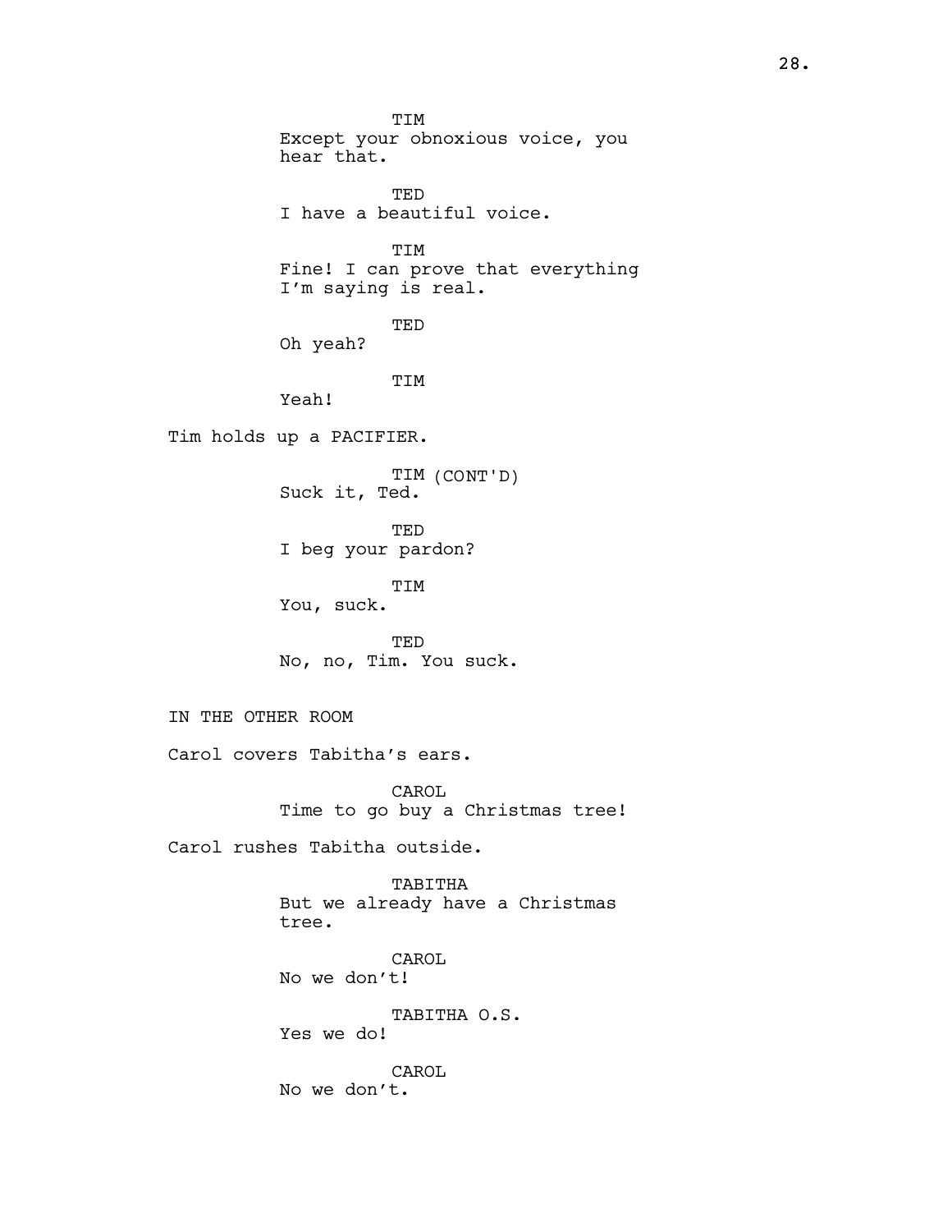TIM
Except your obnoxious voice, you hear that.

TED
I have a beautiful voice.

TIM
Fine! I can prove that everything I'm saying is real.

TED
Oh yeah?

TIM
Yeah!

Tim holds up a PACIFIER.

TIM (CONT'D)
Suck it, Ted.

TED
I beg your pardon?

TIM
You, suck.

TED
No, no, Tim. You suck.

IN THE OTHER ROOM

Carol covers Tabitha's ears.

CAROL
Time to go buy a Christmas tree!

Carol rushes Tabitha outside.

TABITHA
But we already have a Christmas tree.

CAROL
No we don't!

TABITHA O.S.
Yes we do!

CAROL
No we don't.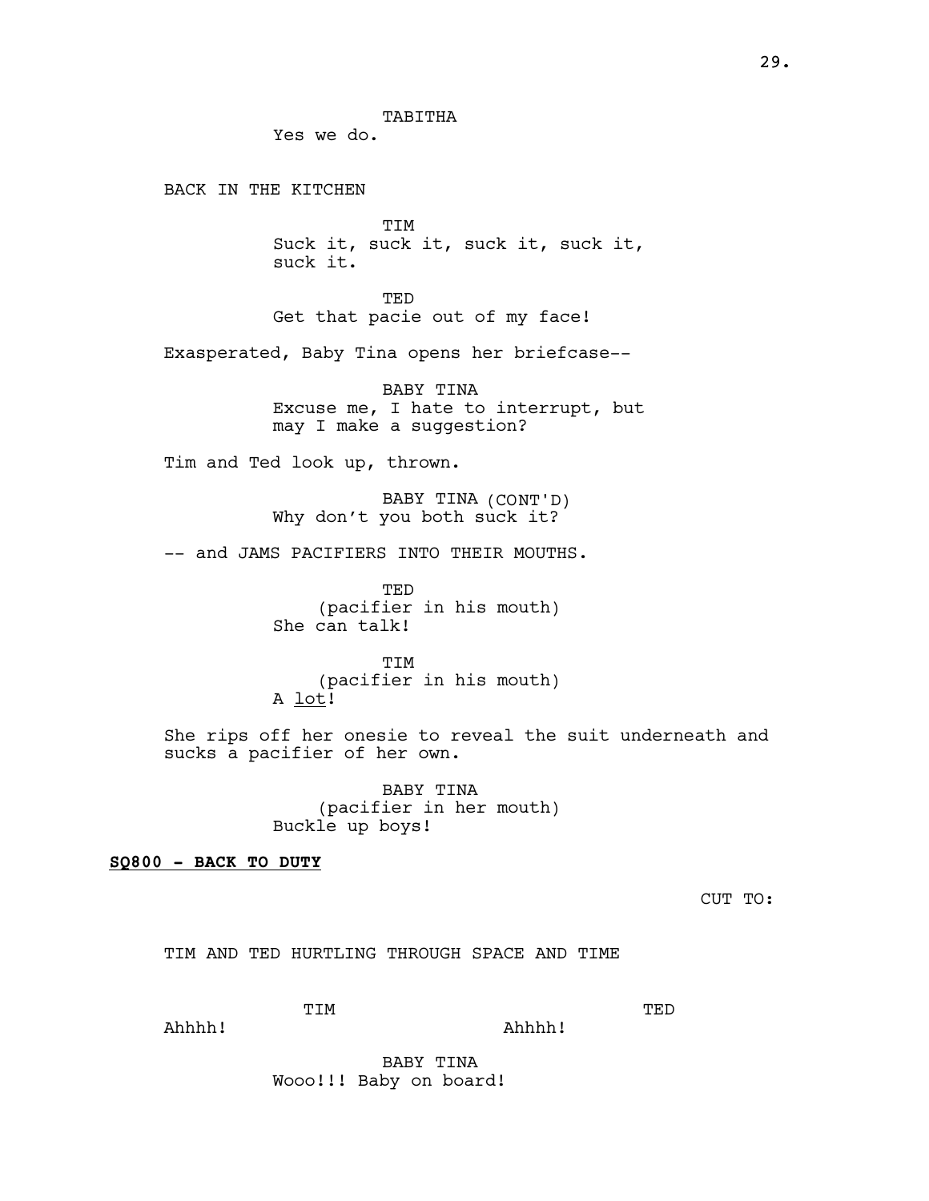TABITHA

Yes we do.

BACK IN THE KITCHEN

TIM

Suck it, suck it, suck it, suck it, suck it.

TED

Get that pacie out of my face!

Exasperated, Baby Tina opens her briefcase--

BABY TINA

Excuse me, I hate to interrupt, but may I make a suggestion?

Tim and Ted look up, thrown.

BABY TINA (CONT'D)

Why don't you both suck it?

-- and JAMS PACIFIERS INTO THEIR MOUTHS.

TED

(pacifier in his mouth)

She can talk!

TIM

(pacifier in his mouth)

A lot!

She rips off her onesie to reveal the suit underneath and sucks a pacifier of her own.

BABY TINA

(pacifier in her mouth)

Buckle up boys!

**SQ800 - BACK TO DUTY**

CUT TO:

TIM AND TED HURTLING THROUGH SPACE AND TIME

TIM

Ahhhh!

TED

Ahhhh!

BABY TINA

Wooo!!! Baby on board!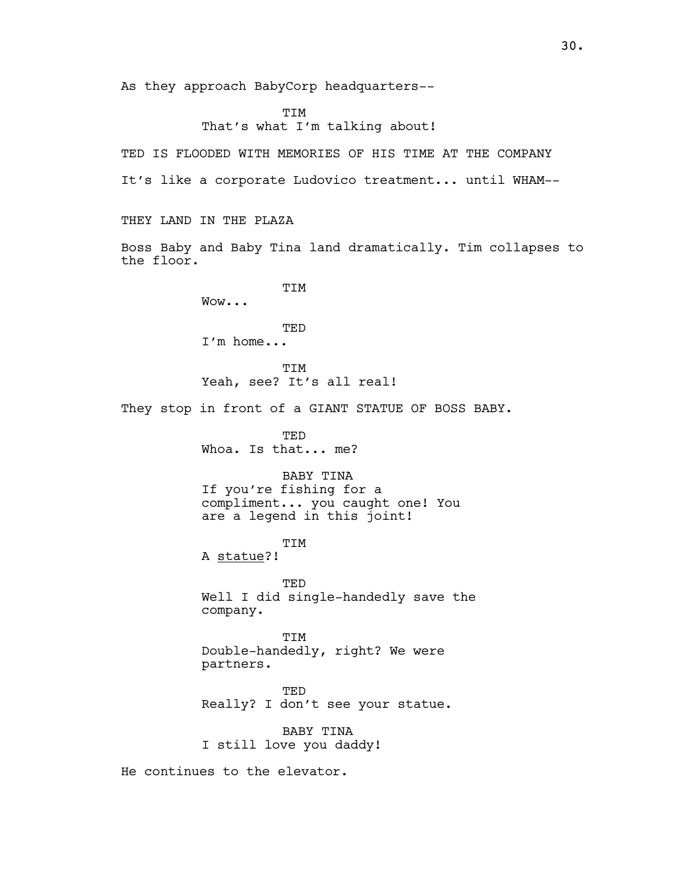As they approach BabyCorp headquarters--

TIM
That's what I'm talking about!

TED IS FLOODED WITH MEMORIES OF HIS TIME AT THE COMPANY

It's like a corporate Ludovico treatment... until WHAM--

THEY LAND IN THE PLAZA

Boss Baby and Baby Tina land dramatically. Tim collapses to the floor.

TIM
Wow...

TED
I'm home...

TIM
Yeah, see? It's all real!

They stop in front of a GIANT STATUE OF BOSS BABY.

TED
Whoa. Is that... me?

BABY TINA
If you're fishing for a compliment... you caught one! You are a legend in this joint!

TIM
A <u>statue</u>?!

TED
Well I did single-handedly save the company.

TIM
Double-handedly, right? We were partners.

TED
Really? I don't see your statue.

BABY TINA
I still love you daddy!

He continues to the elevator.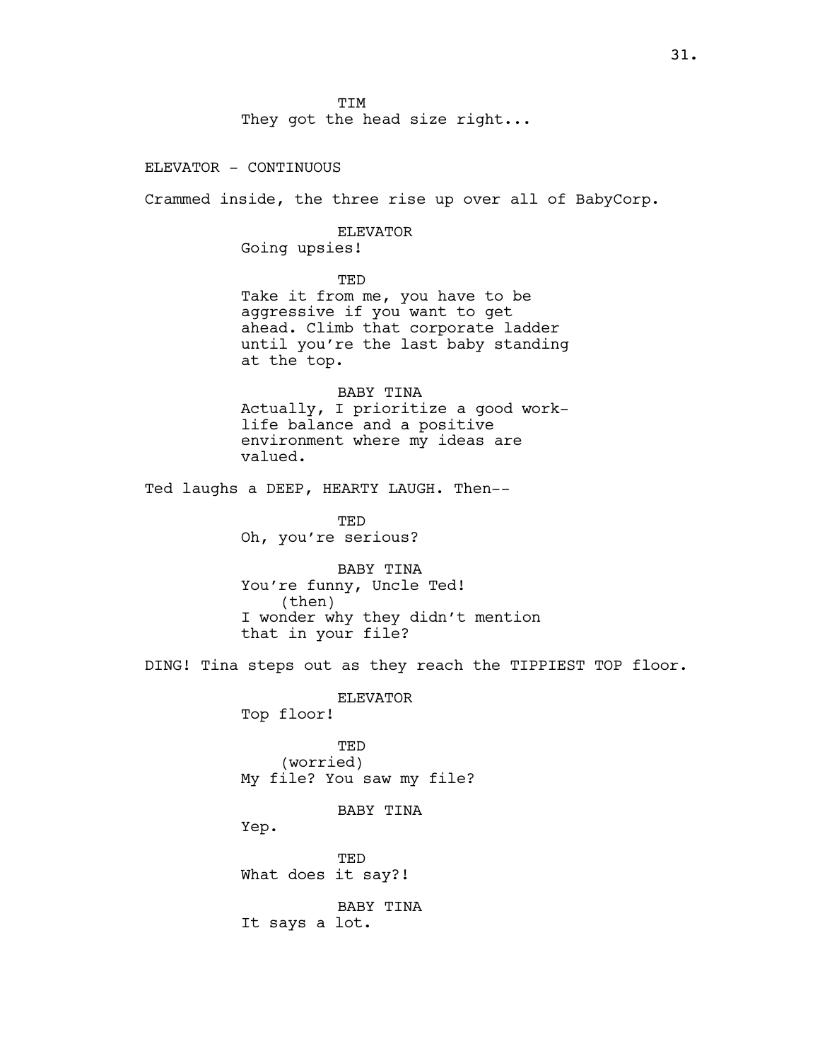TIM
They got the head size right...

ELEVATOR - CONTINUOUS

Crammed inside, the three rise up over all of BabyCorp.

ELEVATOR
Going upsies!

TED
Take it from me, you have to be aggressive if you want to get ahead. Climb that corporate ladder until you're the last baby standing at the top.

BABY TINA
Actually, I prioritize a good work-life balance and a positive environment where my ideas are valued.

Ted laughs a DEEP, HEARTY LAUGH. Then--

TED
Oh, you're serious?

BABY TINA
You're funny, Uncle Ted!
(then)
I wonder why they didn't mention that in your file?

DING! Tina steps out as they reach the TIPPIEST TOP floor.

ELEVATOR
Top floor!

TED
(worried)
My file? You saw my file?

BABY TINA
Yep.

TED
What does it say?!

BABY TINA
It says a lot.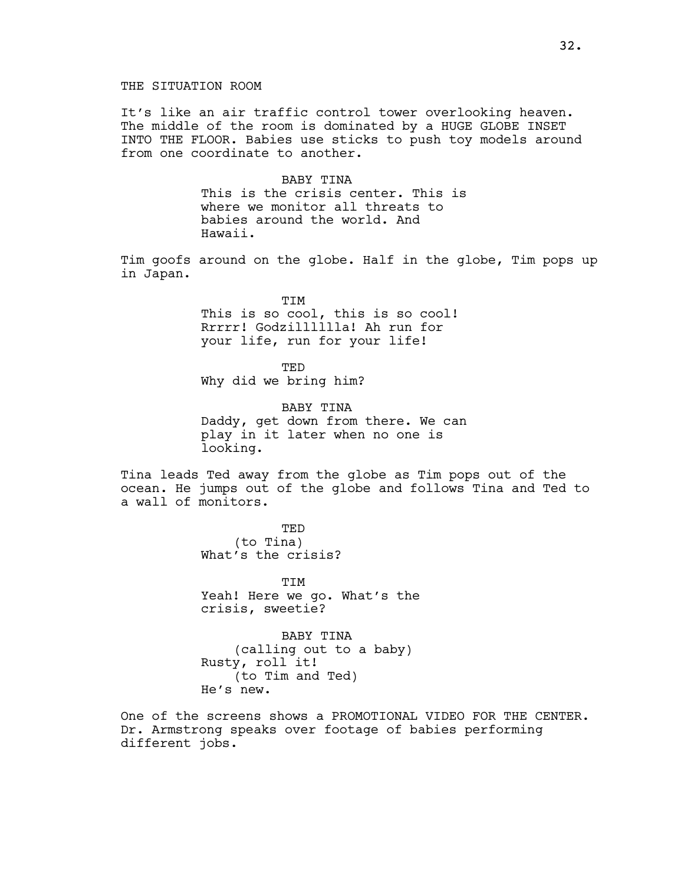THE SITUATION ROOM

It's like an air traffic control tower overlooking heaven. The middle of the room is dominated by a HUGE GLOBE INSET INTO THE FLOOR. Babies use sticks to push toy models around from one coordinate to another.

BABY TINA
This is the crisis center. This is where we monitor all threats to babies around the world. And Hawaii.

Tim goofs around on the globe. Half in the globe, Tim pops up in Japan.

TIM
This is so cool, this is so cool! Rrrrr! Godzillllla! Ah run for your life, run for your life!

TED
Why did we bring him?

BABY TINA
Daddy, get down from there. We can play in it later when no one is looking.

Tina leads Ted away from the globe as Tim pops out of the ocean. He jumps out of the globe and follows Tina and Ted to a wall of monitors.

TED
(to Tina)
What's the crisis?

TIM
Yeah! Here we go. What's the crisis, sweetie?

BABY TINA
(calling out to a baby)
Rusty, roll it!
(to Tim and Ted)
He's new.

One of the screens shows a PROMOTIONAL VIDEO FOR THE CENTER. Dr. Armstrong speaks over footage of babies performing different jobs.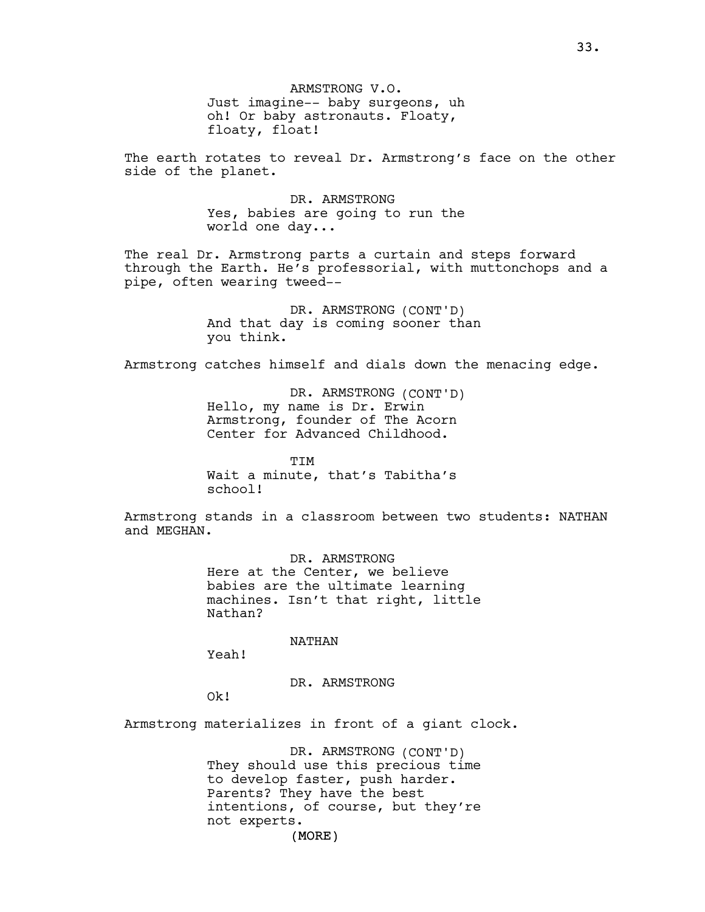ARMSTRONG V.O.
Just imagine-- baby surgeons, uh oh! Or baby astronauts. Floaty, floaty, float!

The earth rotates to reveal Dr. Armstrong's face on the other side of the planet.

DR. ARMSTRONG
Yes, babies are going to run the world one day...

The real Dr. Armstrong parts a curtain and steps forward through the Earth. He's professorial, with muttonchops and a pipe, often wearing tweed--

DR. ARMSTRONG (CONT'D)
And that day is coming sooner than you think.

Armstrong catches himself and dials down the menacing edge.

DR. ARMSTRONG (CONT'D)
Hello, my name is Dr. Erwin Armstrong, founder of The Acorn Center for Advanced Childhood.

TIM
Wait a minute, that's Tabitha's school!

Armstrong stands in a classroom between two students: NATHAN and MEGHAN.

DR. ARMSTRONG
Here at the Center, we believe babies are the ultimate learning machines. Isn't that right, little Nathan?

NATHAN
Yeah!

DR. ARMSTRONG
Ok!

Armstrong materializes in front of a giant clock.

DR. ARMSTRONG (CONT'D)
They should use this precious time to develop faster, push harder. Parents? They have the best intentions, of course, but they're not experts.
(MORE)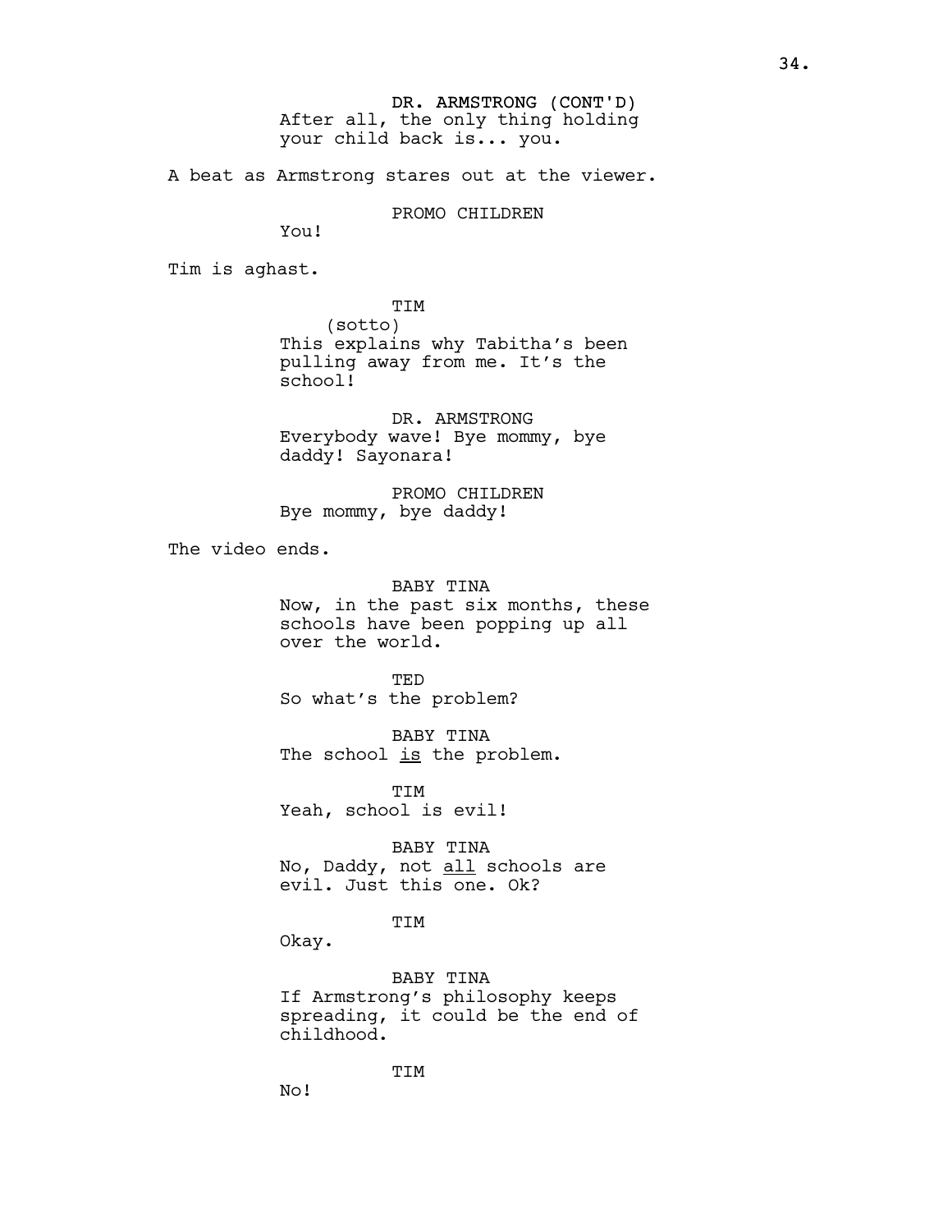DR. ARMSTRONG (CONT'D)
After all, the only thing holding your child back is... you.

A beat as Armstrong stares out at the viewer.

PROMO CHILDREN
You!

Tim is aghast.

TIM
(sotto)
This explains why Tabitha's been pulling away from me. It's the school!

DR. ARMSTRONG
Everybody wave! Bye mommy, bye daddy! Sayonara!

PROMO CHILDREN
Bye mommy, bye daddy!

The video ends.

BABY TINA
Now, in the past six months, these schools have been popping up all over the world.

TED
So what's the problem?

BABY TINA
The school <u>is</u> the problem.

TIM
Yeah, school is evil!

BABY TINA
No, Daddy, not <u>all</u> schools are evil. Just this one. Ok?

TIM
Okay.

BABY TINA
If Armstrong's philosophy keeps spreading, it could be the end of childhood.

TIM
No!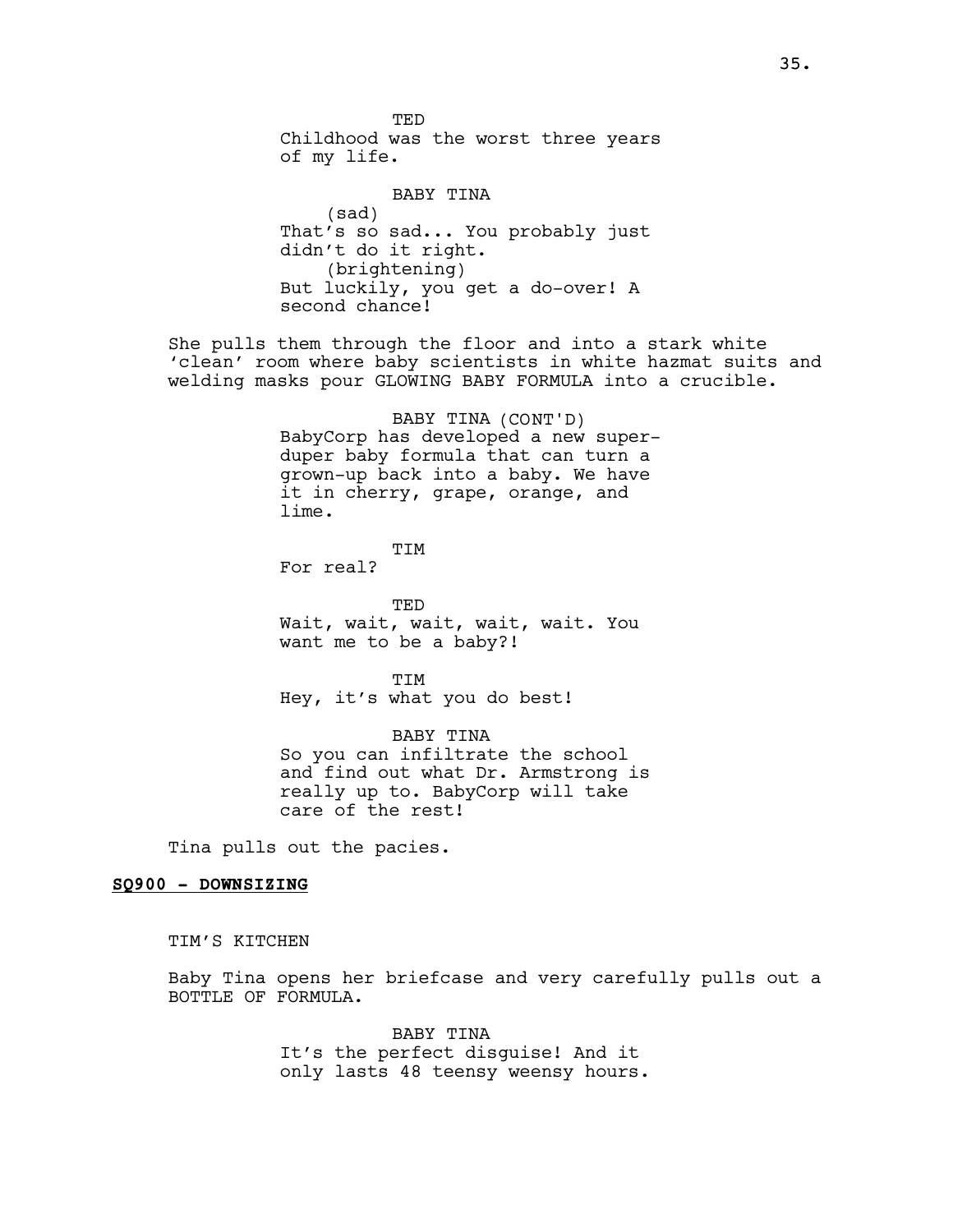TED
Childhood was the worst three years of my life.

BABY TINA
(sad)
That's so sad... You probably just didn't do it right.
(brightening)
But luckily, you get a do-over! A second chance!

She pulls them through the floor and into a stark white 'clean' room where baby scientists in white hazmat suits and welding masks pour GLOWING BABY FORMULA into a crucible.

BABY TINA (CONT'D)
BabyCorp has developed a new super-duper baby formula that can turn a grown-up back into a baby. We have it in cherry, grape, orange, and lime.

TIM
For real?

TED
Wait, wait, wait, wait, wait. You want me to be a baby?!

TIM
Hey, it's what you do best!

BABY TINA
So you can infiltrate the school and find out what Dr. Armstrong is really up to. BabyCorp will take care of the rest!

Tina pulls out the pacies.

**SQ900 - DOWNSIZING**

TIM'S KITCHEN

Baby Tina opens her briefcase and very carefully pulls out a BOTTLE OF FORMULA.

BABY TINA
It's the perfect disguise! And it only lasts 48 teensy weensy hours.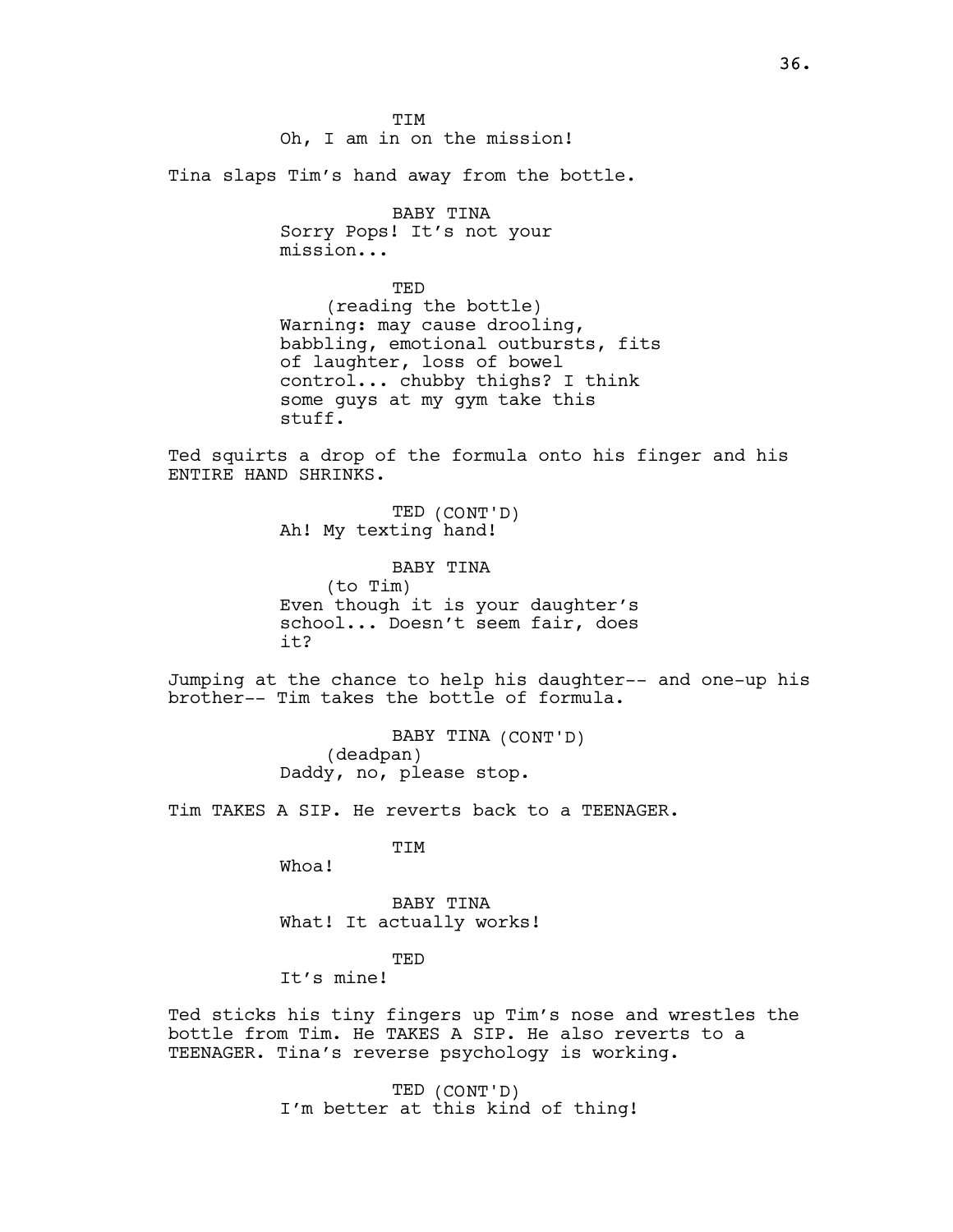TIM
Oh, I am in on the mission!

Tina slaps Tim's hand away from the bottle.

BABY TINA
Sorry Pops! It's not your mission...

TED
(reading the bottle)
Warning: may cause drooling, babbling, emotional outbursts, fits of laughter, loss of bowel control... chubby thighs? I think some guys at my gym take this stuff.

Ted squirts a drop of the formula onto his finger and his ENTIRE HAND SHRINKS.

TED (CONT'D)
Ah! My texting hand!

BABY TINA
(to Tim)
Even though it is your daughter's school... Doesn't seem fair, does it?

Jumping at the chance to help his daughter-- and one-up his brother-- Tim takes the bottle of formula.

BABY TINA (CONT'D)
(deadpan)
Daddy, no, please stop.

Tim TAKES A SIP. He reverts back to a TEENAGER.

TIM
Whoa!

BABY TINA
What! It actually works!

TED
It's mine!

Ted sticks his tiny fingers up Tim's nose and wrestles the bottle from Tim. He TAKES A SIP. He also reverts to a TEENAGER. Tina's reverse psychology is working.

TED (CONT'D)
I'm better at this kind of thing!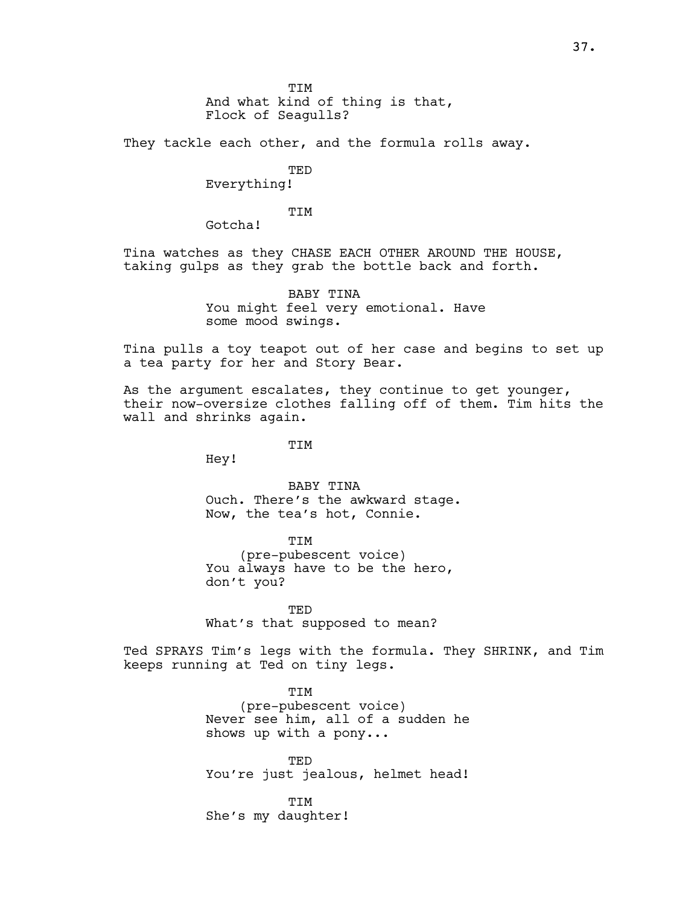TIM
And what kind of thing is that, Flock of Seagulls?

They tackle each other, and the formula rolls away.

TED
Everything!

TIM
Gotcha!

Tina watches as they CHASE EACH OTHER AROUND THE HOUSE, taking gulps as they grab the bottle back and forth.

BABY TINA
You might feel very emotional. Have some mood swings.

Tina pulls a toy teapot out of her case and begins to set up a tea party for her and Story Bear.

As the argument escalates, they continue to get younger, their now-oversize clothes falling off of them. Tim hits the wall and shrinks again.

TIM
Hey!

BABY TINA
Ouch. There's the awkward stage. Now, the tea's hot, Connie.

TIM
(pre-pubescent voice)
You always have to be the hero, don't you?

TED
What's that supposed to mean?

Ted SPRAYS Tim's legs with the formula. They SHRINK, and Tim keeps running at Ted on tiny legs.

TIM
(pre-pubescent voice)
Never see him, all of a sudden he shows up with a pony...

TED
You're just jealous, helmet head!

TIM
She's my daughter!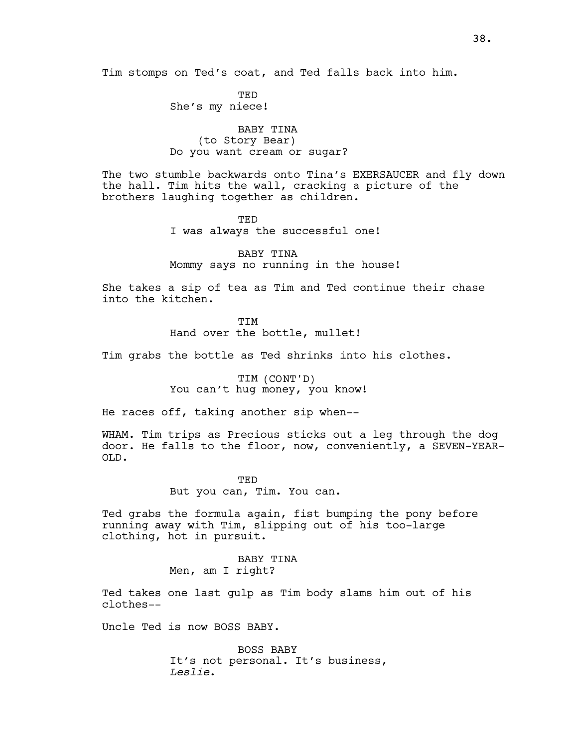Tim stomps on Ted's coat, and Ted falls back into him.

TED
She's my niece!

BABY TINA
(to Story Bear)
Do you want cream or sugar?

The two stumble backwards onto Tina's EXERSAUCER and fly down the hall. Tim hits the wall, cracking a picture of the brothers laughing together as children.

TED
I was always the successful one!

BABY TINA
Mommy says no running in the house!

She takes a sip of tea as Tim and Ted continue their chase into the kitchen.

TIM
Hand over the bottle, mullet!

Tim grabs the bottle as Ted shrinks into his clothes.

TIM (CONT'D)
You can't hug money, you know!

He races off, taking another sip when--

WHAM. Tim trips as Precious sticks out a leg through the dog door. He falls to the floor, now, conveniently, a SEVEN-YEAR-OLD.

TED
But you can, Tim. You can.

Ted grabs the formula again, fist bumping the pony before running away with Tim, slipping out of his too-large clothing, hot in pursuit.

BABY TINA
Men, am I right?

Ted takes one last gulp as Tim body slams him out of his clothes--

Uncle Ted is now BOSS BABY.

BOSS BABY
It's not personal. It's business, *Leslie*.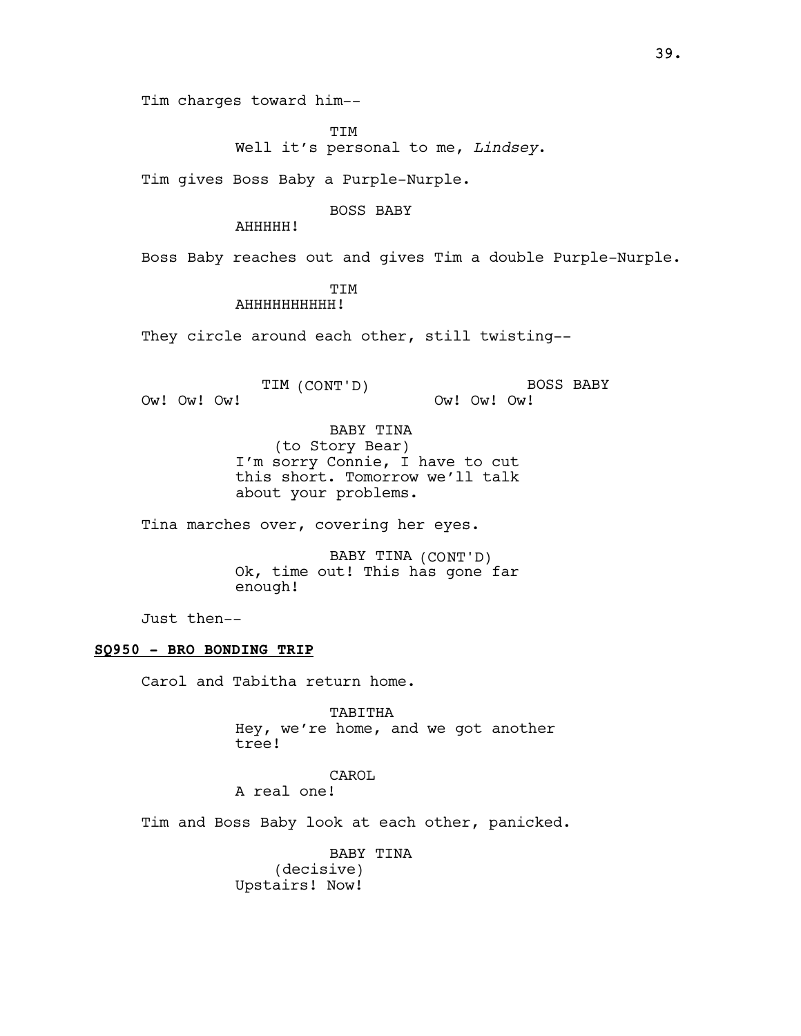Tim charges toward him--

TIM
Well it's personal to me, *Lindsey*.

Tim gives Boss Baby a Purple-Nurple.

BOSS BABY
AHHHHH!

Boss Baby reaches out and gives Tim a double Purple-Nurple.

TIM
AHHHHHHHHHH!

They circle around each other, still twisting--

TIM (CONT'D)
Ow! Ow! Ow!

BOSS BABY
Ow! Ow! Ow!

BABY TINA
(to Story Bear)
I'm sorry Connie, I have to cut this short. Tomorrow we'll talk about your problems.

Tina marches over, covering her eyes.

BABY TINA (CONT'D)
Ok, time out! This has gone far enough!

Just then--

**SQ950 - BRO BONDING TRIP**

Carol and Tabitha return home.

TABITHA
Hey, we're home, and we got another tree!

CAROL
A real one!

Tim and Boss Baby look at each other, panicked.

BABY TINA
(decisive)
Upstairs! Now!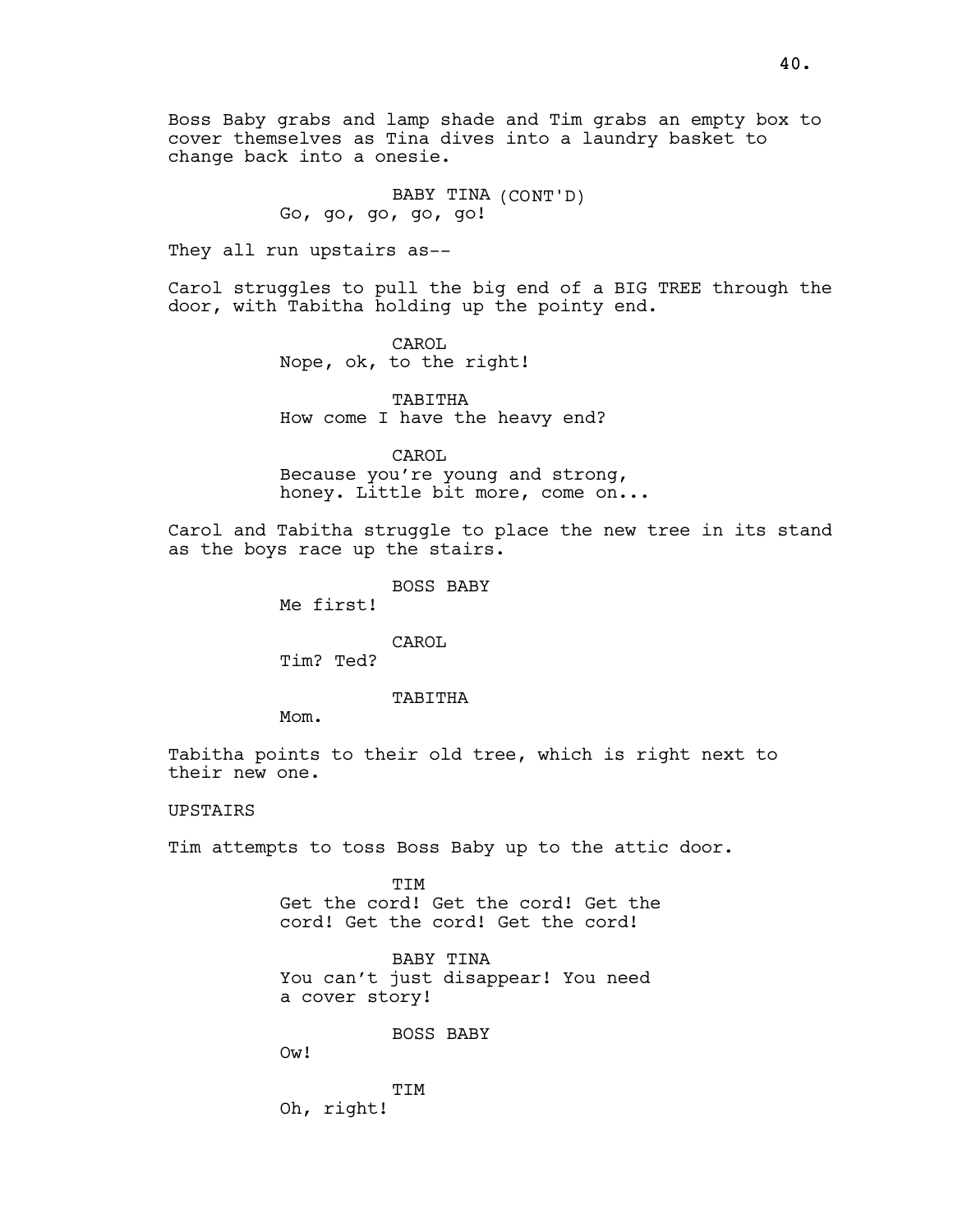Boss Baby grabs and lamp shade and Tim grabs an empty box to cover themselves as Tina dives into a laundry basket to change back into a onesie.

BABY TINA (CONT'D)
Go, go, go, go, go!

They all run upstairs as--

Carol struggles to pull the big end of a BIG TREE through the door, with Tabitha holding up the pointy end.

CAROL
Nope, ok, to the right!

TABITHA
How come I have the heavy end?

CAROL
Because you're young and strong, honey. Little bit more, come on...

Carol and Tabitha struggle to place the new tree in its stand as the boys race up the stairs.

BOSS BABY
Me first!

CAROL
Tim? Ted?

TABITHA
Mom.

Tabitha points to their old tree, which is right next to their new one.

UPSTAIRS

Tim attempts to toss Boss Baby up to the attic door.

TIM
Get the cord! Get the cord! Get the cord! Get the cord! Get the cord!

BABY TINA
You can't just disappear! You need a cover story!

BOSS BABY
Ow!

TIM
Oh, right!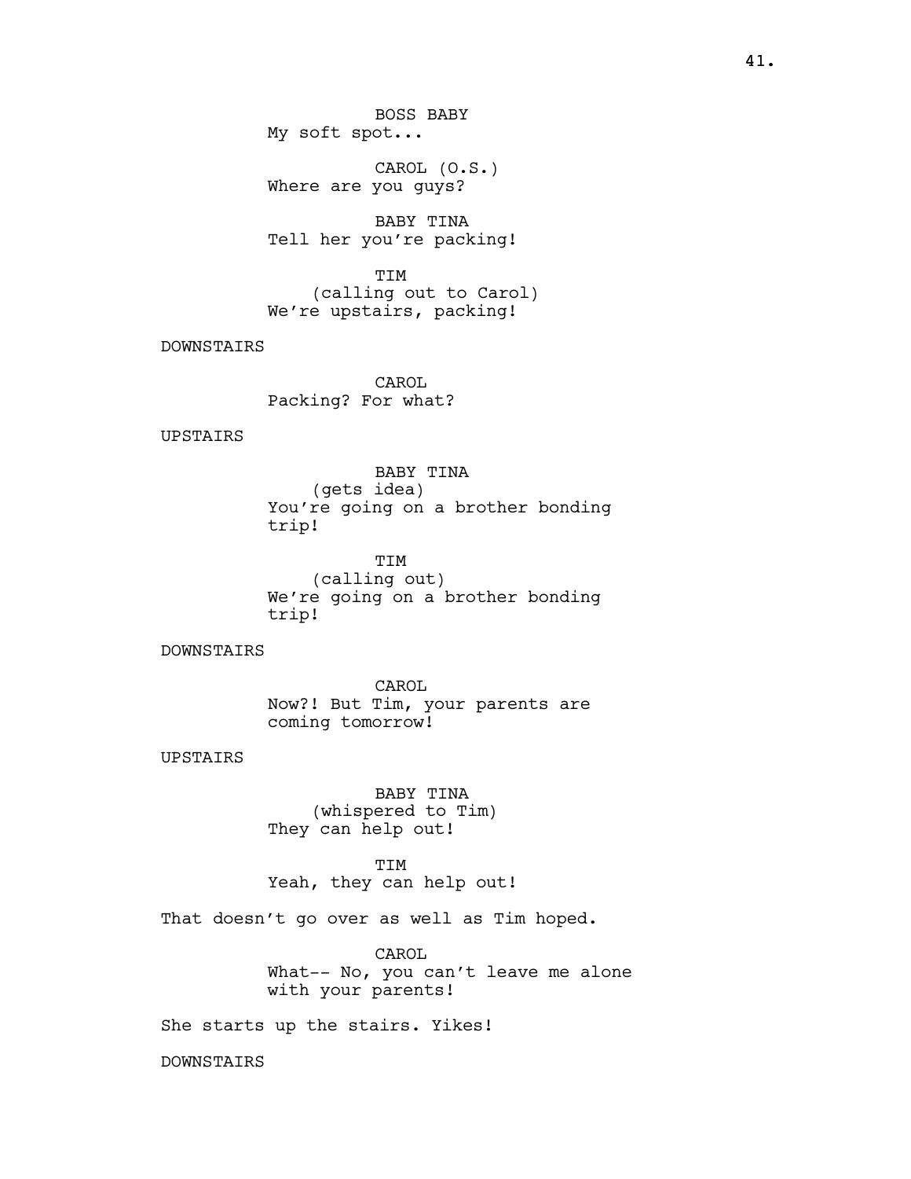BOSS BABY
My soft spot...

CAROL (O.S.)
Where are you guys?

BABY TINA
Tell her you're packing!

TIM
(calling out to Carol)
We're upstairs, packing!

DOWNSTAIRS

CAROL
Packing? For what?

UPSTAIRS

BABY TINA
(gets idea)
You're going on a brother bonding trip!

TIM
(calling out)
We're going on a brother bonding trip!

DOWNSTAIRS

CAROL
Now?! But Tim, your parents are coming tomorrow!

UPSTAIRS

BABY TINA
(whispered to Tim)
They can help out!

TIM
Yeah, they can help out!

That doesn't go over as well as Tim hoped.

CAROL
What-- No, you can't leave me alone with your parents!

She starts up the stairs. Yikes!

DOWNSTAIRS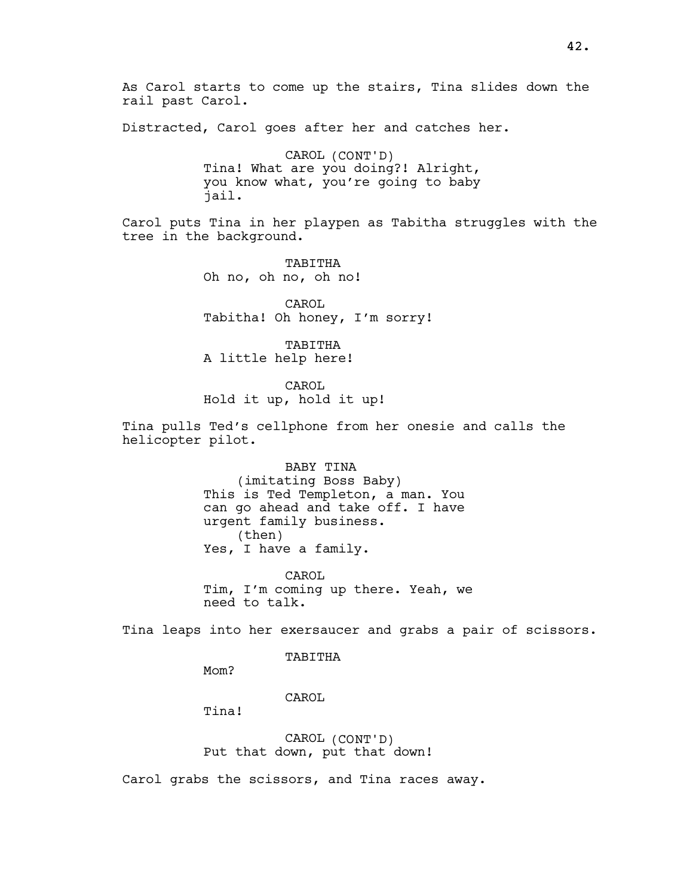As Carol starts to come up the stairs, Tina slides down the rail past Carol.

Distracted, Carol goes after her and catches her.

CAROL (CONT'D)
Tina! What are you doing?! Alright, you know what, you're going to baby jail.

Carol puts Tina in her playpen as Tabitha struggles with the tree in the background.

TABITHA
Oh no, oh no, oh no!

CAROL
Tabitha! Oh honey, I'm sorry!

TABITHA
A little help here!

CAROL
Hold it up, hold it up!

Tina pulls Ted's cellphone from her onesie and calls the helicopter pilot.

BABY TINA
(imitating Boss Baby)
This is Ted Templeton, a man. You can go ahead and take off. I have urgent family business.
(then)
Yes, I have a family.

CAROL
Tim, I'm coming up there. Yeah, we need to talk.

Tina leaps into her exersaucer and grabs a pair of scissors.

TABITHA
Mom?

CAROL
Tina!

CAROL (CONT'D)
Put that down, put that down!

Carol grabs the scissors, and Tina races away.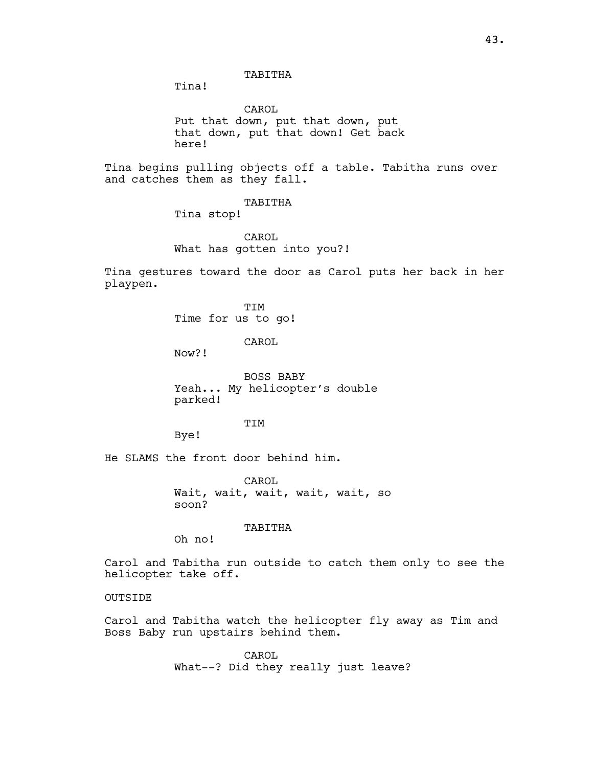TABITHA

Tina!

CAROL

Put that down, put that down, put that down, put that down! Get back here!

Tina begins pulling objects off a table. Tabitha runs over and catches them as they fall.

TABITHA

Tina stop!

CAROL

What has gotten into you?!

Tina gestures toward the door as Carol puts her back in her playpen.

TIM

Time for us to go!

CAROL

Now?!

BOSS BABY

Yeah... My helicopter's double parked!

TIM

Bye!

He SLAMS the front door behind him.

CAROL

Wait, wait, wait, wait, wait, so soon?

TABITHA

Oh no!

Carol and Tabitha run outside to catch them only to see the helicopter take off.

OUTSIDE

Carol and Tabitha watch the helicopter fly away as Tim and Boss Baby run upstairs behind them.

CAROL

What--? Did they really just leave?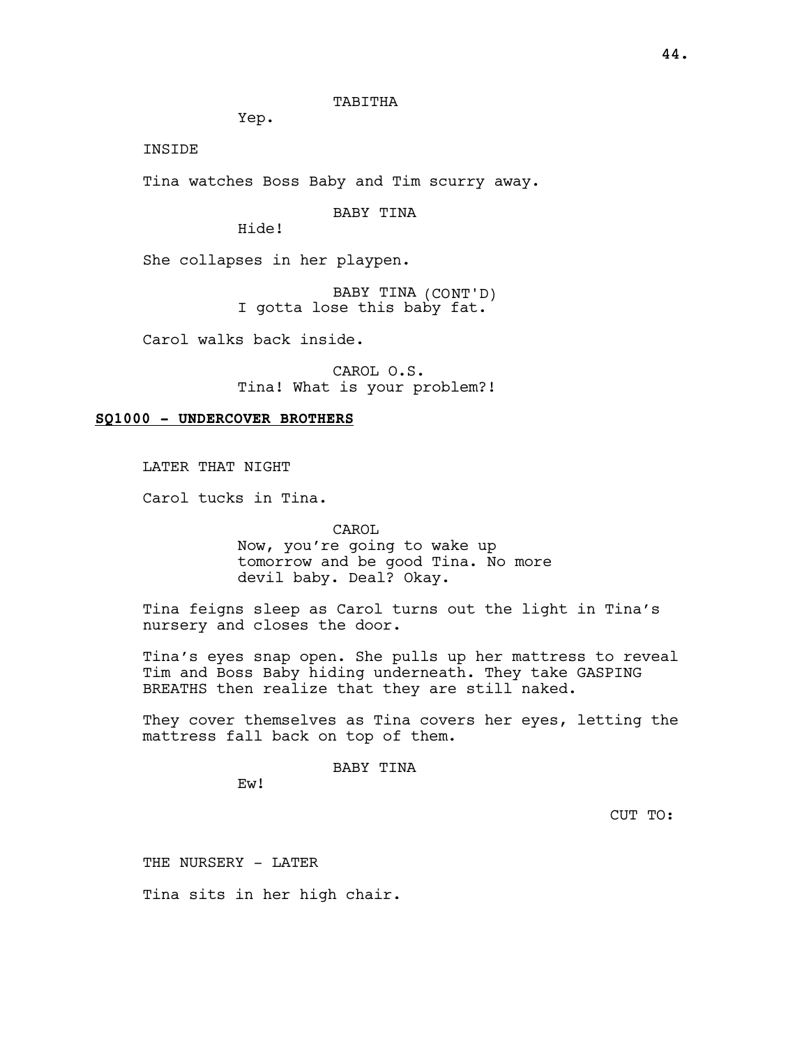TABITHA

Yep.

INSIDE

Tina watches Boss Baby and Tim scurry away.

BABY TINA

Hide!

She collapses in her playpen.

BABY TINA (CONT'D)

I gotta lose this baby fat.

Carol walks back inside.

CAROL O.S.

Tina! What is your problem?!

**SQ1000 - UNDERCOVER BROTHERS**

LATER THAT NIGHT

Carol tucks in Tina.

CAROL

Now, you're going to wake up tomorrow and be good Tina. No more devil baby. Deal? Okay.

Tina feigns sleep as Carol turns out the light in Tina's nursery and closes the door.

Tina's eyes snap open. She pulls up her mattress to reveal Tim and Boss Baby hiding underneath. They take GASPING BREATHS then realize that they are still naked.

They cover themselves as Tina covers her eyes, letting the mattress fall back on top of them.

BABY TINA

Ew!

CUT TO:

THE NURSERY - LATER

Tina sits in her high chair.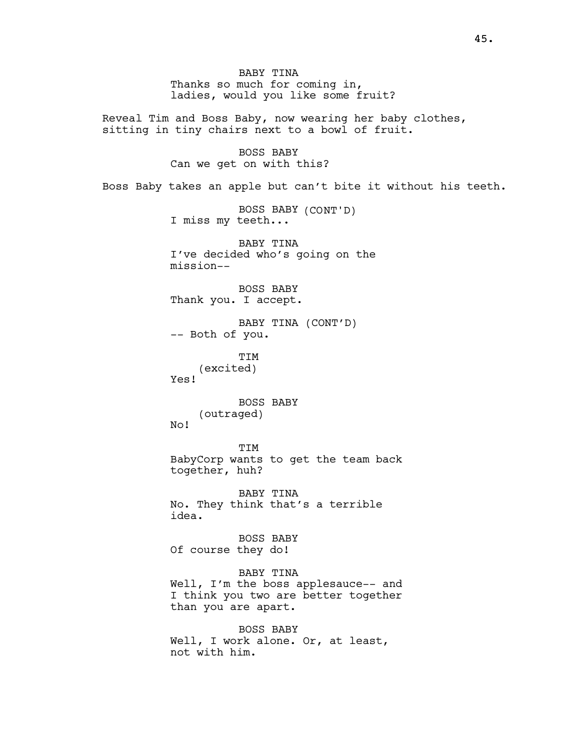BABY TINA
Thanks so much for coming in, ladies, would you like some fruit?

Reveal Tim and Boss Baby, now wearing her baby clothes, sitting in tiny chairs next to a bowl of fruit.

BOSS BABY
Can we get on with this?

Boss Baby takes an apple but can't bite it without his teeth.

BOSS BABY (CONT'D)
I miss my teeth...

BABY TINA
I've decided who's going on the mission--

BOSS BABY
Thank you. I accept.

BABY TINA (CONT'D)
-- Both of you.

TIM
(excited)
Yes!

BOSS BABY
(outraged)
No!

TIM
BabyCorp wants to get the team back together, huh?

BABY TINA
No. They think that's a terrible idea.

BOSS BABY
Of course they do!

BABY TINA
Well, I'm the boss applesauce-- and I think you two are better together than you are apart.

BOSS BABY
Well, I work alone. Or, at least, not with him.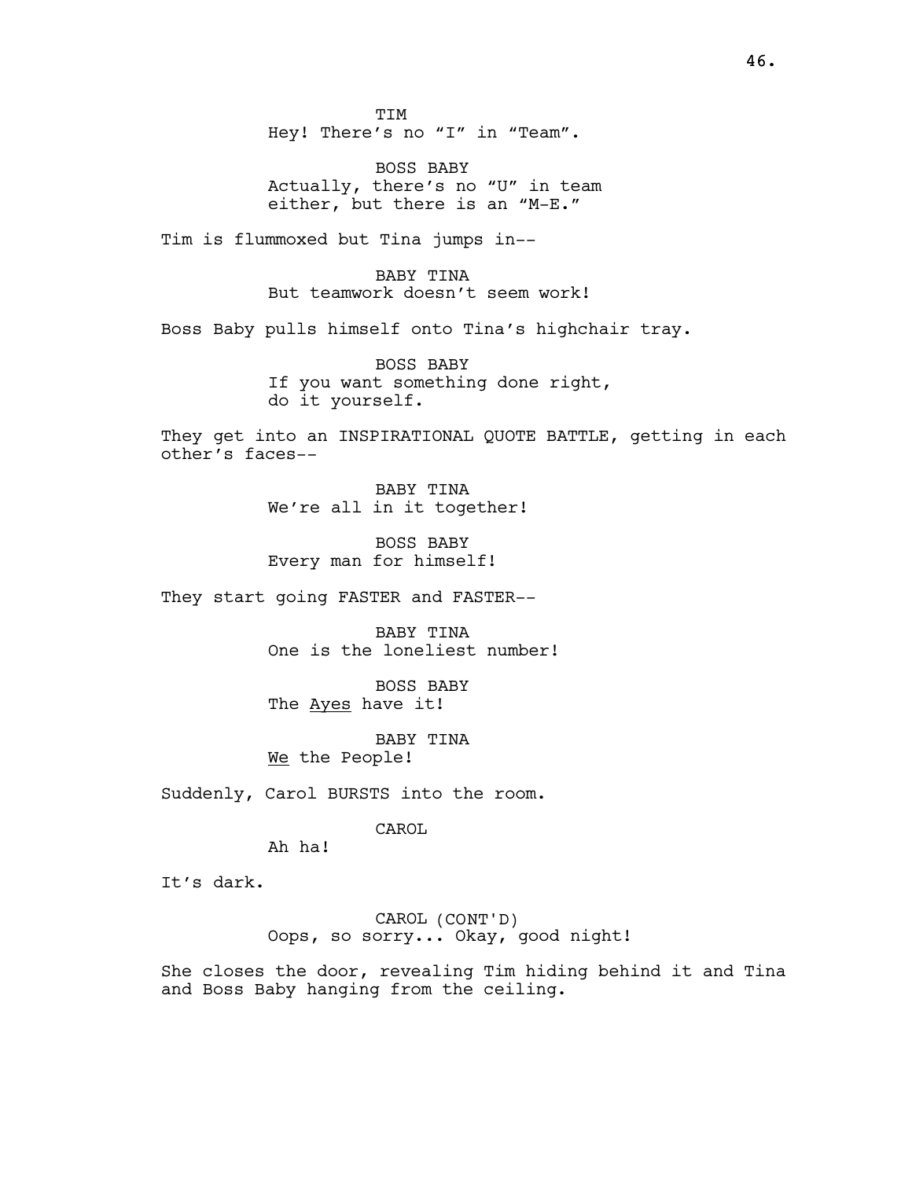TIM
Hey! There's no "I" in "Team".

BOSS BABY
Actually, there's no "U" in team either, but there is an "M-E."

Tim is flummoxed but Tina jumps in--

BABY TINA
But teamwork doesn't seem work!

Boss Baby pulls himself onto Tina's highchair tray.

BOSS BABY
If you want something done right, do it yourself.

They get into an INSPIRATIONAL QUOTE BATTLE, getting in each other's faces--

BABY TINA
We're all in it together!

BOSS BABY
Every man for himself!

They start going FASTER and FASTER--

BABY TINA
One is the loneliest number!

BOSS BABY
The <u>Ayes</u> have it!

BABY TINA
<u>We</u> the People!

Suddenly, Carol BURSTS into the room.

CAROL
Ah ha!

It's dark.

CAROL (CONT'D)
Oops, so sorry... Okay, good night!

She closes the door, revealing Tim hiding behind it and Tina and Boss Baby hanging from the ceiling.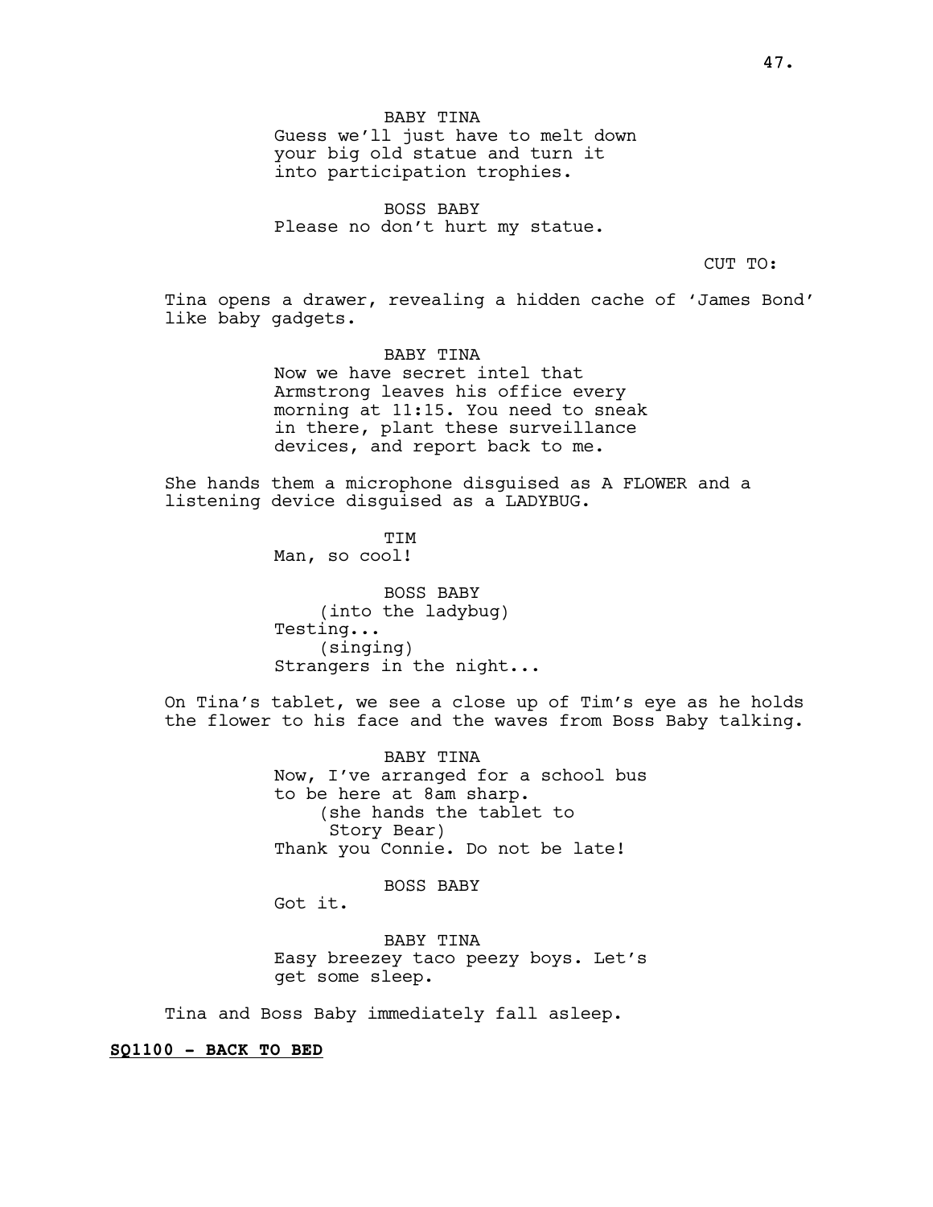BABY TINA
Guess we'll just have to melt down your big old statue and turn it into participation trophies.

BOSS BABY
Please no don't hurt my statue.

CUT TO:

Tina opens a drawer, revealing a hidden cache of 'James Bond' like baby gadgets.

BABY TINA
Now we have secret intel that Armstrong leaves his office every morning at 11:15. You need to sneak in there, plant these surveillance devices, and report back to me.

She hands them a microphone disguised as A FLOWER and a listening device disguised as a LADYBUG.

TIM
Man, so cool!

BOSS BABY
(into the ladybug)
Testing...
(singing)
Strangers in the night...

On Tina's tablet, we see a close up of Tim's eye as he holds the flower to his face and the waves from Boss Baby talking.

BABY TINA
Now, I've arranged for a school bus to be here at 8am sharp.
(she hands the tablet to Story Bear)
Thank you Connie. Do not be late!

BOSS BABY
Got it.

BABY TINA
Easy breezey taco peezy boys. Let's get some sleep.

Tina and Boss Baby immediately fall asleep.

**SQ1100 - BACK TO BED**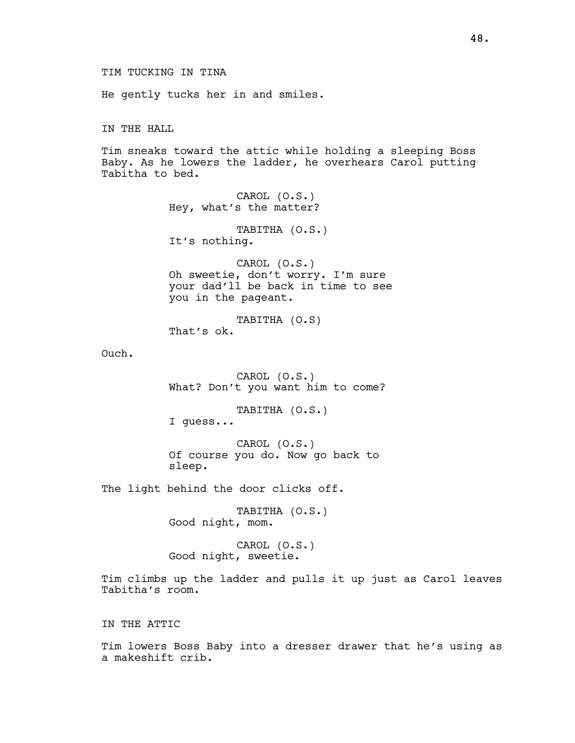TIM TUCKING IN TINA

He gently tucks her in and smiles.

IN THE HALL

Tim sneaks toward the attic while holding a sleeping Boss Baby. As he lowers the ladder, he overhears Carol putting Tabitha to bed.

CAROL (O.S.)
Hey, what's the matter?

TABITHA (O.S.)
It's nothing.

CAROL (O.S.)
Oh sweetie, don't worry. I'm sure your dad'll be back in time to see you in the pageant.

TABITHA (O.S)
That's ok.

Ouch.

CAROL (O.S.)
What? Don't you want him to come?

TABITHA (O.S.)
I guess...

CAROL (O.S.)
Of course you do. Now go back to sleep.

The light behind the door clicks off.

TABITHA (O.S.)
Good night, mom.

CAROL (O.S.)
Good night, sweetie.

Tim climbs up the ladder and pulls it up just as Carol leaves Tabitha's room.

IN THE ATTIC

Tim lowers Boss Baby into a dresser drawer that he's using as a makeshift crib.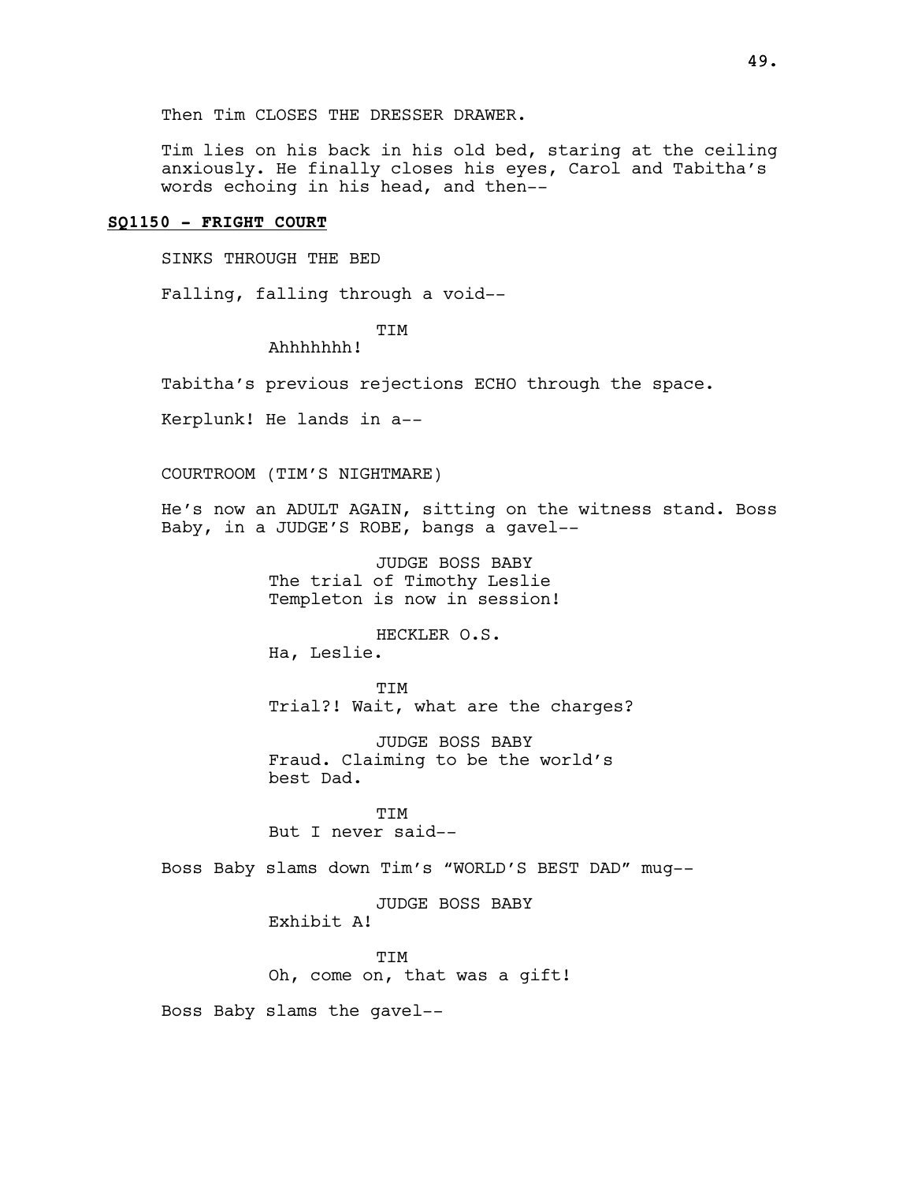Then Tim CLOSES THE DRESSER DRAWER.

Tim lies on his back in his old bed, staring at the ceiling anxiously. He finally closes his eyes, Carol and Tabitha's words echoing in his head, and then--

**SQ1150 - FRIGHT COURT**

SINKS THROUGH THE BED

Falling, falling through a void--

TIM
Ahhhhhhh!

Tabitha's previous rejections ECHO through the space.

Kerplunk! He lands in a--

COURTROOM (TIM'S NIGHTMARE)

He's now an ADULT AGAIN, sitting on the witness stand. Boss Baby, in a JUDGE'S ROBE, bangs a gavel--

JUDGE BOSS BABY
The trial of Timothy Leslie Templeton is now in session!

HECKLER O.S.
Ha, Leslie.

TIM
Trial?! Wait, what are the charges?

JUDGE BOSS BABY
Fraud. Claiming to be the world's best Dad.

TIM
But I never said--

Boss Baby slams down Tim's "WORLD'S BEST DAD" mug--

JUDGE BOSS BABY
Exhibit A!

TIM
Oh, come on, that was a gift!

Boss Baby slams the gavel--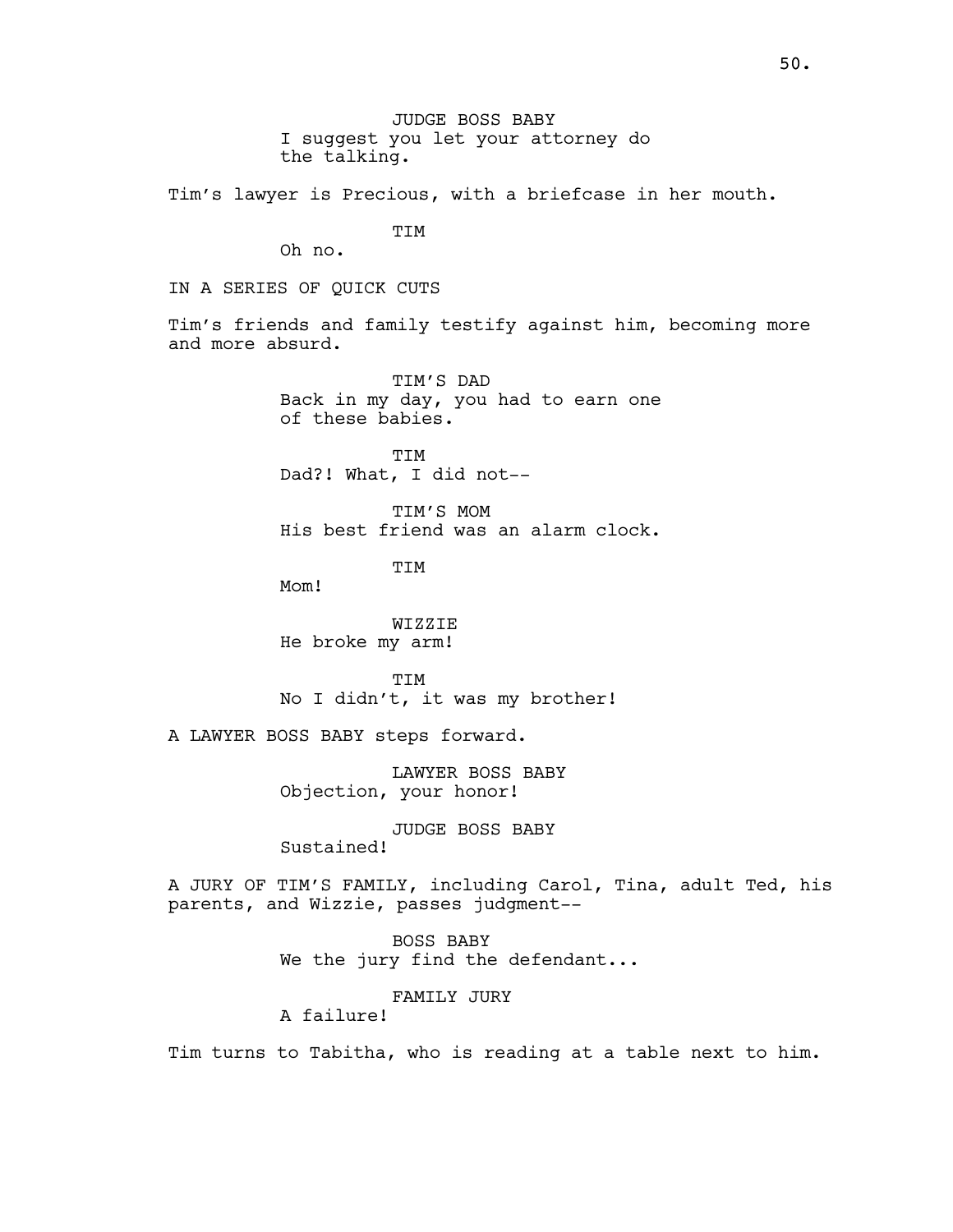JUDGE BOSS BABY
I suggest you let your attorney do the talking.

Tim's lawyer is Precious, with a briefcase in her mouth.

TIM
Oh no.

IN A SERIES OF QUICK CUTS

Tim's friends and family testify against him, becoming more and more absurd.

TIM'S DAD
Back in my day, you had to earn one of these babies.

TIM
Dad?! What, I did not--

TIM'S MOM
His best friend was an alarm clock.

TIM
Mom!

WIZZIE
He broke my arm!

TIM
No I didn't, it was my brother!

A LAWYER BOSS BABY steps forward.

LAWYER BOSS BABY
Objection, your honor!

JUDGE BOSS BABY
Sustained!

A JURY OF TIM'S FAMILY, including Carol, Tina, adult Ted, his parents, and Wizzie, passes judgment--

BOSS BABY
We the jury find the defendant...

FAMILY JURY
A failure!

Tim turns to Tabitha, who is reading at a table next to him.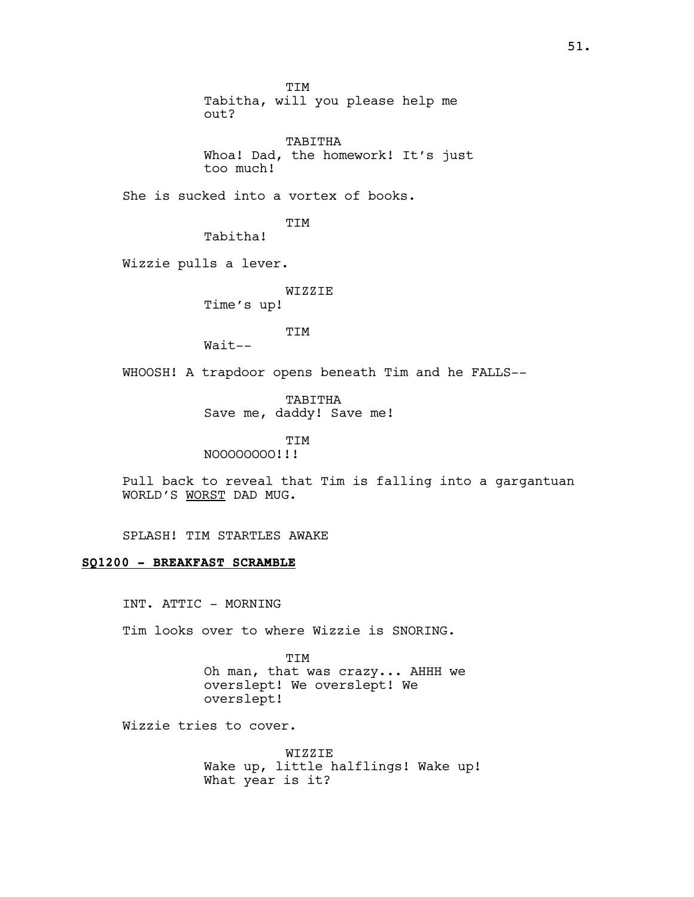TIM
Tabitha, will you please help me out?

TABITHA
Whoa! Dad, the homework! It's just too much!

She is sucked into a vortex of books.

TIM
Tabitha!

Wizzie pulls a lever.

WIZZIE
Time's up!

TIM
Wait--

WHOOSH! A trapdoor opens beneath Tim and he FALLS--

TABITHA
Save me, daddy! Save me!

TIM
NOOOOOOOO!!!

Pull back to reveal that Tim is falling into a gargantuan WORLD'S <u>WORST</u> DAD MUG.

SPLASH! TIM STARTLES AWAKE

**<u>SQ1200 - BREAKFAST SCRAMBLE</u>**

INT. ATTIC - MORNING

Tim looks over to where Wizzie is SNORING.

TIM
Oh man, that was crazy... AHHH we overslept! We overslept! We overslept!

Wizzie tries to cover.

WIZZIE
Wake up, little halflings! Wake up! What year is it?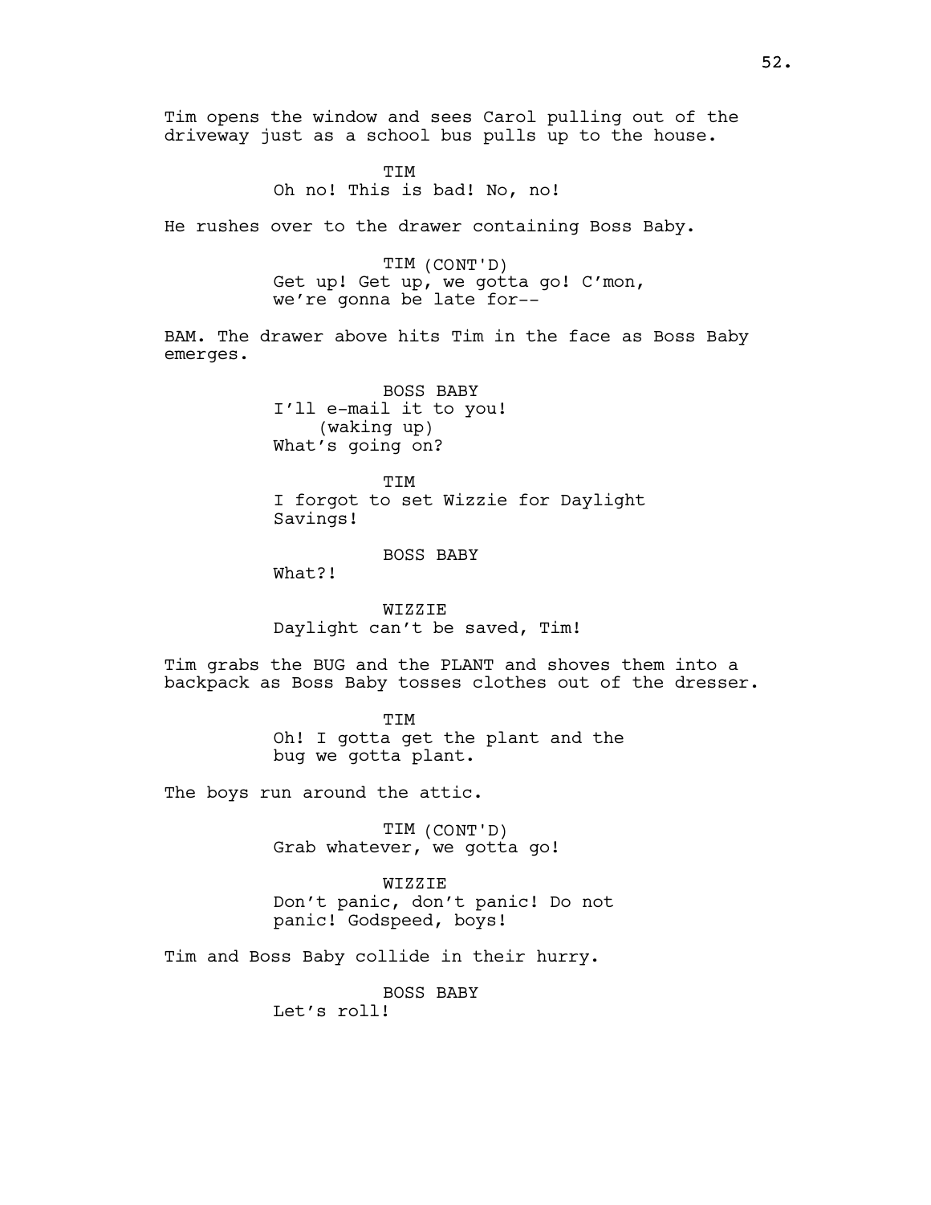Tim opens the window and sees Carol pulling out of the driveway just as a school bus pulls up to the house.

TIM
Oh no! This is bad! No, no!

He rushes over to the drawer containing Boss Baby.

TIM (CONT'D)
Get up! Get up, we gotta go! C'mon, we're gonna be late for--

BAM. The drawer above hits Tim in the face as Boss Baby emerges.

BOSS BABY
I'll e-mail it to you!
(waking up)
What's going on?

TIM
I forgot to set Wizzie for Daylight Savings!

BOSS BABY
What?!

WIZZIE
Daylight can't be saved, Tim!

Tim grabs the BUG and the PLANT and shoves them into a backpack as Boss Baby tosses clothes out of the dresser.

TIM
Oh! I gotta get the plant and the bug we gotta plant.

The boys run around the attic.

TIM (CONT'D)
Grab whatever, we gotta go!

WIZZIE
Don't panic, don't panic! Do not panic! Godspeed, boys!

Tim and Boss Baby collide in their hurry.

BOSS BABY
Let's roll!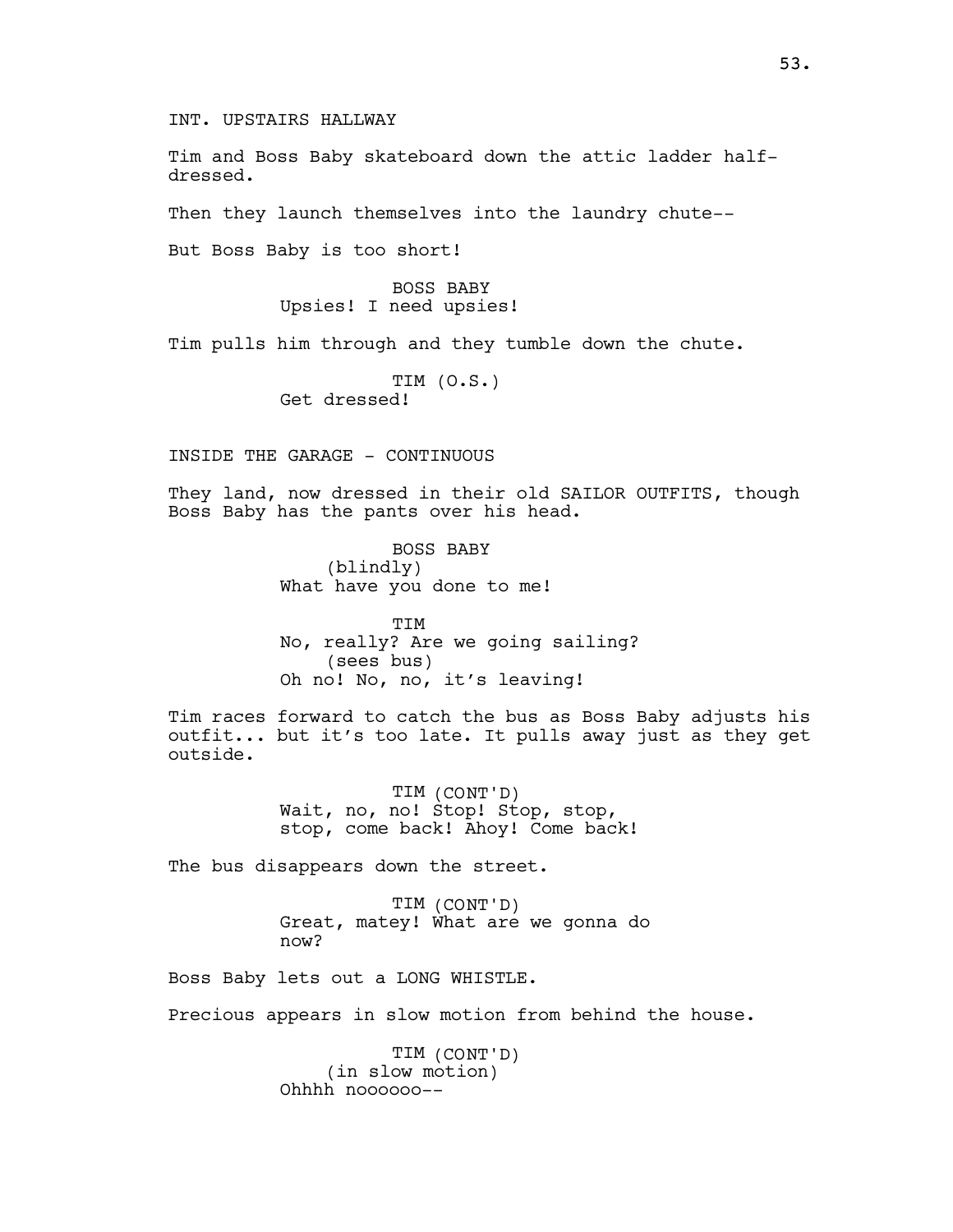INT. UPSTAIRS HALLWAY

Tim and Boss Baby skateboard down the attic ladder half-dressed.

Then they launch themselves into the laundry chute--

But Boss Baby is too short!

BOSS BABY
Upsies! I need upsies!

Tim pulls him through and they tumble down the chute.

TIM (O.S.)
Get dressed!

INSIDE THE GARAGE - CONTINUOUS

They land, now dressed in their old SAILOR OUTFITS, though Boss Baby has the pants over his head.

BOSS BABY
(blindly)
What have you done to me!

TIM
No, really? Are we going sailing?
(sees bus)
Oh no! No, no, it's leaving!

Tim races forward to catch the bus as Boss Baby adjusts his outfit... but it's too late. It pulls away just as they get outside.

TIM (CONT'D)
Wait, no, no! Stop! Stop, stop, stop, come back! Ahoy! Come back!

The bus disappears down the street.

TIM (CONT'D)
Great, matey! What are we gonna do now?

Boss Baby lets out a LONG WHISTLE.

Precious appears in slow motion from behind the house.

TIM (CONT'D)
(in slow motion)
Ohhhh noooooo--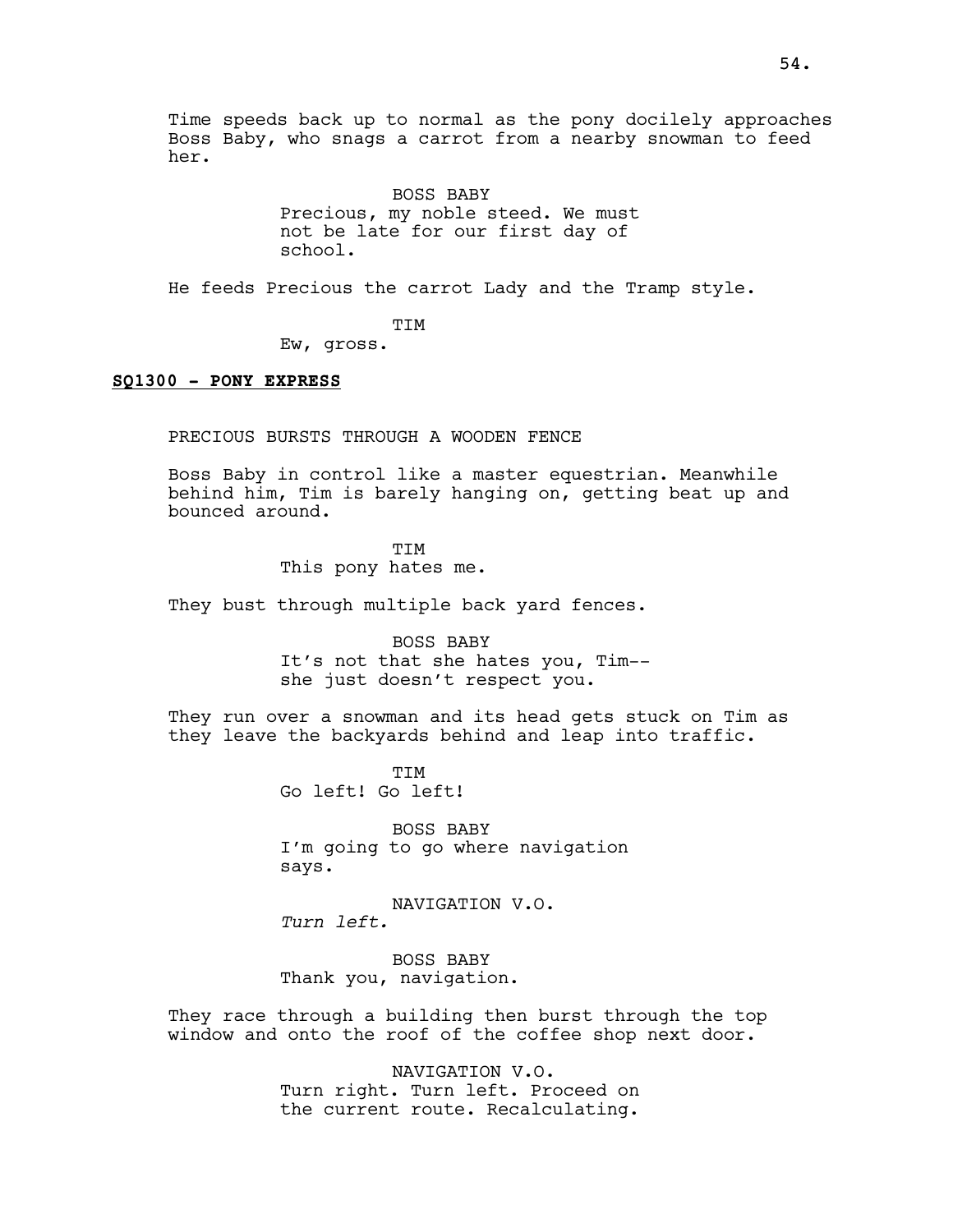Time speeds back up to normal as the pony docilely approaches Boss Baby, who snags a carrot from a nearby snowman to feed her.

BOSS BABY
Precious, my noble steed. We must not be late for our first day of school.

He feeds Precious the carrot Lady and the Tramp style.

TIM
Ew, gross.

**SQ1300 - PONY EXPRESS**

PRECIOUS BURSTS THROUGH A WOODEN FENCE

Boss Baby in control like a master equestrian. Meanwhile behind him, Tim is barely hanging on, getting beat up and bounced around.

TIM
This pony hates me.

They bust through multiple back yard fences.

BOSS BABY
It's not that she hates you, Tim-- she just doesn't respect you.

They run over a snowman and its head gets stuck on Tim as they leave the backyards behind and leap into traffic.

TIM
Go left! Go left!

BOSS BABY
I'm going to go where navigation says.

NAVIGATION V.O.
*Turn left.*

BOSS BABY
Thank you, navigation.

They race through a building then burst through the top window and onto the roof of the coffee shop next door.

NAVIGATION V.O.
Turn right. Turn left. Proceed on the current route. Recalculating.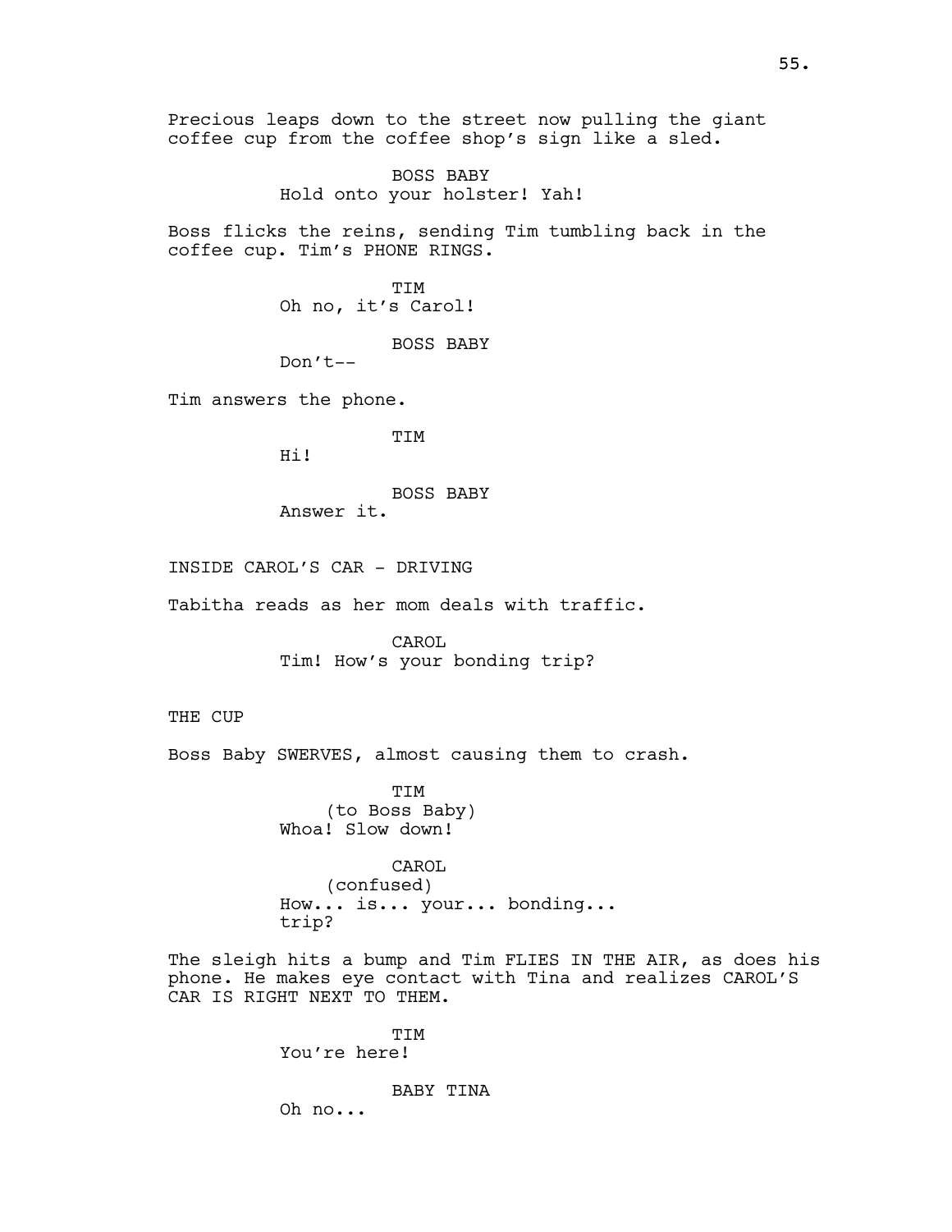Precious leaps down to the street now pulling the giant coffee cup from the coffee shop's sign like a sled.

BOSS BABY
Hold onto your holster! Yah!

Boss flicks the reins, sending Tim tumbling back in the coffee cup. Tim's PHONE RINGS.

TIM
Oh no, it's Carol!

BOSS BABY
Don't--

Tim answers the phone.

TIM
Hi!

BOSS BABY
Answer it.

INSIDE CAROL'S CAR - DRIVING

Tabitha reads as her mom deals with traffic.

CAROL
Tim! How's your bonding trip?

THE CUP

Boss Baby SWERVES, almost causing them to crash.

TIM
(to Boss Baby)
Whoa! Slow down!

CAROL
(confused)
How... is... your... bonding... trip?

The sleigh hits a bump and Tim FLIES IN THE AIR, as does his phone. He makes eye contact with Tina and realizes CAROL'S CAR IS RIGHT NEXT TO THEM.

TIM
You're here!

BABY TINA
Oh no...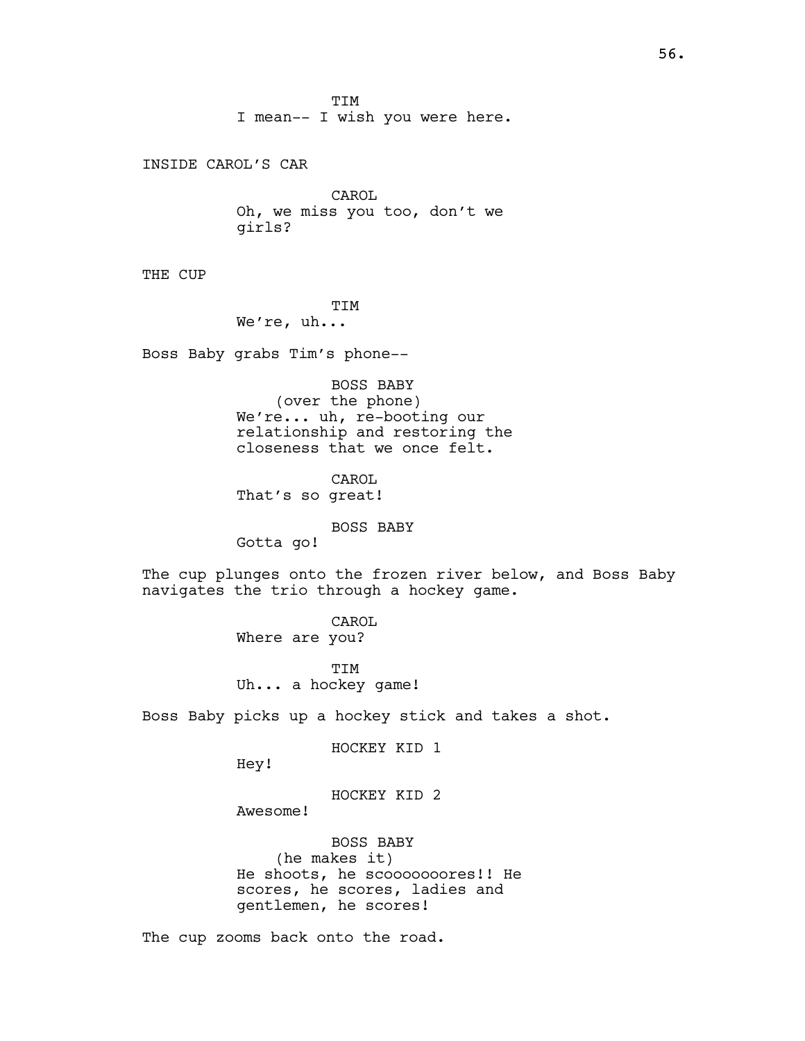TIM
I mean-- I wish you were here.

INSIDE CAROL'S CAR

CAROL
Oh, we miss you too, don't we girls?

THE CUP

TIM
We're, uh...

Boss Baby grabs Tim's phone--

BOSS BABY
(over the phone)
We're... uh, re-booting our relationship and restoring the closeness that we once felt.

CAROL
That's so great!

BOSS BABY
Gotta go!

The cup plunges onto the frozen river below, and Boss Baby navigates the trio through a hockey game.

CAROL
Where are you?

TIM
Uh... a hockey game!

Boss Baby picks up a hockey stick and takes a shot.

HOCKEY KID 1
Hey!

HOCKEY KID 2
Awesome!

BOSS BABY
(he makes it)
He shoots, he scoooooooores!! He scores, he scores, ladies and gentlemen, he scores!

The cup zooms back onto the road.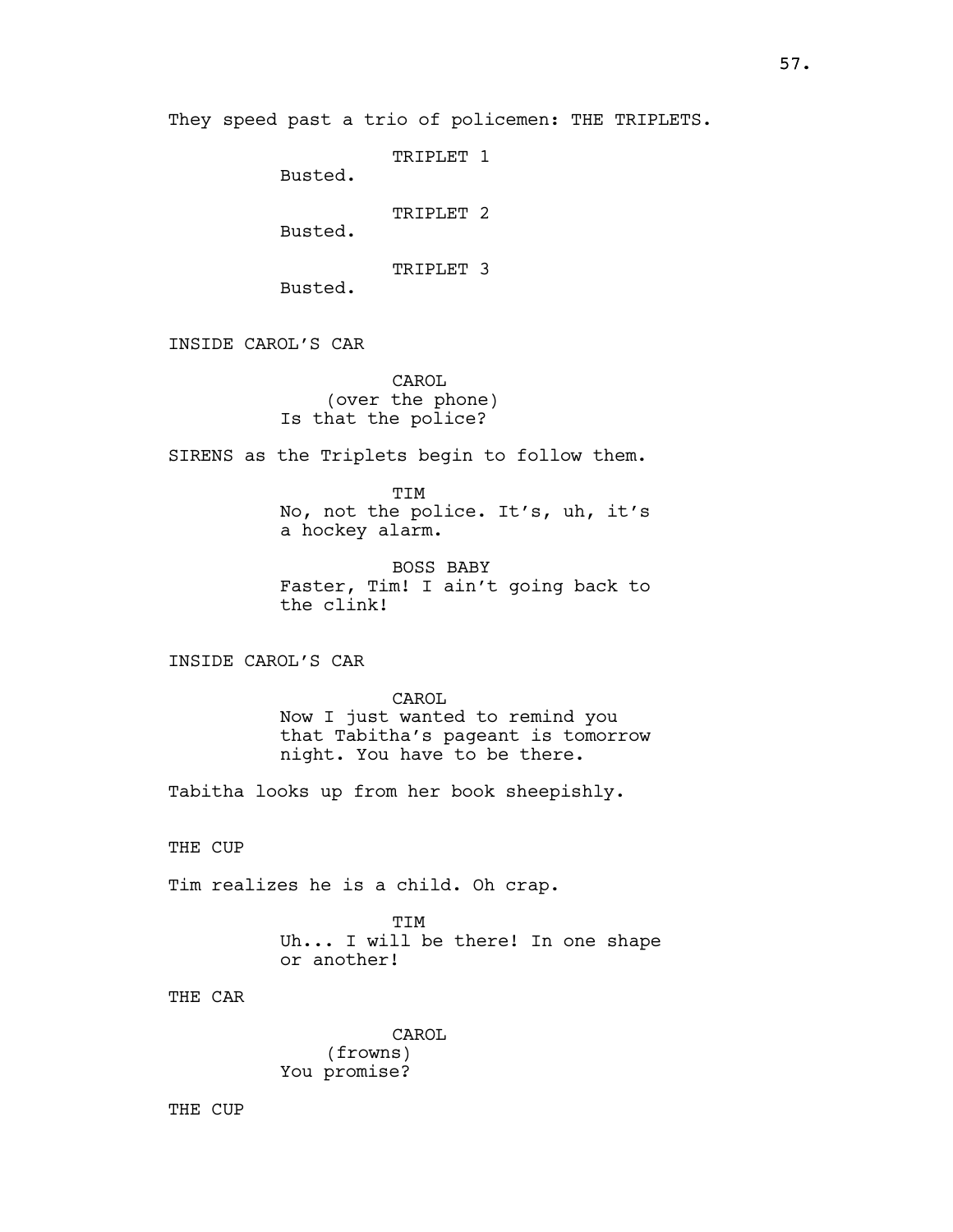They speed past a trio of policemen: THE TRIPLETS.

TRIPLET 1
Busted.

TRIPLET 2
Busted.

TRIPLET 3
Busted.

INSIDE CAROL'S CAR

CAROL
(over the phone)
Is that the police?

SIRENS as the Triplets begin to follow them.

TIM
No, not the police. It's, uh, it's a hockey alarm.

BOSS BABY
Faster, Tim! I ain't going back to the clink!

INSIDE CAROL'S CAR

CAROL
Now I just wanted to remind you that Tabitha's pageant is tomorrow night. You have to be there.

Tabitha looks up from her book sheepishly.

THE CUP

Tim realizes he is a child. Oh crap.

TIM
Uh... I will be there! In one shape or another!

THE CAR

CAROL
(frowns)
You promise?

THE CUP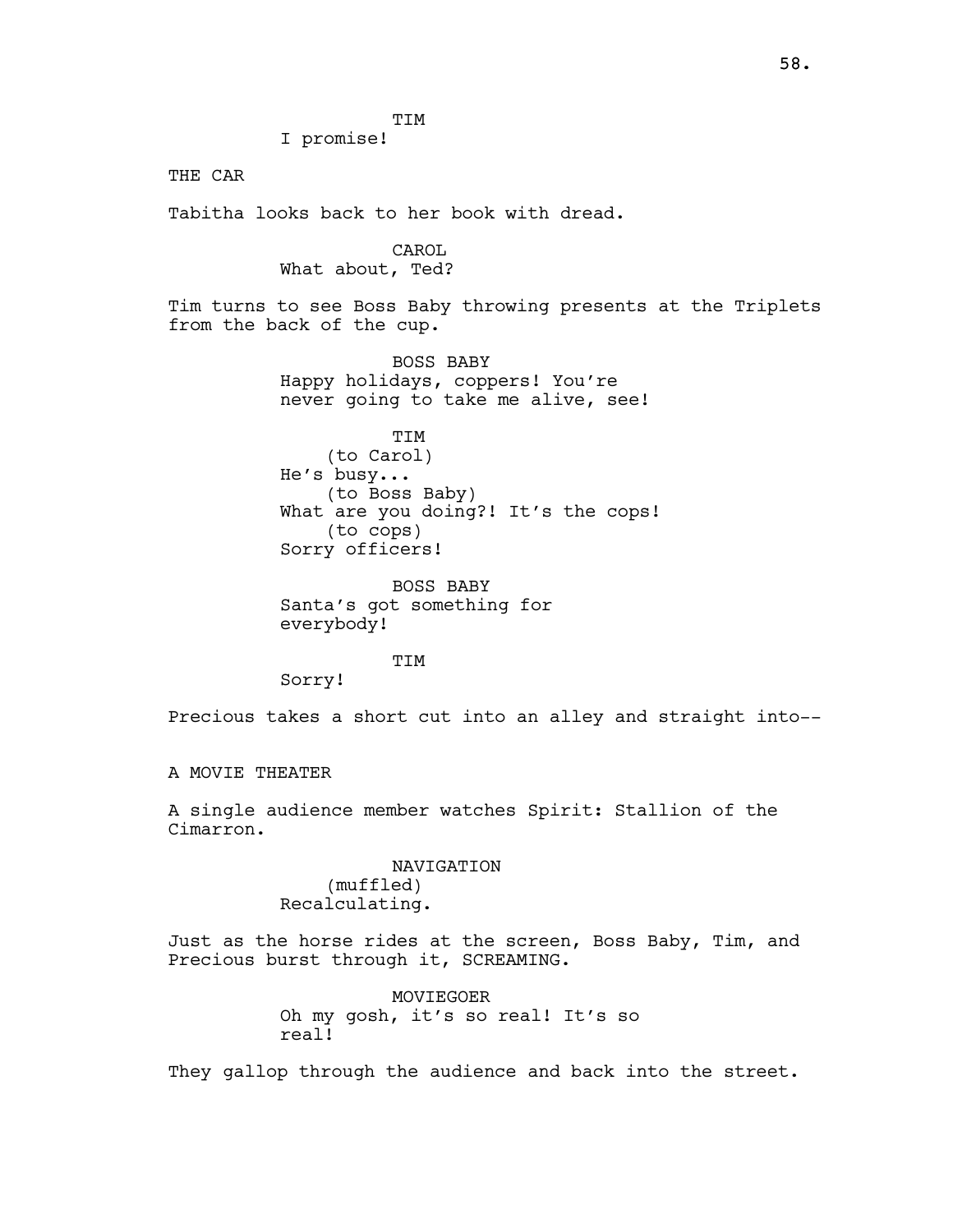TIM
I promise!

THE CAR

Tabitha looks back to her book with dread.

CAROL
What about, Ted?

Tim turns to see Boss Baby throwing presents at the Triplets from the back of the cup.

BOSS BABY
Happy holidays, coppers! You're never going to take me alive, see!

TIM
(to Carol)
He's busy...
(to Boss Baby)
What are you doing?! It's the cops!
(to cops)
Sorry officers!

BOSS BABY
Santa's got something for everybody!

TIM
Sorry!

Precious takes a short cut into an alley and straight into--

A MOVIE THEATER

A single audience member watches Spirit: Stallion of the Cimarron.

NAVIGATION
(muffled)
Recalculating.

Just as the horse rides at the screen, Boss Baby, Tim, and Precious burst through it, SCREAMING.

MOVIEGOER
Oh my gosh, it's so real! It's so real!

They gallop through the audience and back into the street.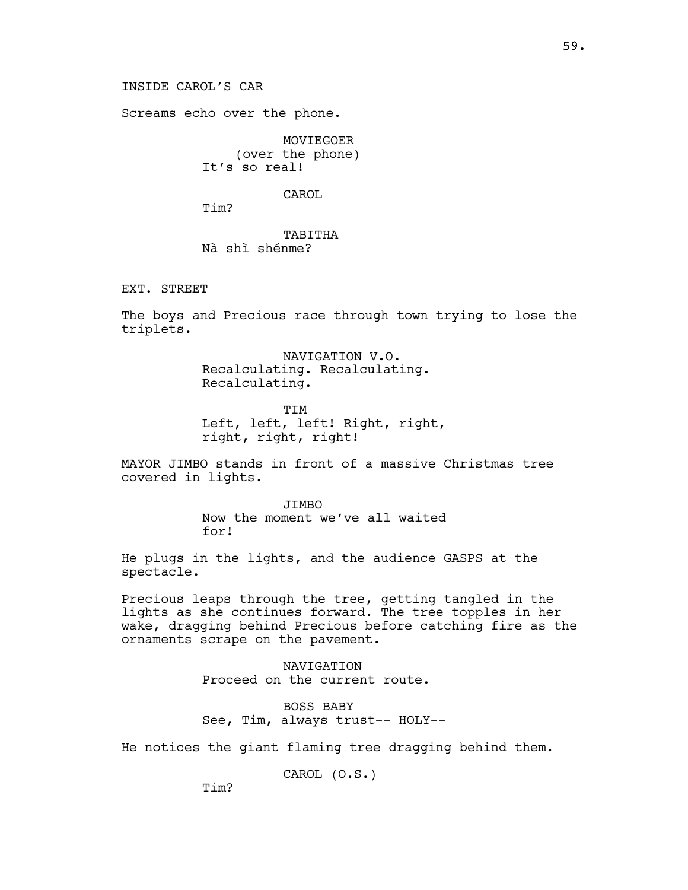INSIDE CAROL'S CAR

Screams echo over the phone.

MOVIEGOER
(over the phone)
It's so real!

CAROL
Tim?

TABITHA
Nà shì shénme?

EXT. STREET

The boys and Precious race through town trying to lose the triplets.

NAVIGATION V.O.
Recalculating. Recalculating.
Recalculating.

TIM
Left, left, left! Right, right,
right, right, right!

MAYOR JIMBO stands in front of a massive Christmas tree covered in lights.

JIMBO
Now the moment we've all waited
for!

He plugs in the lights, and the audience GASPS at the spectacle.

Precious leaps through the tree, getting tangled in the lights as she continues forward. The tree topples in her wake, dragging behind Precious before catching fire as the ornaments scrape on the pavement.

NAVIGATION
Proceed on the current route.

BOSS BABY
See, Tim, always trust-- HOLY--

He notices the giant flaming tree dragging behind them.

CAROL (O.S.)
Tim?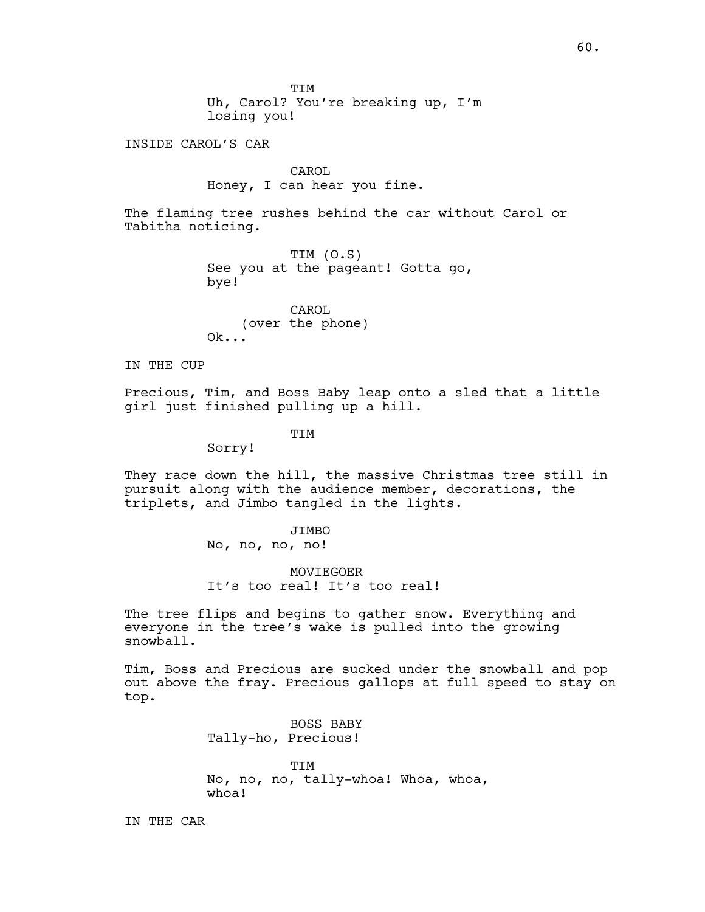TIM
Uh, Carol? You're breaking up, I'm losing you!

INSIDE CAROL'S CAR

CAROL
Honey, I can hear you fine.

The flaming tree rushes behind the car without Carol or Tabitha noticing.

TIM (O.S)
See you at the pageant! Gotta go, bye!

CAROL
(over the phone)
Ok...

IN THE CUP

Precious, Tim, and Boss Baby leap onto a sled that a little girl just finished pulling up a hill.

TIM
Sorry!

They race down the hill, the massive Christmas tree still in pursuit along with the audience member, decorations, the triplets, and Jimbo tangled in the lights.

JIMBO
No, no, no, no!

MOVIEGOER
It's too real! It's too real!

The tree flips and begins to gather snow. Everything and everyone in the tree's wake is pulled into the growing snowball.

Tim, Boss and Precious are sucked under the snowball and pop out above the fray. Precious gallops at full speed to stay on top.

BOSS BABY
Tally-ho, Precious!

TIM
No, no, no, tally-whoa! Whoa, whoa, whoa!

IN THE CAR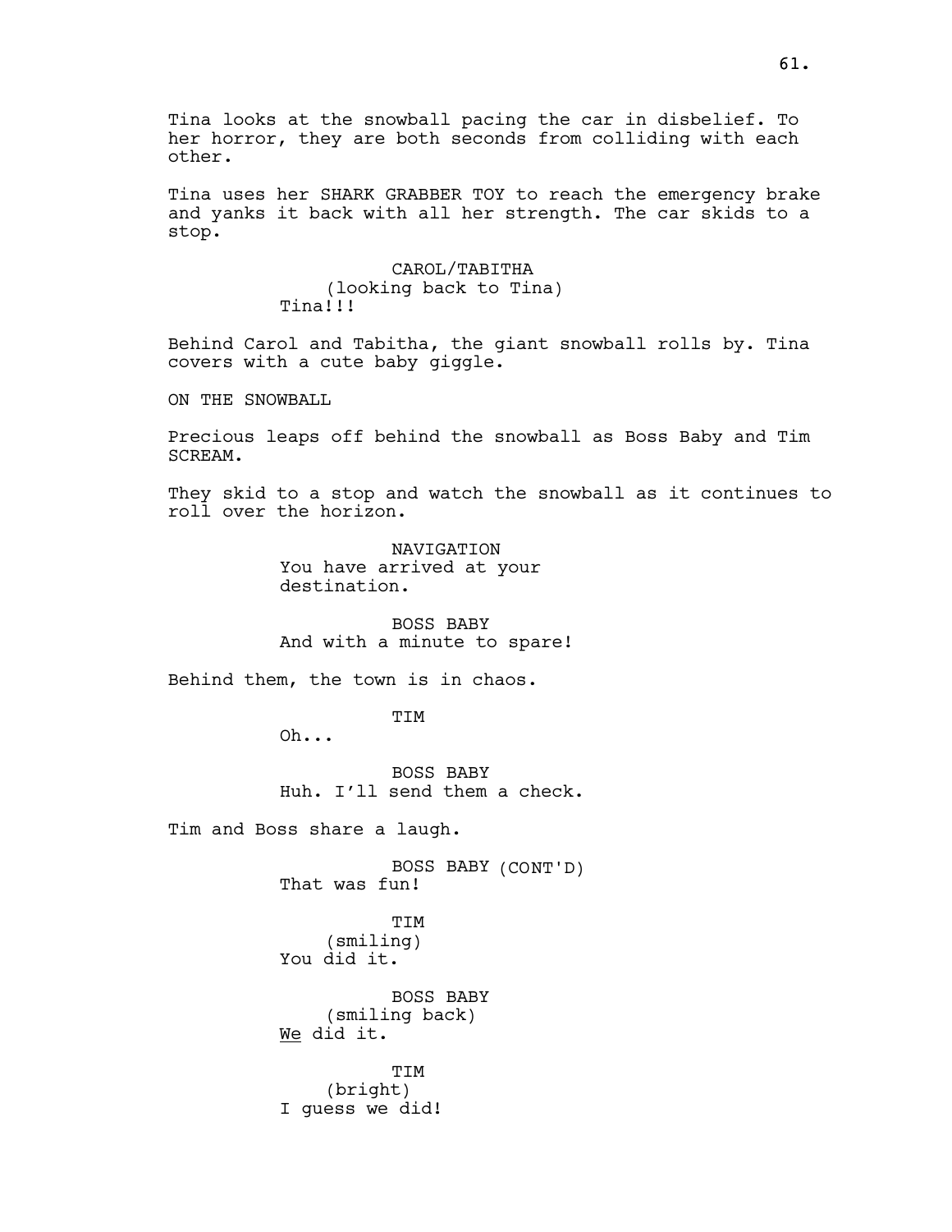Tina looks at the snowball pacing the car in disbelief. To her horror, they are both seconds from colliding with each other.

Tina uses her SHARK GRABBER TOY to reach the emergency brake and yanks it back with all her strength. The car skids to a stop.

CAROL/TABITHA
(looking back to Tina)
Tina!!!

Behind Carol and Tabitha, the giant snowball rolls by. Tina covers with a cute baby giggle.

ON THE SNOWBALL

Precious leaps off behind the snowball as Boss Baby and Tim SCREAM.

They skid to a stop and watch the snowball as it continues to roll over the horizon.

NAVIGATION
You have arrived at your destination.

BOSS BABY
And with a minute to spare!

Behind them, the town is in chaos.

TIM
Oh...

BOSS BABY
Huh. I'll send them a check.

Tim and Boss share a laugh.

BOSS BABY (CONT'D)
That was fun!

TIM
(smiling)
You did it.

BOSS BABY
(smiling back)
_We_ did it.

TIM
(bright)
I guess we did!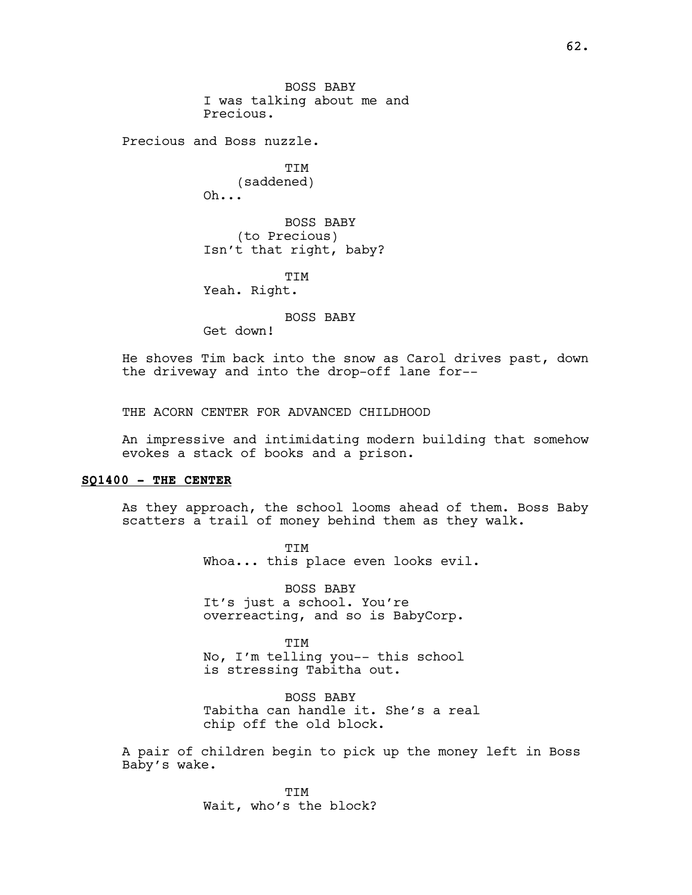BOSS BABY
I was talking about me and Precious.

Precious and Boss nuzzle.

TIM
(saddened)
Oh...

BOSS BABY
(to Precious)
Isn't that right, baby?

TIM
Yeah. Right.

BOSS BABY
Get down!

He shoves Tim back into the snow as Carol drives past, down the driveway and into the drop-off lane for--

THE ACORN CENTER FOR ADVANCED CHILDHOOD

An impressive and intimidating modern building that somehow evokes a stack of books and a prison.

**SQ1400 - THE CENTER**

As they approach, the school looms ahead of them. Boss Baby scatters a trail of money behind them as they walk.

TIM
Whoa... this place even looks evil.

BOSS BABY
It's just a school. You're overreacting, and so is BabyCorp.

TIM
No, I'm telling you-- this school is stressing Tabitha out.

BOSS BABY
Tabitha can handle it. She's a real chip off the old block.

A pair of children begin to pick up the money left in Boss Baby's wake.

TIM
Wait, who's the block?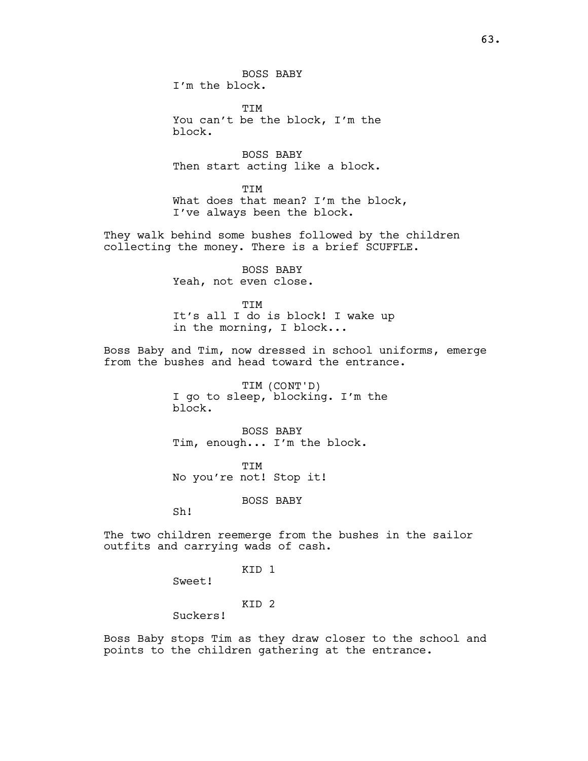BOSS BABY
I'm the block.

TIM
You can't be the block, I'm the block.

BOSS BABY
Then start acting like a block.

TIM
What does that mean? I'm the block, I've always been the block.

They walk behind some bushes followed by the children collecting the money. There is a brief SCUFFLE.

BOSS BABY
Yeah, not even close.

TIM
It's all I do is block! I wake up in the morning, I block...

Boss Baby and Tim, now dressed in school uniforms, emerge from the bushes and head toward the entrance.

TIM (CONT'D)
I go to sleep, blocking. I'm the block.

BOSS BABY
Tim, enough... I'm the block.

TIM
No you're not! Stop it!

BOSS BABY
Sh!

The two children reemerge from the bushes in the sailor outfits and carrying wads of cash.

KID 1
Sweet!

KID 2
Suckers!

Boss Baby stops Tim as they draw closer to the school and points to the children gathering at the entrance.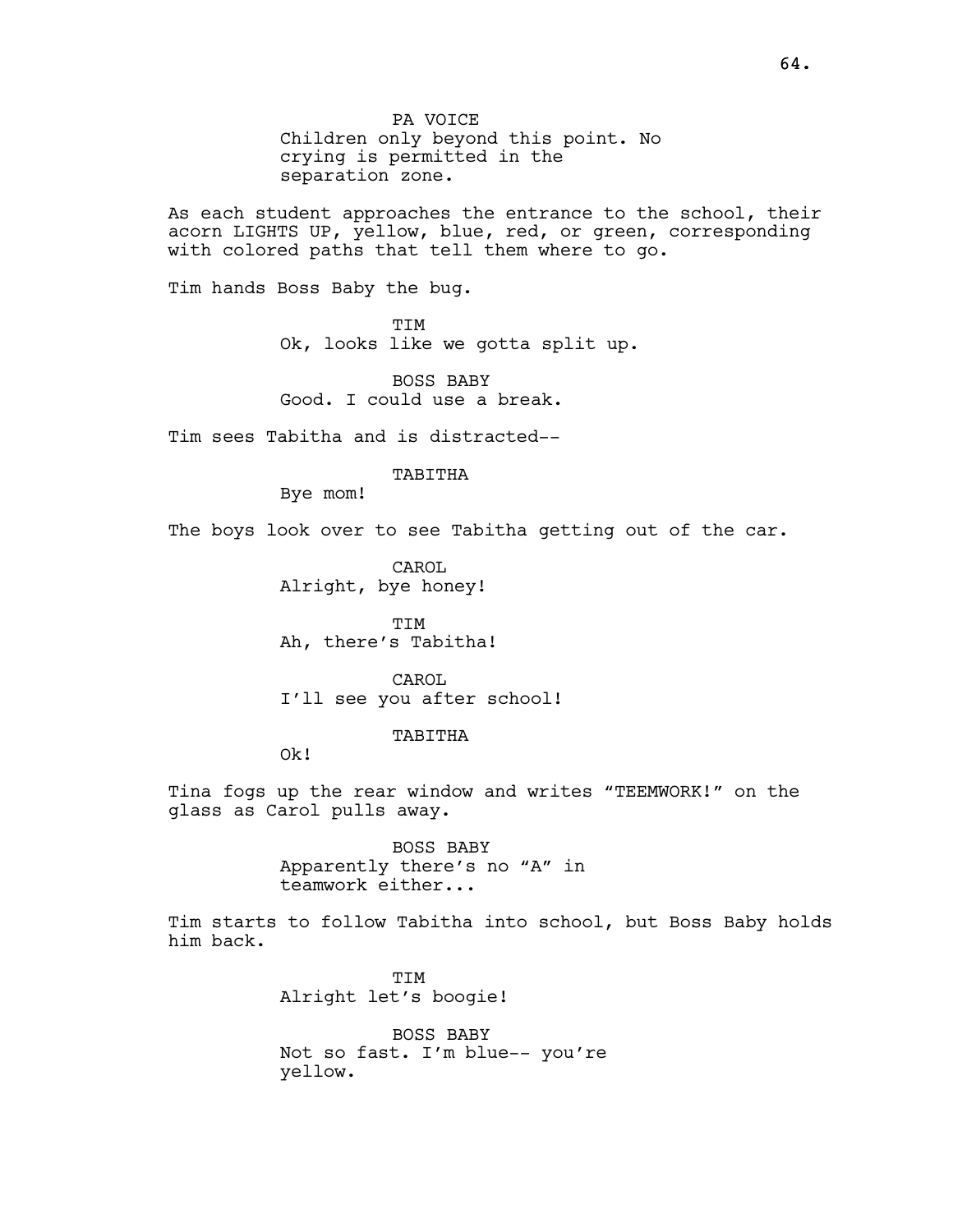PA VOICE
Children only beyond this point. No crying is permitted in the separation zone.

As each student approaches the entrance to the school, their acorn LIGHTS UP, yellow, blue, red, or green, corresponding with colored paths that tell them where to go.

Tim hands Boss Baby the bug.

TIM
Ok, looks like we gotta split up.

BOSS BABY
Good. I could use a break.

Tim sees Tabitha and is distracted--

TABITHA
Bye mom!

The boys look over to see Tabitha getting out of the car.

CAROL
Alright, bye honey!

TIM
Ah, there's Tabitha!

CAROL
I'll see you after school!

TABITHA
Ok!

Tina fogs up the rear window and writes "TEEMWORK!" on the glass as Carol pulls away.

BOSS BABY
Apparently there's no "A" in teamwork either...

Tim starts to follow Tabitha into school, but Boss Baby holds him back.

TIM
Alright let's boogie!

BOSS BABY
Not so fast. I'm blue-- you're yellow.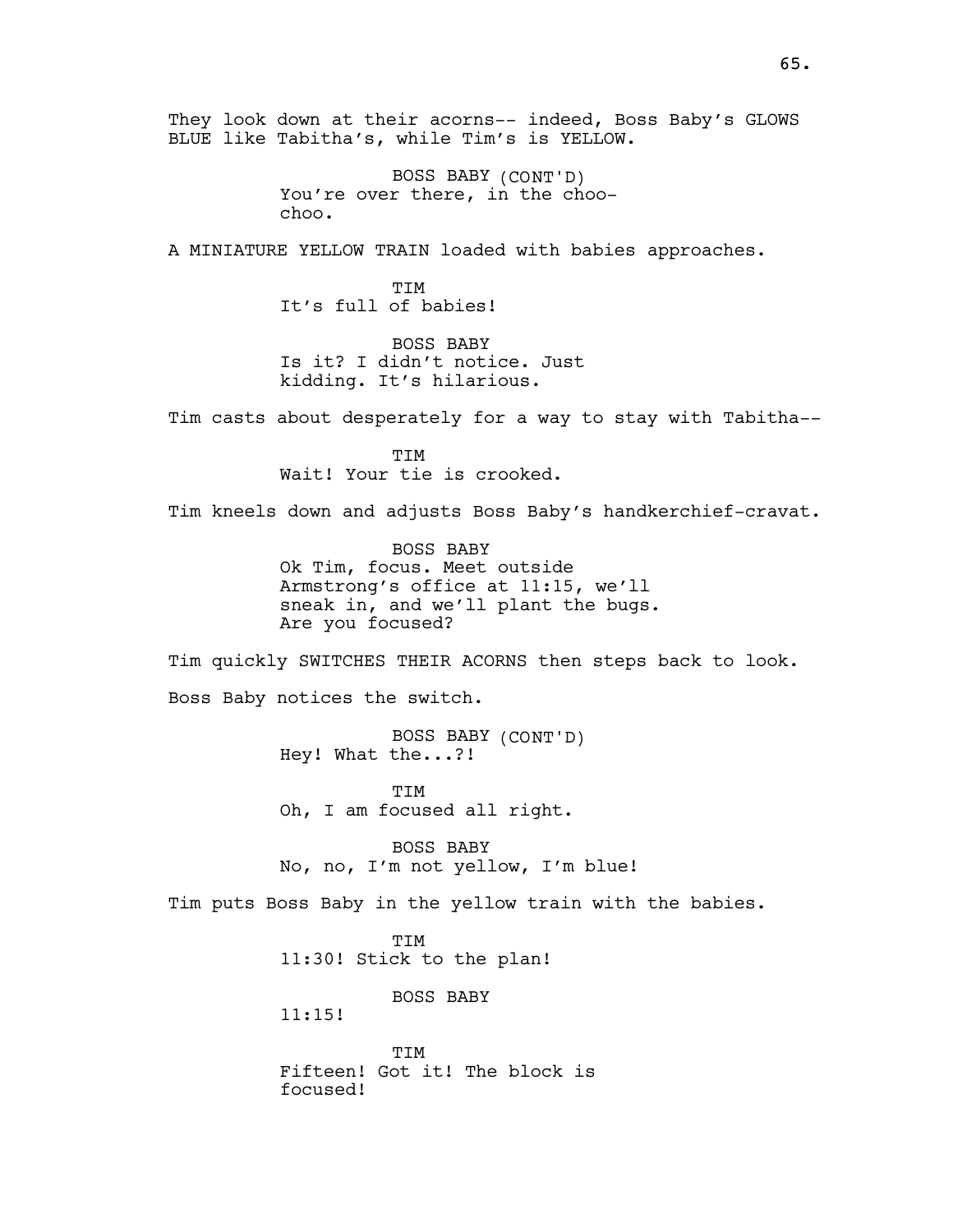They look down at their acorns-- indeed, Boss Baby's GLOWS BLUE like Tabitha's, while Tim's is YELLOW.

BOSS BABY (CONT'D)
You're over there, in the choo-choo.

A MINIATURE YELLOW TRAIN loaded with babies approaches.

TIM
It's full of babies!

BOSS BABY
Is it? I didn't notice. Just kidding. It's hilarious.

Tim casts about desperately for a way to stay with Tabitha--

TIM
Wait! Your tie is crooked.

Tim kneels down and adjusts Boss Baby's handkerchief-cravat.

BOSS BABY
Ok Tim, focus. Meet outside Armstrong's office at 11:15, we'll sneak in, and we'll plant the bugs. Are you focused?

Tim quickly SWITCHES THEIR ACORNS then steps back to look.

Boss Baby notices the switch.

BOSS BABY (CONT'D)
Hey! What the...?!

TIM
Oh, I am focused all right.

BOSS BABY
No, no, I'm not yellow, I'm blue!

Tim puts Boss Baby in the yellow train with the babies.

TIM
11:30! Stick to the plan!

BOSS BABY
11:15!

TIM
Fifteen! Got it! The block is focused!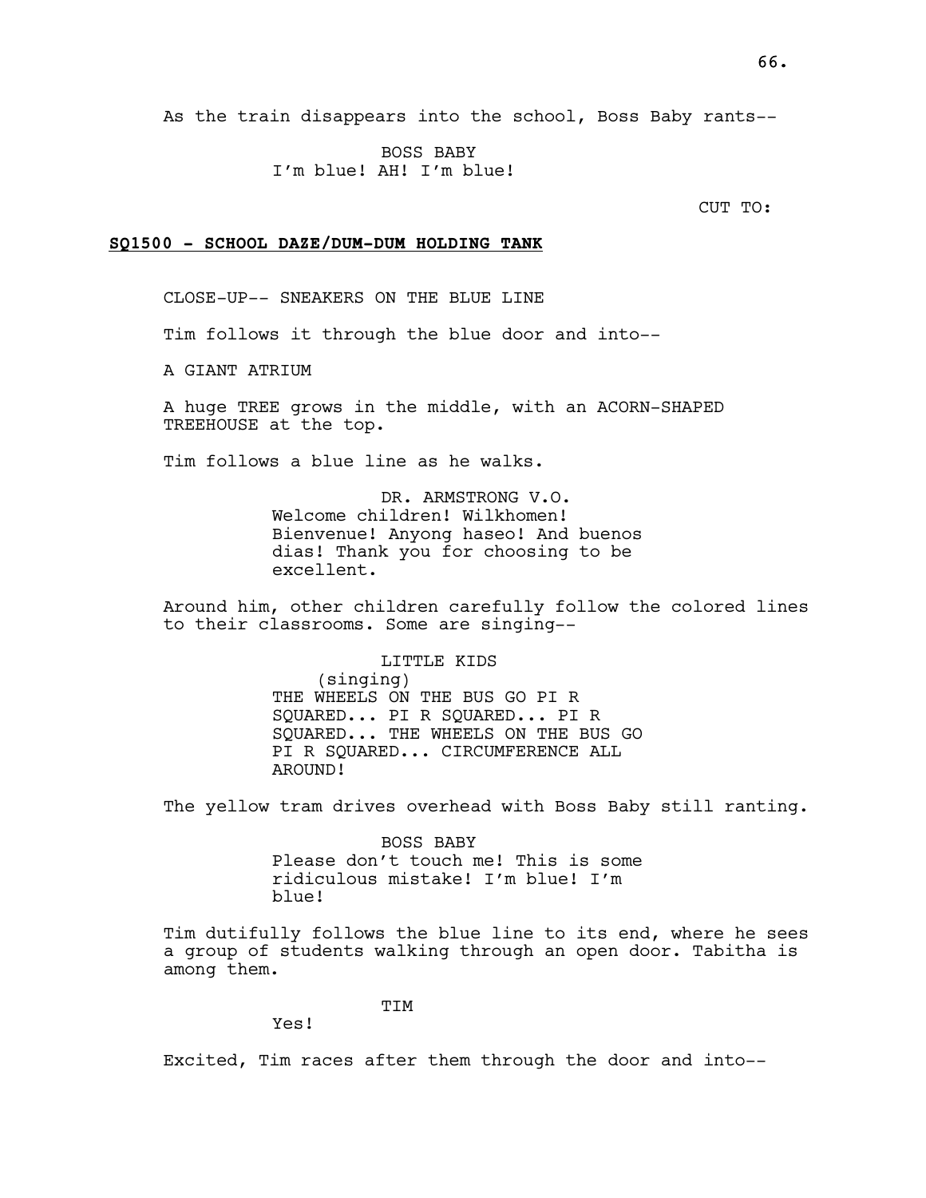As the train disappears into the school, Boss Baby rants--

BOSS BABY
I'm blue! AH! I'm blue!

CUT TO:

## **SQ1500 - SCHOOL DAZE/DUM-DUM HOLDING TANK**

CLOSE-UP-- SNEAKERS ON THE BLUE LINE

Tim follows it through the blue door and into--

A GIANT ATRIUM

A huge TREE grows in the middle, with an ACORN-SHAPED TREEHOUSE at the top.

Tim follows a blue line as he walks.

DR. ARMSTRONG V.O.
Welcome children! Wilkhomen! Bienvenue! Anyong haseo! And buenos dias! Thank you for choosing to be excellent.

Around him, other children carefully follow the colored lines to their classrooms. Some are singing--

LITTLE KIDS
(singing)
THE WHEELS ON THE BUS GO PI R SQUARED... PI R SQUARED... PI R SQUARED... THE WHEELS ON THE BUS GO PI R SQUARED... CIRCUMFERENCE ALL AROUND!

The yellow tram drives overhead with Boss Baby still ranting.

BOSS BABY
Please don't touch me! This is some ridiculous mistake! I'm blue! I'm blue!

Tim dutifully follows the blue line to its end, where he sees a group of students walking through an open door. Tabitha is among them.

TIM
Yes!

Excited, Tim races after them through the door and into--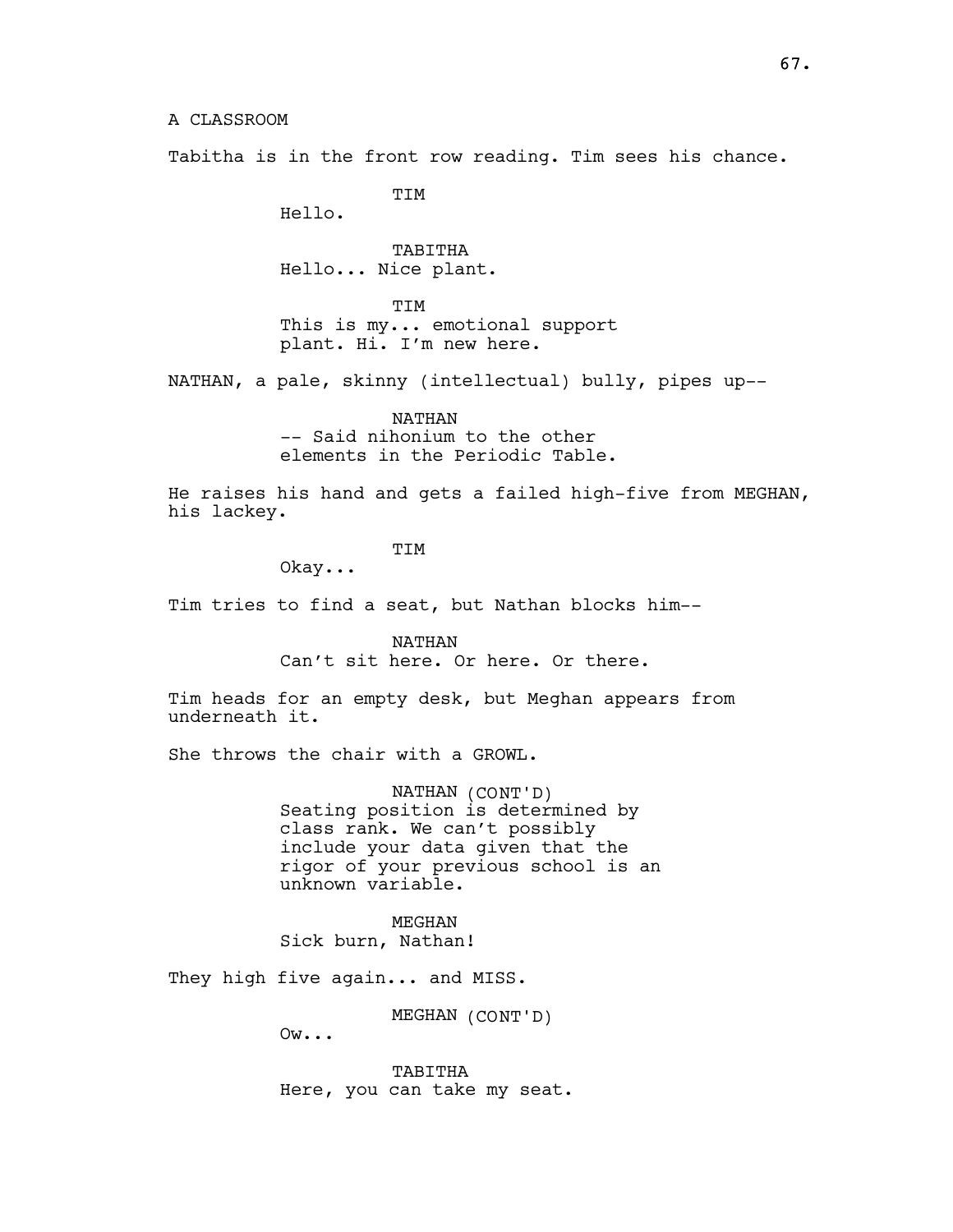A CLASSROOM

Tabitha is in the front row reading. Tim sees his chance.

TIM

Hello.

TABITHA

Hello... Nice plant.

TIM

This is my... emotional support plant. Hi. I'm new here.

NATHAN, a pale, skinny (intellectual) bully, pipes up--

NATHAN

-- Said nihonium to the other elements in the Periodic Table.

He raises his hand and gets a failed high-five from MEGHAN, his lackey.

TIM

Okay...

Tim tries to find a seat, but Nathan blocks him--

NATHAN

Can't sit here. Or here. Or there.

Tim heads for an empty desk, but Meghan appears from underneath it.

She throws the chair with a GROWL.

NATHAN (CONT'D)

Seating position is determined by class rank. We can't possibly include your data given that the rigor of your previous school is an unknown variable.

MEGHAN

Sick burn, Nathan!

They high five again... and MISS.

MEGHAN (CONT'D)

Ow...

TABITHA

Here, you can take my seat.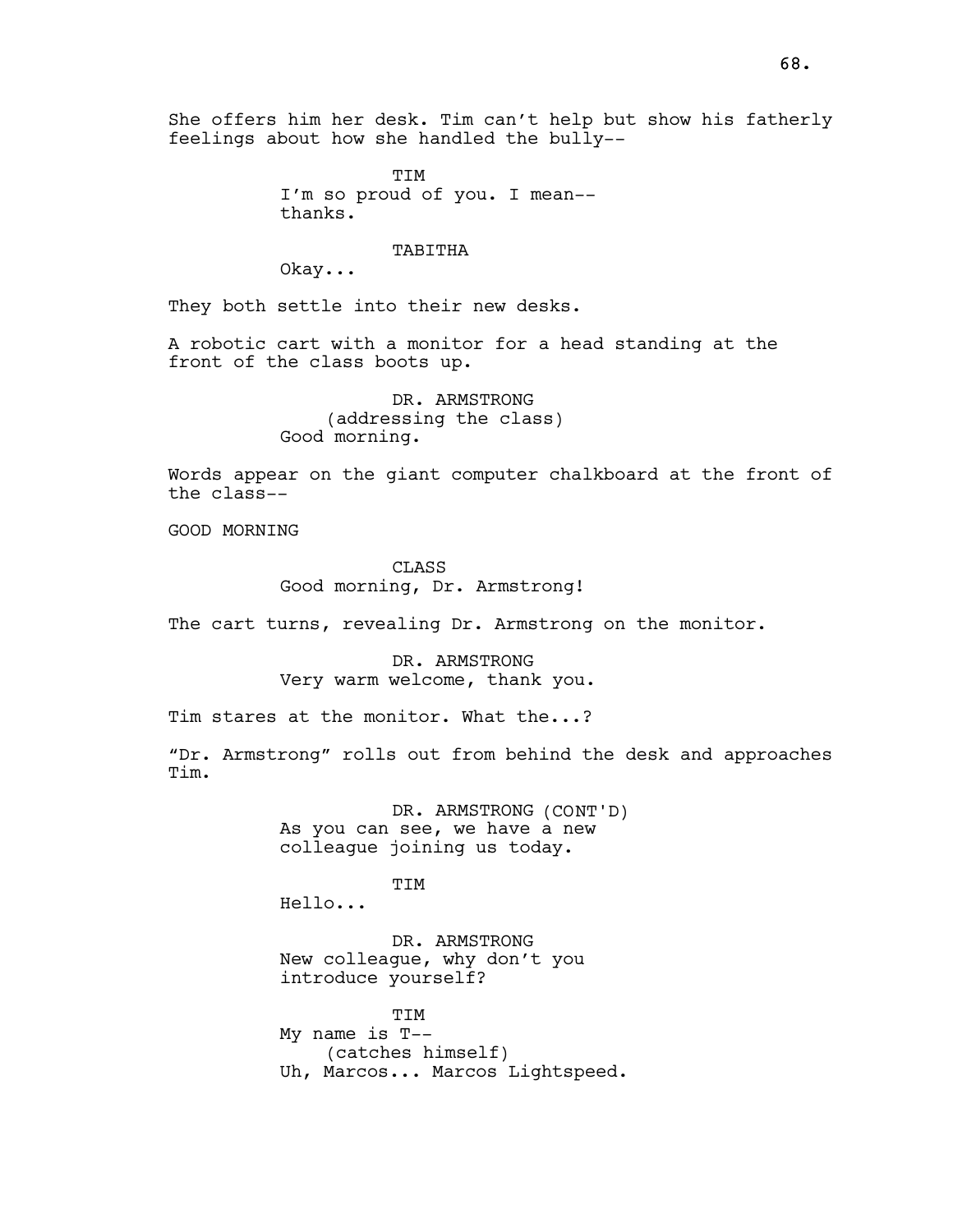She offers him her desk. Tim can't help but show his fatherly feelings about how she handled the bully--

TIM
I'm so proud of you. I mean--
thanks.

TABITHA
Okay...

They both settle into their new desks.

A robotic cart with a monitor for a head standing at the front of the class boots up.

DR. ARMSTRONG
(addressing the class)
Good morning.

Words appear on the giant computer chalkboard at the front of the class--

GOOD MORNING

CLASS
Good morning, Dr. Armstrong!

The cart turns, revealing Dr. Armstrong on the monitor.

DR. ARMSTRONG
Very warm welcome, thank you.

Tim stares at the monitor. What the...?

"Dr. Armstrong" rolls out from behind the desk and approaches Tim.

DR. ARMSTRONG (CONT'D)
As you can see, we have a new
colleague joining us today.

TIM
Hello...

DR. ARMSTRONG
New colleague, why don't you
introduce yourself?

TIM
My name is T--
(catches himself)
Uh, Marcos... Marcos Lightspeed.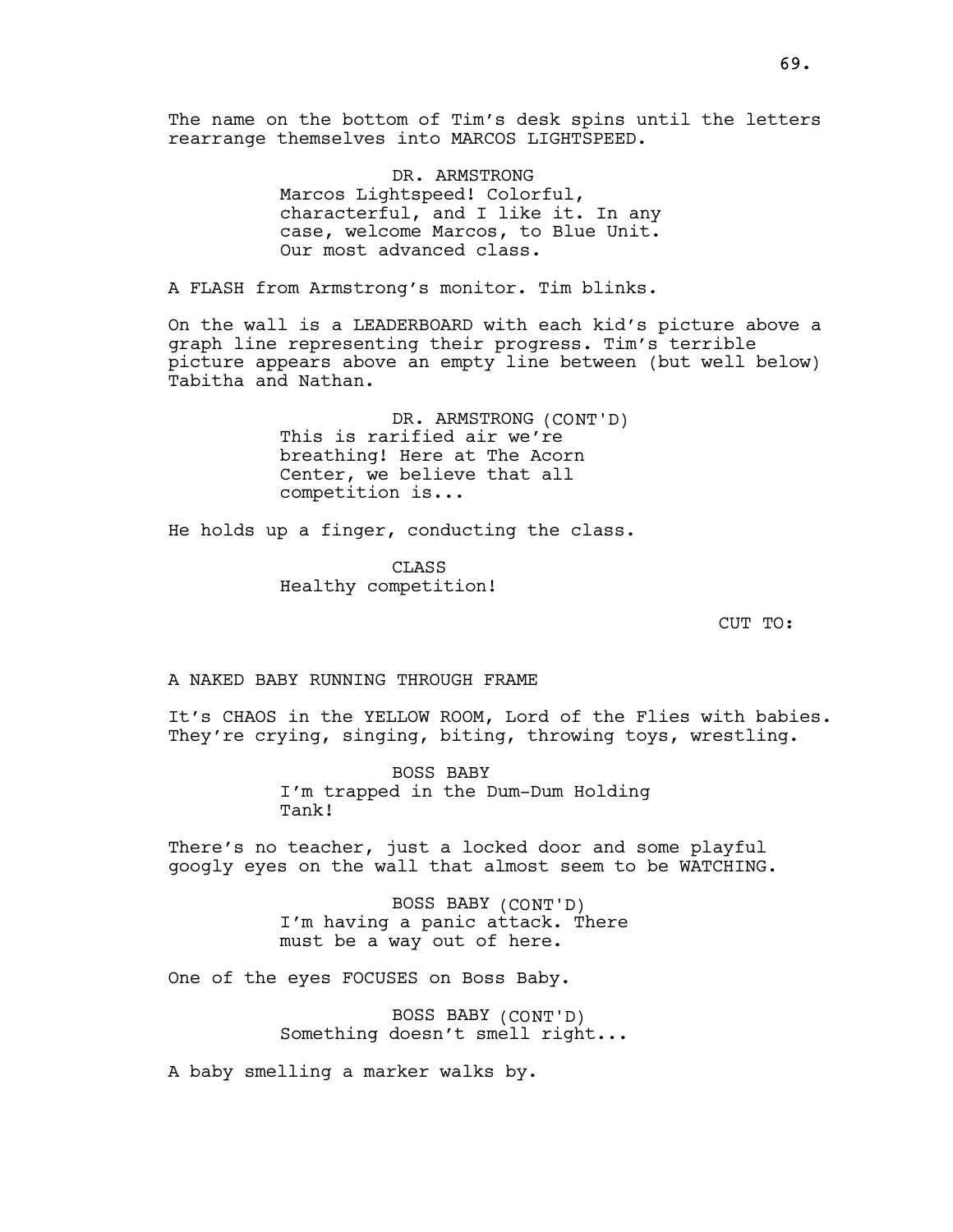The name on the bottom of Tim's desk spins until the letters rearrange themselves into MARCOS LIGHTSPEED.

DR. ARMSTRONG
Marcos Lightspeed! Colorful, characterful, and I like it. In any case, welcome Marcos, to Blue Unit. Our most advanced class.

A FLASH from Armstrong's monitor. Tim blinks.

On the wall is a LEADERBOARD with each kid's picture above a graph line representing their progress. Tim's terrible picture appears above an empty line between (but well below) Tabitha and Nathan.

DR. ARMSTRONG (CONT'D)
This is rarified air we're breathing! Here at The Acorn Center, we believe that all competition is...

He holds up a finger, conducting the class.

CLASS
Healthy competition!

CUT TO:

A NAKED BABY RUNNING THROUGH FRAME

It's CHAOS in the YELLOW ROOM, Lord of the Flies with babies. They're crying, singing, biting, throwing toys, wrestling.

BOSS BABY
I'm trapped in the Dum-Dum Holding Tank!

There's no teacher, just a locked door and some playful googly eyes on the wall that almost seem to be WATCHING.

BOSS BABY (CONT'D)
I'm having a panic attack. There must be a way out of here.

One of the eyes FOCUSES on Boss Baby.

BOSS BABY (CONT'D)
Something doesn't smell right...

A baby smelling a marker walks by.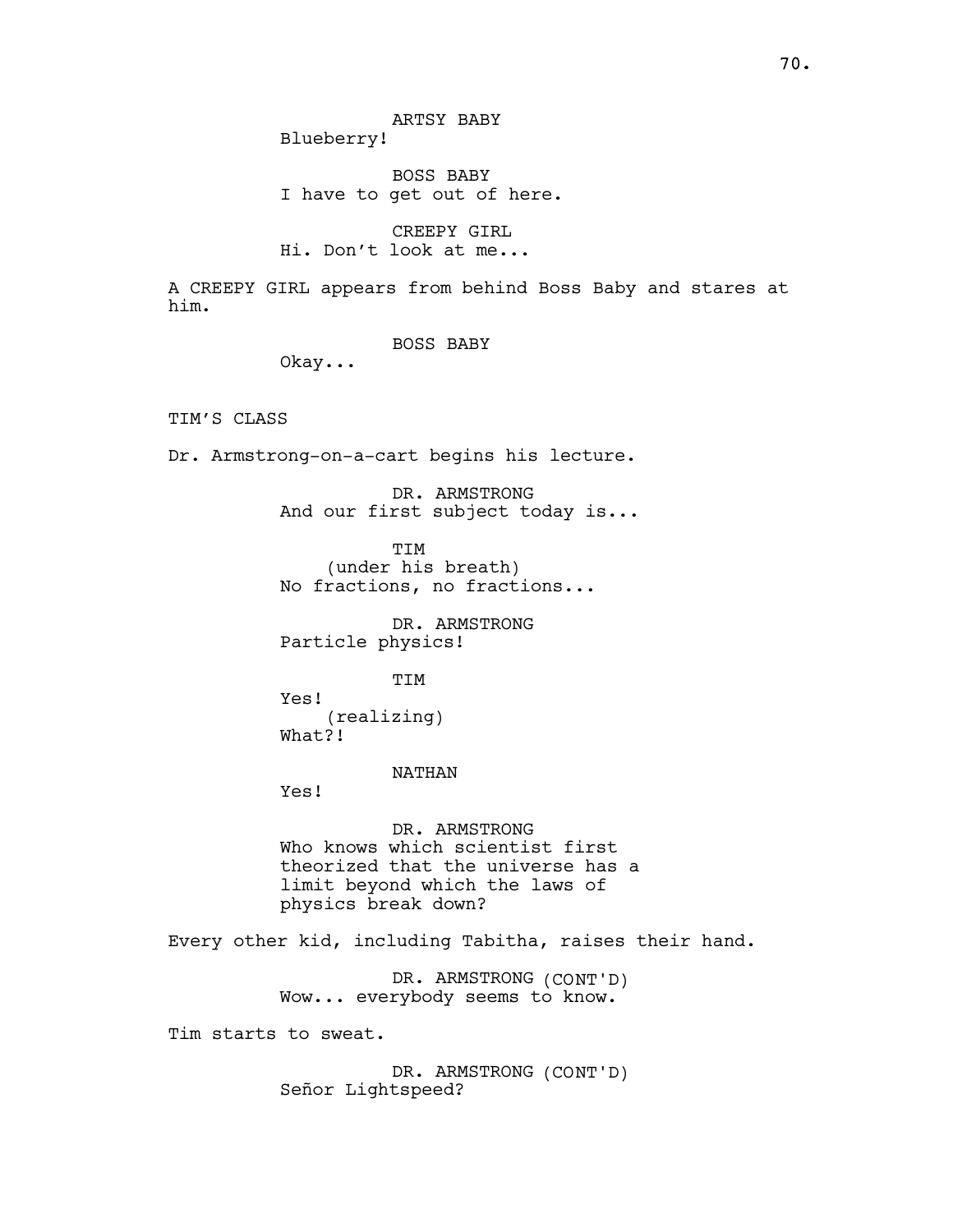ARTSY BABY
Blueberry!

BOSS BABY
I have to get out of here.

CREEPY GIRL
Hi. Don't look at me...

A CREEPY GIRL appears from behind Boss Baby and stares at him.

BOSS BABY
Okay...

TIM'S CLASS

Dr. Armstrong-on-a-cart begins his lecture.

DR. ARMSTRONG
And our first subject today is...

TIM
(under his breath)
No fractions, no fractions...

DR. ARMSTRONG
Particle physics!

TIM
Yes!
(realizing)
What?!

NATHAN
Yes!

DR. ARMSTRONG
Who knows which scientist first theorized that the universe has a limit beyond which the laws of physics break down?

Every other kid, including Tabitha, raises their hand.

DR. ARMSTRONG (CONT'D)
Wow... everybody seems to know.

Tim starts to sweat.

DR. ARMSTRONG (CONT'D)
Señor Lightspeed?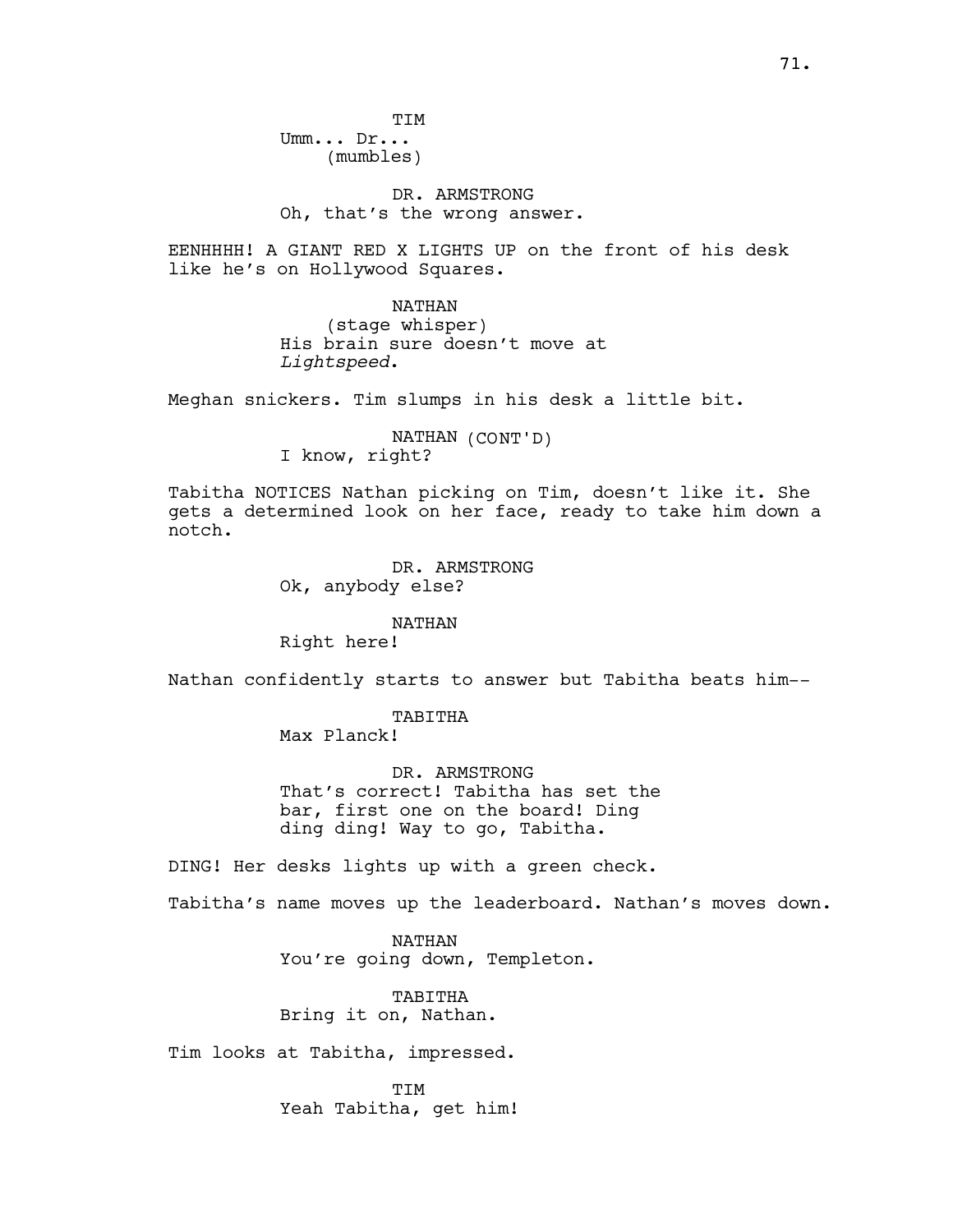TIM
Umm... Dr...
(mumbles)

DR. ARMSTRONG
Oh, that's the wrong answer.

EENHHHH! A GIANT RED X LIGHTS UP on the front of his desk like he's on Hollywood Squares.

NATHAN
(stage whisper)
His brain sure doesn't move at *Lightspeed*.

Meghan snickers. Tim slumps in his desk a little bit.

NATHAN (CONT'D)
I know, right?

Tabitha NOTICES Nathan picking on Tim, doesn't like it. She gets a determined look on her face, ready to take him down a notch.

DR. ARMSTRONG
Ok, anybody else?

NATHAN
Right here!

Nathan confidently starts to answer but Tabitha beats him--

TABITHA
Max Planck!

DR. ARMSTRONG
That's correct! Tabitha has set the bar, first one on the board! Ding ding ding! Way to go, Tabitha.

DING! Her desks lights up with a green check.

Tabitha's name moves up the leaderboard. Nathan's moves down.

NATHAN
You're going down, Templeton.

TABITHA
Bring it on, Nathan.

Tim looks at Tabitha, impressed.

TIM
Yeah Tabitha, get him!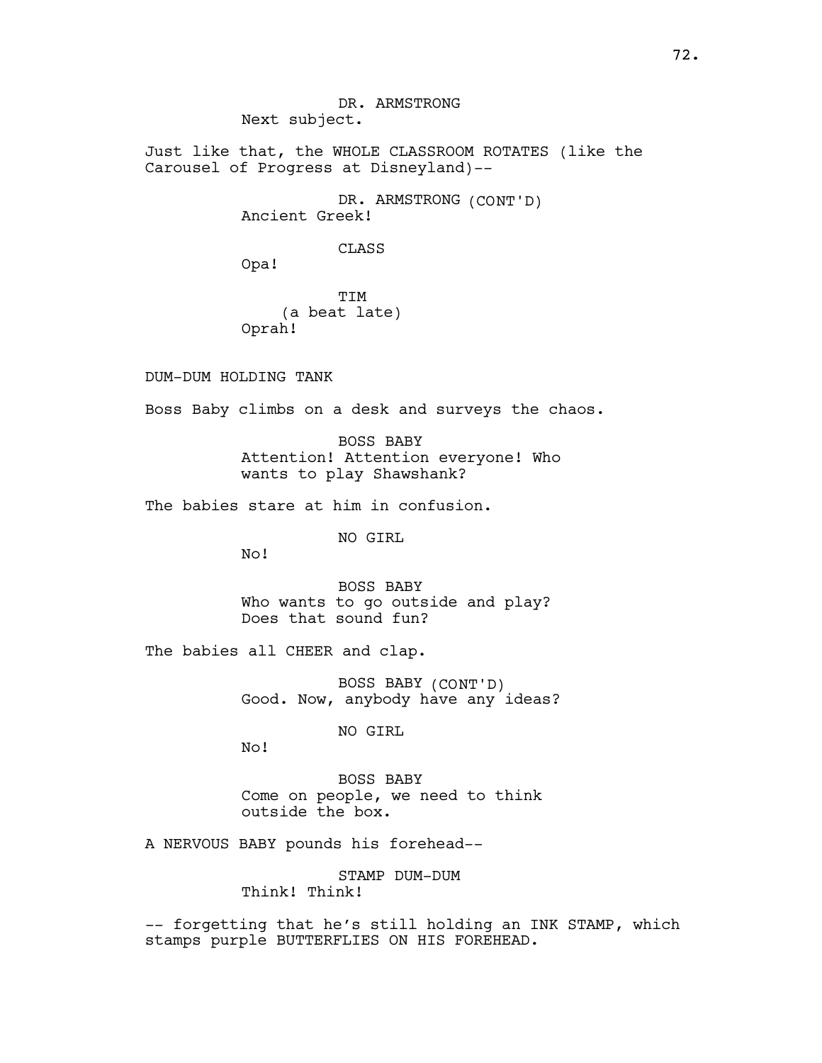DR. ARMSTRONG
Next subject.

Just like that, the WHOLE CLASSROOM ROTATES (like the Carousel of Progress at Disneyland)--

DR. ARMSTRONG (CONT'D)
Ancient Greek!

CLASS
Opa!

TIM
(a beat late)
Oprah!

DUM-DUM HOLDING TANK

Boss Baby climbs on a desk and surveys the chaos.

BOSS BABY
Attention! Attention everyone! Who wants to play Shawshank?

The babies stare at him in confusion.

NO GIRL
No!

BOSS BABY
Who wants to go outside and play? Does that sound fun?

The babies all CHEER and clap.

BOSS BABY (CONT'D)
Good. Now, anybody have any ideas?

NO GIRL
No!

BOSS BABY
Come on people, we need to think outside the box.

A NERVOUS BABY pounds his forehead--

STAMP DUM-DUM
Think! Think!

-- forgetting that he's still holding an INK STAMP, which stamps purple BUTTERFLIES ON HIS FOREHEAD.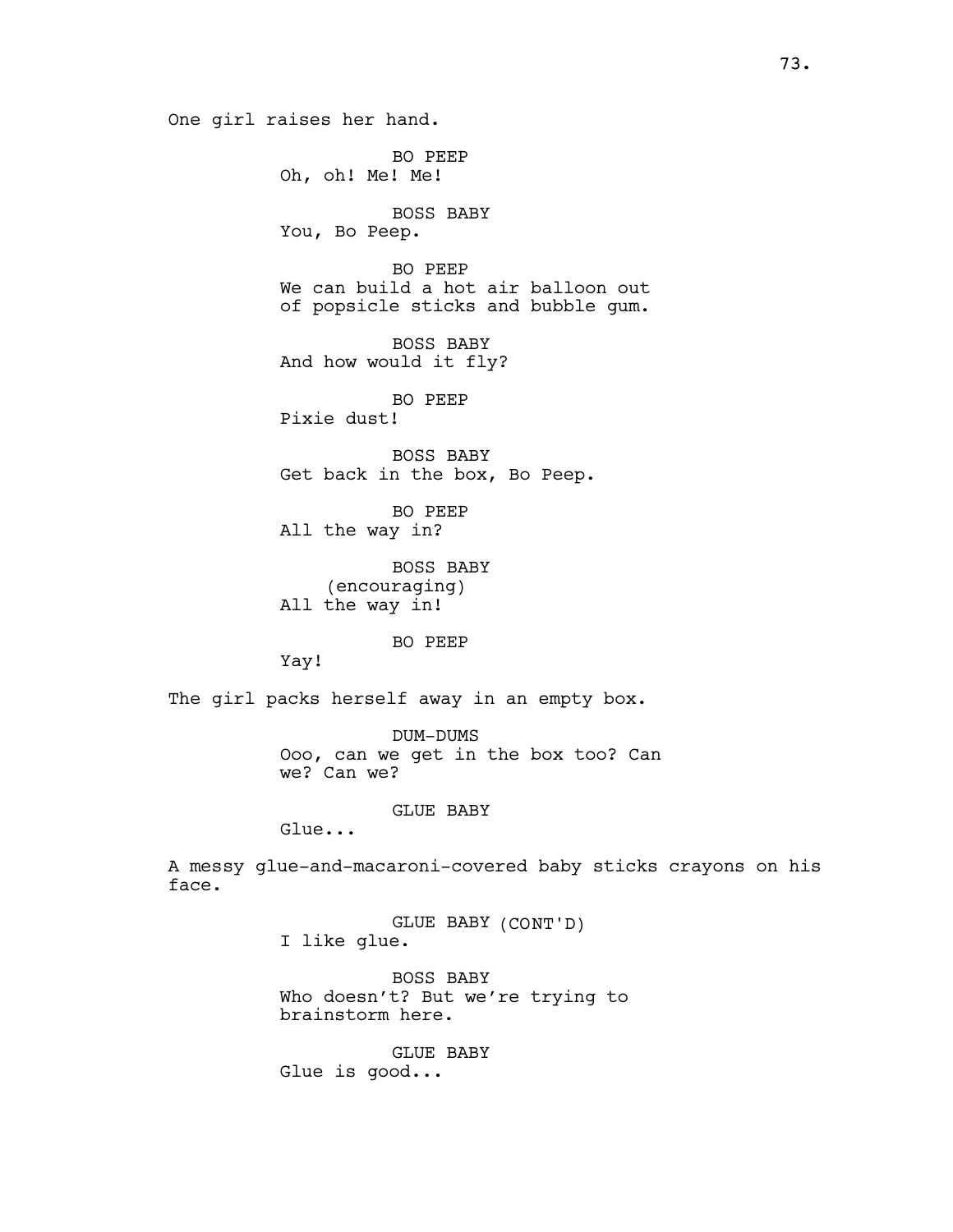One girl raises her hand.

BO PEEP
Oh, oh! Me! Me!

BOSS BABY
You, Bo Peep.

BO PEEP
We can build a hot air balloon out of popsicle sticks and bubble gum.

BOSS BABY
And how would it fly?

BO PEEP
Pixie dust!

BOSS BABY
Get back in the box, Bo Peep.

BO PEEP
All the way in?

BOSS BABY
(encouraging)
All the way in!

BO PEEP
Yay!

The girl packs herself away in an empty box.

DUM-DUMS
Ooo, can we get in the box too? Can we? Can we?

GLUE BABY
Glue...

A messy glue-and-macaroni-covered baby sticks crayons on his face.

GLUE BABY (CONT'D)
I like glue.

BOSS BABY
Who doesn't? But we're trying to brainstorm here.

GLUE BABY
Glue is good...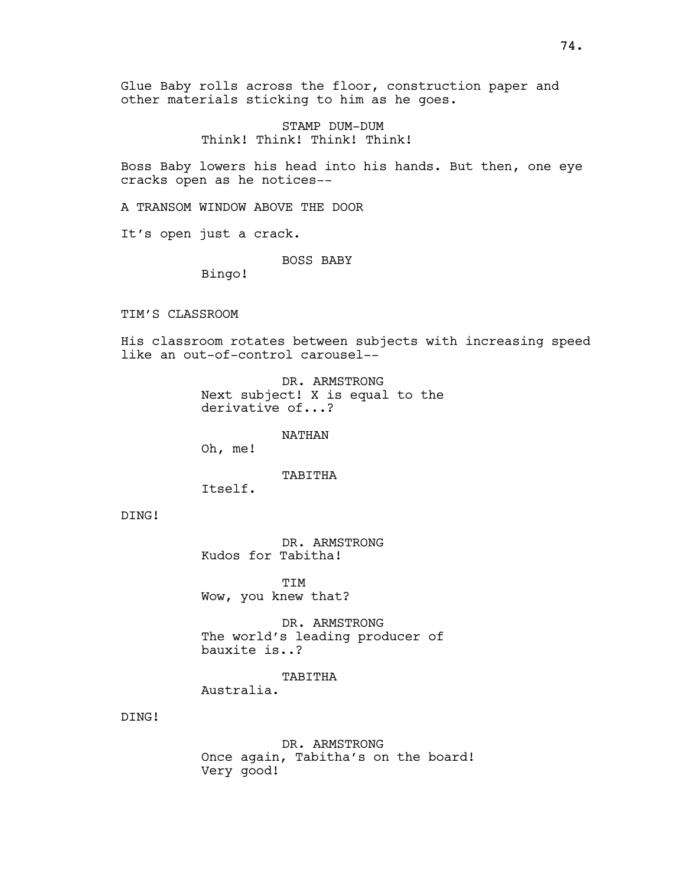Glue Baby rolls across the floor, construction paper and other materials sticking to him as he goes.

STAMP DUM-DUM
Think! Think! Think! Think!

Boss Baby lowers his head into his hands. But then, one eye cracks open as he notices--

A TRANSOM WINDOW ABOVE THE DOOR

It's open just a crack.

BOSS BABY
Bingo!

TIM'S CLASSROOM

His classroom rotates between subjects with increasing speed like an out-of-control carousel--

DR. ARMSTRONG
Next subject! X is equal to the derivative of...?

NATHAN
Oh, me!

TABITHA
Itself.

DING!

DR. ARMSTRONG
Kudos for Tabitha!

TIM
Wow, you knew that?

DR. ARMSTRONG
The world's leading producer of bauxite is..?

TABITHA
Australia.

DING!

DR. ARMSTRONG
Once again, Tabitha's on the board! Very good!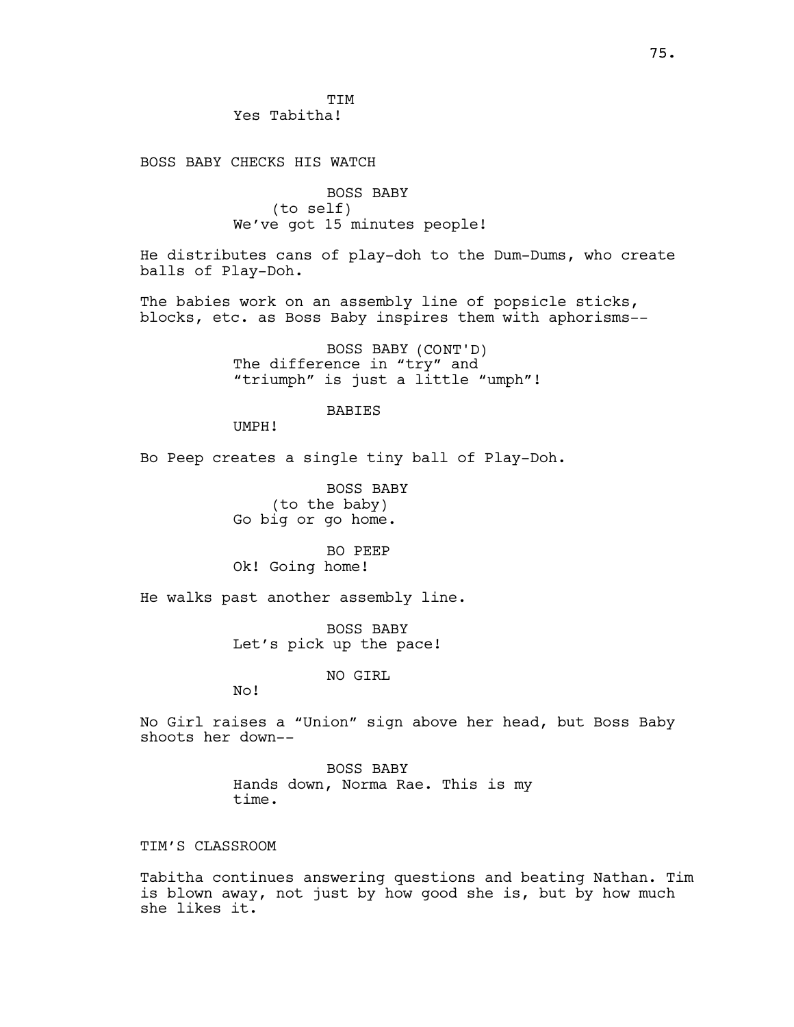TIM
Yes Tabitha!

BOSS BABY CHECKS HIS WATCH

BOSS BABY
(to self)
We've got 15 minutes people!

He distributes cans of play-doh to the Dum-Dums, who create balls of Play-Doh.

The babies work on an assembly line of popsicle sticks, blocks, etc. as Boss Baby inspires them with aphorisms--

BOSS BABY (CONT'D)
The difference in "try" and "triumph" is just a little "umph"!

BABIES
UMPH!

Bo Peep creates a single tiny ball of Play-Doh.

BOSS BABY
(to the baby)
Go big or go home.

BO PEEP
Ok! Going home!

He walks past another assembly line.

BOSS BABY
Let's pick up the pace!

NO GIRL
No!

No Girl raises a "Union" sign above her head, but Boss Baby shoots her down--

BOSS BABY
Hands down, Norma Rae. This is my time.

TIM'S CLASSROOM

Tabitha continues answering questions and beating Nathan. Tim is blown away, not just by how good she is, but by how much she likes it.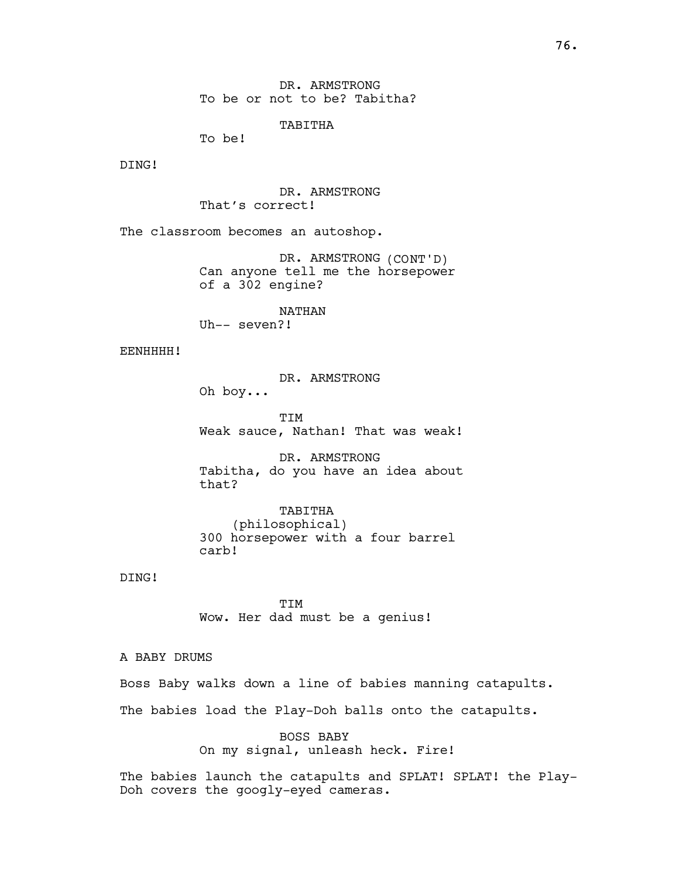DR. ARMSTRONG
To be or not to be? Tabitha?

TABITHA
To be!

DING!

DR. ARMSTRONG
That's correct!

The classroom becomes an autoshop.

DR. ARMSTRONG (CONT'D)
Can anyone tell me the horsepower of a 302 engine?

NATHAN
Uh-- seven?!

EENHHHH!

DR. ARMSTRONG
Oh boy...

TIM
Weak sauce, Nathan! That was weak!

DR. ARMSTRONG
Tabitha, do you have an idea about that?

TABITHA
(philosophical)
300 horsepower with a four barrel carb!

DING!

TIM
Wow. Her dad must be a genius!

A BABY DRUMS

Boss Baby walks down a line of babies manning catapults.

The babies load the Play-Doh balls onto the catapults.

BOSS BABY
On my signal, unleash heck. Fire!

The babies launch the catapults and SPLAT! SPLAT! the Play-Doh covers the googly-eyed cameras.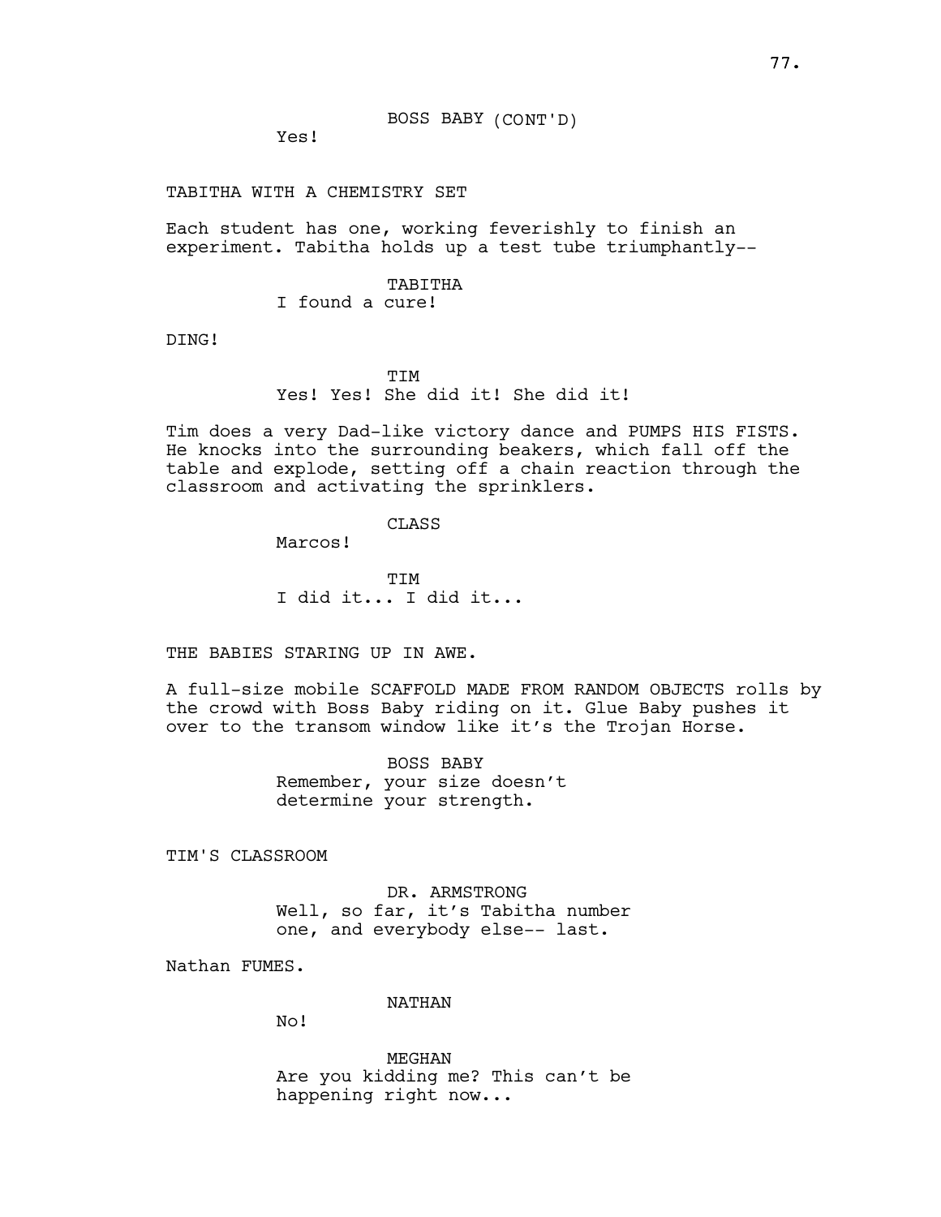BOSS BABY (CONT'D)
Yes!

TABITHA WITH A CHEMISTRY SET

Each student has one, working feverishly to finish an experiment. Tabitha holds up a test tube triumphantly--

TABITHA
I found a cure!

DING!

TIM
Yes! Yes! She did it! She did it!

Tim does a very Dad-like victory dance and PUMPS HIS FISTS. He knocks into the surrounding beakers, which fall off the table and explode, setting off a chain reaction through the classroom and activating the sprinklers.

CLASS
Marcos!

TIM
I did it... I did it...

THE BABIES STARING UP IN AWE.

A full-size mobile SCAFFOLD MADE FROM RANDOM OBJECTS rolls by the crowd with Boss Baby riding on it. Glue Baby pushes it over to the transom window like it's the Trojan Horse.

BOSS BABY
Remember, your size doesn't determine your strength.

TIM'S CLASSROOM

DR. ARMSTRONG
Well, so far, it's Tabitha number one, and everybody else-- last.

Nathan FUMES.

NATHAN
No!

MEGHAN
Are you kidding me? This can't be happening right now...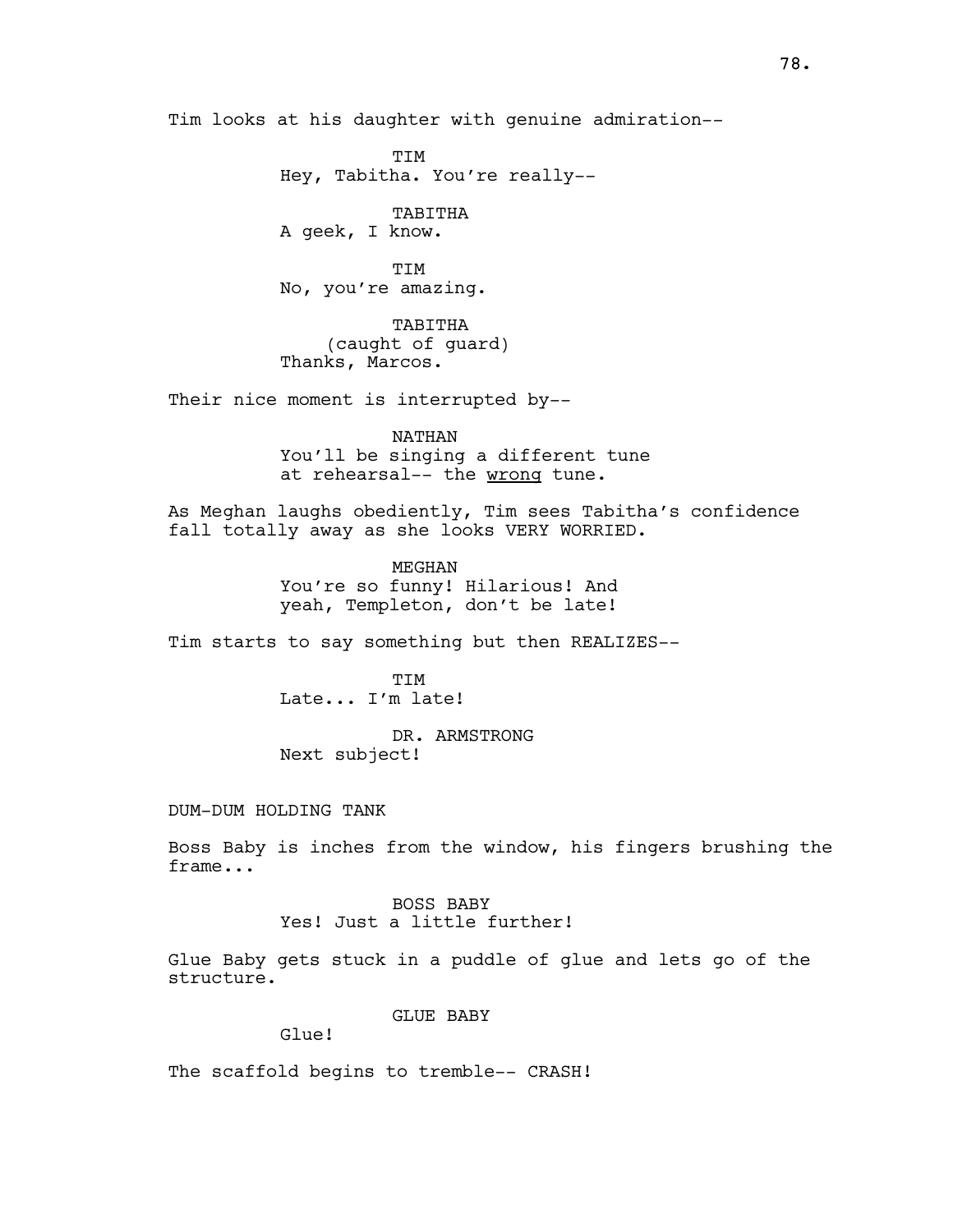Tim looks at his daughter with genuine admiration--

TIM
Hey, Tabitha. You're really--

TABITHA
A geek, I know.

TIM
No, you're amazing.

TABITHA
(caught of guard)
Thanks, Marcos.

Their nice moment is interrupted by--

NATHAN
You'll be singing a different tune at rehearsal-- the <u>wrong</u> tune.

As Meghan laughs obediently, Tim sees Tabitha's confidence fall totally away as she looks VERY WORRIED.

MEGHAN
You're so funny! Hilarious! And yeah, Templeton, don't be late!

Tim starts to say something but then REALIZES--

TIM
Late... I'm late!

DR. ARMSTRONG
Next subject!

DUM-DUM HOLDING TANK

Boss Baby is inches from the window, his fingers brushing the frame...

BOSS BABY
Yes! Just a little further!

Glue Baby gets stuck in a puddle of glue and lets go of the structure.

GLUE BABY
Glue!

The scaffold begins to tremble-- CRASH!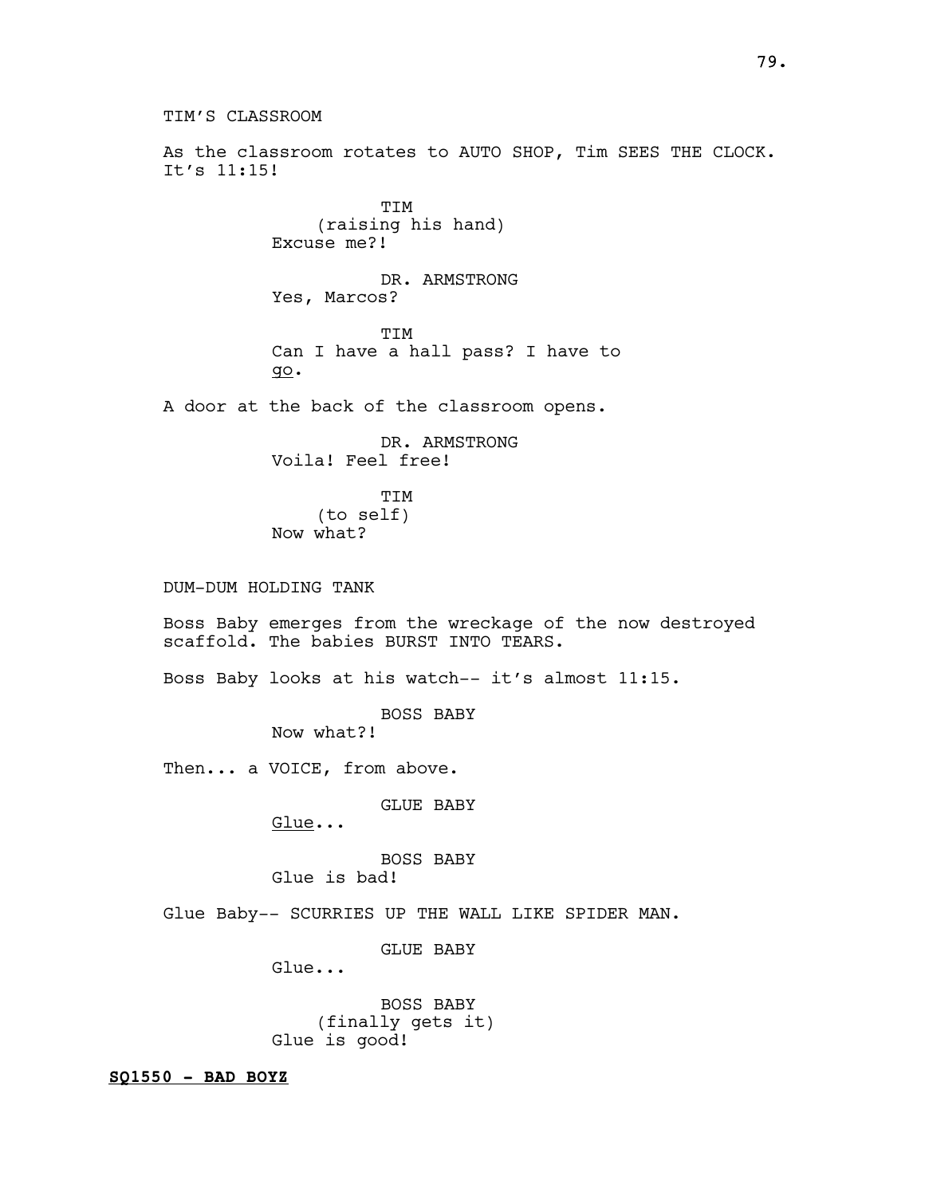TIM'S CLASSROOM

As the classroom rotates to AUTO SHOP, Tim SEES THE CLOCK. It's 11:15!

TIM
(raising his hand)
Excuse me?!

DR. ARMSTRONG
Yes, Marcos?

TIM
Can I have a hall pass? I have to <u>go</u>.

A door at the back of the classroom opens.

DR. ARMSTRONG
Voila! Feel free!

TIM
(to self)
Now what?

DUM-DUM HOLDING TANK

Boss Baby emerges from the wreckage of the now destroyed scaffold. The babies BURST INTO TEARS.

Boss Baby looks at his watch-- it's almost 11:15.

BOSS BABY
Now what?!

Then... a VOICE, from above.

GLUE BABY
<u>Glue</u>...

BOSS BABY
Glue is bad!

Glue Baby-- SCURRIES UP THE WALL LIKE SPIDER MAN.

GLUE BABY
Glue...

BOSS BABY
(finally gets it)
Glue is good!

**<u>SQ1550 - BAD BOYZ</u>**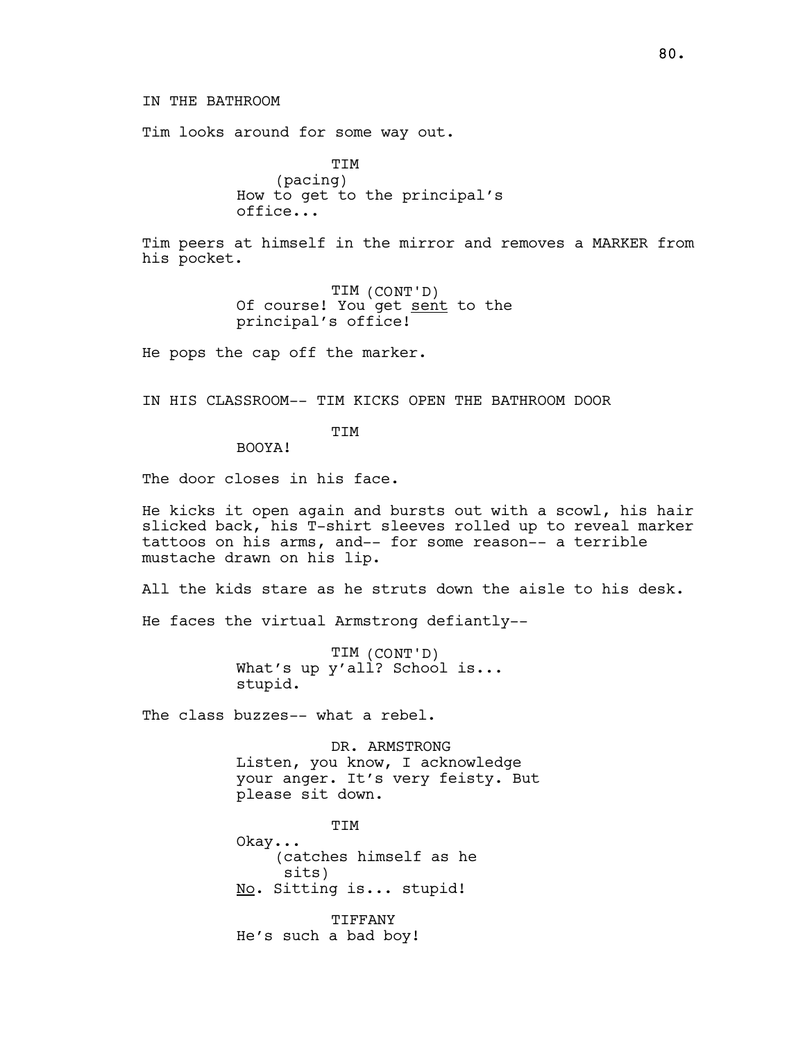IN THE BATHROOM

Tim looks around for some way out.

TIM
(pacing)
How to get to the principal's office...

Tim peers at himself in the mirror and removes a MARKER from his pocket.

TIM (CONT'D)
Of course! You get <u>sent</u> to the principal's office!

He pops the cap off the marker.

IN HIS CLASSROOM-- TIM KICKS OPEN THE BATHROOM DOOR

TIM
BOOYA!

The door closes in his face.

He kicks it open again and bursts out with a scowl, his hair slicked back, his T-shirt sleeves rolled up to reveal marker tattoos on his arms, and-- for some reason-- a terrible mustache drawn on his lip.

All the kids stare as he struts down the aisle to his desk.

He faces the virtual Armstrong defiantly--

TIM (CONT'D)
What's up y'all? School is... stupid.

The class buzzes-- what a rebel.

DR. ARMSTRONG
Listen, you know, I acknowledge your anger. It's very feisty. But please sit down.

TIM
Okay...
(catches himself as he sits)
<u>No</u>. Sitting is... stupid!

TIFFANY
He's such a bad boy!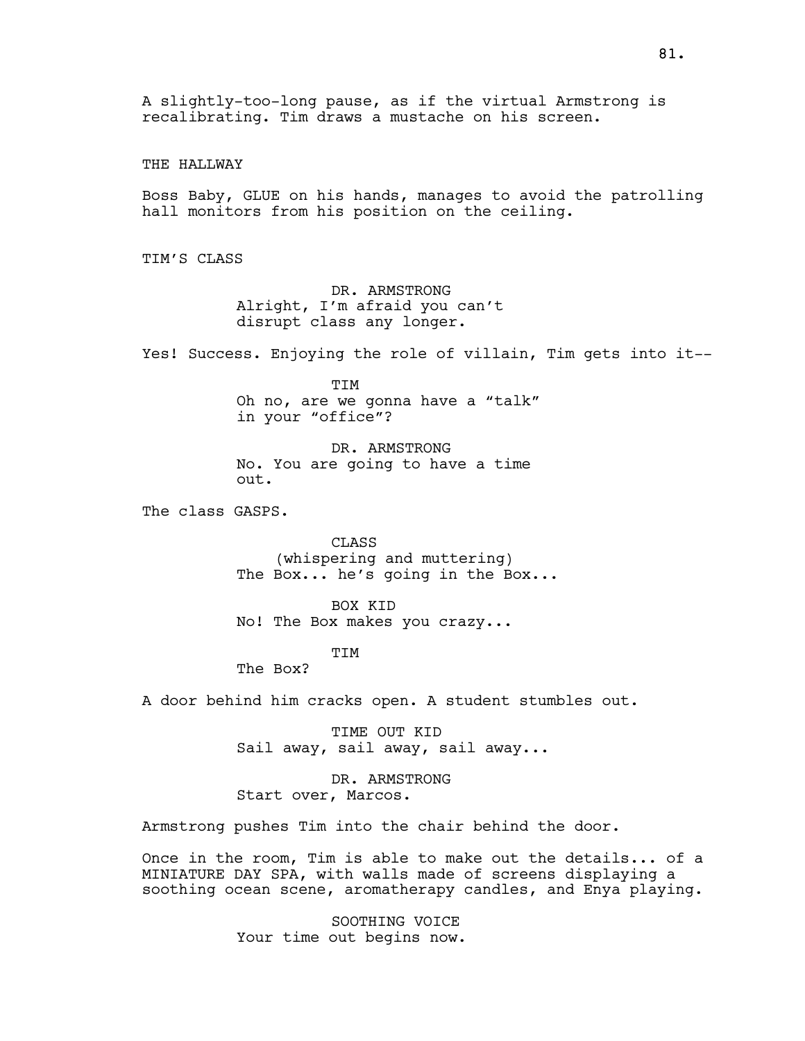A slightly-too-long pause, as if the virtual Armstrong is recalibrating. Tim draws a mustache on his screen.

THE HALLWAY

Boss Baby, GLUE on his hands, manages to avoid the patrolling hall monitors from his position on the ceiling.

TIM'S CLASS

DR. ARMSTRONG
Alright, I'm afraid you can't disrupt class any longer.

Yes! Success. Enjoying the role of villain, Tim gets into it--

TIM
Oh no, are we gonna have a "talk" in your "office"?

DR. ARMSTRONG
No. You are going to have a time out.

The class GASPS.

CLASS
(whispering and muttering)
The Box... he's going in the Box...

BOX KID
No! The Box makes you crazy...

TIM
The Box?

A door behind him cracks open. A student stumbles out.

TIME OUT KID
Sail away, sail away, sail away...

DR. ARMSTRONG
Start over, Marcos.

Armstrong pushes Tim into the chair behind the door.

Once in the room, Tim is able to make out the details... of a MINIATURE DAY SPA, with walls made of screens displaying a soothing ocean scene, aromatherapy candles, and Enya playing.

SOOTHING VOICE
Your time out begins now.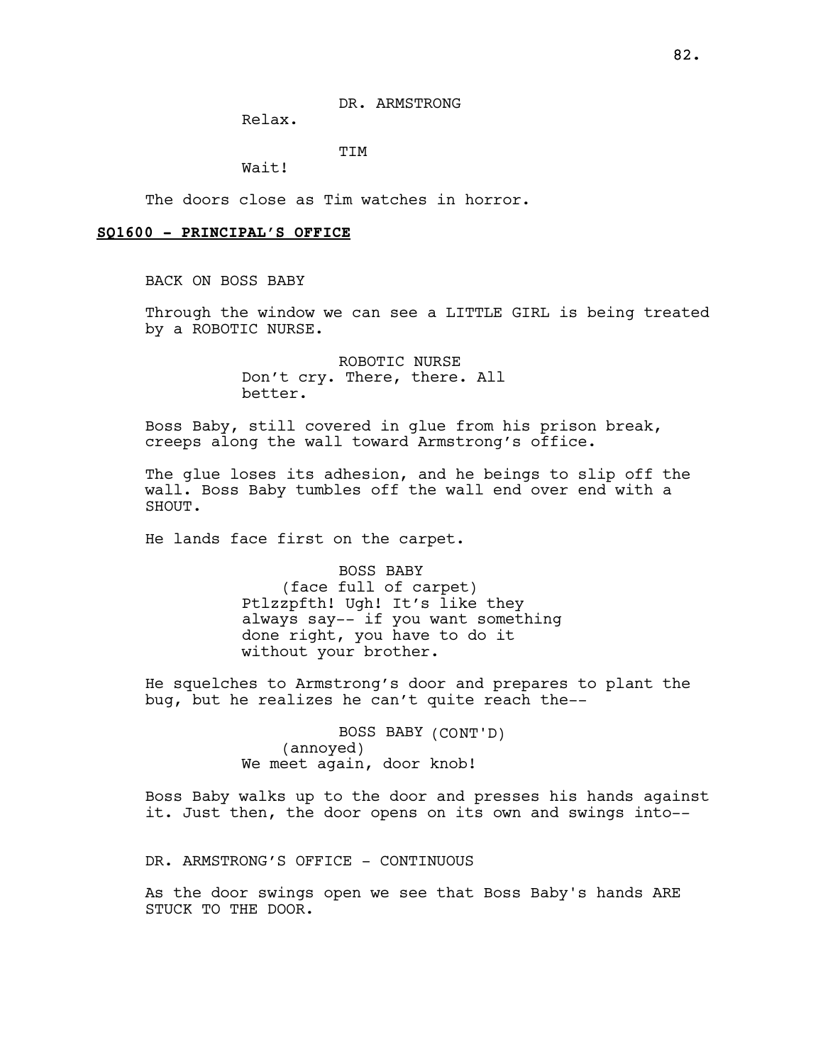DR. ARMSTRONG

Relax.

TIM

Wait!

The doors close as Tim watches in horror.

**SQ1600 - PRINCIPAL'S OFFICE**

BACK ON BOSS BABY

Through the window we can see a LITTLE GIRL is being treated by a ROBOTIC NURSE.

ROBOTIC NURSE

Don't cry. There, there. All better.

Boss Baby, still covered in glue from his prison break, creeps along the wall toward Armstrong's office.

The glue loses its adhesion, and he beings to slip off the wall. Boss Baby tumbles off the wall end over end with a SHOUT.

He lands face first on the carpet.

BOSS BABY

(face full of carpet)

Ptlzzpfth! Ugh! It's like they always say-- if you want something done right, you have to do it without your brother.

He squelches to Armstrong's door and prepares to plant the bug, but he realizes he can't quite reach the--

BOSS BABY (CONT'D)

(annoyed)

We meet again, door knob!

Boss Baby walks up to the door and presses his hands against it. Just then, the door opens on its own and swings into--

DR. ARMSTRONG'S OFFICE - CONTINUOUS

As the door swings open we see that Boss Baby's hands ARE STUCK TO THE DOOR.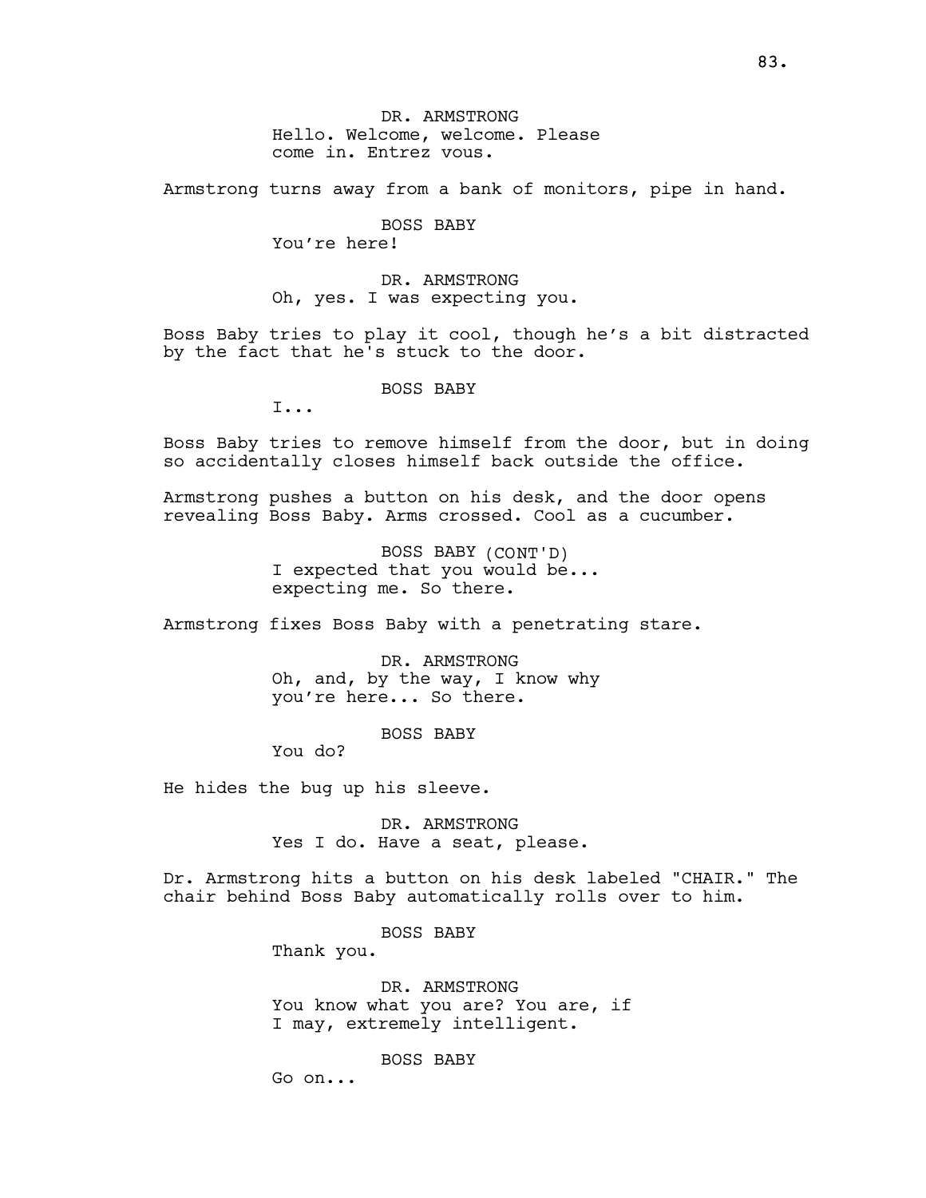DR. ARMSTRONG
Hello. Welcome, welcome. Please come in. Entrez vous.

Armstrong turns away from a bank of monitors, pipe in hand.

BOSS BABY
You're here!

DR. ARMSTRONG
Oh, yes. I was expecting you.

Boss Baby tries to play it cool, though he's a bit distracted by the fact that he's stuck to the door.

BOSS BABY
I...

Boss Baby tries to remove himself from the door, but in doing so accidentally closes himself back outside the office.

Armstrong pushes a button on his desk, and the door opens revealing Boss Baby. Arms crossed. Cool as a cucumber.

BOSS BABY (CONT'D)
I expected that you would be... expecting me. So there.

Armstrong fixes Boss Baby with a penetrating stare.

DR. ARMSTRONG
Oh, and, by the way, I know why you're here... So there.

BOSS BABY
You do?

He hides the bug up his sleeve.

DR. ARMSTRONG
Yes I do. Have a seat, please.

Dr. Armstrong hits a button on his desk labeled "CHAIR." The chair behind Boss Baby automatically rolls over to him.

BOSS BABY
Thank you.

DR. ARMSTRONG
You know what you are? You are, if I may, extremely intelligent.

BOSS BABY
Go on...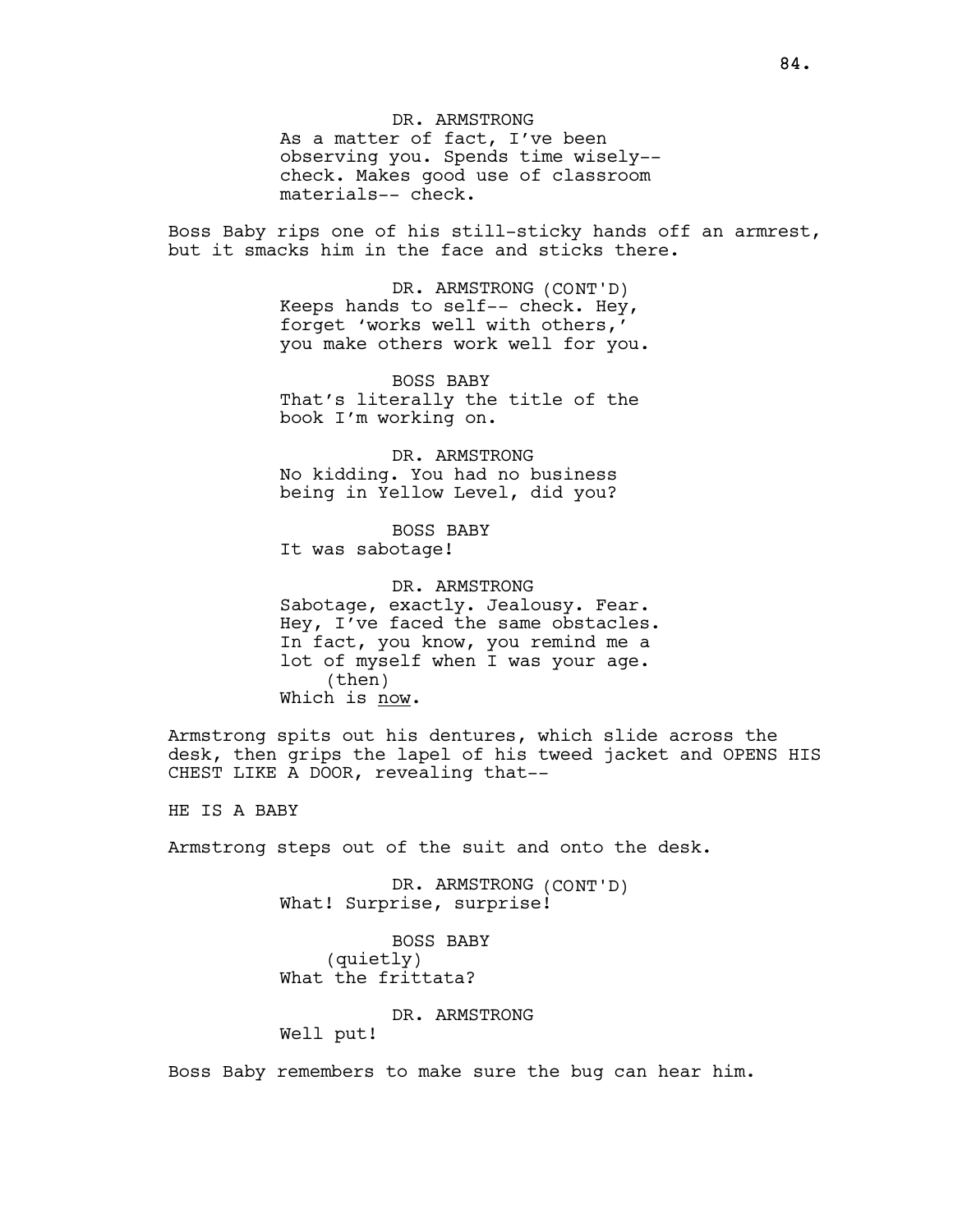DR. ARMSTRONG
As a matter of fact, I've been observing you. Spends time wisely-- check. Makes good use of classroom materials-- check.

Boss Baby rips one of his still-sticky hands off an armrest, but it smacks him in the face and sticks there.

DR. ARMSTRONG (CONT'D)
Keeps hands to self-- check. Hey, forget 'works well with others,' you make others work well for you.

BOSS BABY
That's literally the title of the book I'm working on.

DR. ARMSTRONG
No kidding. You had no business being in Yellow Level, did you?

BOSS BABY
It was sabotage!

DR. ARMSTRONG
Sabotage, exactly. Jealousy. Fear. Hey, I've faced the same obstacles. In fact, you know, you remind me a lot of myself when I was your age.
(then)
Which is <u>now</u>.

Armstrong spits out his dentures, which slide across the desk, then grips the lapel of his tweed jacket and OPENS HIS CHEST LIKE A DOOR, revealing that--

HE IS A BABY

Armstrong steps out of the suit and onto the desk.

DR. ARMSTRONG (CONT'D)
What! Surprise, surprise!

BOSS BABY
(quietly)
What the frittata?

DR. ARMSTRONG
Well put!

Boss Baby remembers to make sure the bug can hear him.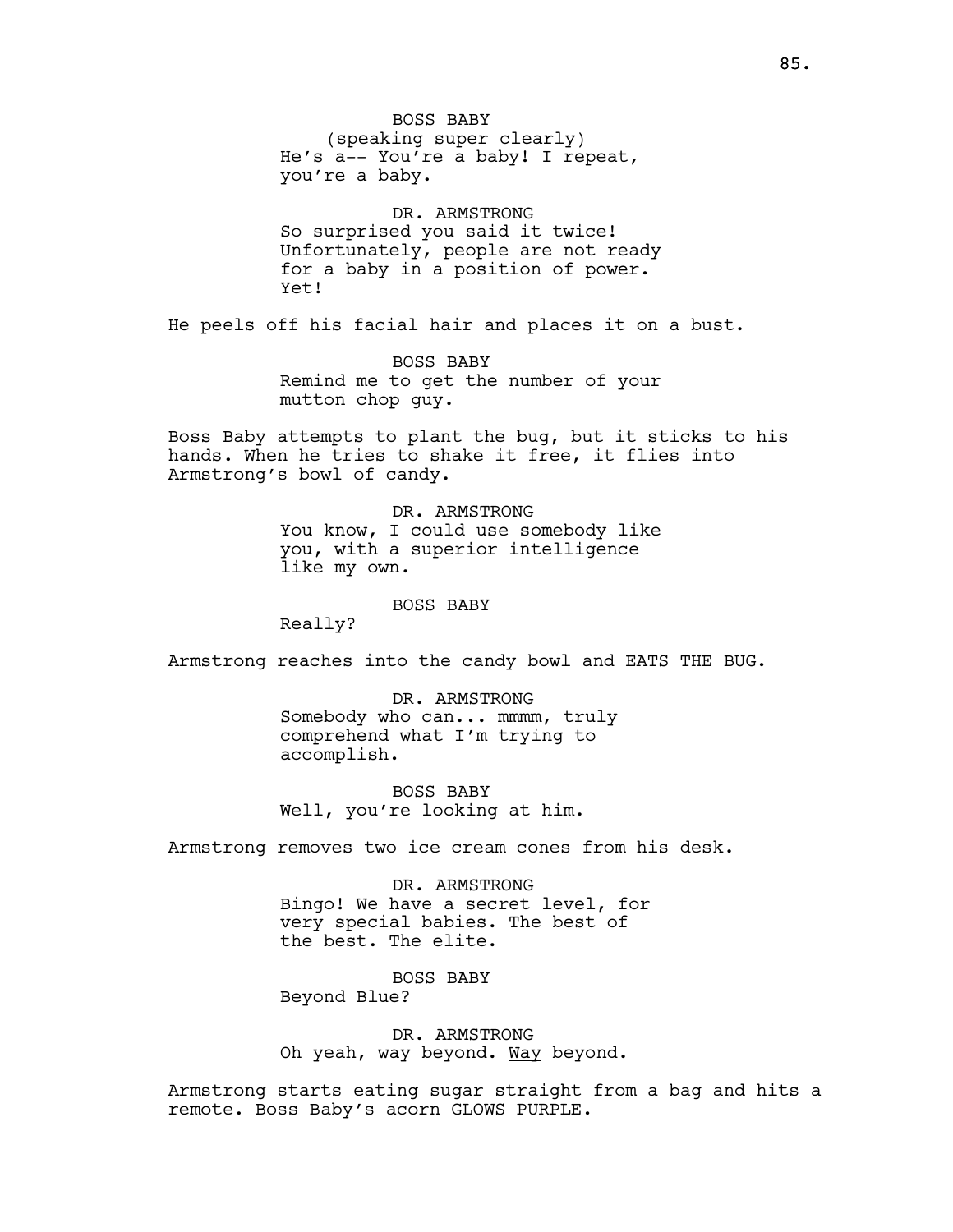BOSS BABY
(speaking super clearly)
He's a-- You're a baby! I repeat, you're a baby.

DR. ARMSTRONG
So surprised you said it twice! Unfortunately, people are not ready for a baby in a position of power. Yet!

He peels off his facial hair and places it on a bust.

BOSS BABY
Remind me to get the number of your mutton chop guy.

Boss Baby attempts to plant the bug, but it sticks to his hands. When he tries to shake it free, it flies into Armstrong's bowl of candy.

DR. ARMSTRONG
You know, I could use somebody like you, with a superior intelligence like my own.

BOSS BABY
Really?

Armstrong reaches into the candy bowl and EATS THE BUG.

DR. ARMSTRONG
Somebody who can... mmmm, truly comprehend what I'm trying to accomplish.

BOSS BABY
Well, you're looking at him.

Armstrong removes two ice cream cones from his desk.

DR. ARMSTRONG
Bingo! We have a secret level, for very special babies. The best of the best. The elite.

BOSS BABY
Beyond Blue?

DR. ARMSTRONG
Oh yeah, way beyond. <u>Way</u> beyond.

Armstrong starts eating sugar straight from a bag and hits a remote. Boss Baby's acorn GLOWS PURPLE.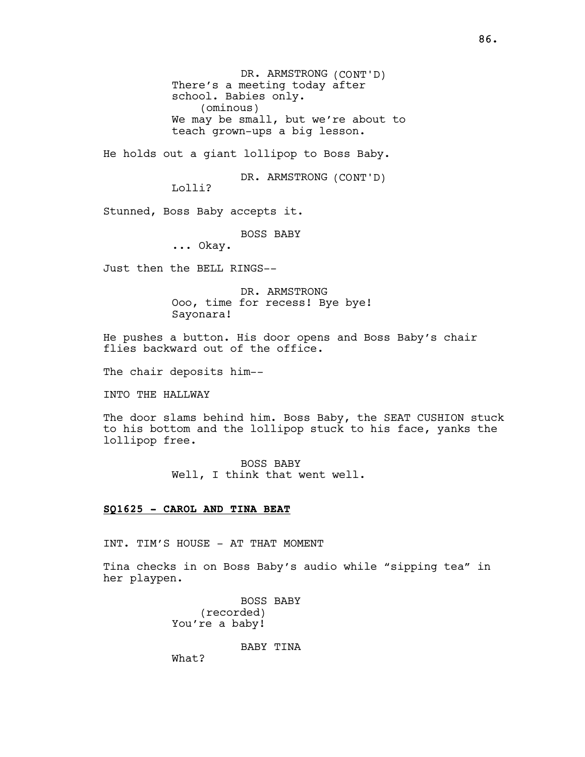DR. ARMSTRONG (CONT'D)
There's a meeting today after school. Babies only.
(ominous)
We may be small, but we're about to teach grown-ups a big lesson.

He holds out a giant lollipop to Boss Baby.

DR. ARMSTRONG (CONT'D)
Lolli?

Stunned, Boss Baby accepts it.

BOSS BABY
... Okay.

Just then the BELL RINGS--

DR. ARMSTRONG
Ooo, time for recess! Bye bye! Sayonara!

He pushes a button. His door opens and Boss Baby's chair flies backward out of the office.

The chair deposits him--

INTO THE HALLWAY

The door slams behind him. Boss Baby, the SEAT CUSHION stuck to his bottom and the lollipop stuck to his face, yanks the lollipop free.

BOSS BABY
Well, I think that went well.

**SQ1625 - CAROL AND TINA BEAT**

INT. TIM'S HOUSE - AT THAT MOMENT

Tina checks in on Boss Baby's audio while "sipping tea" in her playpen.

BOSS BABY
(recorded)
You're a baby!

BABY TINA
What?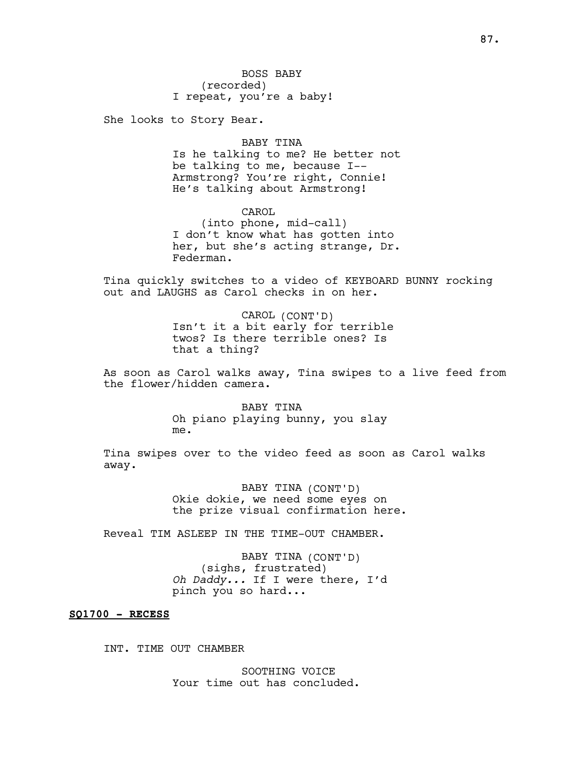BOSS BABY
(recorded)
I repeat, you're a baby!

She looks to Story Bear.

BABY TINA
Is he talking to me? He better not be talking to me, because I-- Armstrong? You're right, Connie! He's talking about Armstrong!

CAROL
(into phone, mid-call)
I don't know what has gotten into her, but she's acting strange, Dr. Federman.

Tina quickly switches to a video of KEYBOARD BUNNY rocking out and LAUGHS as Carol checks in on her.

CAROL (CONT'D)
Isn't it a bit early for terrible twos? Is there terrible ones? Is that a thing?

As soon as Carol walks away, Tina swipes to a live feed from the flower/hidden camera.

BABY TINA
Oh piano playing bunny, you slay me.

Tina swipes over to the video feed as soon as Carol walks away.

BABY TINA (CONT'D)
Okie dokie, we need some eyes on the prize visual confirmation here.

Reveal TIM ASLEEP IN THE TIME-OUT CHAMBER.

BABY TINA (CONT'D)
(sighs, frustrated)
*Oh Daddy...* If I were there, I'd pinch you so hard...

**SQ1700 - RECESS**

INT. TIME OUT CHAMBER

SOOTHING VOICE
Your time out has concluded.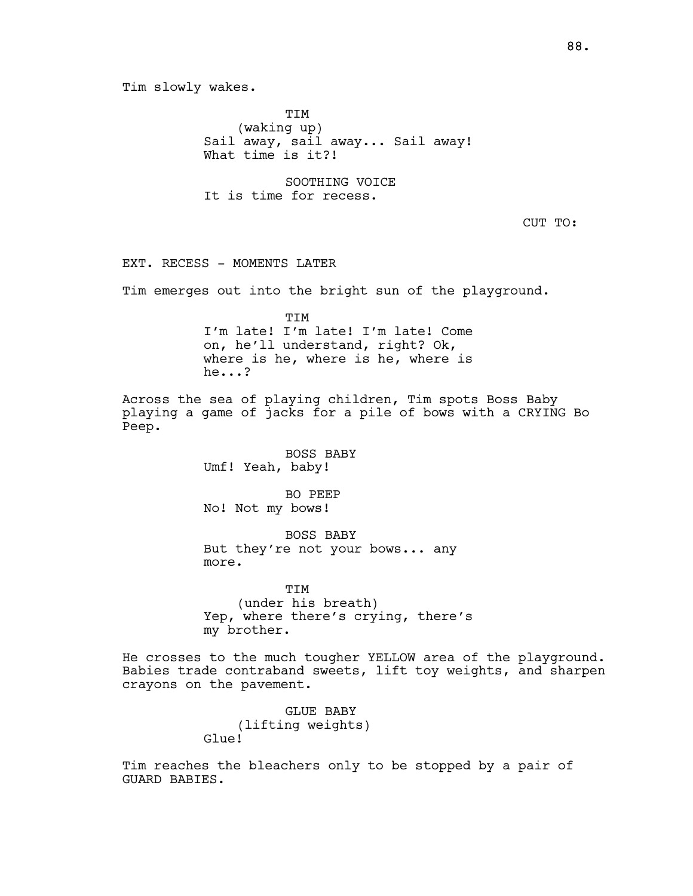Tim slowly wakes.

TIM
(waking up)
Sail away, sail away... Sail away!
What time is it?!

SOOTHING VOICE
It is time for recess.

CUT TO:

EXT. RECESS - MOMENTS LATER

Tim emerges out into the bright sun of the playground.

TIM
I'm late! I'm late! I'm late! Come
on, he'll understand, right? Ok,
where is he, where is he, where is
he...?

Across the sea of playing children, Tim spots Boss Baby playing a game of jacks for a pile of bows with a CRYING Bo Peep.

BOSS BABY
Umf! Yeah, baby!

BO PEEP
No! Not my bows!

BOSS BABY
But they're not your bows... any
more.

TIM
(under his breath)
Yep, where there's crying, there's
my brother.

He crosses to the much tougher YELLOW area of the playground. Babies trade contraband sweets, lift toy weights, and sharpen crayons on the pavement.

GLUE BABY
(lifting weights)
Glue!

Tim reaches the bleachers only to be stopped by a pair of GUARD BABIES.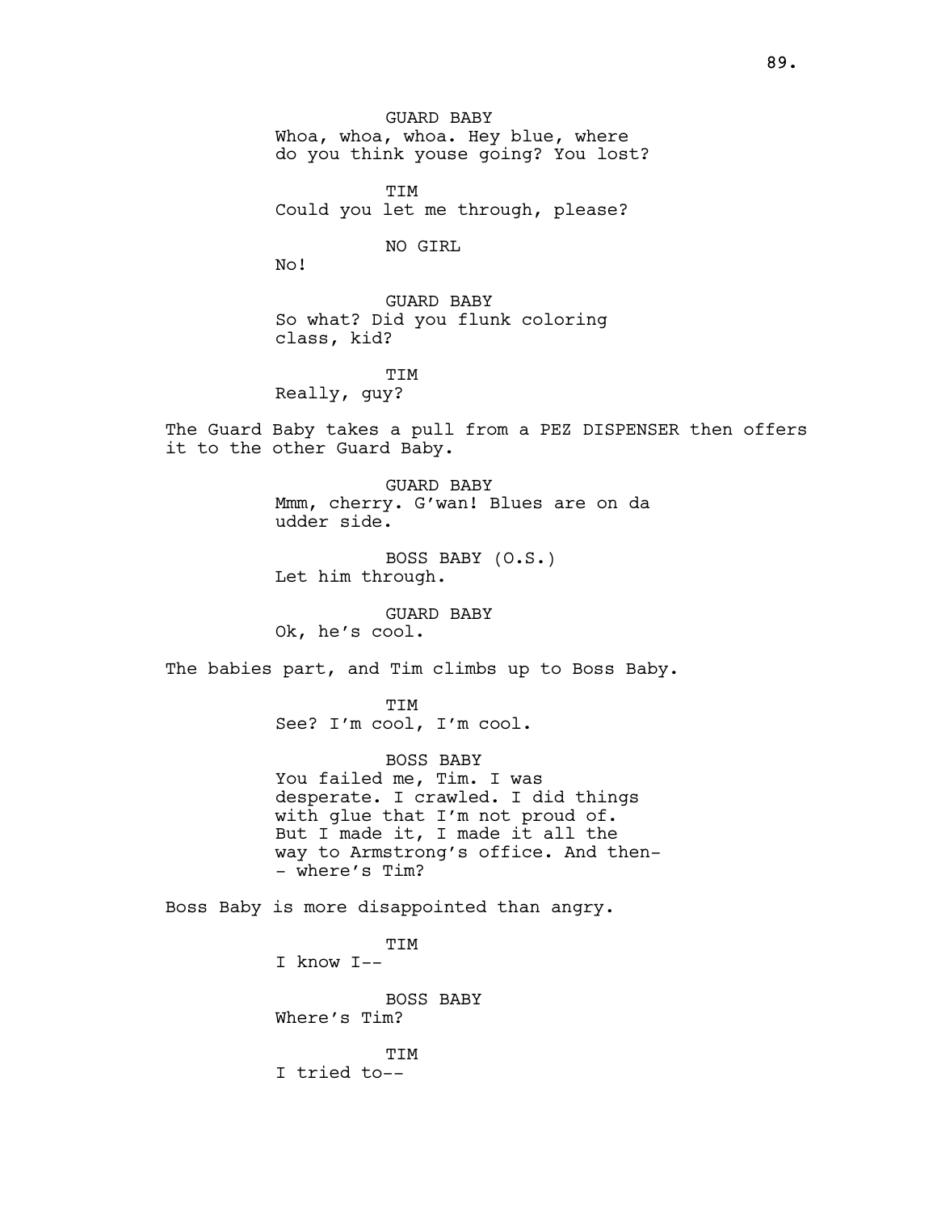GUARD BABY
Whoa, whoa, whoa. Hey blue, where do you think youse going? You lost?

TIM
Could you let me through, please?

NO GIRL
No!

GUARD BABY
So what? Did you flunk coloring class, kid?

TIM
Really, guy?

The Guard Baby takes a pull from a PEZ DISPENSER then offers it to the other Guard Baby.

GUARD BABY
Mmm, cherry. G'wan! Blues are on da udder side.

BOSS BABY (O.S.)
Let him through.

GUARD BABY
Ok, he's cool.

The babies part, and Tim climbs up to Boss Baby.

TIM
See? I'm cool, I'm cool.

BOSS BABY
You failed me, Tim. I was desperate. I crawled. I did things with glue that I'm not proud of. But I made it, I made it all the way to Armstrong's office. And then--- where's Tim?

Boss Baby is more disappointed than angry.

TIM
I know I--

BOSS BABY
Where's Tim?

TIM
I tried to--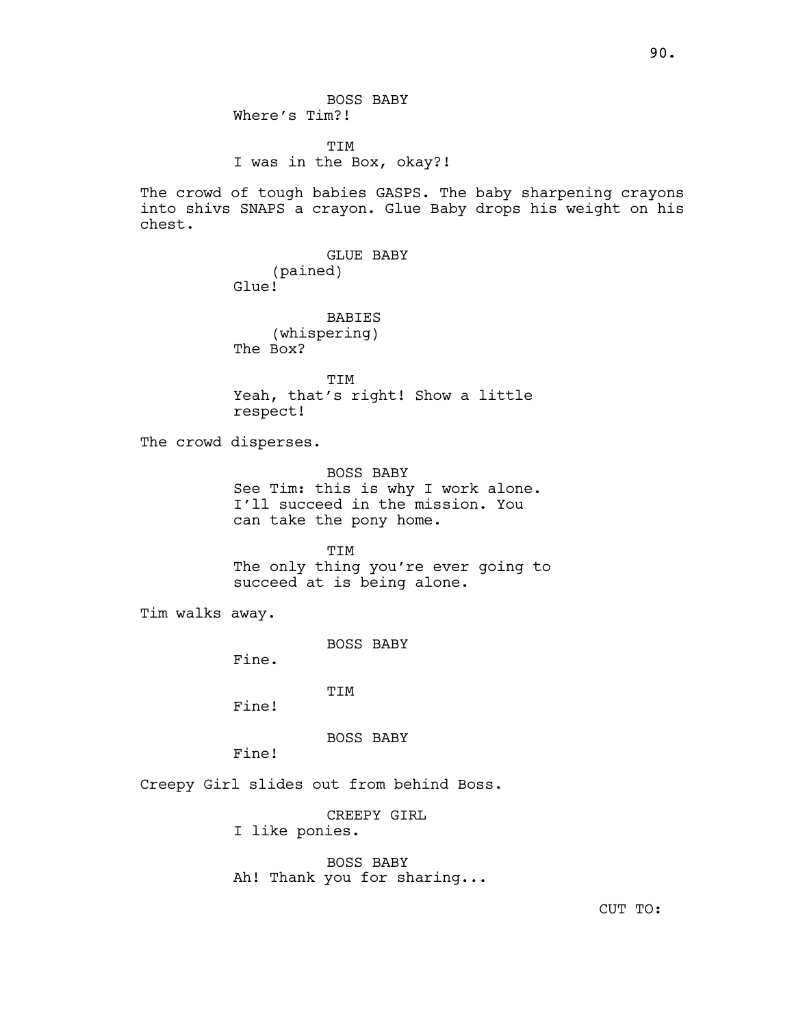BOSS BABY
Where's Tim?!

TIM
I was in the Box, okay?!

The crowd of tough babies GASPS. The baby sharpening crayons into shivs SNAPS a crayon. Glue Baby drops his weight on his chest.

GLUE BABY
(pained)
Glue!

BABIES
(whispering)
The Box?

TIM
Yeah, that's right! Show a little respect!

The crowd disperses.

BOSS BABY
See Tim: this is why I work alone. I'll succeed in the mission. You can take the pony home.

TIM
The only thing you're ever going to succeed at is being alone.

Tim walks away.

BOSS BABY
Fine.

TIM
Fine!

BOSS BABY
Fine!

Creepy Girl slides out from behind Boss.

CREEPY GIRL
I like ponies.

BOSS BABY
Ah! Thank you for sharing...

CUT TO: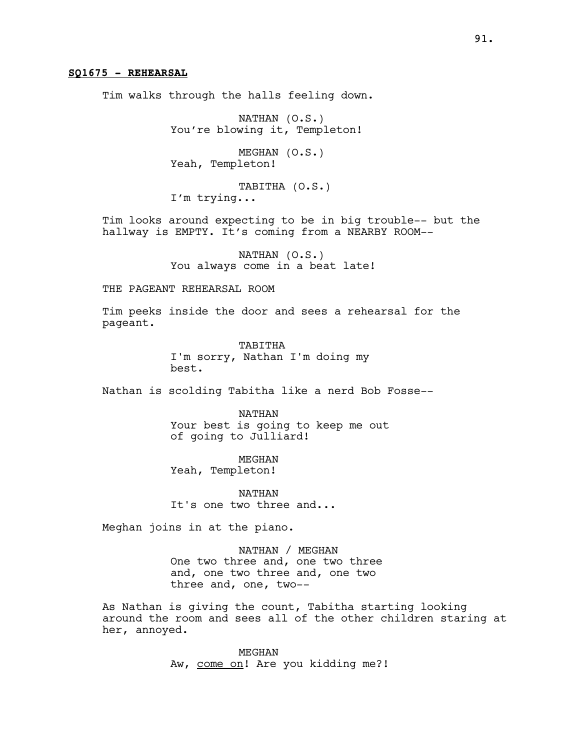**SQ1675 - REHEARSAL**

Tim walks through the halls feeling down.

NATHAN (O.S.)
You're blowing it, Templeton!

MEGHAN (O.S.)
Yeah, Templeton!

TABITHA (O.S.)
I'm trying...

Tim looks around expecting to be in big trouble-- but the hallway is EMPTY. It's coming from a NEARBY ROOM--

NATHAN (O.S.)
You always come in a beat late!

THE PAGEANT REHEARSAL ROOM

Tim peeks inside the door and sees a rehearsal for the pageant.

TABITHA
I'm sorry, Nathan I'm doing my best.

Nathan is scolding Tabitha like a nerd Bob Fosse--

NATHAN
Your best is going to keep me out of going to Julliard!

MEGHAN
Yeah, Templeton!

NATHAN
It's one two three and...

Meghan joins in at the piano.

NATHAN / MEGHAN
One two three and, one two three and, one two three and, one two three and, one, two--

As Nathan is giving the count, Tabitha starting looking around the room and sees all of the other children staring at her, annoyed.

MEGHAN
Aw, <u>come on</u>! Are you kidding me?!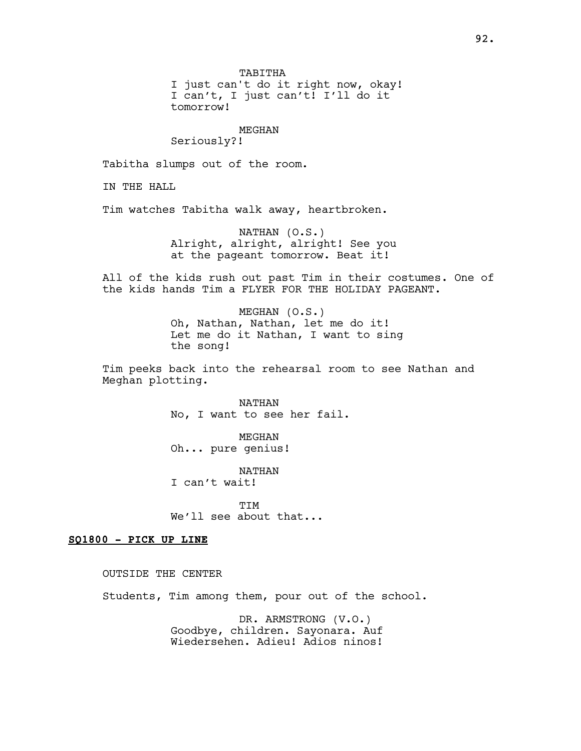TABITHA
I just can't do it right now, okay! I can't, I just can't! I'll do it tomorrow!

MEGHAN
Seriously?!

Tabitha slumps out of the room.

IN THE HALL

Tim watches Tabitha walk away, heartbroken.

NATHAN (O.S.)
Alright, alright, alright! See you at the pageant tomorrow. Beat it!

All of the kids rush out past Tim in their costumes. One of the kids hands Tim a FLYER FOR THE HOLIDAY PAGEANT.

MEGHAN (O.S.)
Oh, Nathan, Nathan, let me do it! Let me do it Nathan, I want to sing the song!

Tim peeks back into the rehearsal room to see Nathan and Meghan plotting.

NATHAN
No, I want to see her fail.

MEGHAN
Oh... pure genius!

NATHAN
I can't wait!

TIM
We'll see about that...

**SQ1800 - PICK UP LINE**

OUTSIDE THE CENTER

Students, Tim among them, pour out of the school.

DR. ARMSTRONG (V.O.)
Goodbye, children. Sayonara. Auf Wiedersehen. Adieu! Adios ninos!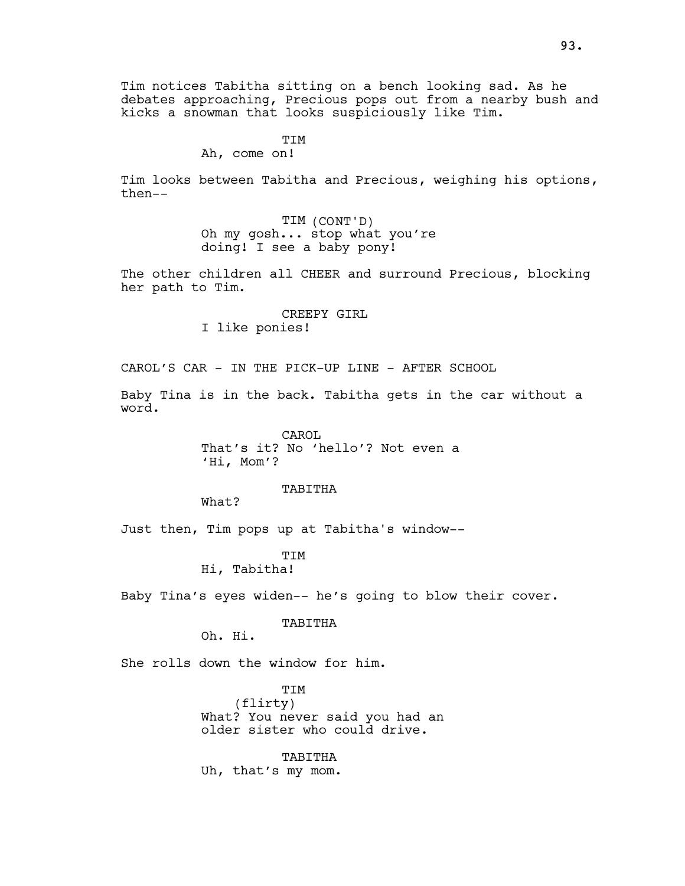Tim notices Tabitha sitting on a bench looking sad. As he debates approaching, Precious pops out from a nearby bush and kicks a snowman that looks suspiciously like Tim.

TIM
Ah, come on!

Tim looks between Tabitha and Precious, weighing his options, then--

TIM (CONT'D)
Oh my gosh... stop what you're doing! I see a baby pony!

The other children all CHEER and surround Precious, blocking her path to Tim.

CREEPY GIRL
I like ponies!

CAROL'S CAR - IN THE PICK-UP LINE - AFTER SCHOOL

Baby Tina is in the back. Tabitha gets in the car without a word.

CAROL
That's it? No 'hello'? Not even a 'Hi, Mom'?

TABITHA
What?

Just then, Tim pops up at Tabitha's window--

TIM
Hi, Tabitha!

Baby Tina's eyes widen-- he's going to blow their cover.

TABITHA
Oh. Hi.

She rolls down the window for him.

TIM
(flirty)
What? You never said you had an older sister who could drive.

TABITHA
Uh, that's my mom.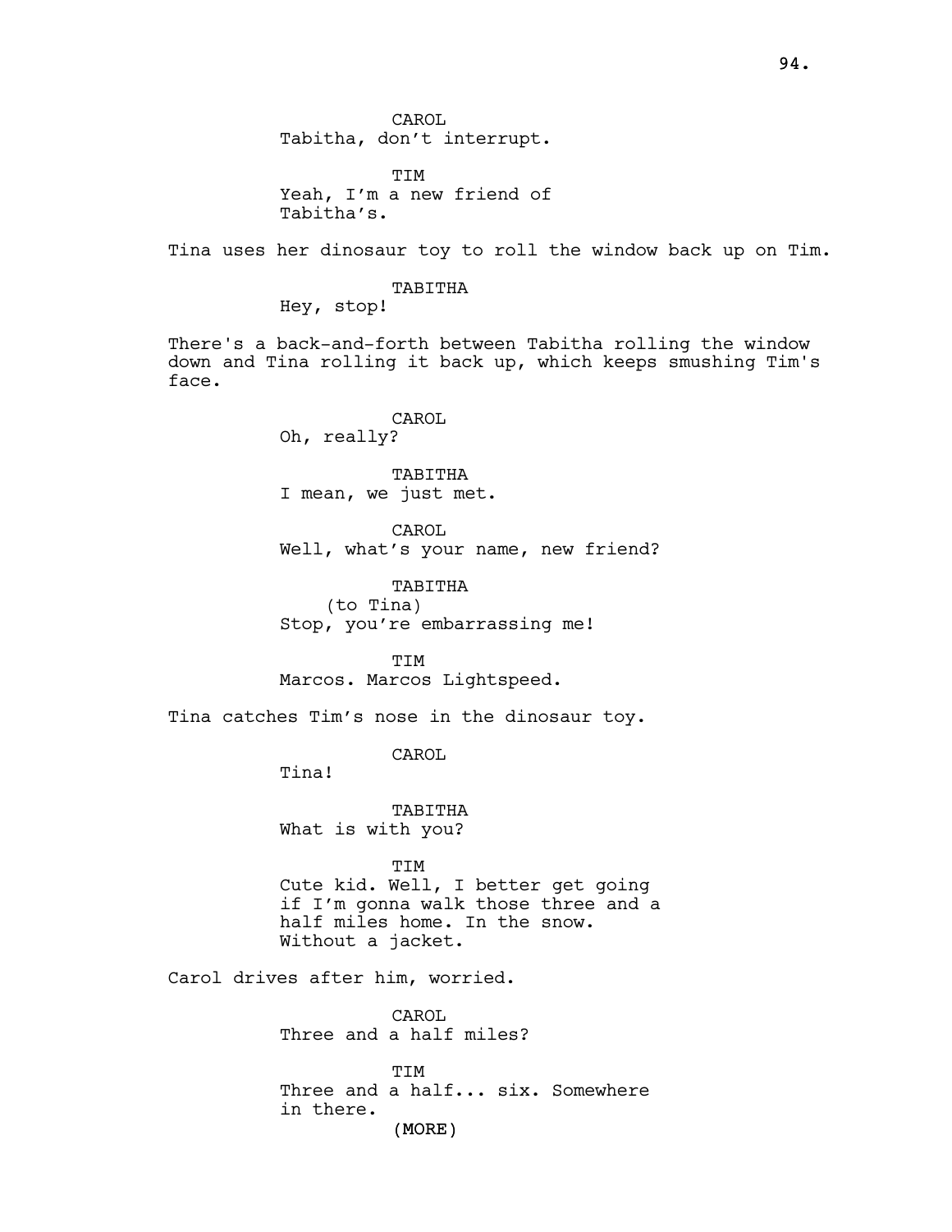CAROL
Tabitha, don't interrupt.

TIM
Yeah, I'm a new friend of Tabitha's.

Tina uses her dinosaur toy to roll the window back up on Tim.

TABITHA
Hey, stop!

There's a back-and-forth between Tabitha rolling the window down and Tina rolling it back up, which keeps smushing Tim's face.

CAROL
Oh, really?

TABITHA
I mean, we just met.

CAROL
Well, what's your name, new friend?

TABITHA
(to Tina)
Stop, you're embarrassing me!

TIM
Marcos. Marcos Lightspeed.

Tina catches Tim's nose in the dinosaur toy.

CAROL
Tina!

TABITHA
What is with you?

TIM
Cute kid. Well, I better get going if I'm gonna walk those three and a half miles home. In the snow. Without a jacket.

Carol drives after him, worried.

CAROL
Three and a half miles?

TIM
Three and a half... six. Somewhere in there.
(MORE)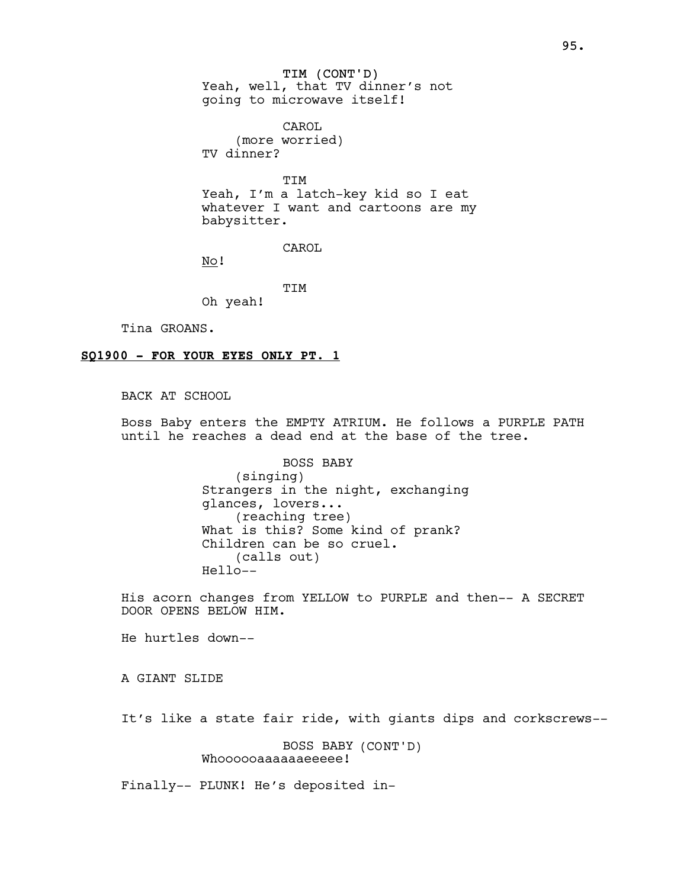TIM (CONT'D)
Yeah, well, that TV dinner's not going to microwave itself!

CAROL
(more worried)
TV dinner?

TIM
Yeah, I'm a latch-key kid so I eat whatever I want and cartoons are my babysitter.

CAROL
No!

TIM
Oh yeah!

Tina GROANS.

**SQ1900 - FOR YOUR EYES ONLY PT. 1**

BACK AT SCHOOL

Boss Baby enters the EMPTY ATRIUM. He follows a PURPLE PATH until he reaches a dead end at the base of the tree.

BOSS BABY
(singing)
Strangers in the night, exchanging glances, lovers...
(reaching tree)
What is this? Some kind of prank? Children can be so cruel.
(calls out)
Hello--

His acorn changes from YELLOW to PURPLE and then-- A SECRET DOOR OPENS BELOW HIM.

He hurtles down--

A GIANT SLIDE

It's like a state fair ride, with giants dips and corkscrews--

BOSS BABY (CONT'D)
Whoooooaaaaaaeeeee!

Finally-- PLUNK! He's deposited in-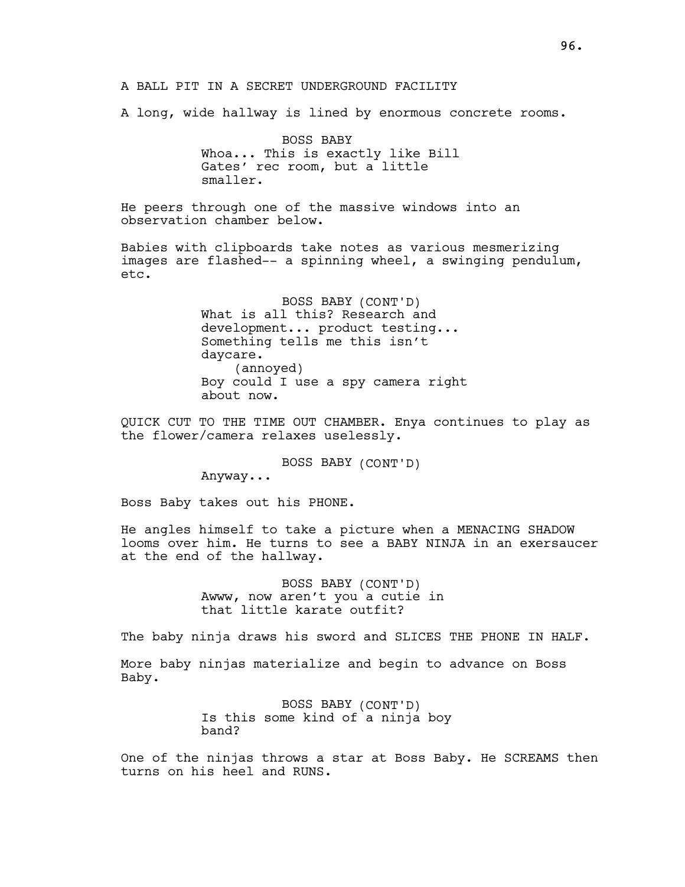A BALL PIT IN A SECRET UNDERGROUND FACILITY

A long, wide hallway is lined by enormous concrete rooms.

BOSS BABY
Whoa... This is exactly like Bill Gates' rec room, but a little smaller.

He peers through one of the massive windows into an observation chamber below.

Babies with clipboards take notes as various mesmerizing images are flashed-- a spinning wheel, a swinging pendulum, etc.

BOSS BABY (CONT'D)
What is all this? Research and development... product testing... Something tells me this isn't daycare.
(annoyed)
Boy could I use a spy camera right about now.

QUICK CUT TO THE TIME OUT CHAMBER. Enya continues to play as the flower/camera relaxes uselessly.

BOSS BABY (CONT'D)
Anyway...

Boss Baby takes out his PHONE.

He angles himself to take a picture when a MENACING SHADOW looms over him. He turns to see a BABY NINJA in an exersaucer at the end of the hallway.

BOSS BABY (CONT'D)
Awww, now aren't you a cutie in that little karate outfit?

The baby ninja draws his sword and SLICES THE PHONE IN HALF.

More baby ninjas materialize and begin to advance on Boss Baby.

BOSS BABY (CONT'D)
Is this some kind of a ninja boy band?

One of the ninjas throws a star at Boss Baby. He SCREAMS then turns on his heel and RUNS.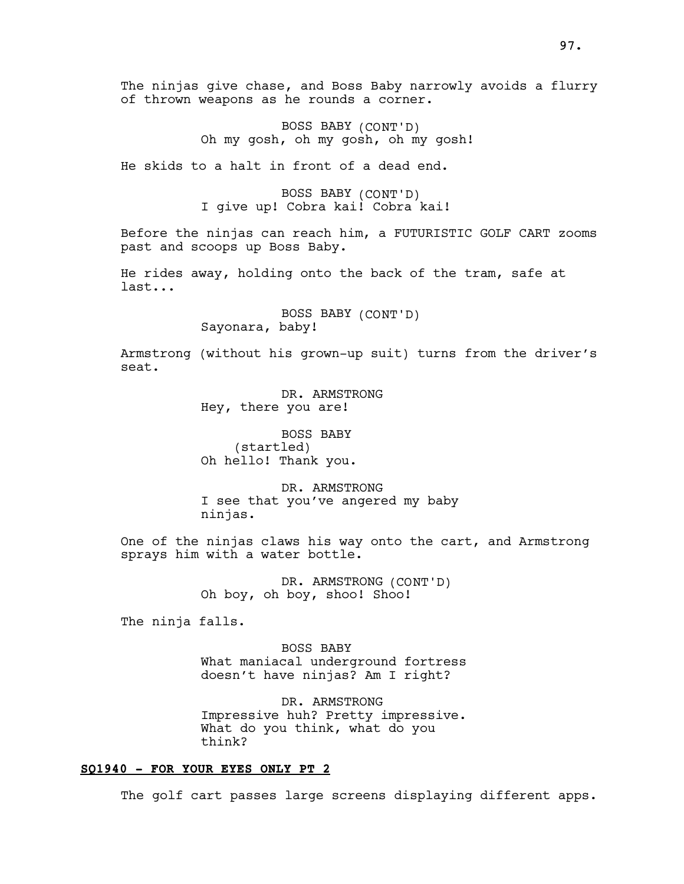The ninjas give chase, and Boss Baby narrowly avoids a flurry of thrown weapons as he rounds a corner.

BOSS BABY (CONT'D)
Oh my gosh, oh my gosh, oh my gosh!

He skids to a halt in front of a dead end.

BOSS BABY (CONT'D)
I give up! Cobra kai! Cobra kai!

Before the ninjas can reach him, a FUTURISTIC GOLF CART zooms past and scoops up Boss Baby.

He rides away, holding onto the back of the tram, safe at last...

BOSS BABY (CONT'D)
Sayonara, baby!

Armstrong (without his grown-up suit) turns from the driver's seat.

DR. ARMSTRONG
Hey, there you are!

BOSS BABY
(startled)
Oh hello! Thank you.

DR. ARMSTRONG
I see that you've angered my baby ninjas.

One of the ninjas claws his way onto the cart, and Armstrong sprays him with a water bottle.

DR. ARMSTRONG (CONT'D)
Oh boy, oh boy, shoo! Shoo!

The ninja falls.

BOSS BABY
What maniacal underground fortress doesn't have ninjas? Am I right?

DR. ARMSTRONG
Impressive huh? Pretty impressive. What do you think, what do you think?

**SQ1940 - FOR YOUR EYES ONLY PT 2**

The golf cart passes large screens displaying different apps.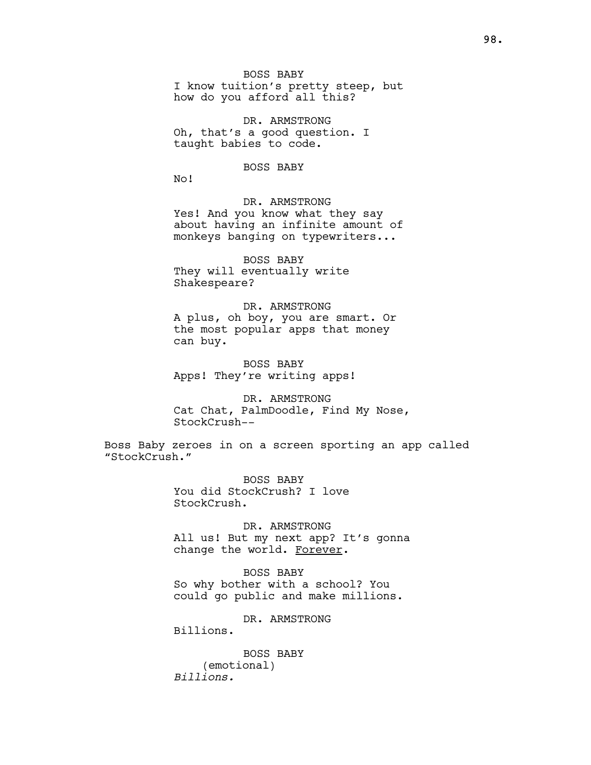BOSS BABY
I know tuition's pretty steep, but how do you afford all this?

DR. ARMSTRONG
Oh, that's a good question. I taught babies to code.

BOSS BABY
No!

DR. ARMSTRONG
Yes! And you know what they say about having an infinite amount of monkeys banging on typewriters...

BOSS BABY
They will eventually write Shakespeare?

DR. ARMSTRONG
A plus, oh boy, you are smart. Or the most popular apps that money can buy.

BOSS BABY
Apps! They're writing apps!

DR. ARMSTRONG
Cat Chat, PalmDoodle, Find My Nose, StockCrush--

Boss Baby zeroes in on a screen sporting an app called "StockCrush."

BOSS BABY
You did StockCrush? I love StockCrush.

DR. ARMSTRONG
All us! But my next app? It's gonna change the world. <u>Forever</u>.

BOSS BABY
So why bother with a school? You could go public and make millions.

DR. ARMSTRONG
Billions.

BOSS BABY
(emotional)
*Billions.*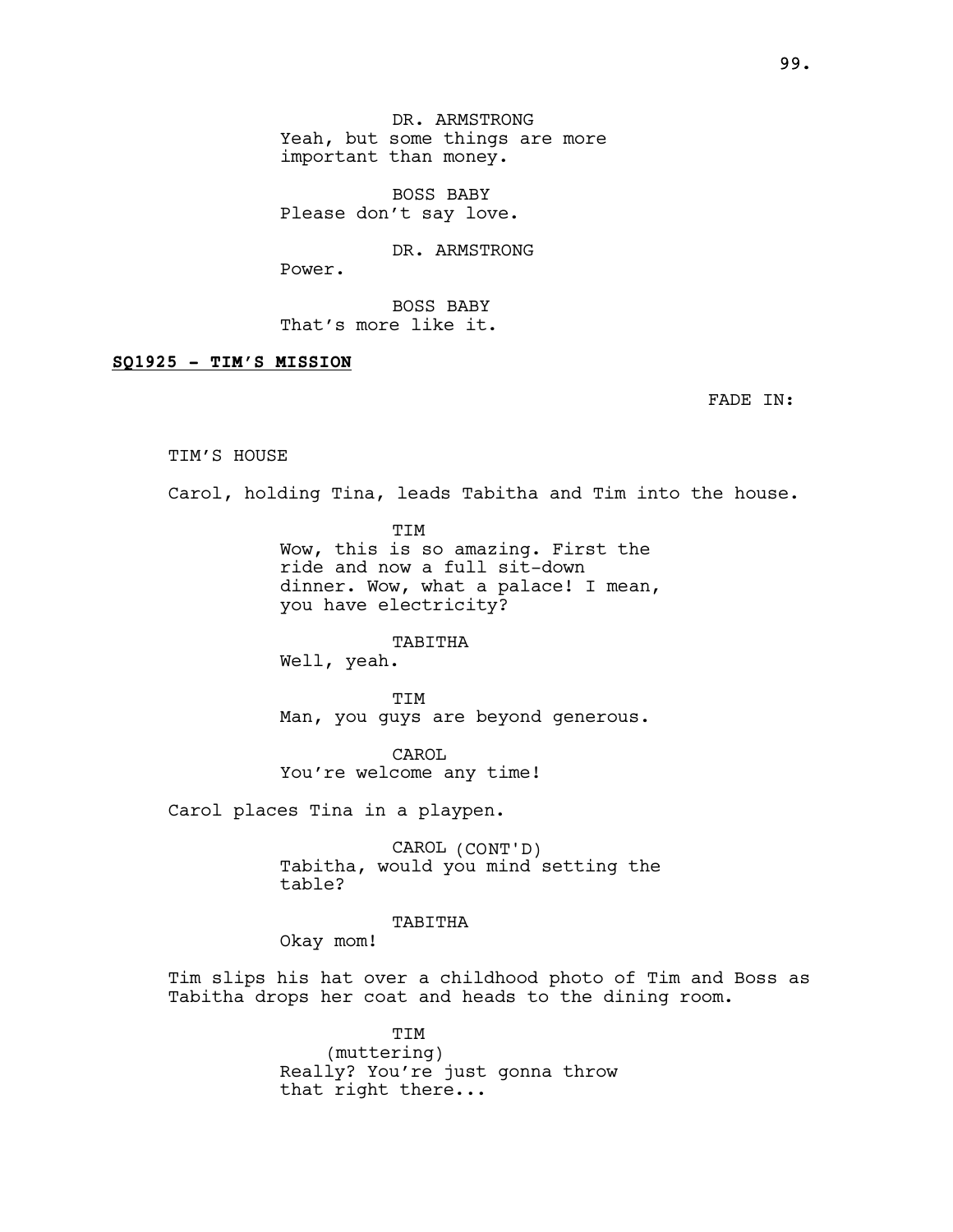DR. ARMSTRONG
Yeah, but some things are more important than money.

BOSS BABY
Please don't say love.

DR. ARMSTRONG
Power.

BOSS BABY
That's more like it.

**SQ1925 - TIM'S MISSION**

FADE IN:

TIM'S HOUSE

Carol, holding Tina, leads Tabitha and Tim into the house.

TIM
Wow, this is so amazing. First the ride and now a full sit-down dinner. Wow, what a palace! I mean, you have electricity?

TABITHA
Well, yeah.

TIM
Man, you guys are beyond generous.

CAROL
You're welcome any time!

Carol places Tina in a playpen.

CAROL (CONT'D)
Tabitha, would you mind setting the table?

TABITHA
Okay mom!

Tim slips his hat over a childhood photo of Tim and Boss as Tabitha drops her coat and heads to the dining room.

TIM
(muttering)
Really? You're just gonna throw that right there...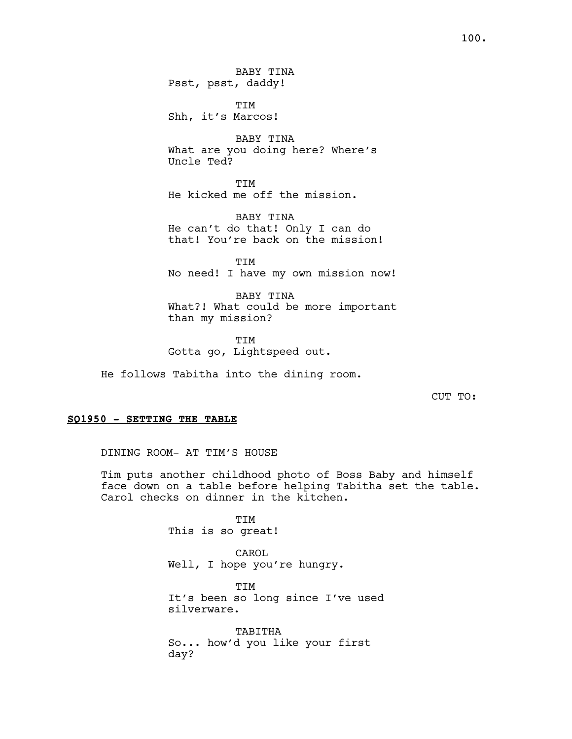BABY TINA
Psst, psst, daddy!

TIM
Shh, it's Marcos!

BABY TINA
What are you doing here? Where's Uncle Ted?

TIM
He kicked me off the mission.

BABY TINA
He can't do that! Only I can do that! You're back on the mission!

TIM
No need! I have my own mission now!

BABY TINA
What?! What could be more important than my mission?

TIM
Gotta go, Lightspeed out.

He follows Tabitha into the dining room.

CUT TO:

**SQ1950 - SETTING THE TABLE**

DINING ROOM- AT TIM'S HOUSE

Tim puts another childhood photo of Boss Baby and himself face down on a table before helping Tabitha set the table. Carol checks on dinner in the kitchen.

TIM
This is so great!

CAROL
Well, I hope you're hungry.

TIM
It's been so long since I've used silverware.

TABITHA
So... how'd you like your first day?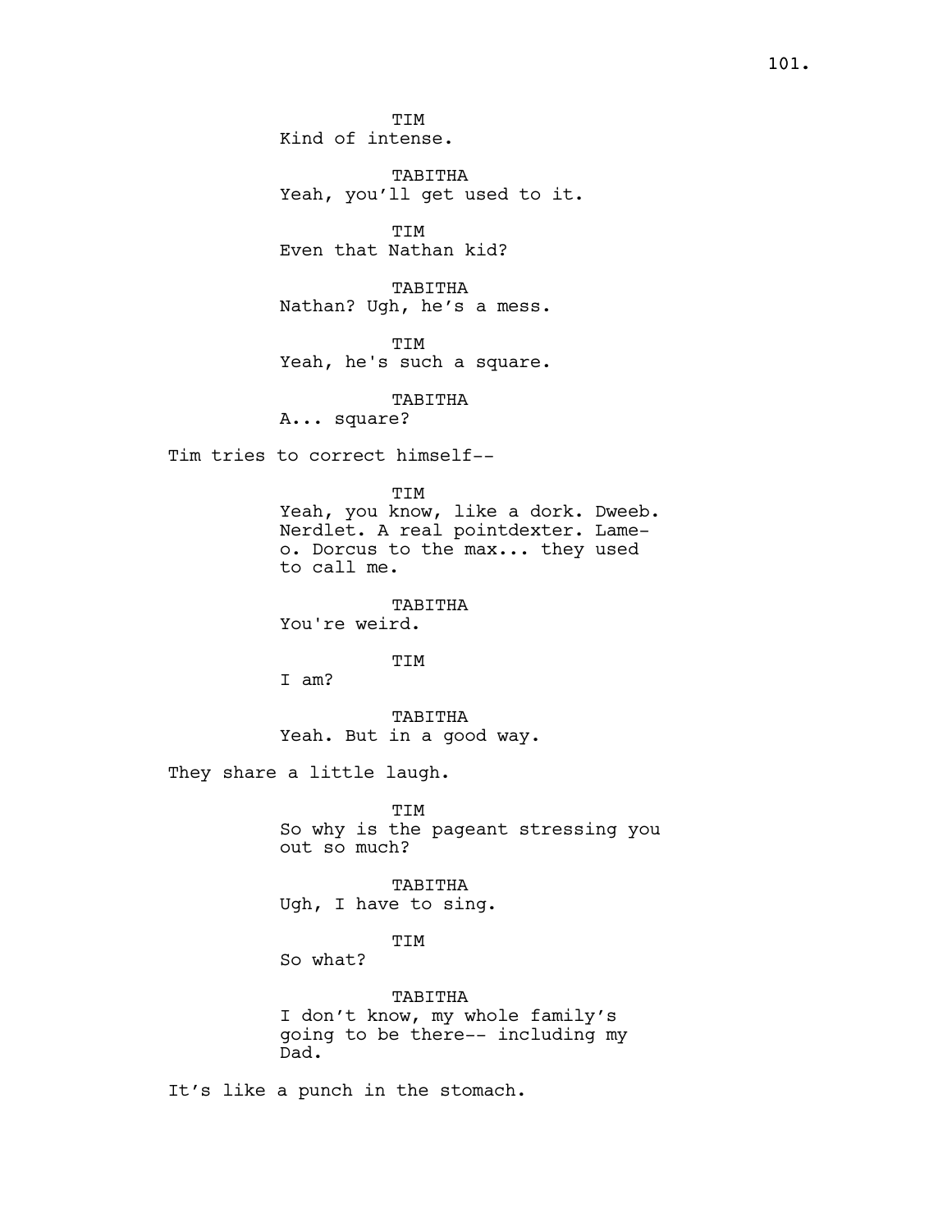TIM
Kind of intense.

TABITHA
Yeah, you'll get used to it.

TIM
Even that Nathan kid?

TABITHA
Nathan? Ugh, he's a mess.

TIM
Yeah, he's such a square.

TABITHA
A... square?

Tim tries to correct himself--

TIM
Yeah, you know, like a dork. Dweeb. Nerdlet. A real pointdexter. Lame-o. Dorcus to the max... they used to call me.

TABITHA
You're weird.

TIM
I am?

TABITHA
Yeah. But in a good way.

They share a little laugh.

TIM
So why is the pageant stressing you out so much?

TABITHA
Ugh, I have to sing.

TIM
So what?

TABITHA
I don't know, my whole family's going to be there-- including my Dad.

It's like a punch in the stomach.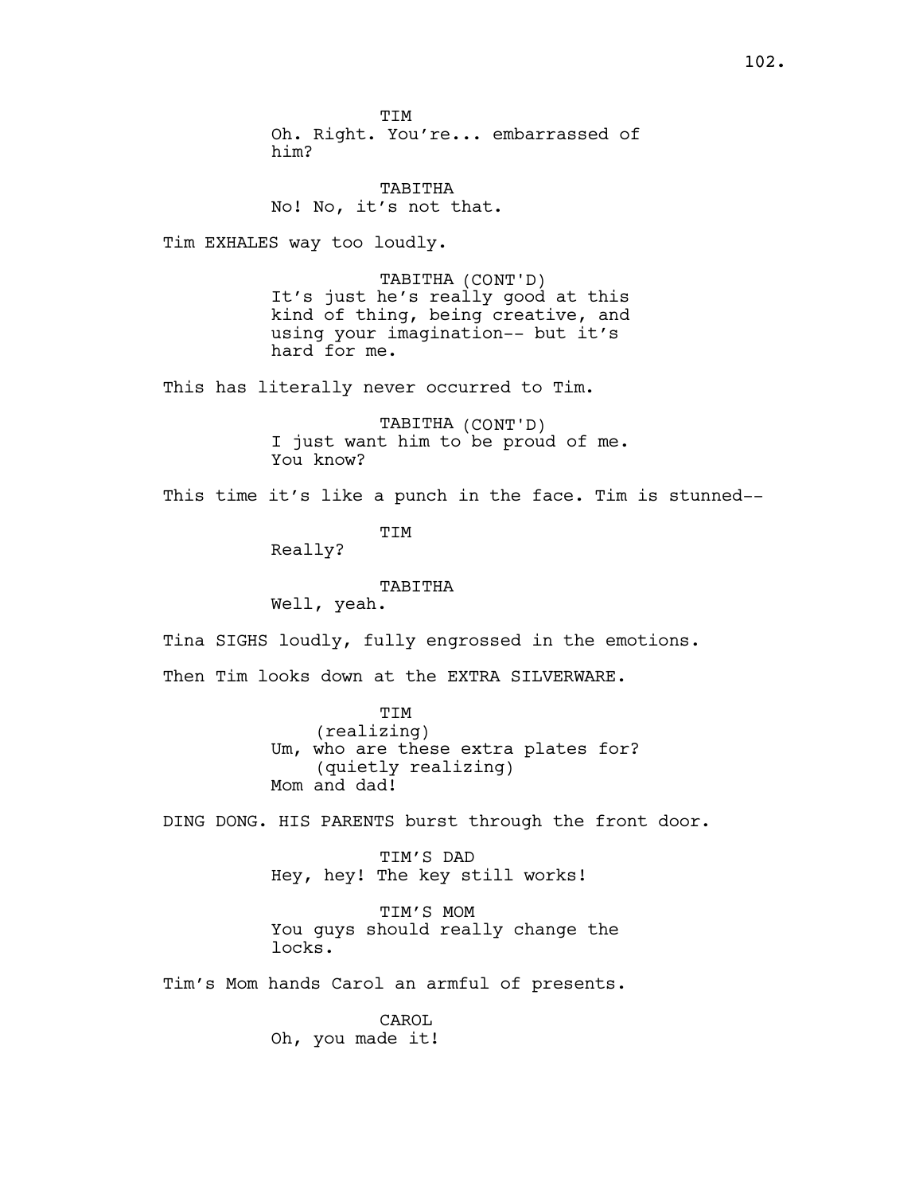TIM
Oh. Right. You're... embarrassed of him?

TABITHA
No! No, it's not that.

Tim EXHALES way too loudly.

TABITHA (CONT'D)
It's just he's really good at this kind of thing, being creative, and using your imagination-- but it's hard for me.

This has literally never occurred to Tim.

TABITHA (CONT'D)
I just want him to be proud of me. You know?

This time it's like a punch in the face. Tim is stunned--

TIM
Really?

TABITHA
Well, yeah.

Tina SIGHS loudly, fully engrossed in the emotions.

Then Tim looks down at the EXTRA SILVERWARE.

TIM
(realizing)
Um, who are these extra plates for?
(quietly realizing)
Mom and dad!

DING DONG. HIS PARENTS burst through the front door.

TIM'S DAD
Hey, hey! The key still works!

TIM'S MOM
You guys should really change the locks.

Tim's Mom hands Carol an armful of presents.

CAROL
Oh, you made it!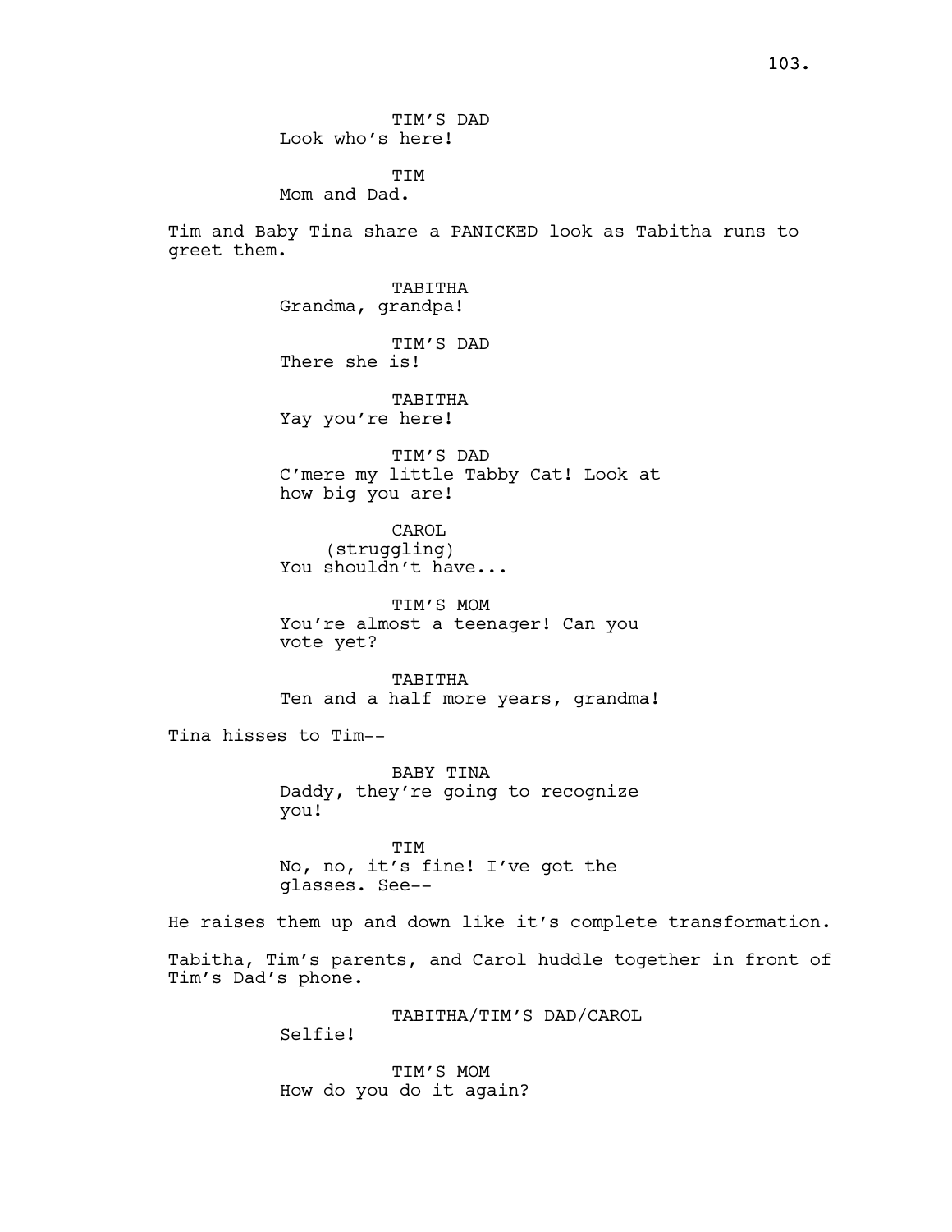TIM'S DAD
Look who's here!

TIM
Mom and Dad.

Tim and Baby Tina share a PANICKED look as Tabitha runs to greet them.

TABITHA
Grandma, grandpa!

TIM'S DAD
There she is!

TABITHA
Yay you're here!

TIM'S DAD
C'mere my little Tabby Cat! Look at how big you are!

CAROL
(struggling)
You shouldn't have...

TIM'S MOM
You're almost a teenager! Can you vote yet?

TABITHA
Ten and a half more years, grandma!

Tina hisses to Tim--

BABY TINA
Daddy, they're going to recognize you!

TIM
No, no, it's fine! I've got the glasses. See--

He raises them up and down like it's complete transformation.

Tabitha, Tim's parents, and Carol huddle together in front of Tim's Dad's phone.

TABITHA/TIM'S DAD/CAROL
Selfie!

TIM'S MOM
How do you do it again?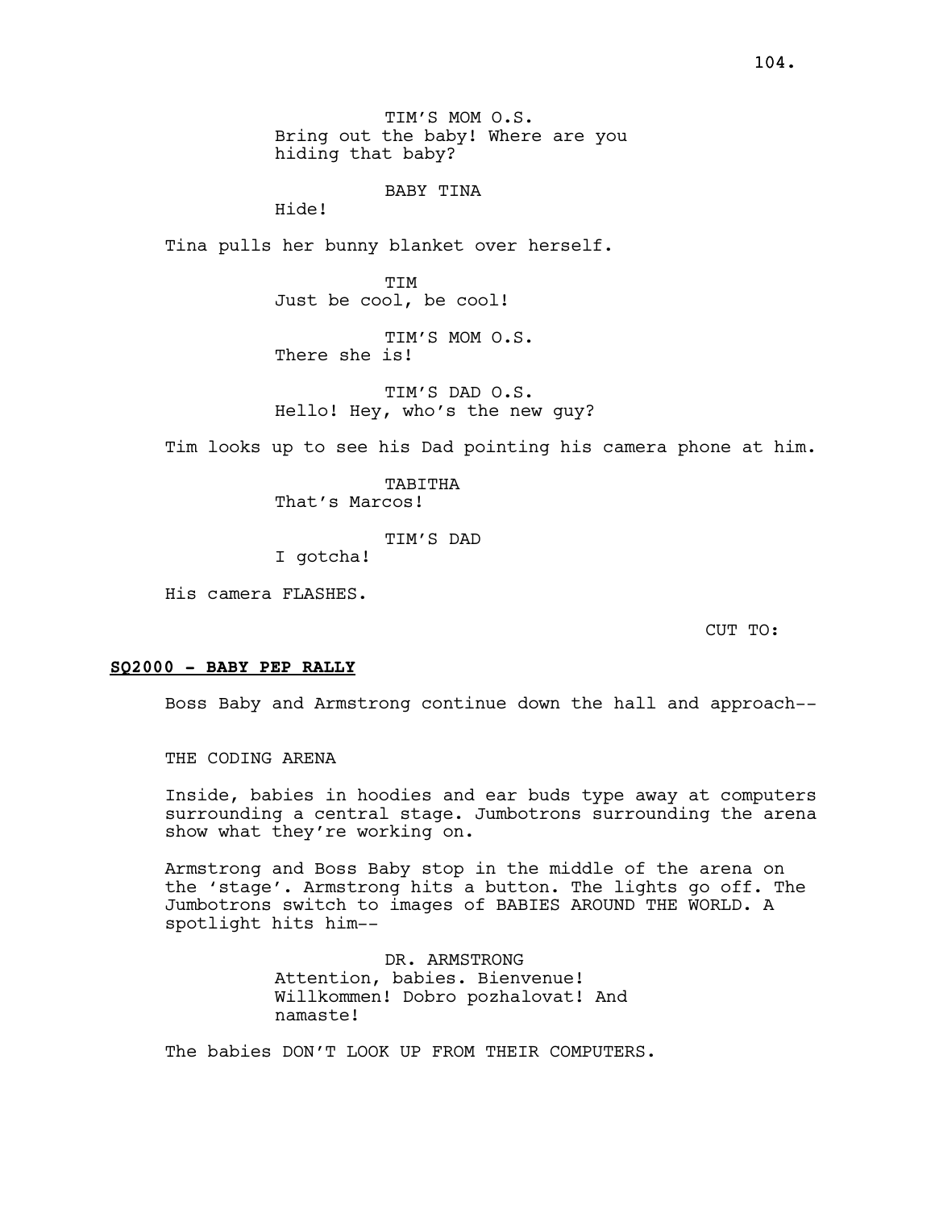TIM'S MOM O.S.
Bring out the baby! Where are you hiding that baby?

BABY TINA
Hide!

Tina pulls her bunny blanket over herself.

TIM
Just be cool, be cool!

TIM'S MOM O.S.
There she is!

TIM'S DAD O.S.
Hello! Hey, who's the new guy?

Tim looks up to see his Dad pointing his camera phone at him.

TABITHA
That's Marcos!

TIM'S DAD
I gotcha!

His camera FLASHES.

CUT TO:

**SQ2000 - BABY PEP RALLY**

Boss Baby and Armstrong continue down the hall and approach--

THE CODING ARENA

Inside, babies in hoodies and ear buds type away at computers surrounding a central stage. Jumbotrons surrounding the arena show what they're working on.

Armstrong and Boss Baby stop in the middle of the arena on the 'stage'. Armstrong hits a button. The lights go off. The Jumbotrons switch to images of BABIES AROUND THE WORLD. A spotlight hits him--

DR. ARMSTRONG
Attention, babies. Bienvenue! Willkommen! Dobro pozhalovat! And namaste!

The babies DON'T LOOK UP FROM THEIR COMPUTERS.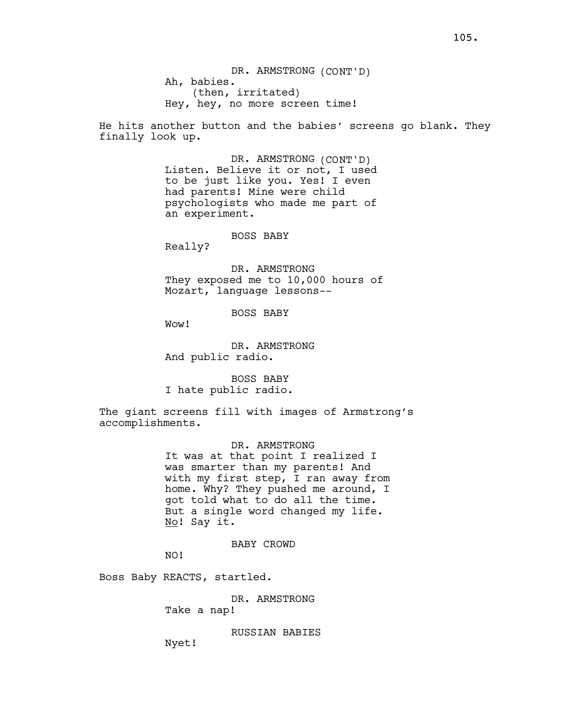DR. ARMSTRONG (CONT'D)
Ah, babies.
(then, irritated)
Hey, hey, no more screen time!

He hits another button and the babies' screens go blank. They finally look up.

DR. ARMSTRONG (CONT'D)
Listen. Believe it or not, I used to be just like you. Yes! I even had parents! Mine were child psychologists who made me part of an experiment.

BOSS BABY
Really?

DR. ARMSTRONG
They exposed me to 10,000 hours of Mozart, language lessons--

BOSS BABY
Wow!

DR. ARMSTRONG
And public radio.

BOSS BABY
I hate public radio.

The giant screens fill with images of Armstrong's accomplishments.

DR. ARMSTRONG
It was at that point I realized I was smarter than my parents! And with my first step, I ran away from home. Why? They pushed me around, I got told what to do all the time. But a single word changed my life. <u>No</u>! Say it.

BABY CROWD
NO!

Boss Baby REACTS, startled.

DR. ARMSTRONG
Take a nap!

RUSSIAN BABIES
Nyet!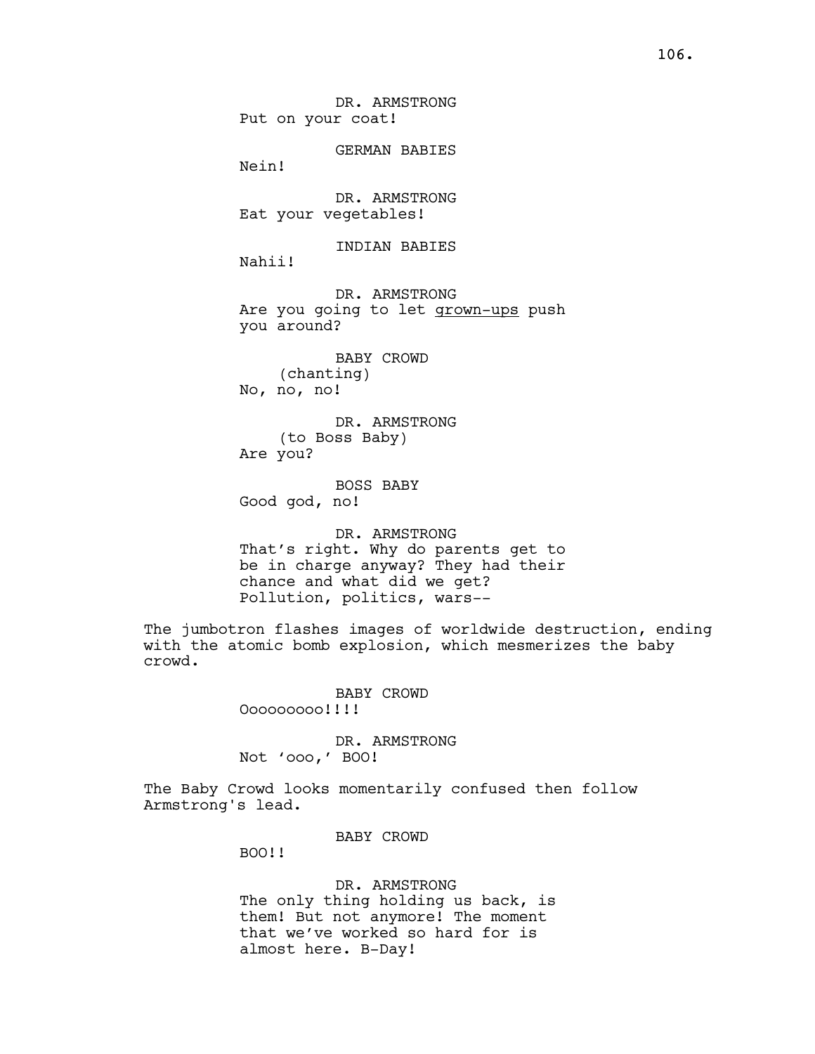DR. ARMSTRONG
Put on your coat!

GERMAN BABIES
Nein!

DR. ARMSTRONG
Eat your vegetables!

INDIAN BABIES
Nahii!

DR. ARMSTRONG
Are you going to let <u>grown-ups</u> push you around?

BABY CROWD
(chanting)
No, no, no!

DR. ARMSTRONG
(to Boss Baby)
Are you?

BOSS BABY
Good god, no!

DR. ARMSTRONG
That's right. Why do parents get to be in charge anyway? They had their chance and what did we get? Pollution, politics, wars--

The jumbotron flashes images of worldwide destruction, ending with the atomic bomb explosion, which mesmerizes the baby crowd.

BABY CROWD
Ooooooooo!!!!

DR. ARMSTRONG
Not 'ooo,' BOO!

The Baby Crowd looks momentarily confused then follow Armstrong's lead.

BABY CROWD
BOO!!

DR. ARMSTRONG
The only thing holding us back, is them! But not anymore! The moment that we've worked so hard for is almost here. B-Day!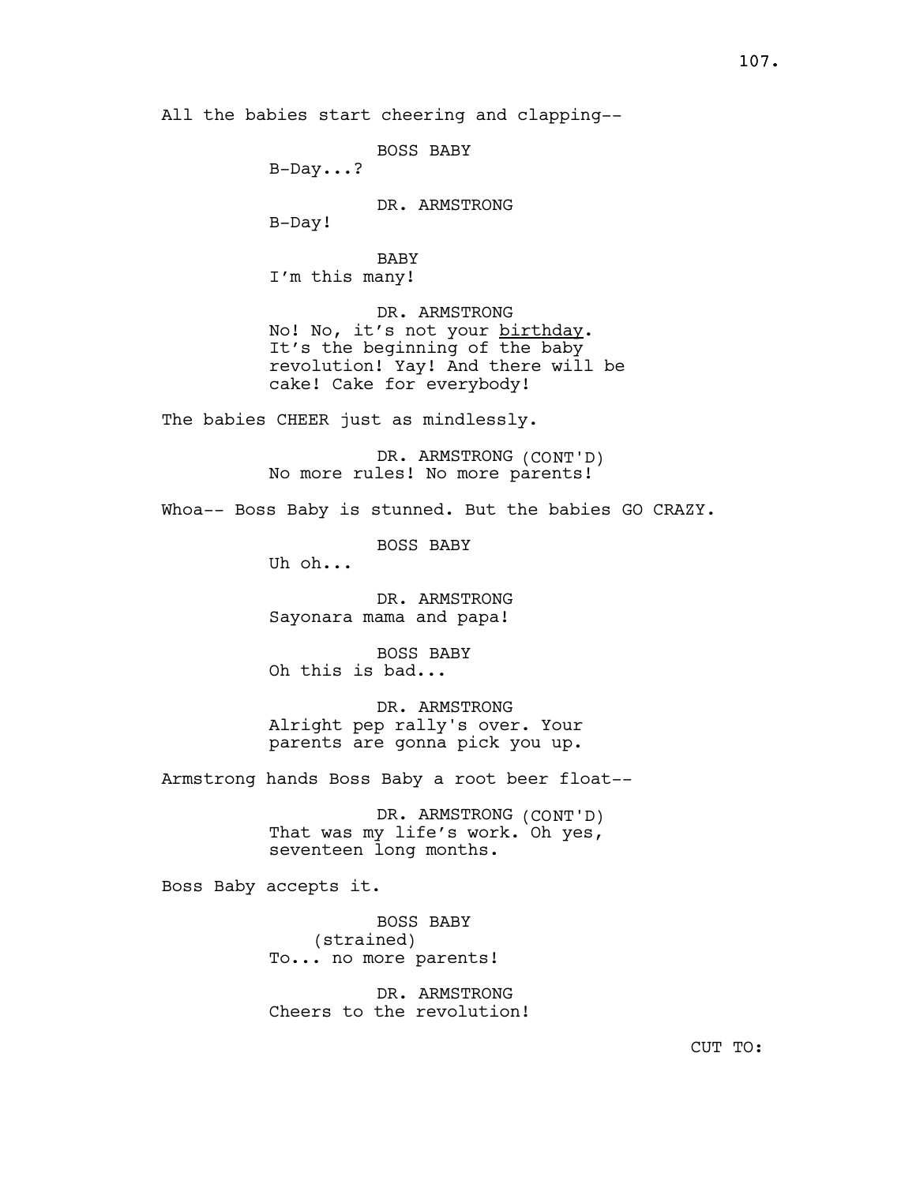All the babies start cheering and clapping--

BOSS BABY
B-Day...?

DR. ARMSTRONG
B-Day!

BABY
I'm this many!

DR. ARMSTRONG
No! No, it's not your <u>birthday</u>. It's the beginning of the baby revolution! Yay! And there will be cake! Cake for everybody!

The babies CHEER just as mindlessly.

DR. ARMSTRONG (CONT'D)
No more rules! No more parents!

Whoa-- Boss Baby is stunned. But the babies GO CRAZY.

BOSS BABY
Uh oh...

DR. ARMSTRONG
Sayonara mama and papa!

BOSS BABY
Oh this is bad...

DR. ARMSTRONG
Alright pep rally's over. Your parents are gonna pick you up.

Armstrong hands Boss Baby a root beer float--

DR. ARMSTRONG (CONT'D)
That was my life's work. Oh yes, seventeen long months.

Boss Baby accepts it.

BOSS BABY
(strained)
To... no more parents!

DR. ARMSTRONG
Cheers to the revolution!

CUT TO: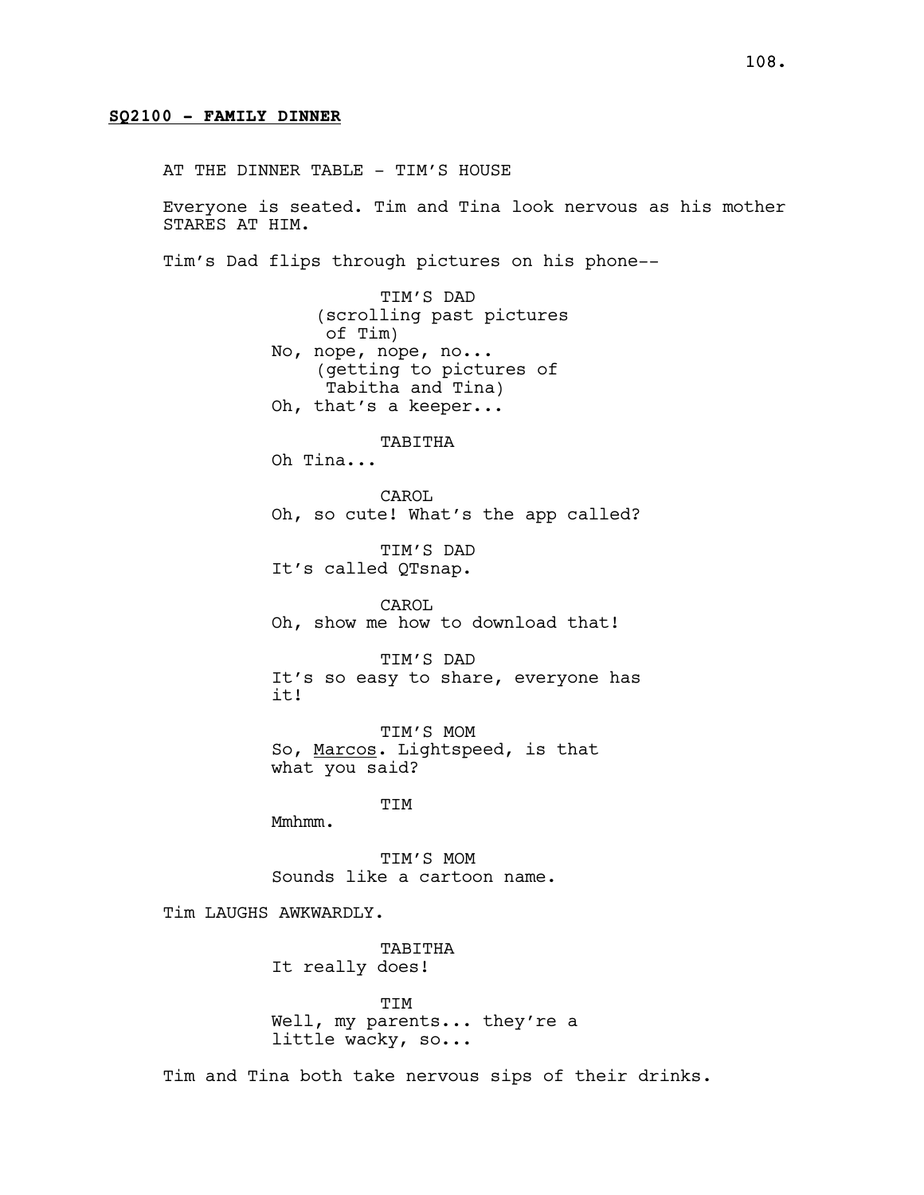**SQ2100 - FAMILY DINNER**

AT THE DINNER TABLE - TIM'S HOUSE

Everyone is seated. Tim and Tina look nervous as his mother STARES AT HIM.

Tim's Dad flips through pictures on his phone--

TIM'S DAD
(scrolling past pictures of Tim)
No, nope, nope, no...
(getting to pictures of Tabitha and Tina)
Oh, that's a keeper...

TABITHA
Oh Tina...

CAROL
Oh, so cute! What's the app called?

TIM'S DAD
It's called QTsnap.

CAROL
Oh, show me how to download that!

TIM'S DAD
It's so easy to share, everyone has it!

TIM'S MOM
So, Marcos. Lightspeed, is that what you said?

TIM
Mmhmm.

TIM'S MOM
Sounds like a cartoon name.

Tim LAUGHS AWKWARDLY.

TABITHA
It really does!

TIM
Well, my parents... they're a little wacky, so...

Tim and Tina both take nervous sips of their drinks.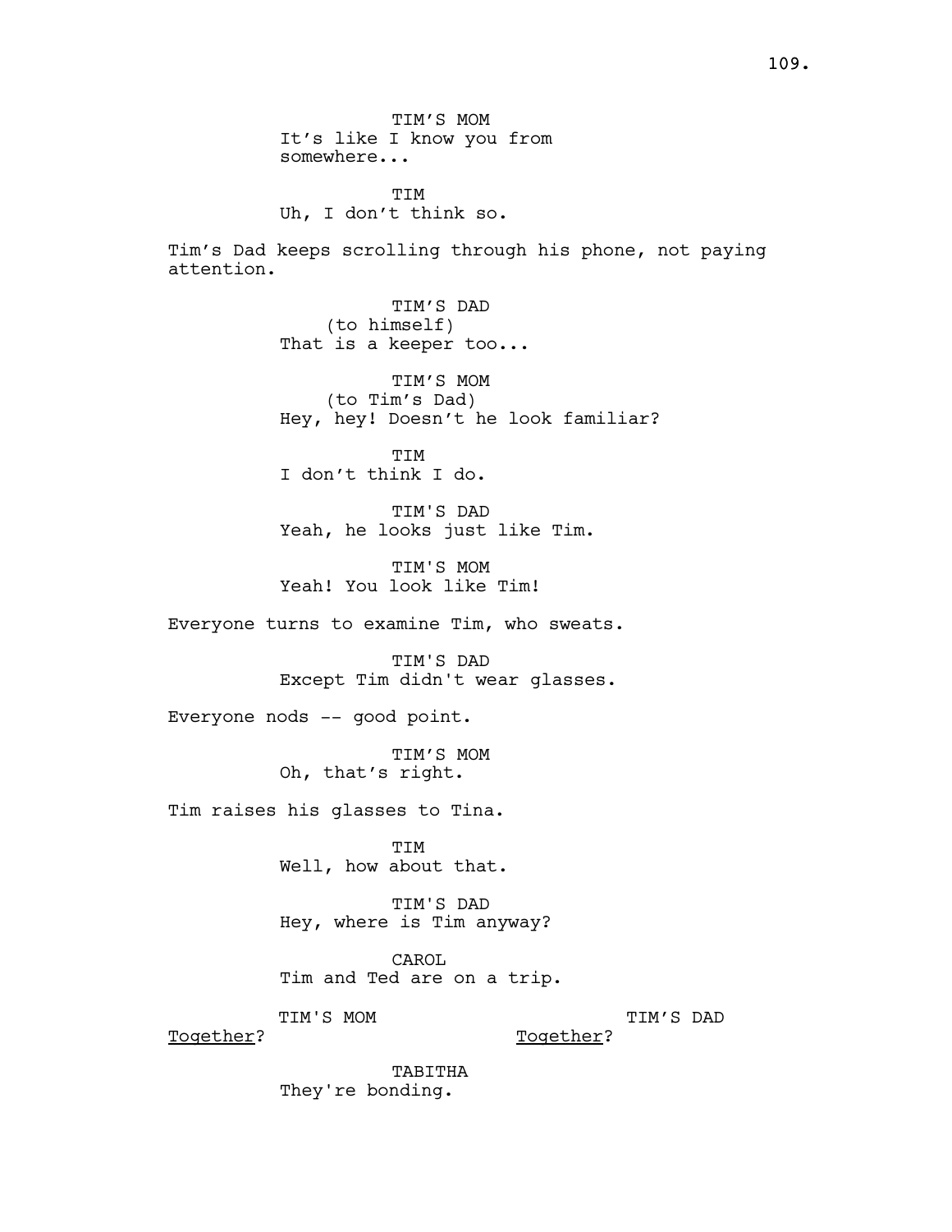TIM'S MOM
It's like I know you from somewhere...

TIM
Uh, I don't think so.

Tim's Dad keeps scrolling through his phone, not paying attention.

TIM'S DAD
(to himself)
That is a keeper too...

TIM'S MOM
(to Tim's Dad)
Hey, hey! Doesn't he look familiar?

TIM
I don't think I do.

TIM'S DAD
Yeah, he looks just like Tim.

TIM'S MOM
Yeah! You look like Tim!

Everyone turns to examine Tim, who sweats.

TIM'S DAD
Except Tim didn't wear glasses.

Everyone nods -- good point.

TIM'S MOM
Oh, that's right.

Tim raises his glasses to Tina.

TIM
Well, how about that.

TIM'S DAD
Hey, where is Tim anyway?

CAROL
Tim and Ted are on a trip.

TIM'S MOM
<u>Together</u>?

TIM'S DAD
<u>Together</u>?

TABITHA
They're bonding.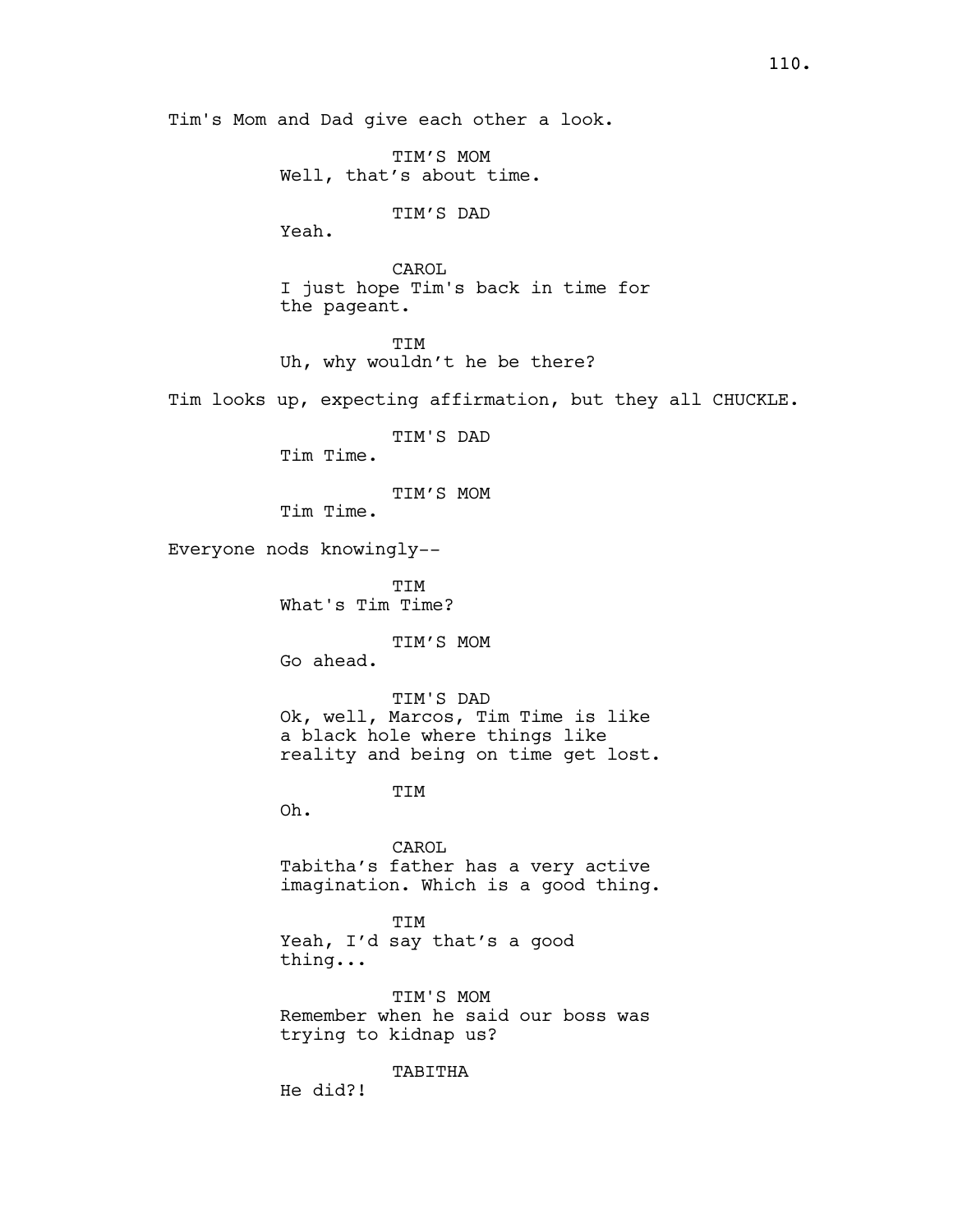Tim's Mom and Dad give each other a look.

TIM’S MOM
Well, that’s about time.

TIM’S DAD
Yeah.

CAROL
I just hope Tim's back in time for the pageant.

TIM
Uh, why wouldn’t he be there?

Tim looks up, expecting affirmation, but they all CHUCKLE.

TIM'S DAD
Tim Time.

TIM’S MOM
Tim Time.

Everyone nods knowingly--

TIM
What's Tim Time?

TIM’S MOM
Go ahead.

TIM'S DAD
Ok, well, Marcos, Tim Time is like a black hole where things like reality and being on time get lost.

TIM
Oh.

CAROL
Tabitha’s father has a very active imagination. Which is a good thing.

TIM
Yeah, I’d say that’s a good thing...

TIM'S MOM
Remember when he said our boss was trying to kidnap us?

TABITHA
He did?!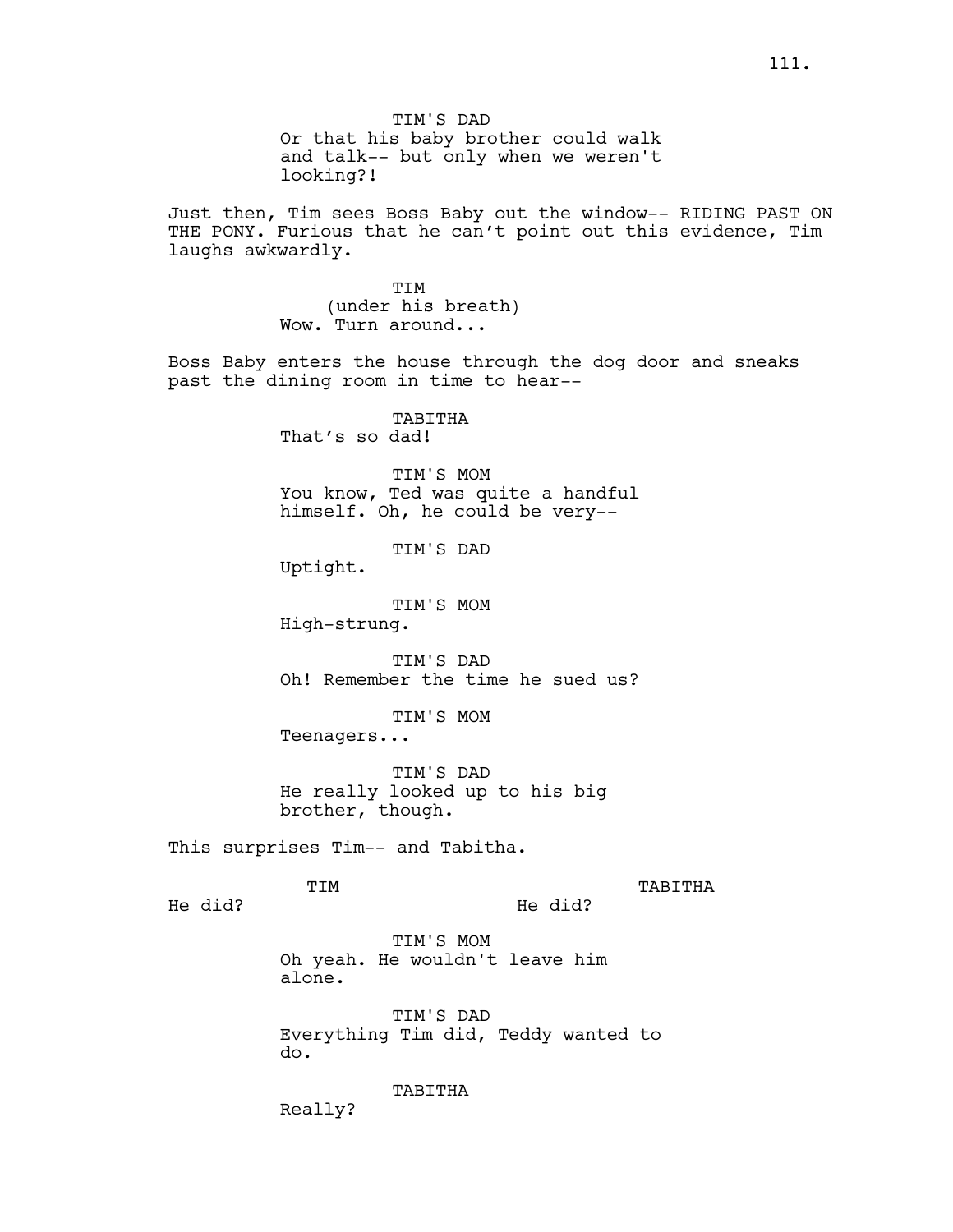TIM'S DAD
Or that his baby brother could walk and talk-- but only when we weren't looking?!

Just then, Tim sees Boss Baby out the window-- RIDING PAST ON THE PONY. Furious that he can't point out this evidence, Tim laughs awkwardly.

TIM
(under his breath)
Wow. Turn around...

Boss Baby enters the house through the dog door and sneaks past the dining room in time to hear--

TABITHA
That's so dad!

TIM'S MOM
You know, Ted was quite a handful himself. Oh, he could be very--

TIM'S DAD
Uptight.

TIM'S MOM
High-strung.

TIM'S DAD
Oh! Remember the time he sued us?

TIM'S MOM
Teenagers...

TIM'S DAD
He really looked up to his big brother, though.

This surprises Tim-- and Tabitha.

TIM
He did?

TABITHA
He did?

TIM'S MOM
Oh yeah. He wouldn't leave him alone.

TIM'S DAD
Everything Tim did, Teddy wanted to do.

TABITHA
Really?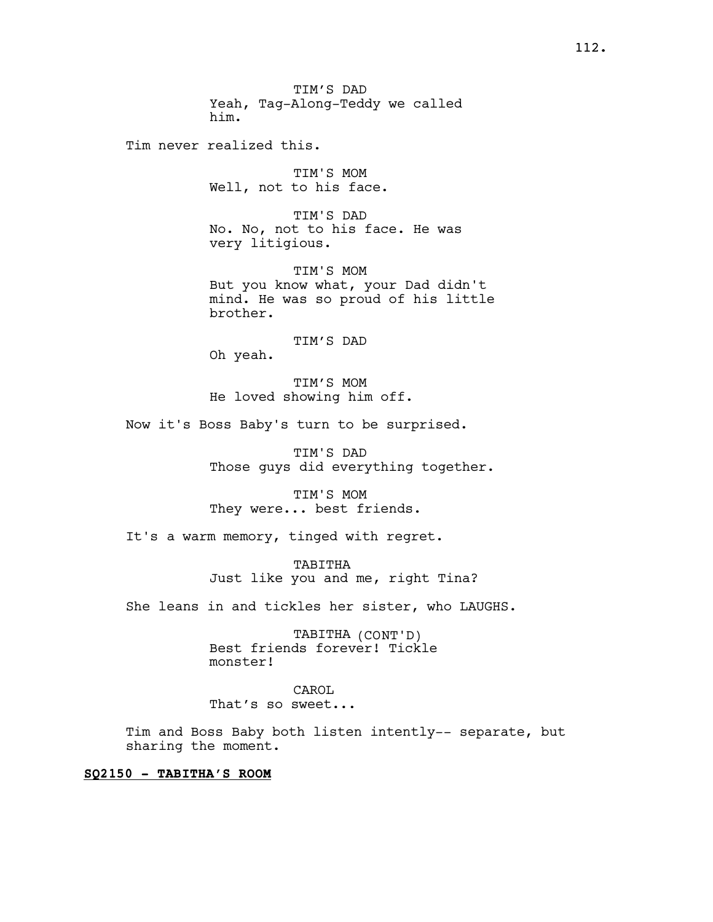TIM'S DAD
Yeah, Tag-Along-Teddy we called him.

Tim never realized this.

TIM'S MOM
Well, not to his face.

TIM'S DAD
No. No, not to his face. He was very litigious.

TIM'S MOM
But you know what, your Dad didn't mind. He was so proud of his little brother.

TIM'S DAD
Oh yeah.

TIM'S MOM
He loved showing him off.

Now it's Boss Baby's turn to be surprised.

TIM'S DAD
Those guys did everything together.

TIM'S MOM
They were... best friends.

It's a warm memory, tinged with regret.

TABITHA
Just like you and me, right Tina?

She leans in and tickles her sister, who LAUGHS.

TABITHA (CONT'D)
Best friends forever! Tickle monster!

CAROL
That's so sweet...

Tim and Boss Baby both listen intently-- separate, but sharing the moment.

**SQ2150 - TABITHA'S ROOM**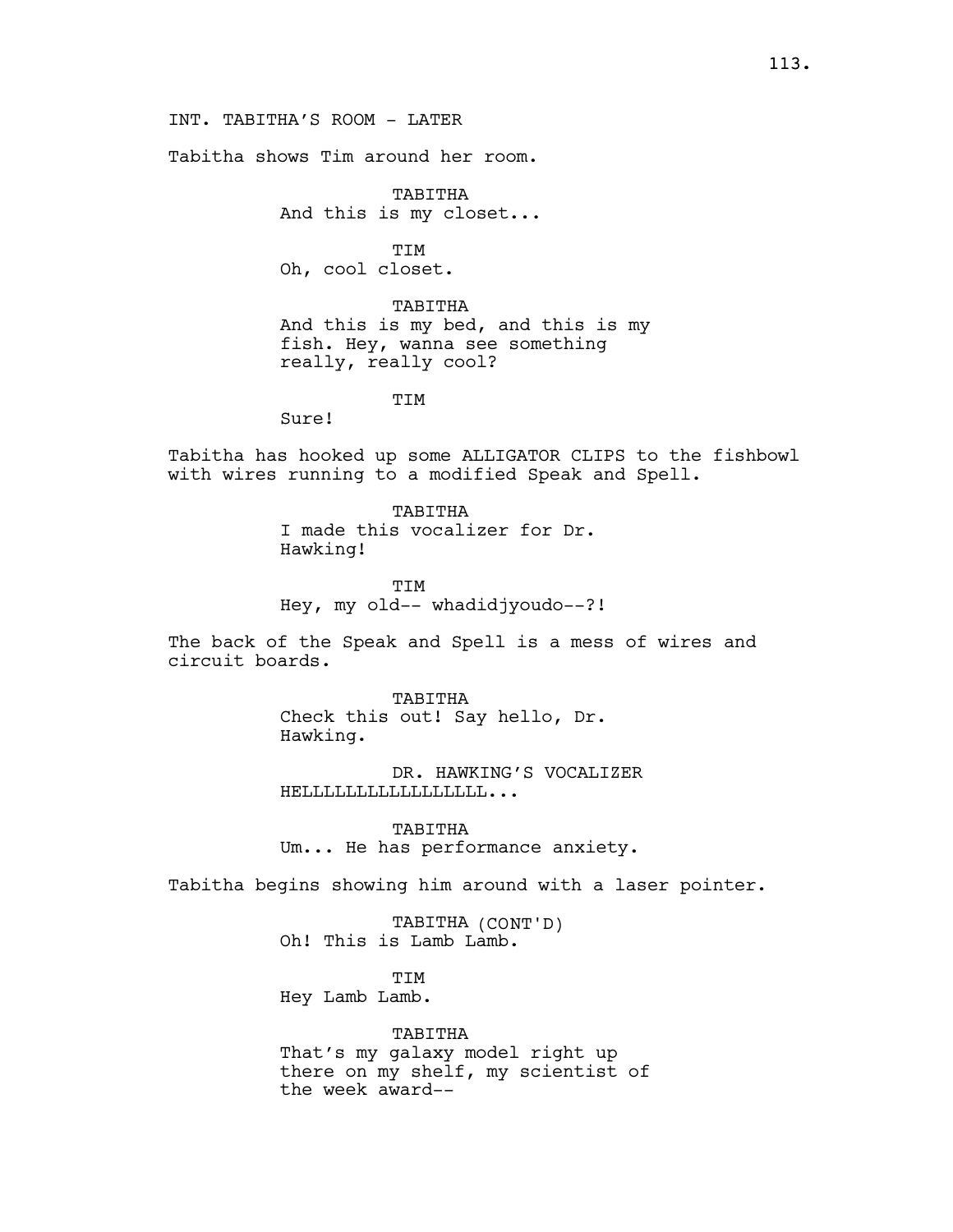INT. TABITHA'S ROOM - LATER

Tabitha shows Tim around her room.

TABITHA
And this is my closet...

TIM
Oh, cool closet.

TABITHA
And this is my bed, and this is my fish. Hey, wanna see something really, really cool?

TIM
Sure!

Tabitha has hooked up some ALLIGATOR CLIPS to the fishbowl with wires running to a modified Speak and Spell.

TABITHA
I made this vocalizer for Dr. Hawking!

TIM
Hey, my old-- whadidjyoudo--?!

The back of the Speak and Spell is a mess of wires and circuit boards.

TABITHA
Check this out! Say hello, Dr. Hawking.

DR. HAWKING'S VOCALIZER
HELLLLLLLLLLLLLLLL...

TABITHA
Um... He has performance anxiety.

Tabitha begins showing him around with a laser pointer.

TABITHA (CONT'D)
Oh! This is Lamb Lamb.

TIM
Hey Lamb Lamb.

TABITHA
That's my galaxy model right up there on my shelf, my scientist of the week award--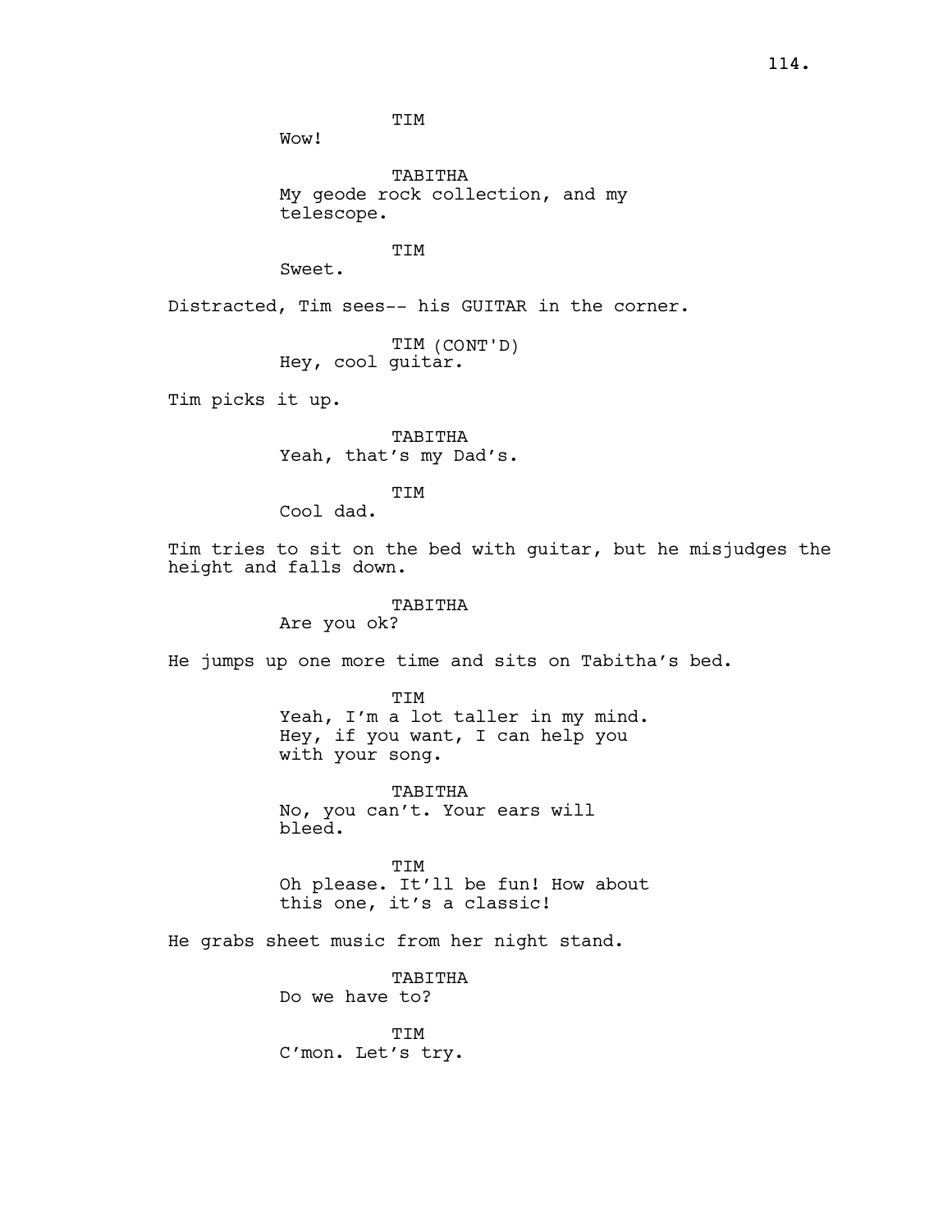TIM

Wow!

TABITHA

My geode rock collection, and my telescope.

TIM

Sweet.

Distracted, Tim sees-- his GUITAR in the corner.

TIM (CONT'D)

Hey, cool guitar.

Tim picks it up.

TABITHA

Yeah, that's my Dad's.

TIM

Cool dad.

Tim tries to sit on the bed with guitar, but he misjudges the height and falls down.

TABITHA

Are you ok?

He jumps up one more time and sits on Tabitha's bed.

TIM

Yeah, I'm a lot taller in my mind. Hey, if you want, I can help you with your song.

TABITHA

No, you can't. Your ears will bleed.

TIM

Oh please. It'll be fun! How about this one, it's a classic!

He grabs sheet music from her night stand.

TABITHA

Do we have to?

TIM

C'mon. Let's try.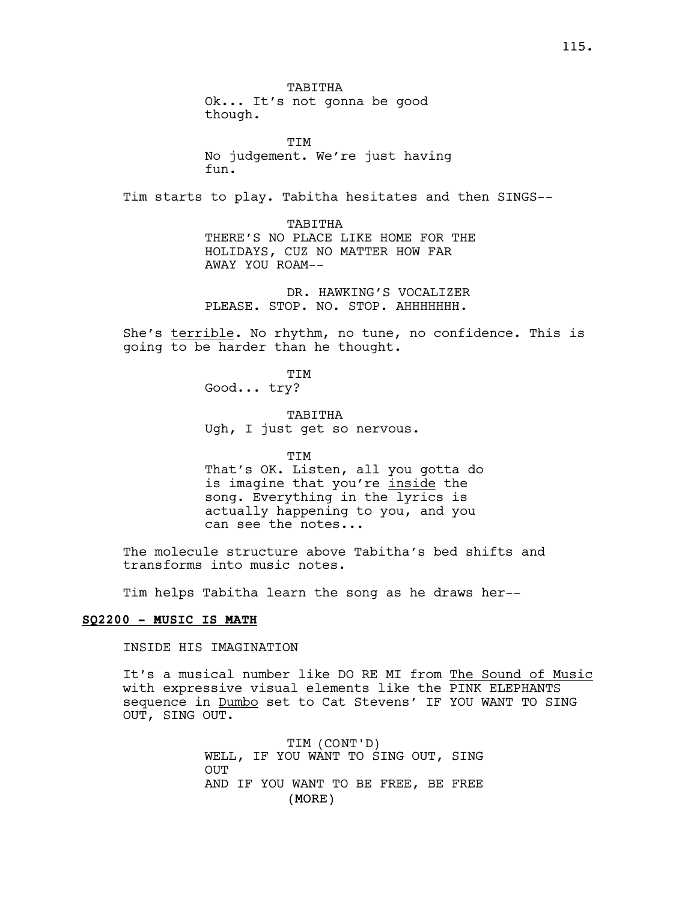TABITHA
Ok... It's not gonna be good though.

TIM
No judgement. We're just having fun.

Tim starts to play. Tabitha hesitates and then SINGS--

TABITHA
THERE'S NO PLACE LIKE HOME FOR THE HOLIDAYS, CUZ NO MATTER HOW FAR AWAY YOU ROAM--

DR. HAWKING'S VOCALIZER
PLEASE. STOP. NO. STOP. AHHHHHHH.

She's terrible. No rhythm, no tune, no confidence. This is going to be harder than he thought.

TIM
Good... try?

TABITHA
Ugh, I just get so nervous.

TIM
That's OK. Listen, all you gotta do is imagine that you're inside the song. Everything in the lyrics is actually happening to you, and you can see the notes...

The molecule structure above Tabitha's bed shifts and transforms into music notes.

Tim helps Tabitha learn the song as he draws her--

**SQ2200 - MUSIC IS MATH**

INSIDE HIS IMAGINATION

It's a musical number like DO RE MI from The Sound of Music with expressive visual elements like the PINK ELEPHANTS sequence in Dumbo set to Cat Stevens' IF YOU WANT TO SING OUT, SING OUT.

TIM (CONT'D)
WELL, IF YOU WANT TO SING OUT, SING OUT
AND IF YOU WANT TO BE FREE, BE FREE
(MORE)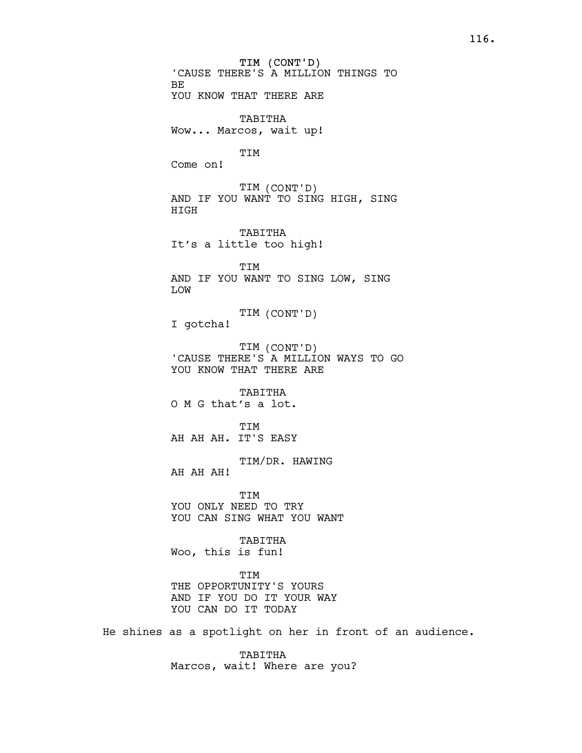TIM (CONT'D)
'CAUSE THERE'S A MILLION THINGS TO
BE
YOU KNOW THAT THERE ARE

TABITHA
Wow... Marcos, wait up!

TIM
Come on!

TIM (CONT'D)
AND IF YOU WANT TO SING HIGH, SING
HIGH

TABITHA
It's a little too high!

TIM
AND IF YOU WANT TO SING LOW, SING
LOW

TIM (CONT'D)
I gotcha!

TIM (CONT'D)
'CAUSE THERE'S A MILLION WAYS TO GO
YOU KNOW THAT THERE ARE

TABITHA
O M G that's a lot.

TIM
AH AH AH. IT'S EASY

TIM/DR. HAWING
AH AH AH!

TIM
YOU ONLY NEED TO TRY
YOU CAN SING WHAT YOU WANT

TABITHA
Woo, this is fun!

TIM
THE OPPORTUNITY'S YOURS
AND IF YOU DO IT YOUR WAY
YOU CAN DO IT TODAY

He shines as a spotlight on her in front of an audience.

TABITHA
Marcos, wait! Where are you?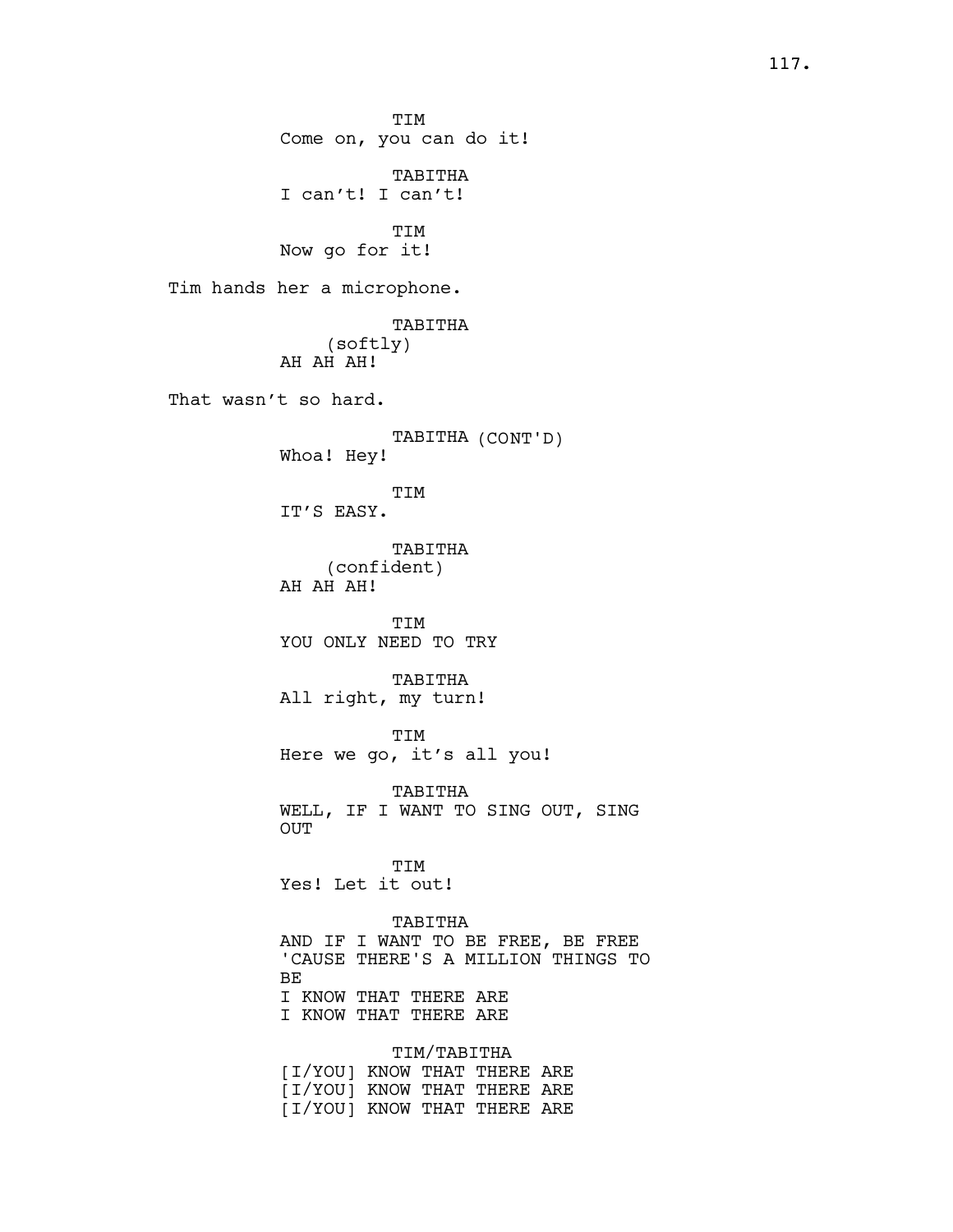TIM
Come on, you can do it!

TABITHA
I can't! I can't!

TIM
Now go for it!

Tim hands her a microphone.

TABITHA
(softly)
AH AH AH!

That wasn't so hard.

TABITHA (CONT'D)
Whoa! Hey!

TIM
IT'S EASY.

TABITHA
(confident)
AH AH AH!

TIM
YOU ONLY NEED TO TRY

TABITHA
All right, my turn!

TIM
Here we go, it's all you!

TABITHA
WELL, IF I WANT TO SING OUT, SING
OUT

TIM
Yes! Let it out!

TABITHA
AND IF I WANT TO BE FREE, BE FREE
'CAUSE THERE'S A MILLION THINGS TO
BE
I KNOW THAT THERE ARE
I KNOW THAT THERE ARE

TIM/TABITHA
[I/YOU] KNOW THAT THERE ARE
[I/YOU] KNOW THAT THERE ARE
[I/YOU] KNOW THAT THERE ARE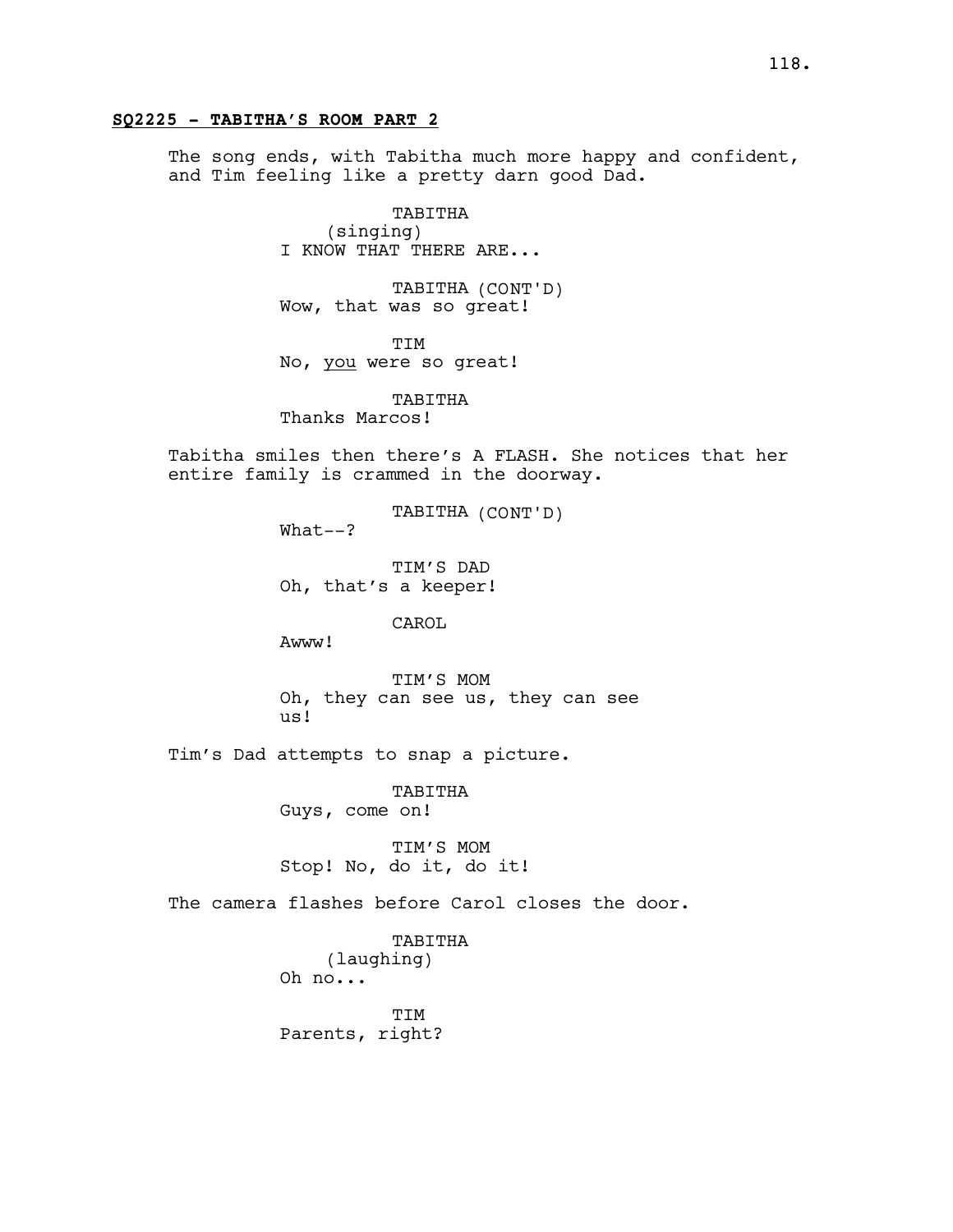**SQ2225 - TABITHA'S ROOM PART 2**

The song ends, with Tabitha much more happy and confident, and Tim feeling like a pretty darn good Dad.

TABITHA
(singing)
I KNOW THAT THERE ARE...

TABITHA (CONT'D)
Wow, that was so great!

TIM
No, you were so great!

TABITHA
Thanks Marcos!

Tabitha smiles then there's A FLASH. She notices that her entire family is crammed in the doorway.

TABITHA (CONT'D)
What--?

TIM'S DAD
Oh, that's a keeper!

CAROL
Awww!

TIM'S MOM
Oh, they can see us, they can see us!

Tim's Dad attempts to snap a picture.

TABITHA
Guys, come on!

TIM'S MOM
Stop! No, do it, do it!

The camera flashes before Carol closes the door.

TABITHA
(laughing)
Oh no...

TIM
Parents, right?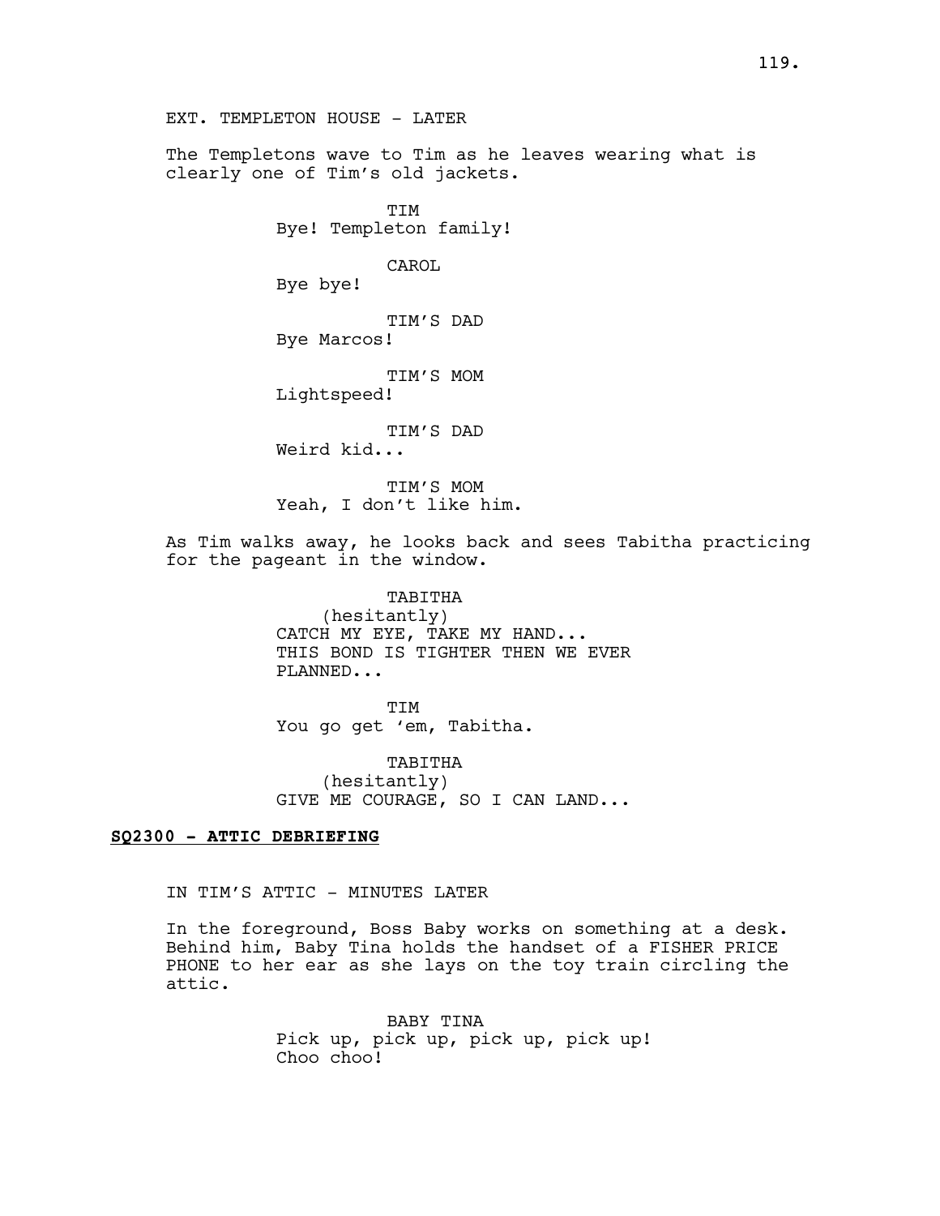EXT. TEMPLETON HOUSE - LATER

The Templetons wave to Tim as he leaves wearing what is clearly one of Tim's old jackets.

TIM
Bye! Templeton family!

CAROL
Bye bye!

TIM'S DAD
Bye Marcos!

TIM'S MOM
Lightspeed!

TIM'S DAD
Weird kid...

TIM'S MOM
Yeah, I don't like him.

As Tim walks away, he looks back and sees Tabitha practicing for the pageant in the window.

TABITHA
(hesitantly)
CATCH MY EYE, TAKE MY HAND...
THIS BOND IS TIGHTER THEN WE EVER PLANNED...

TIM
You go get 'em, Tabitha.

TABITHA
(hesitantly)
GIVE ME COURAGE, SO I CAN LAND...

**<u>SQ2300 - ATTIC DEBRIEFING</u>**

IN TIM'S ATTIC - MINUTES LATER

In the foreground, Boss Baby works on something at a desk. Behind him, Baby Tina holds the handset of a FISHER PRICE PHONE to her ear as she lays on the toy train circling the attic.

BABY TINA
Pick up, pick up, pick up, pick up!
Choo choo!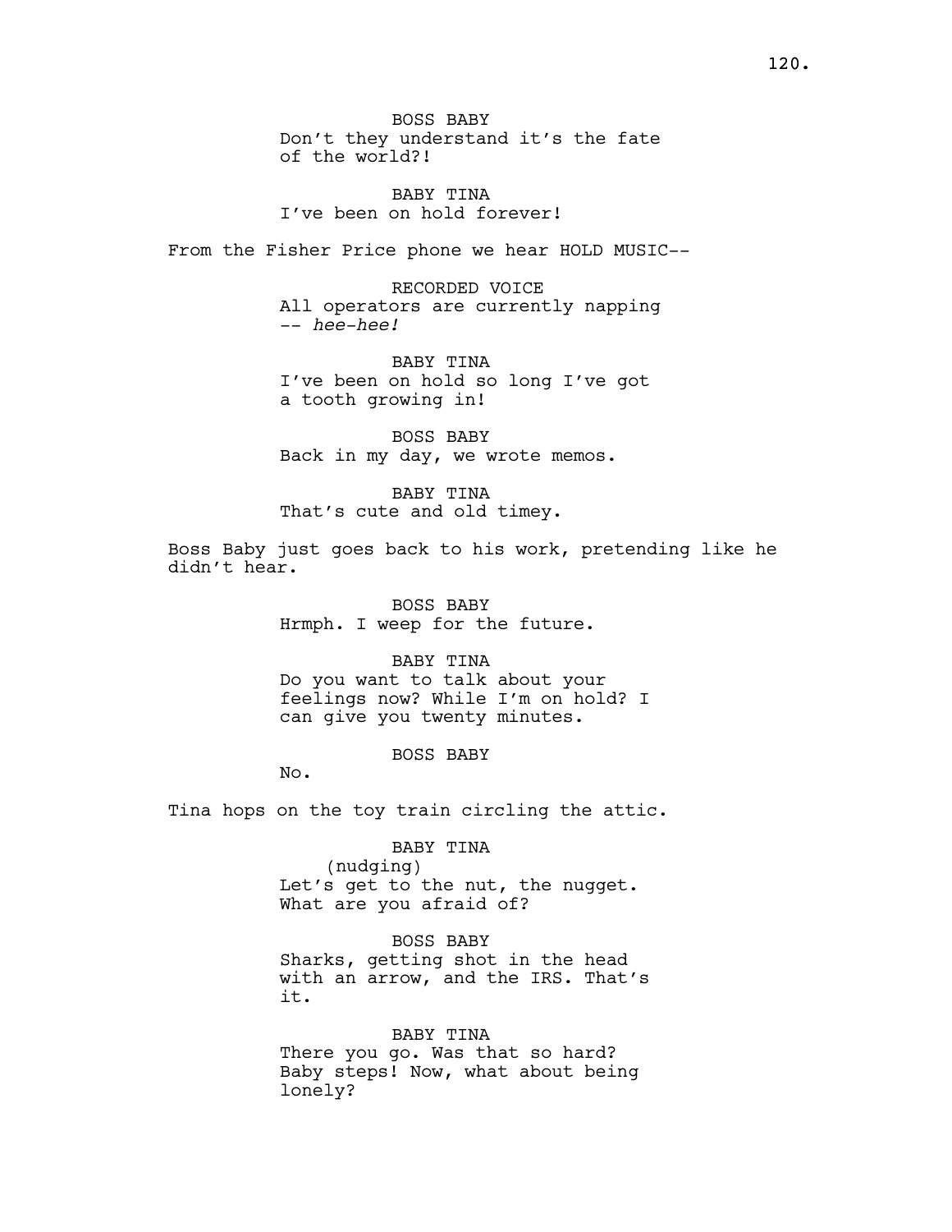BOSS BABY
Don't they understand it's the fate of the world?!

BABY TINA
I've been on hold forever!

From the Fisher Price phone we hear HOLD MUSIC--

RECORDED VOICE
All operators are currently napping -- *hee-hee!*

BABY TINA
I've been on hold so long I've got a tooth growing in!

BOSS BABY
Back in my day, we wrote memos.

BABY TINA
That's cute and old timey.

Boss Baby just goes back to his work, pretending like he didn't hear.

BOSS BABY
Hrmph. I weep for the future.

BABY TINA
Do you want to talk about your feelings now? While I'm on hold? I can give you twenty minutes.

BOSS BABY
No.

Tina hops on the toy train circling the attic.

BABY TINA
(nudging)
Let's get to the nut, the nugget. What are you afraid of?

BOSS BABY
Sharks, getting shot in the head with an arrow, and the IRS. That's it.

BABY TINA
There you go. Was that so hard? Baby steps! Now, what about being lonely?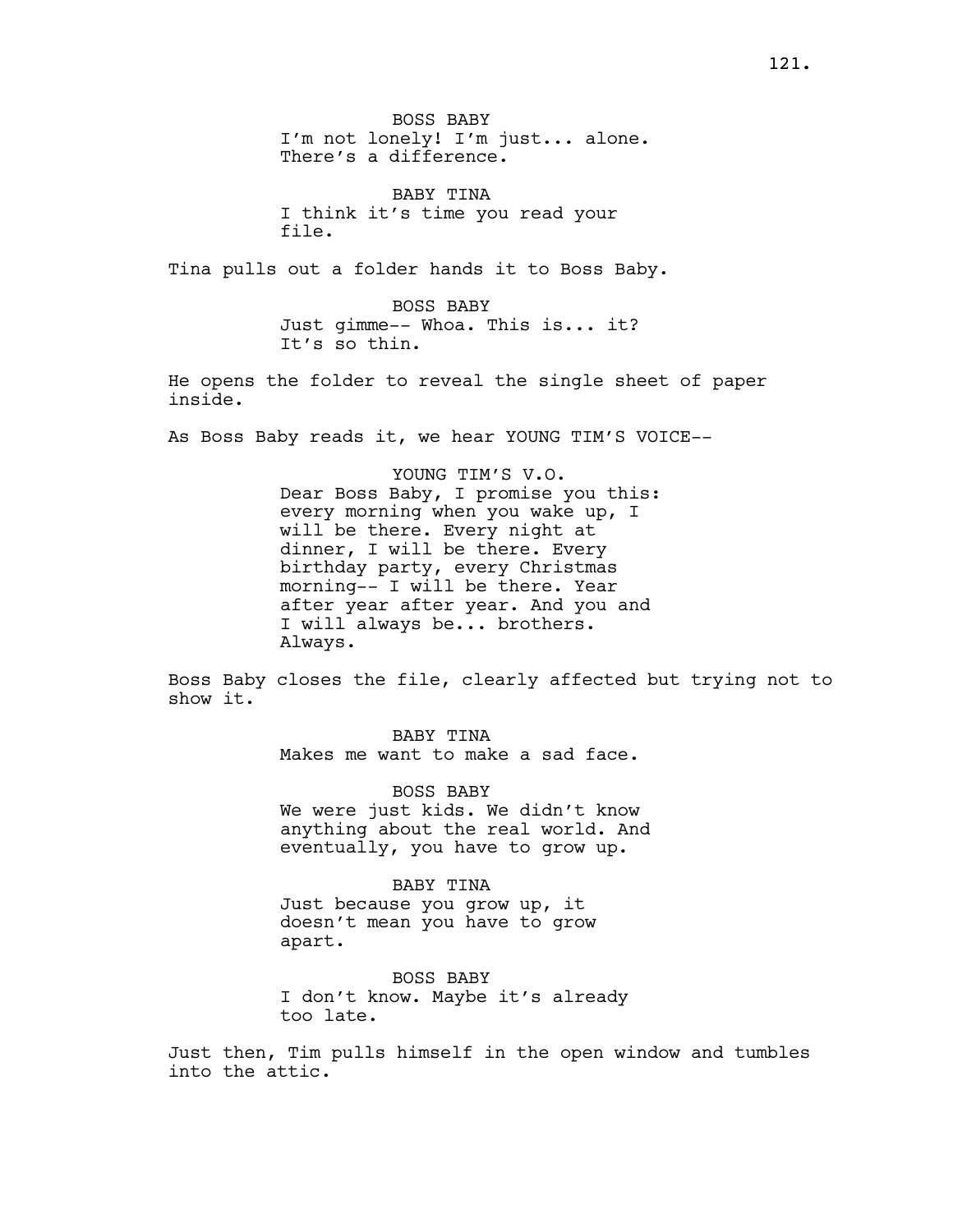BOSS BABY

I'm not lonely! I'm just... alone. There's a difference.

BABY TINA

I think it's time you read your file.

Tina pulls out a folder hands it to Boss Baby.

BOSS BABY

Just gimme-- Whoa. This is... it? It's so thin.

He opens the folder to reveal the single sheet of paper inside.

As Boss Baby reads it, we hear YOUNG TIM'S VOICE--

YOUNG TIM'S V.O.

Dear Boss Baby, I promise you this: every morning when you wake up, I will be there. Every night at dinner, I will be there. Every birthday party, every Christmas morning-- I will be there. Year after year after year. And you and I will always be... brothers. Always.

Boss Baby closes the file, clearly affected but trying not to show it.

BABY TINA

Makes me want to make a sad face.

BOSS BABY

We were just kids. We didn't know anything about the real world. And eventually, you have to grow up.

BABY TINA

Just because you grow up, it doesn't mean you have to grow apart.

BOSS BABY

I don't know. Maybe it's already too late.

Just then, Tim pulls himself in the open window and tumbles into the attic.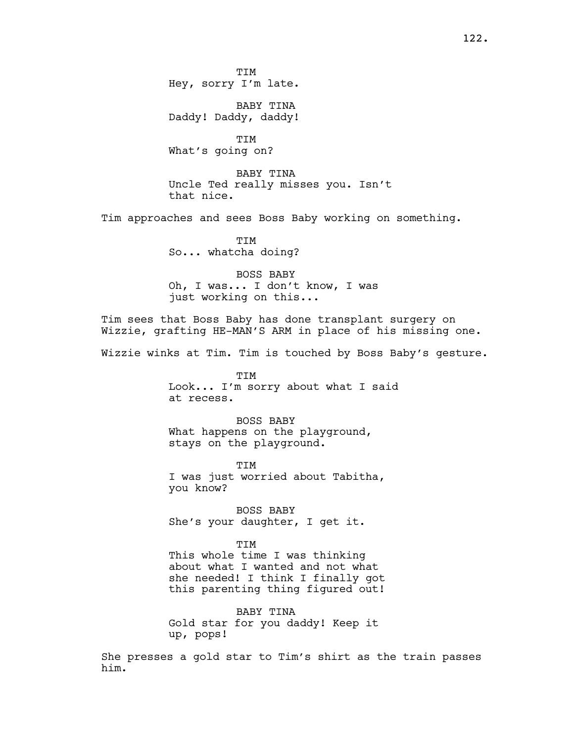TIM
Hey, sorry I'm late.

BABY TINA
Daddy! Daddy, daddy!

TIM
What's going on?

BABY TINA
Uncle Ted really misses you. Isn't that nice.

Tim approaches and sees Boss Baby working on something.

TIM
So... whatcha doing?

BOSS BABY
Oh, I was... I don't know, I was just working on this...

Tim sees that Boss Baby has done transplant surgery on Wizzie, grafting HE-MAN'S ARM in place of his missing one.

Wizzie winks at Tim. Tim is touched by Boss Baby's gesture.

TIM
Look... I'm sorry about what I said at recess.

BOSS BABY
What happens on the playground, stays on the playground.

TIM
I was just worried about Tabitha, you know?

BOSS BABY
She's your daughter, I get it.

TIM
This whole time I was thinking about what I wanted and not what she needed! I think I finally got this parenting thing figured out!

BABY TINA
Gold star for you daddy! Keep it up, pops!

She presses a gold star to Tim's shirt as the train passes him.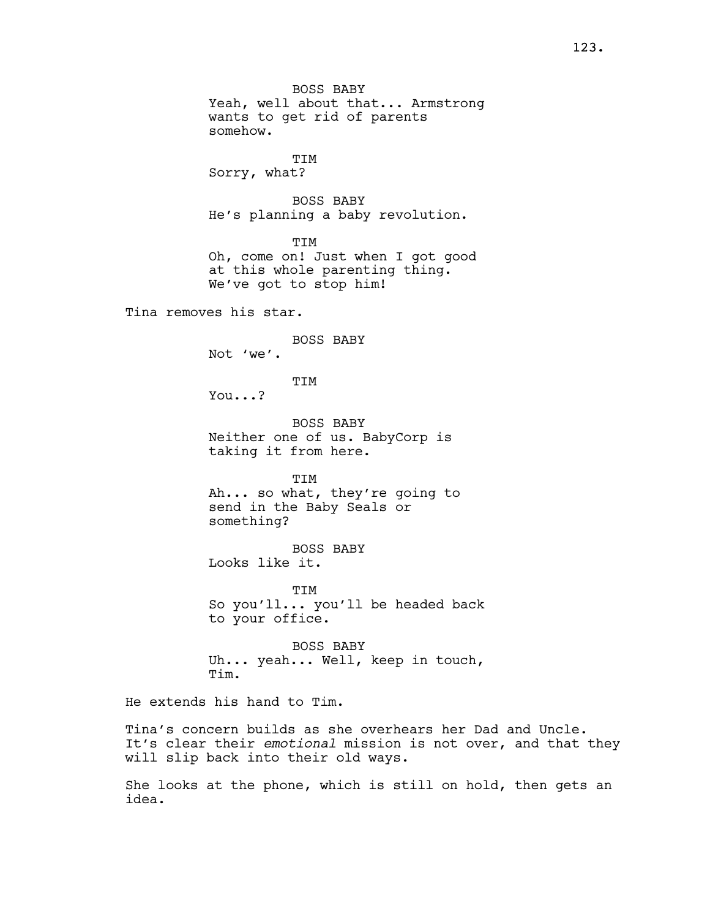BOSS BABY
Yeah, well about that... Armstrong wants to get rid of parents somehow.

TIM
Sorry, what?

BOSS BABY
He's planning a baby revolution.

TIM
Oh, come on! Just when I got good at this whole parenting thing. We've got to stop him!

Tina removes his star.

BOSS BABY
Not 'we'.

TIM
You...?

BOSS BABY
Neither one of us. BabyCorp is taking it from here.

TIM
Ah... so what, they're going to send in the Baby Seals or something?

BOSS BABY
Looks like it.

TIM
So you'll... you'll be headed back to your office.

BOSS BABY
Uh... yeah... Well, keep in touch, Tim.

He extends his hand to Tim.

Tina's concern builds as she overhears her Dad and Uncle. It's clear their *emotional* mission is not over, and that they will slip back into their old ways.

She looks at the phone, which is still on hold, then gets an idea.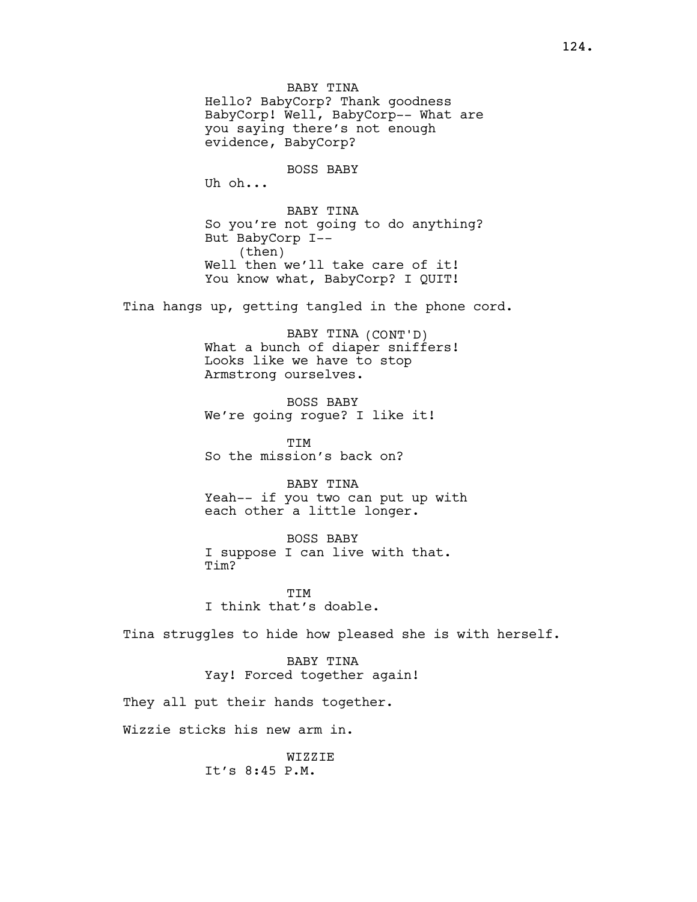BABY TINA
Hello? BabyCorp? Thank goodness BabyCorp! Well, BabyCorp-- What are you saying there's not enough evidence, BabyCorp?

BOSS BABY
Uh oh...

BABY TINA
So you're not going to do anything? But BabyCorp I--
(then)
Well then we'll take care of it! You know what, BabyCorp? I QUIT!

Tina hangs up, getting tangled in the phone cord.

BABY TINA (CONT'D)
What a bunch of diaper sniffers! Looks like we have to stop Armstrong ourselves.

BOSS BABY
We're going rogue? I like it!

TIM
So the mission's back on?

BABY TINA
Yeah-- if you two can put up with each other a little longer.

BOSS BABY
I suppose I can live with that. Tim?

TIM
I think that's doable.

Tina struggles to hide how pleased she is with herself.

BABY TINA
Yay! Forced together again!

They all put their hands together.

Wizzie sticks his new arm in.

WIZZIE
It's 8:45 P.M.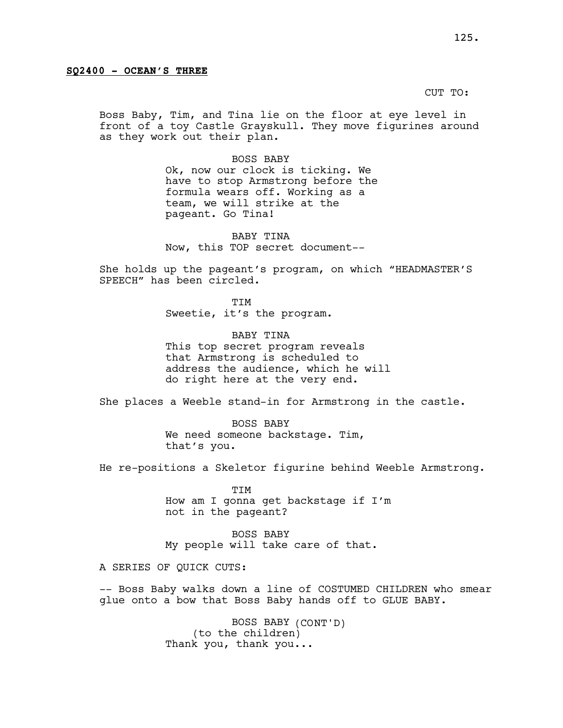**SQ2400 - OCEAN'S THREE**

CUT TO:

Boss Baby, Tim, and Tina lie on the floor at eye level in front of a toy Castle Grayskull. They move figurines around as they work out their plan.

BOSS BABY
Ok, now our clock is ticking. We have to stop Armstrong before the formula wears off. Working as a team, we will strike at the pageant. Go Tina!

BABY TINA
Now, this TOP secret document--

She holds up the pageant's program, on which "HEADMASTER'S SPEECH" has been circled.

TIM
Sweetie, it's the program.

BABY TINA
This top secret program reveals that Armstrong is scheduled to address the audience, which he will do right here at the very end.

She places a Weeble stand-in for Armstrong in the castle.

BOSS BABY
We need someone backstage. Tim, that's you.

He re-positions a Skeletor figurine behind Weeble Armstrong.

TIM
How am I gonna get backstage if I'm not in the pageant?

BOSS BABY
My people will take care of that.

A SERIES OF QUICK CUTS:

-- Boss Baby walks down a line of COSTUMED CHILDREN who smear glue onto a bow that Boss Baby hands off to GLUE BABY.

BOSS BABY (CONT'D)
(to the children)
Thank you, thank you...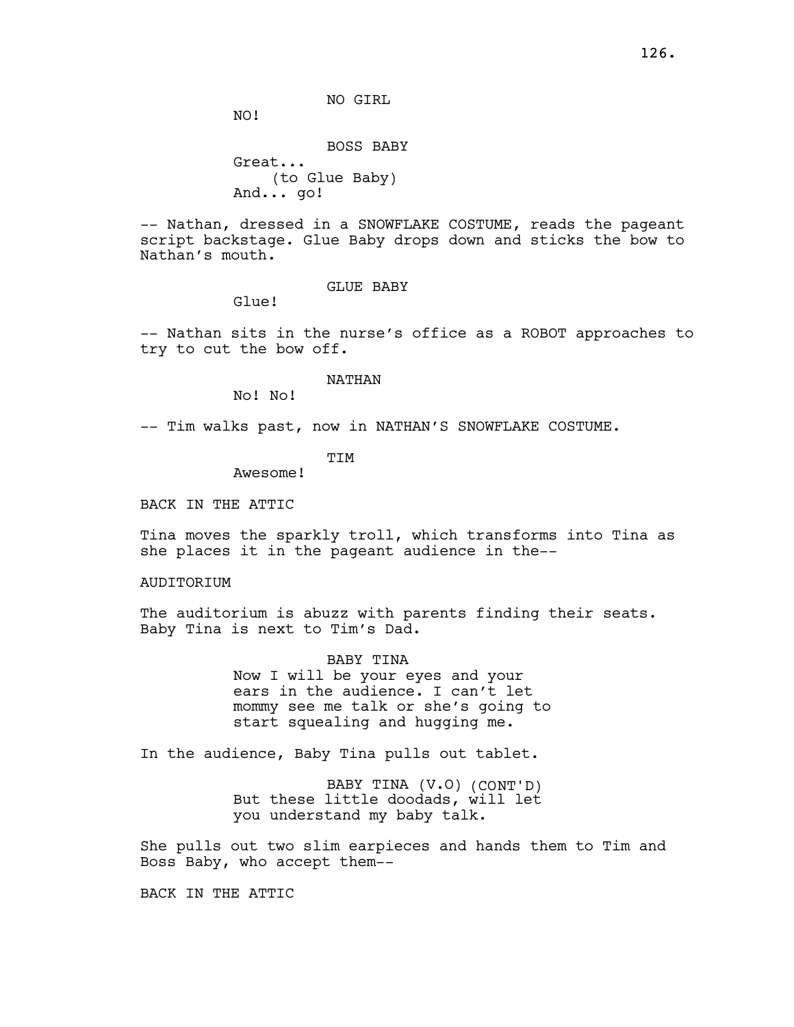NO GIRL

NO!

BOSS BABY

Great...

(to Glue Baby)

And... go!

-- Nathan, dressed in a SNOWFLAKE COSTUME, reads the pageant script backstage. Glue Baby drops down and sticks the bow to Nathan's mouth.

GLUE BABY

Glue!

-- Nathan sits in the nurse's office as a ROBOT approaches to try to cut the bow off.

NATHAN

No! No!

-- Tim walks past, now in NATHAN'S SNOWFLAKE COSTUME.

TIM

Awesome!

BACK IN THE ATTIC

Tina moves the sparkly troll, which transforms into Tina as she places it in the pageant audience in the--

AUDITORIUM

The auditorium is abuzz with parents finding their seats. Baby Tina is next to Tim's Dad.

BABY TINA

Now I will be your eyes and your ears in the audience. I can't let mommy see me talk or she's going to start squealing and hugging me.

In the audience, Baby Tina pulls out tablet.

BABY TINA (V.O) (CONT'D)

But these little doodads, will let you understand my baby talk.

She pulls out two slim earpieces and hands them to Tim and Boss Baby, who accept them--

BACK IN THE ATTIC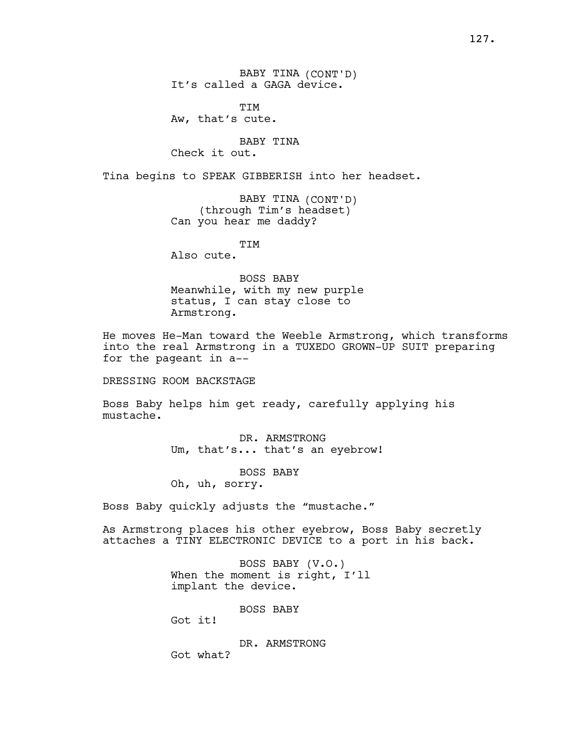BABY TINA (CONT'D)
It's called a GAGA device.

TIM
Aw, that's cute.

BABY TINA
Check it out.

Tina begins to SPEAK GIBBERISH into her headset.

BABY TINA (CONT'D)
(through Tim's headset)
Can you hear me daddy?

TIM
Also cute.

BOSS BABY
Meanwhile, with my new purple status, I can stay close to Armstrong.

He moves He-Man toward the Weeble Armstrong, which transforms into the real Armstrong in a TUXEDO GROWN-UP SUIT preparing for the pageant in a--

DRESSING ROOM BACKSTAGE

Boss Baby helps him get ready, carefully applying his mustache.

DR. ARMSTRONG
Um, that's... that's an eyebrow!

BOSS BABY
Oh, uh, sorry.

Boss Baby quickly adjusts the "mustache."

As Armstrong places his other eyebrow, Boss Baby secretly attaches a TINY ELECTRONIC DEVICE to a port in his back.

BOSS BABY (V.O.)
When the moment is right, I'll implant the device.

BOSS BABY
Got it!

DR. ARMSTRONG
Got what?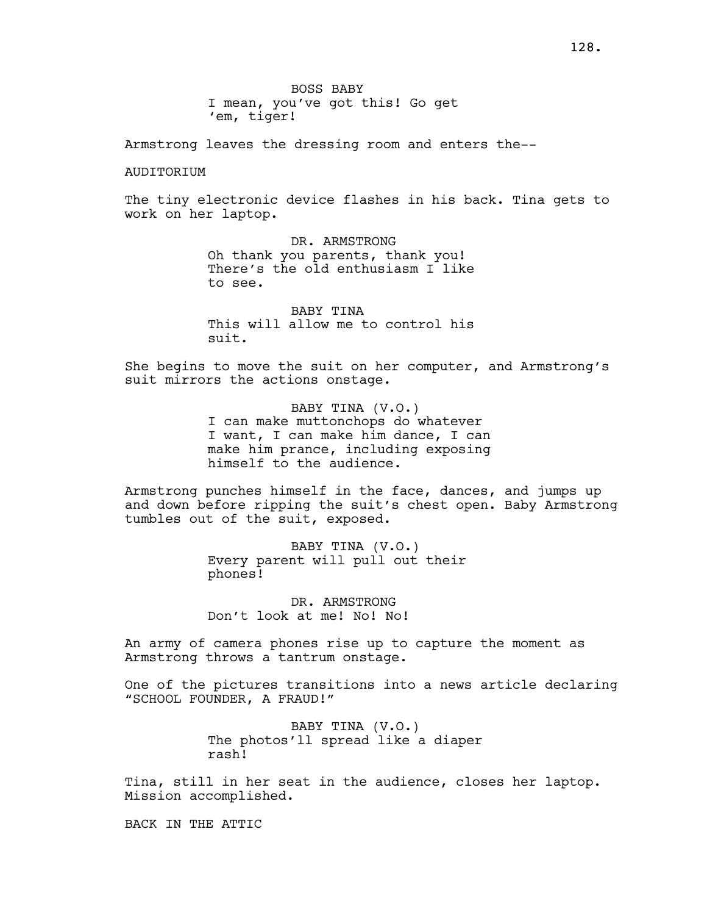BOSS BABY
I mean, you've got this! Go get 'em, tiger!

Armstrong leaves the dressing room and enters the--

AUDITORIUM

The tiny electronic device flashes in his back. Tina gets to work on her laptop.

DR. ARMSTRONG
Oh thank you parents, thank you! There's the old enthusiasm I like to see.

BABY TINA
This will allow me to control his suit.

She begins to move the suit on her computer, and Armstrong's suit mirrors the actions onstage.

BABY TINA (V.O.)
I can make muttonchops do whatever I want, I can make him dance, I can make him prance, including exposing himself to the audience.

Armstrong punches himself in the face, dances, and jumps up and down before ripping the suit's chest open. Baby Armstrong tumbles out of the suit, exposed.

BABY TINA (V.O.)
Every parent will pull out their phones!

DR. ARMSTRONG
Don't look at me! No! No!

An army of camera phones rise up to capture the moment as Armstrong throws a tantrum onstage.

One of the pictures transitions into a news article declaring "SCHOOL FOUNDER, A FRAUD!"

BABY TINA (V.O.)
The photos'll spread like a diaper rash!

Tina, still in her seat in the audience, closes her laptop. Mission accomplished.

BACK IN THE ATTIC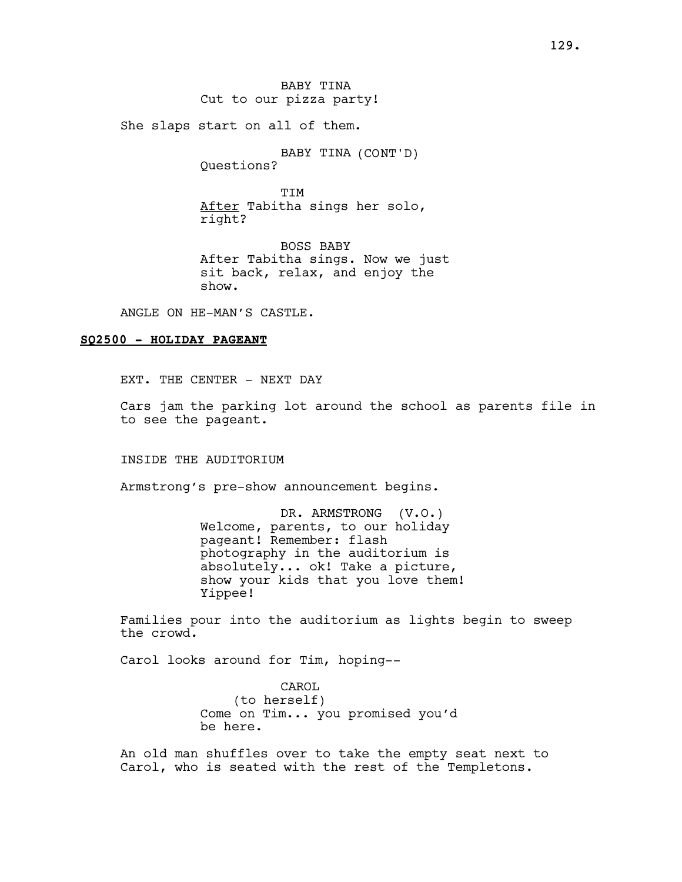BABY TINA
Cut to our pizza party!

She slaps start on all of them.

BABY TINA (CONT'D)
Questions?

TIM
<u>After</u> Tabitha sings her solo, right?

BOSS BABY
After Tabitha sings. Now we just sit back, relax, and enjoy the show.

ANGLE ON HE-MAN'S CASTLE.

**<u>SQ2500 - HOLIDAY PAGEANT</u>**

EXT. THE CENTER - NEXT DAY

Cars jam the parking lot around the school as parents file in to see the pageant.

INSIDE THE AUDITORIUM

Armstrong's pre-show announcement begins.

DR. ARMSTRONG (V.O.)
Welcome, parents, to our holiday pageant! Remember: flash photography in the auditorium is absolutely... ok! Take a picture, show your kids that you love them! Yippee!

Families pour into the auditorium as lights begin to sweep the crowd.

Carol looks around for Tim, hoping--

CAROL
(to herself)
Come on Tim... you promised you'd be here.

An old man shuffles over to take the empty seat next to Carol, who is seated with the rest of the Templetons.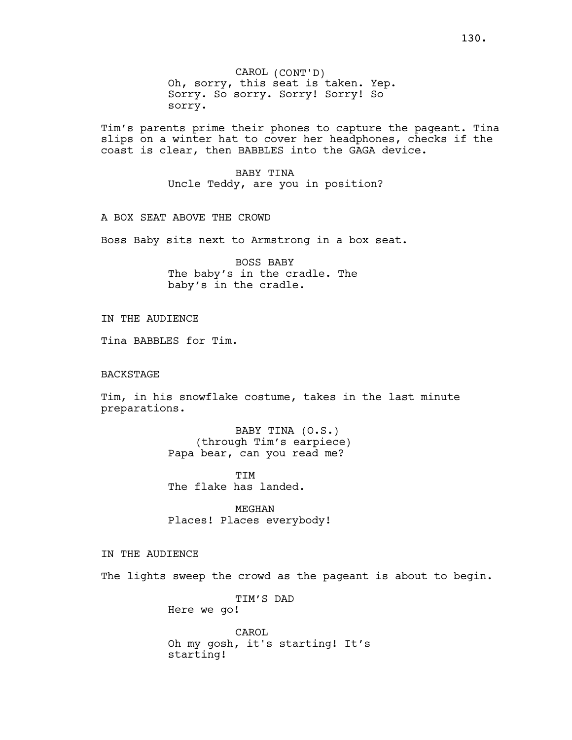CAROL (CONT'D)
Oh, sorry, this seat is taken. Yep. Sorry. So sorry. Sorry! Sorry! So sorry.

Tim's parents prime their phones to capture the pageant. Tina slips on a winter hat to cover her headphones, checks if the coast is clear, then BABBLES into the GAGA device.

BABY TINA
Uncle Teddy, are you in position?

A BOX SEAT ABOVE THE CROWD

Boss Baby sits next to Armstrong in a box seat.

BOSS BABY
The baby's in the cradle. The baby's in the cradle.

IN THE AUDIENCE

Tina BABBLES for Tim.

BACKSTAGE

Tim, in his snowflake costume, takes in the last minute preparations.

BABY TINA (O.S.)
(through Tim's earpiece)
Papa bear, can you read me?

TIM
The flake has landed.

MEGHAN
Places! Places everybody!

IN THE AUDIENCE

The lights sweep the crowd as the pageant is about to begin.

TIM'S DAD
Here we go!

CAROL
Oh my gosh, it's starting! It's starting!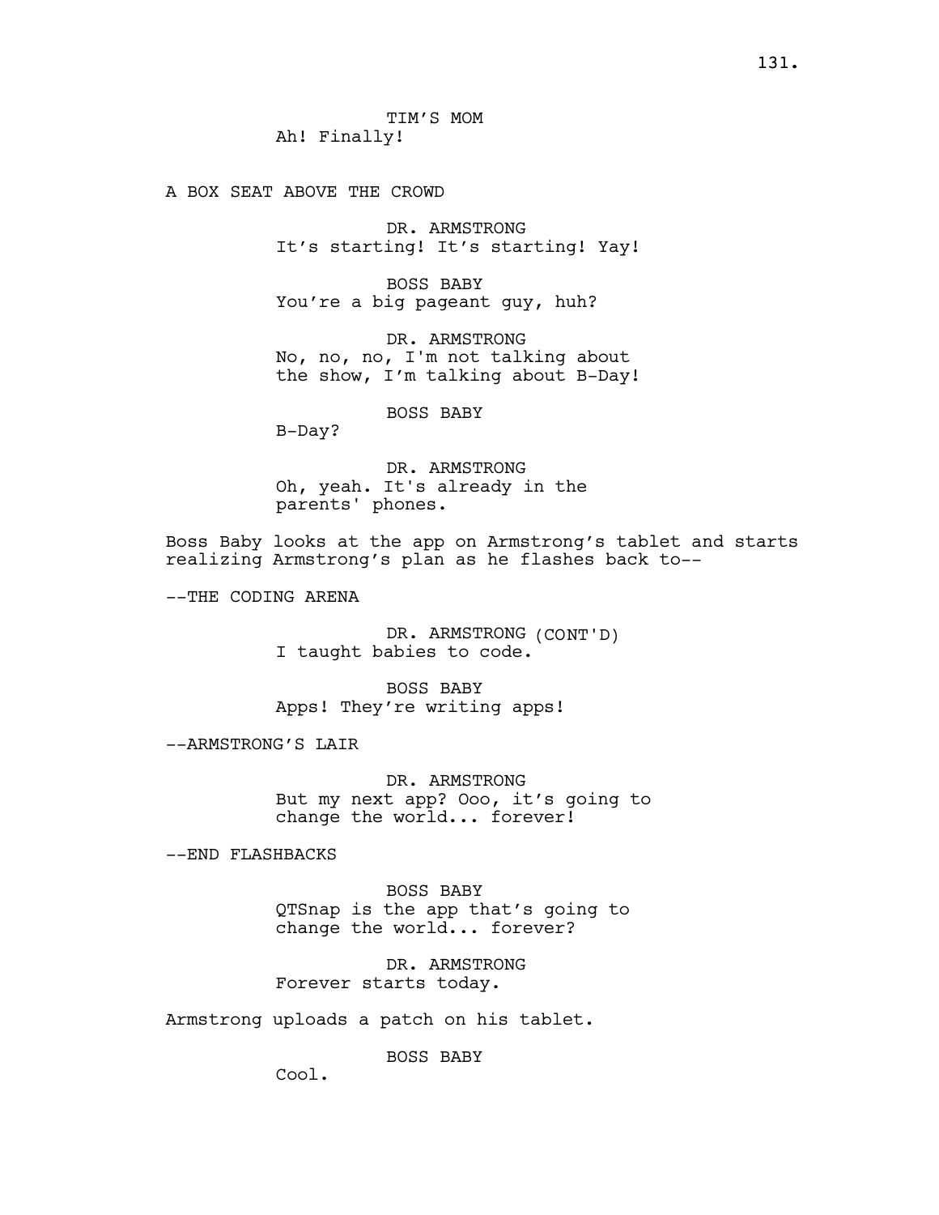TIM'S MOM
Ah! Finally!

A BOX SEAT ABOVE THE CROWD

DR. ARMSTRONG
It's starting! It's starting! Yay!

BOSS BABY
You're a big pageant guy, huh?

DR. ARMSTRONG
No, no, no, I'm not talking about the show, I'm talking about B-Day!

BOSS BABY
B-Day?

DR. ARMSTRONG
Oh, yeah. It's already in the parents' phones.

Boss Baby looks at the app on Armstrong's tablet and starts realizing Armstrong's plan as he flashes back to--

--THE CODING ARENA

DR. ARMSTRONG (CONT'D)
I taught babies to code.

BOSS BABY
Apps! They're writing apps!

--ARMSTRONG'S LAIR

DR. ARMSTRONG
But my next app? Ooo, it's going to change the world... forever!

--END FLASHBACKS

BOSS BABY
QTSnap is the app that's going to change the world... forever?

DR. ARMSTRONG
Forever starts today.

Armstrong uploads a patch on his tablet.

BOSS BABY
Cool.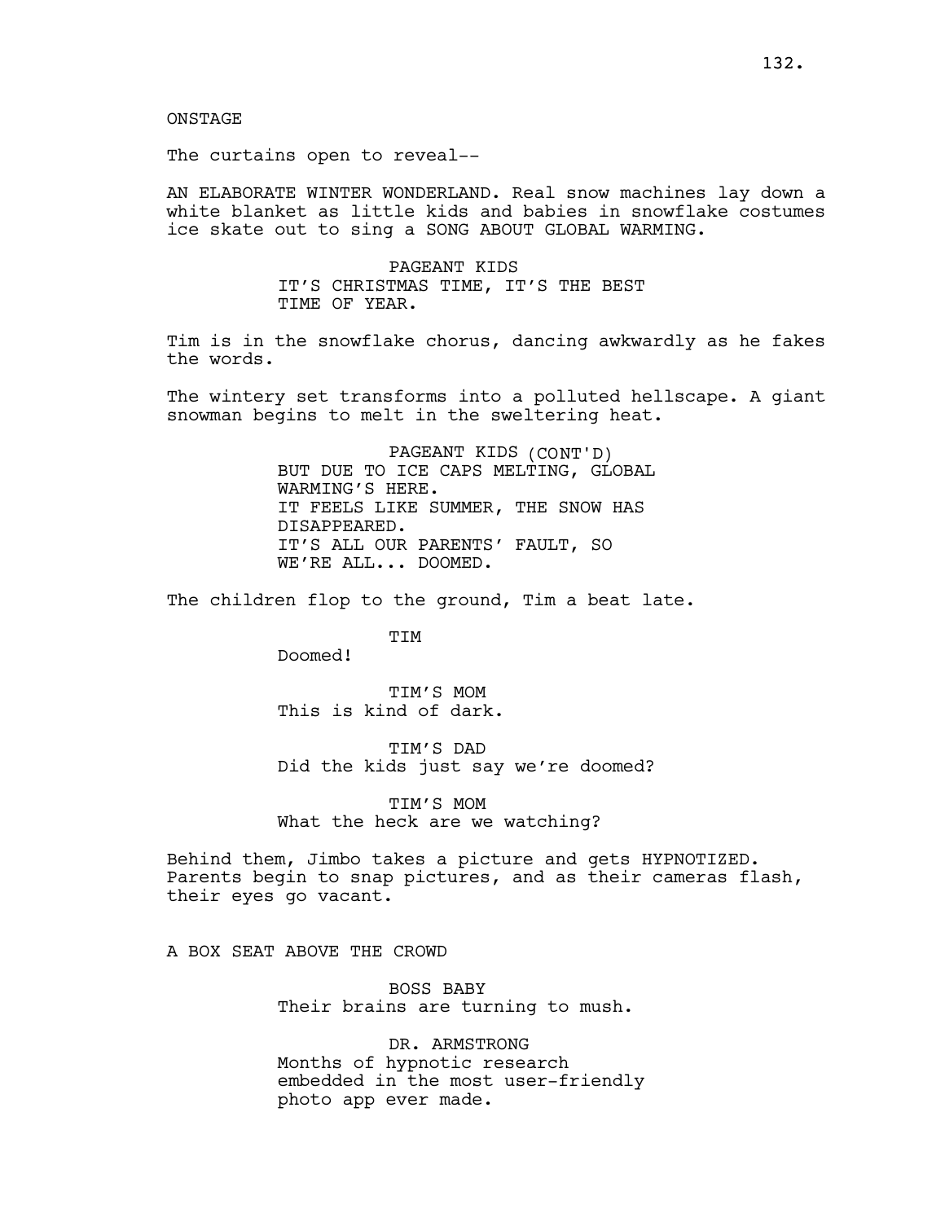ONSTAGE

The curtains open to reveal--

AN ELABORATE WINTER WONDERLAND. Real snow machines lay down a white blanket as little kids and babies in snowflake costumes ice skate out to sing a SONG ABOUT GLOBAL WARMING.

PAGEANT KIDS
IT'S CHRISTMAS TIME, IT'S THE BEST
TIME OF YEAR.

Tim is in the snowflake chorus, dancing awkwardly as he fakes the words.

The wintery set transforms into a polluted hellscape. A giant snowman begins to melt in the sweltering heat.

PAGEANT KIDS (CONT'D)
BUT DUE TO ICE CAPS MELTING, GLOBAL
WARMING'S HERE.
IT FEELS LIKE SUMMER, THE SNOW HAS
DISAPPEARED.
IT'S ALL OUR PARENTS' FAULT, SO
WE'RE ALL... DOOMED.

The children flop to the ground, Tim a beat late.

TIM
Doomed!

TIM'S MOM
This is kind of dark.

TIM'S DAD
Did the kids just say we're doomed?

TIM'S MOM
What the heck are we watching?

Behind them, Jimbo takes a picture and gets HYPNOTIZED. Parents begin to snap pictures, and as their cameras flash, their eyes go vacant.

A BOX SEAT ABOVE THE CROWD

BOSS BABY
Their brains are turning to mush.

DR. ARMSTRONG
Months of hypnotic research
embedded in the most user-friendly
photo app ever made.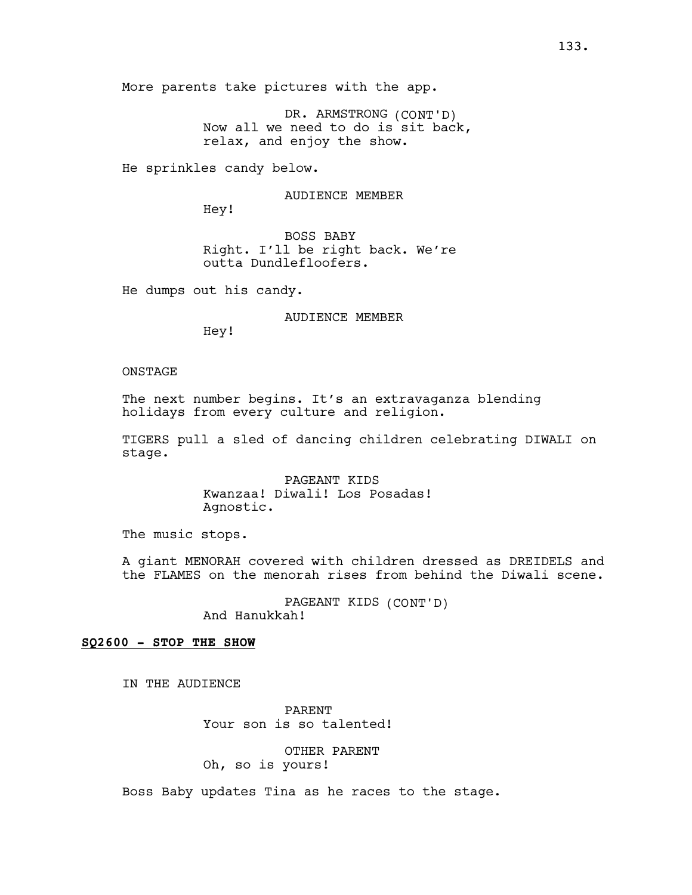More parents take pictures with the app.

DR. ARMSTRONG (CONT'D)
Now all we need to do is sit back, relax, and enjoy the show.

He sprinkles candy below.

AUDIENCE MEMBER
Hey!

BOSS BABY
Right. I’ll be right back. We’re outta Dundlefloofers.

He dumps out his candy.

AUDIENCE MEMBER
Hey!

ONSTAGE

The next number begins. It’s an extravaganza blending holidays from every culture and religion.

TIGERS pull a sled of dancing children celebrating DIWALI on stage.

PAGEANT KIDS
Kwanzaa! Diwali! Los Posadas! Agnostic.

The music stops.

A giant MENORAH covered with children dressed as DREIDELS and the FLAMES on the menorah rises from behind the Diwali scene.

PAGEANT KIDS (CONT'D)
And Hanukkah!

**SQ2600 - STOP THE SHOW**

IN THE AUDIENCE

PARENT
Your son is so talented!

OTHER PARENT
Oh, so is yours!

Boss Baby updates Tina as he races to the stage.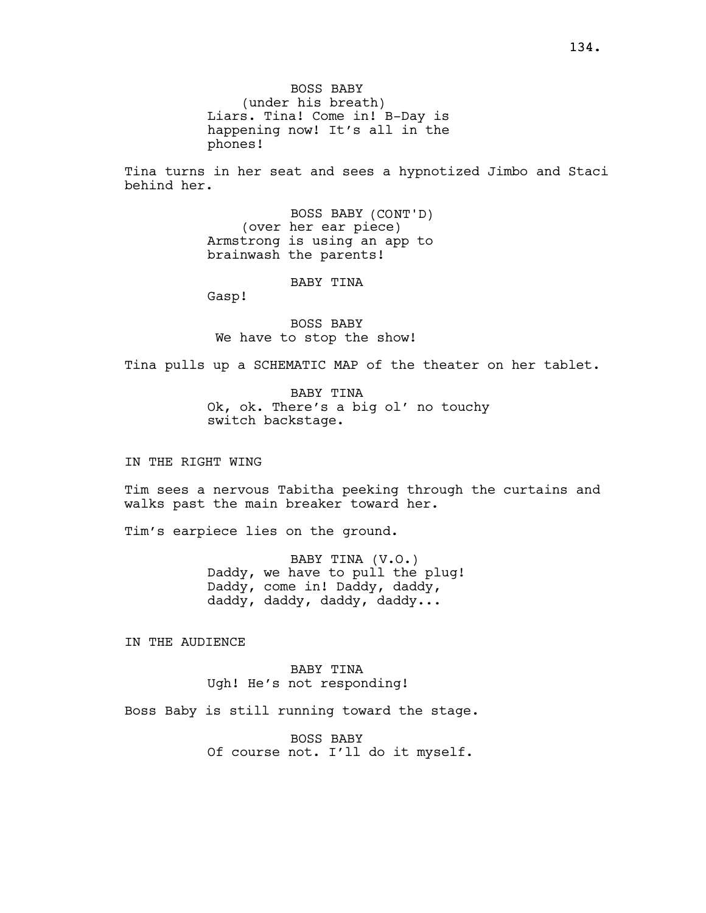BOSS BABY
(under his breath)
Liars. Tina! Come in! B-Day is happening now! It's all in the phones!

Tina turns in her seat and sees a hypnotized Jimbo and Staci behind her.

BOSS BABY (CONT'D)
(over her ear piece)
Armstrong is using an app to brainwash the parents!

BABY TINA
Gasp!

BOSS BABY
We have to stop the show!

Tina pulls up a SCHEMATIC MAP of the theater on her tablet.

BABY TINA
Ok, ok. There's a big ol' no touchy switch backstage.

IN THE RIGHT WING

Tim sees a nervous Tabitha peeking through the curtains and walks past the main breaker toward her.

Tim's earpiece lies on the ground.

BABY TINA (V.O.)
Daddy, we have to pull the plug! Daddy, come in! Daddy, daddy, daddy, daddy, daddy, daddy...

IN THE AUDIENCE

BABY TINA
Ugh! He's not responding!

Boss Baby is still running toward the stage.

BOSS BABY
Of course not. I'll do it myself.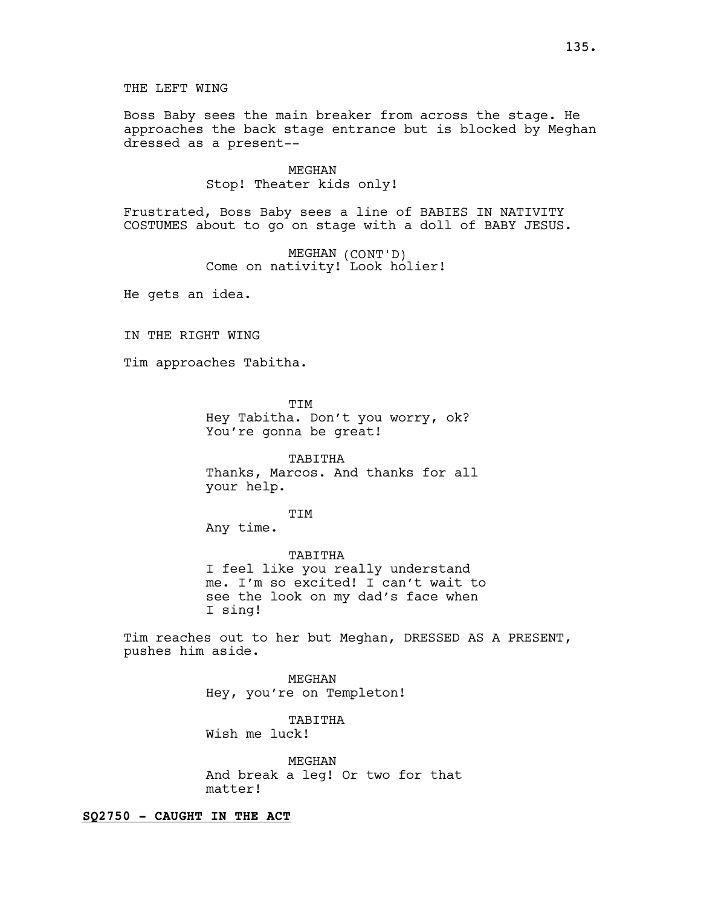THE LEFT WING

Boss Baby sees the main breaker from across the stage. He approaches the back stage entrance but is blocked by Meghan dressed as a present--

MEGHAN
Stop! Theater kids only!

Frustrated, Boss Baby sees a line of BABIES IN NATIVITY COSTUMES about to go on stage with a doll of BABY JESUS.

MEGHAN (CONT'D)
Come on nativity! Look holier!

He gets an idea.

IN THE RIGHT WING

Tim approaches Tabitha.

TIM
Hey Tabitha. Don't you worry, ok? You're gonna be great!

TABITHA
Thanks, Marcos. And thanks for all your help.

TIM
Any time.

TABITHA
I feel like you really understand me. I'm so excited! I can't wait to see the look on my dad's face when I sing!

Tim reaches out to her but Meghan, DRESSED AS A PRESENT, pushes him aside.

MEGHAN
Hey, you're on Templeton!

TABITHA
Wish me luck!

MEGHAN
And break a leg! Or two for that matter!

**SQ2750 - CAUGHT IN THE ACT**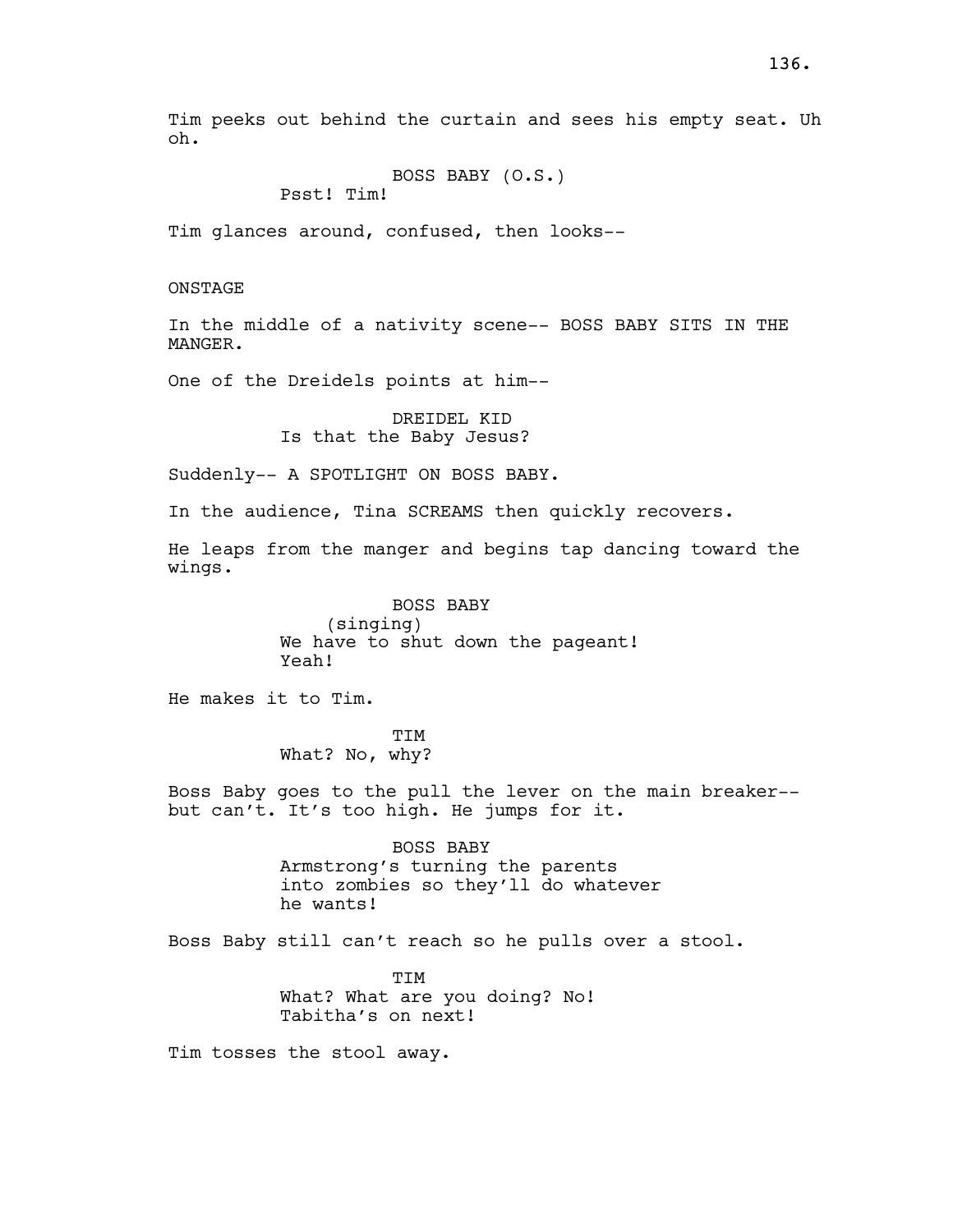Tim peeks out behind the curtain and sees his empty seat. Uh oh.

BOSS BABY (O.S.)
Psst! Tim!

Tim glances around, confused, then looks--

ONSTAGE

In the middle of a nativity scene-- BOSS BABY SITS IN THE MANGER.

One of the Dreidels points at him--

DREIDEL KID
Is that the Baby Jesus?

Suddenly-- A SPOTLIGHT ON BOSS BABY.

In the audience, Tina SCREAMS then quickly recovers.

He leaps from the manger and begins tap dancing toward the wings.

BOSS BABY
(singing)
We have to shut down the pageant!
Yeah!

He makes it to Tim.

TIM
What? No, why?

Boss Baby goes to the pull the lever on the main breaker-- but can't. It's too high. He jumps for it.

BOSS BABY
Armstrong's turning the parents into zombies so they'll do whatever he wants!

Boss Baby still can't reach so he pulls over a stool.

TIM
What? What are you doing? No!
Tabitha's on next!

Tim tosses the stool away.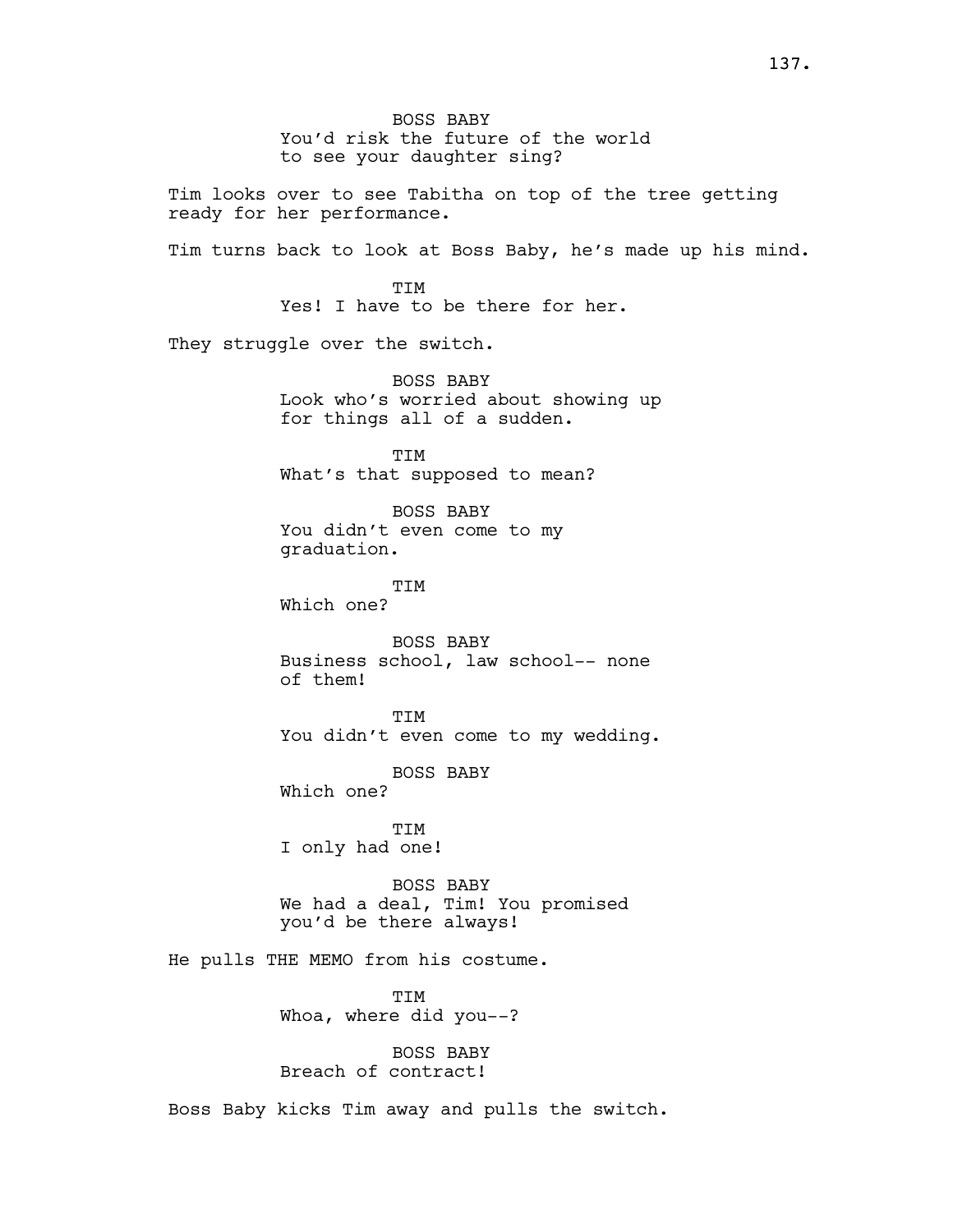BOSS BABY
You'd risk the future of the world to see your daughter sing?

Tim looks over to see Tabitha on top of the tree getting ready for her performance.

Tim turns back to look at Boss Baby, he's made up his mind.

TIM
Yes! I have to be there for her.

They struggle over the switch.

BOSS BABY
Look who's worried about showing up for things all of a sudden.

TIM
What's that supposed to mean?

BOSS BABY
You didn't even come to my graduation.

TIM
Which one?

BOSS BABY
Business school, law school-- none of them!

TIM
You didn't even come to my wedding.

BOSS BABY
Which one?

TIM
I only had one!

BOSS BABY
We had a deal, Tim! You promised you'd be there always!

He pulls THE MEMO from his costume.

TIM
Whoa, where did you--?

BOSS BABY
Breach of contract!

Boss Baby kicks Tim away and pulls the switch.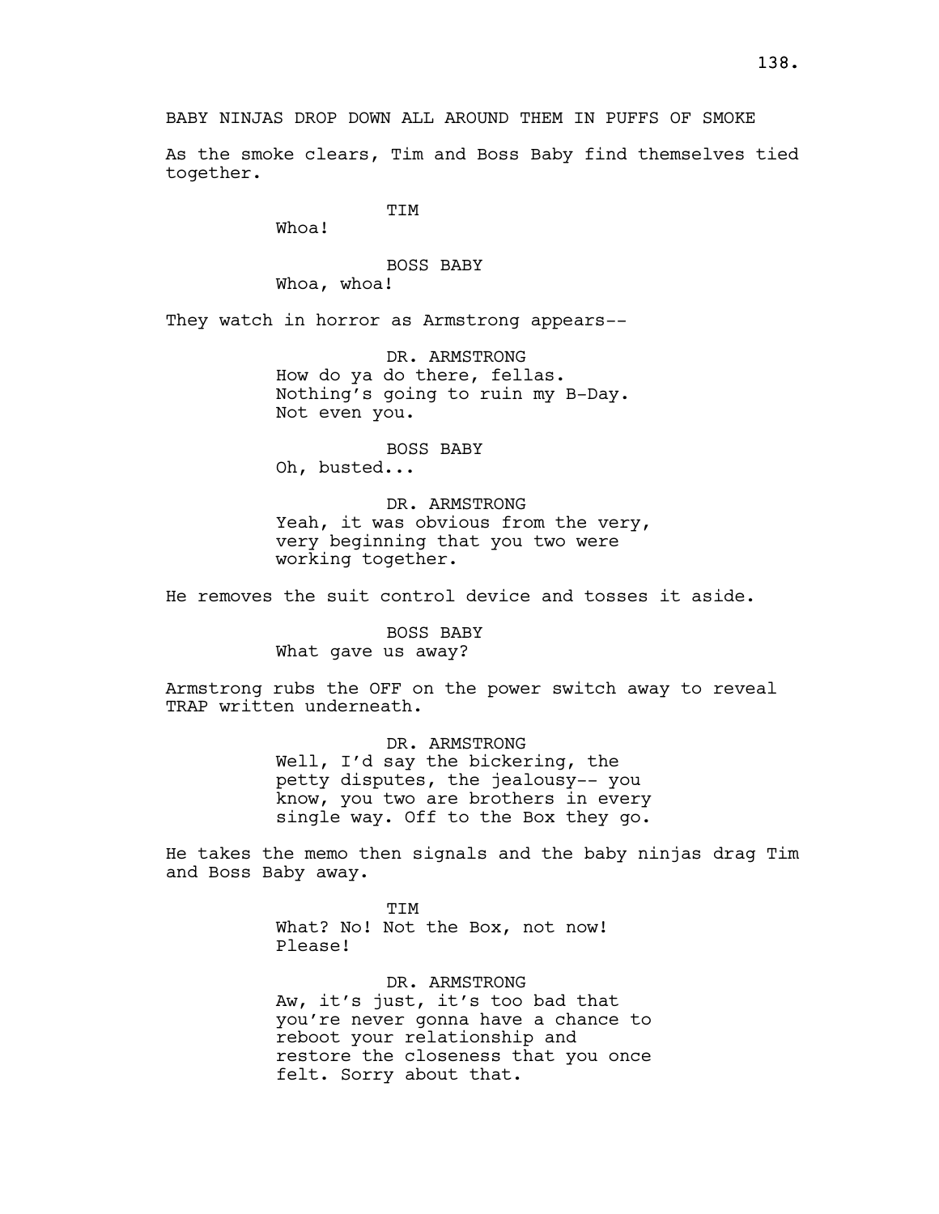BABY NINJAS DROP DOWN ALL AROUND THEM IN PUFFS OF SMOKE

As the smoke clears, Tim and Boss Baby find themselves tied together.

TIM
Whoa!

BOSS BABY
Whoa, whoa!

They watch in horror as Armstrong appears--

DR. ARMSTRONG
How do ya do there, fellas. Nothing's going to ruin my B-Day. Not even you.

BOSS BABY
Oh, busted...

DR. ARMSTRONG
Yeah, it was obvious from the very, very beginning that you two were working together.

He removes the suit control device and tosses it aside.

BOSS BABY
What gave us away?

Armstrong rubs the OFF on the power switch away to reveal TRAP written underneath.

DR. ARMSTRONG
Well, I'd say the bickering, the petty disputes, the jealousy-- you know, you two are brothers in every single way. Off to the Box they go.

He takes the memo then signals and the baby ninjas drag Tim and Boss Baby away.

TIM
What? No! Not the Box, not now! Please!

DR. ARMSTRONG
Aw, it's just, it's too bad that you're never gonna have a chance to reboot your relationship and restore the closeness that you once felt. Sorry about that.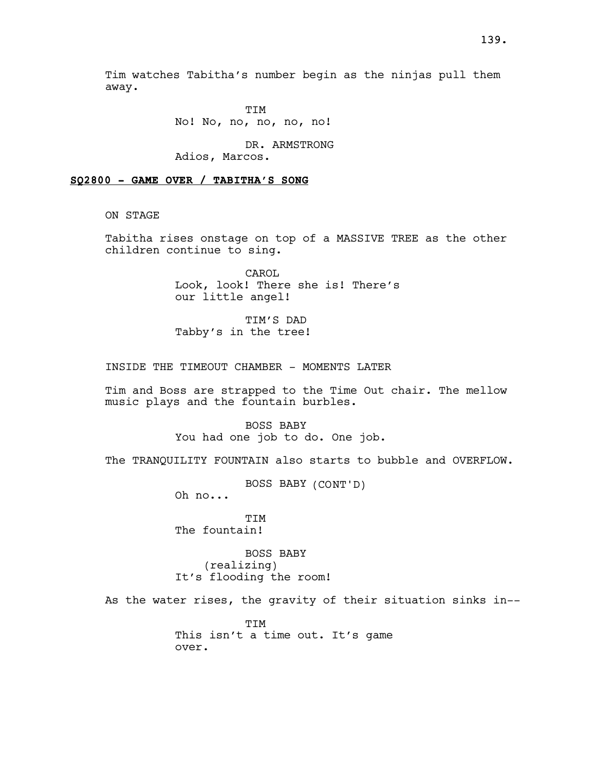Tim watches Tabitha's number begin as the ninjas pull them away.

TIM
No! No, no, no, no, no!

DR. ARMSTRONG
Adios, Marcos.

**SQ2800 - GAME OVER / TABITHA'S SONG**

ON STAGE

Tabitha rises onstage on top of a MASSIVE TREE as the other children continue to sing.

CAROL
Look, look! There she is! There's our little angel!

TIM'S DAD
Tabby's in the tree!

INSIDE THE TIMEOUT CHAMBER - MOMENTS LATER

Tim and Boss are strapped to the Time Out chair. The mellow music plays and the fountain burbles.

BOSS BABY
You had one job to do. One job.

The TRANQUILITY FOUNTAIN also starts to bubble and OVERFLOW.

BOSS BABY (CONT'D)
Oh no...

TIM
The fountain!

BOSS BABY
(realizing)
It's flooding the room!

As the water rises, the gravity of their situation sinks in--

TIM
This isn't a time out. It's game over.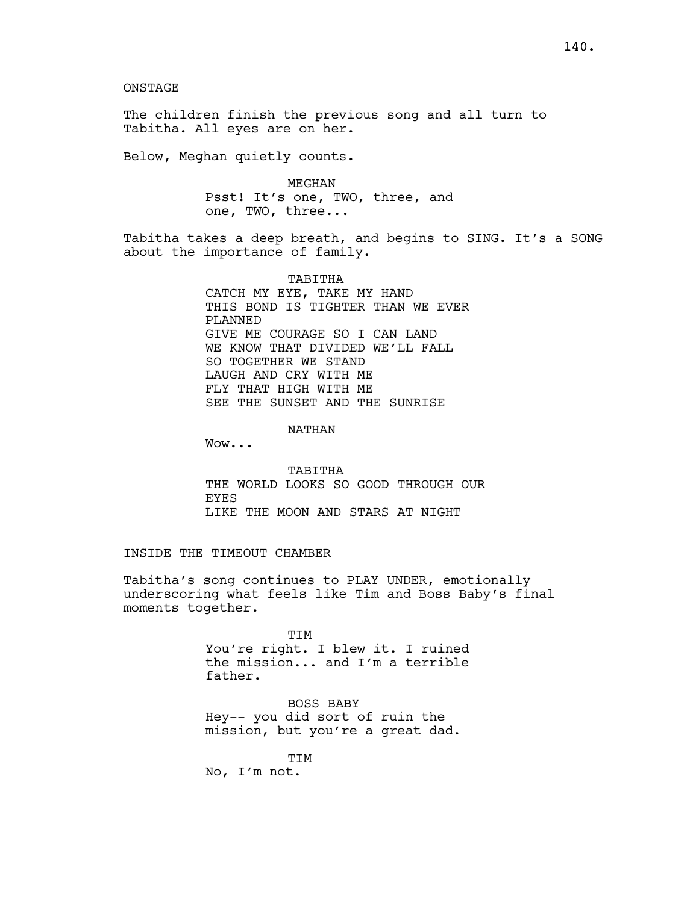ONSTAGE

The children finish the previous song and all turn to Tabitha. All eyes are on her.

Below, Meghan quietly counts.

MEGHAN
Psst! It's one, TWO, three, and one, TWO, three...

Tabitha takes a deep breath, and begins to SING. It's a SONG about the importance of family.

TABITHA
CATCH MY EYE, TAKE MY HAND
THIS BOND IS TIGHTER THAN WE EVER PLANNED
GIVE ME COURAGE SO I CAN LAND
WE KNOW THAT DIVIDED WE'LL FALL
SO TOGETHER WE STAND
LAUGH AND CRY WITH ME
FLY THAT HIGH WITH ME
SEE THE SUNSET AND THE SUNRISE

NATHAN
Wow...

TABITHA
THE WORLD LOOKS SO GOOD THROUGH OUR EYES
LIKE THE MOON AND STARS AT NIGHT

INSIDE THE TIMEOUT CHAMBER

Tabitha's song continues to PLAY UNDER, emotionally underscoring what feels like Tim and Boss Baby's final moments together.

TIM
You're right. I blew it. I ruined the mission... and I'm a terrible father.

BOSS BABY
Hey-- you did sort of ruin the mission, but you're a great dad.

TIM
No, I'm not.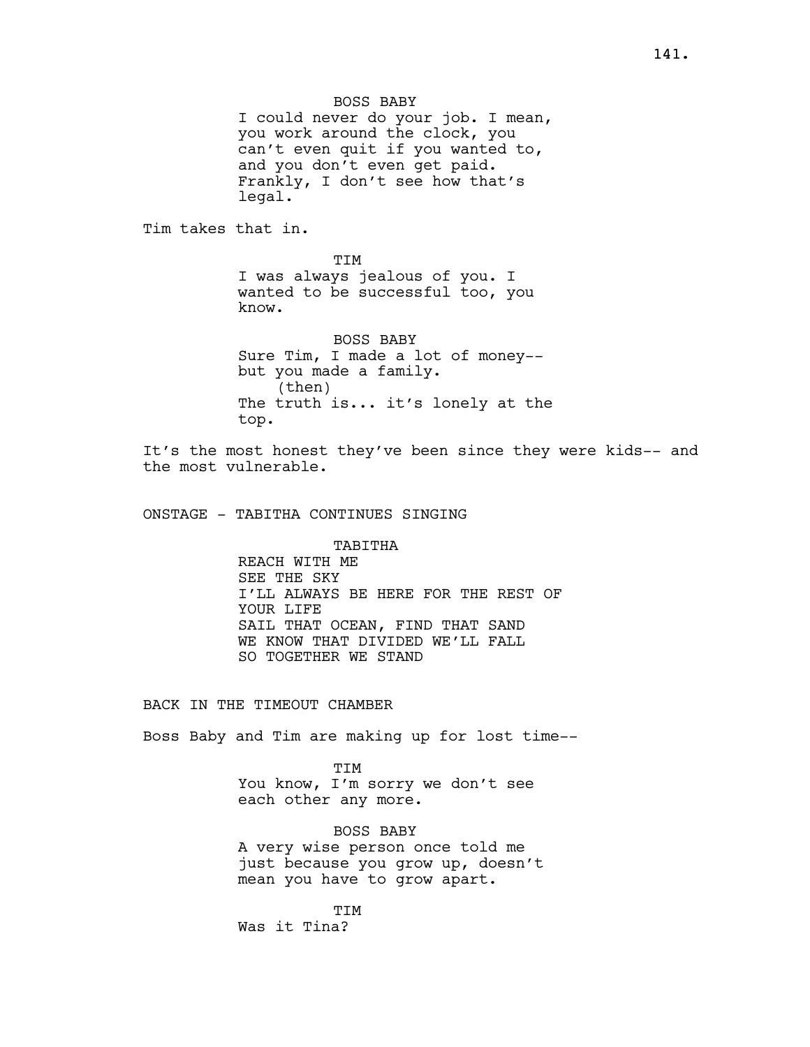BOSS BABY

I could never do your job. I mean, you work around the clock, you can't even quit if you wanted to, and you don't even get paid. Frankly, I don't see how that's legal.

Tim takes that in.

TIM

I was always jealous of you. I wanted to be successful too, you know.

BOSS BABY

Sure Tim, I made a lot of money-- but you made a family.

(then)

The truth is... it's lonely at the top.

It's the most honest they've been since they were kids-- and the most vulnerable.

ONSTAGE - TABITHA CONTINUES SINGING

TABITHA

REACH WITH ME
SEE THE SKY
I'LL ALWAYS BE HERE FOR THE REST OF YOUR LIFE
SAIL THAT OCEAN, FIND THAT SAND
WE KNOW THAT DIVIDED WE'LL FALL
SO TOGETHER WE STAND

BACK IN THE TIMEOUT CHAMBER

Boss Baby and Tim are making up for lost time--

TIM

You know, I'm sorry we don't see each other any more.

BOSS BABY

A very wise person once told me just because you grow up, doesn't mean you have to grow apart.

TIM

Was it Tina?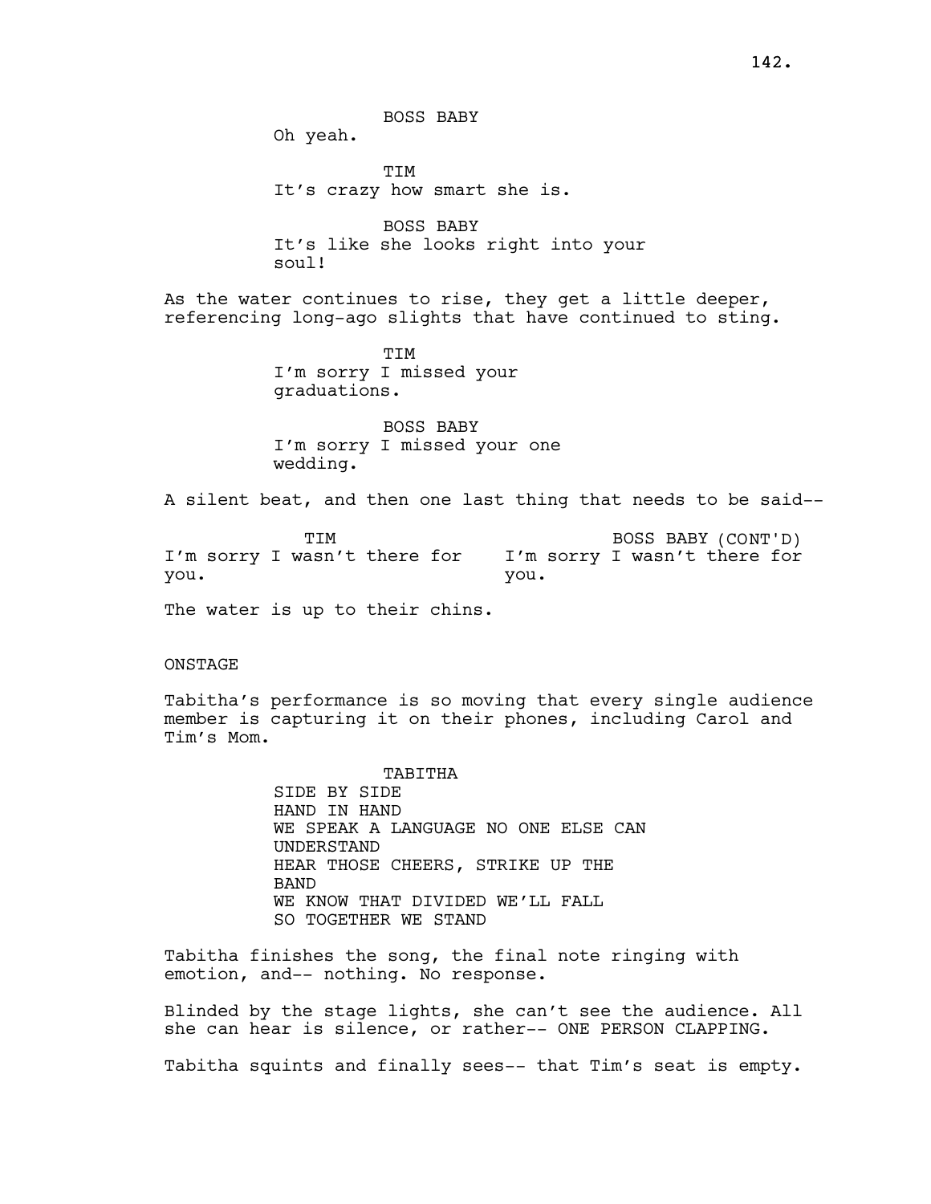BOSS BABY

Oh yeah.

TIM

It's crazy how smart she is.

BOSS BABY

It's like she looks right into your soul!

As the water continues to rise, they get a little deeper, referencing long-ago slights that have continued to sting.

TIM

I'm sorry I missed your graduations.

BOSS BABY

I'm sorry I missed your one wedding.

A silent beat, and then one last thing that needs to be said--

TIM

I'm sorry I wasn't there for you.

BOSS BABY (CONT'D)

I'm sorry I wasn't there for you.

The water is up to their chins.

ONSTAGE

Tabitha's performance is so moving that every single audience member is capturing it on their phones, including Carol and Tim's Mom.

TABITHA

SIDE BY SIDE
HAND IN HAND
WE SPEAK A LANGUAGE NO ONE ELSE CAN UNDERSTAND
HEAR THOSE CHEERS, STRIKE UP THE BAND
WE KNOW THAT DIVIDED WE'LL FALL
SO TOGETHER WE STAND

Tabitha finishes the song, the final note ringing with emotion, and-- nothing. No response.

Blinded by the stage lights, she can't see the audience. All she can hear is silence, or rather-- ONE PERSON CLAPPING.

Tabitha squints and finally sees-- that Tim's seat is empty.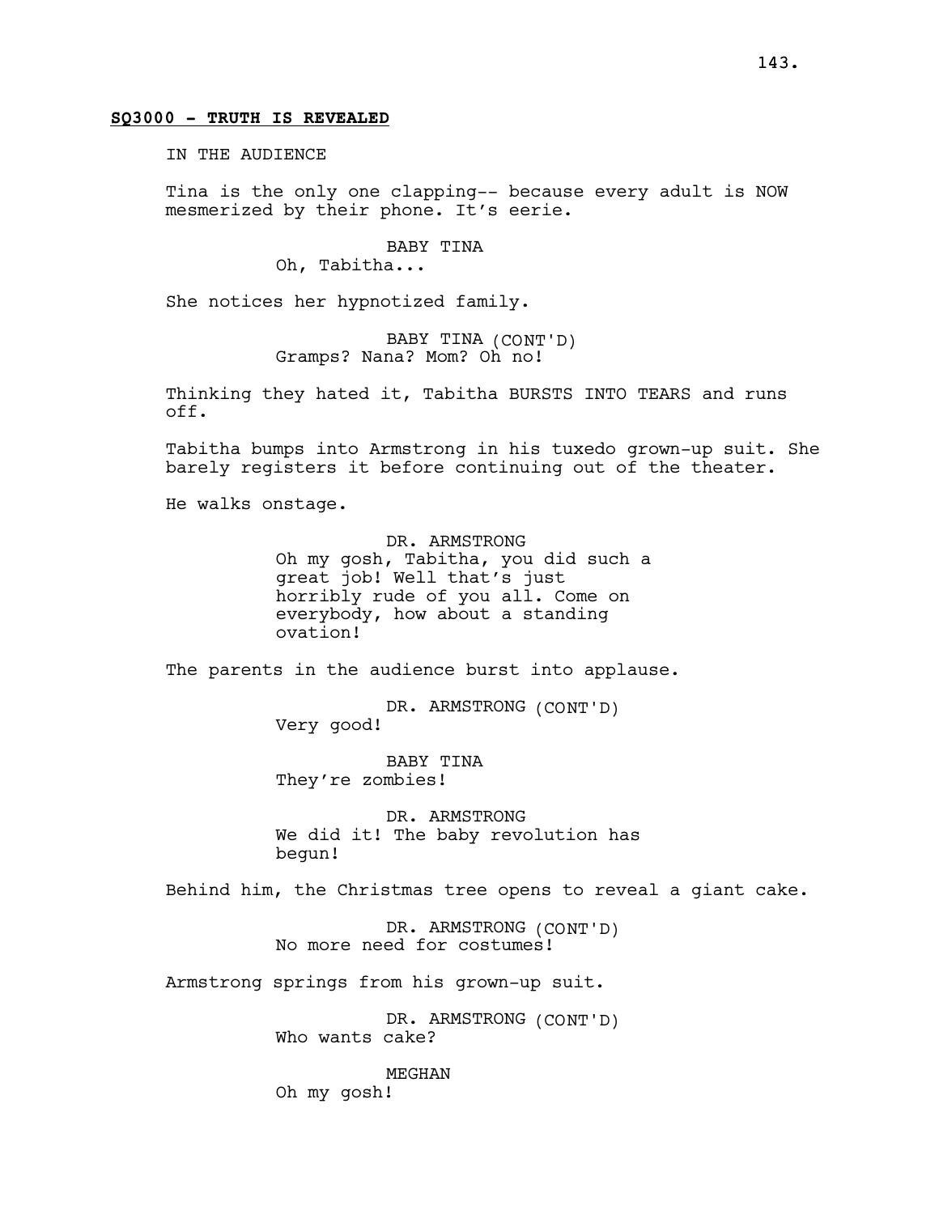**SQ3000 - TRUTH IS REVEALED**

IN THE AUDIENCE

Tina is the only one clapping-- because every adult is NOW mesmerized by their phone. It's eerie.

BABY TINA
Oh, Tabitha...

She notices her hypnotized family.

BABY TINA (CONT'D)
Gramps? Nana? Mom? Oh no!

Thinking they hated it, Tabitha BURSTS INTO TEARS and runs off.

Tabitha bumps into Armstrong in his tuxedo grown-up suit. She barely registers it before continuing out of the theater.

He walks onstage.

DR. ARMSTRONG
Oh my gosh, Tabitha, you did such a great job! Well that's just horribly rude of you all. Come on everybody, how about a standing ovation!

The parents in the audience burst into applause.

DR. ARMSTRONG (CONT'D)
Very good!

BABY TINA
They're zombies!

DR. ARMSTRONG
We did it! The baby revolution has begun!

Behind him, the Christmas tree opens to reveal a giant cake.

DR. ARMSTRONG (CONT'D)
No more need for costumes!

Armstrong springs from his grown-up suit.

DR. ARMSTRONG (CONT'D)
Who wants cake?

MEGHAN
Oh my gosh!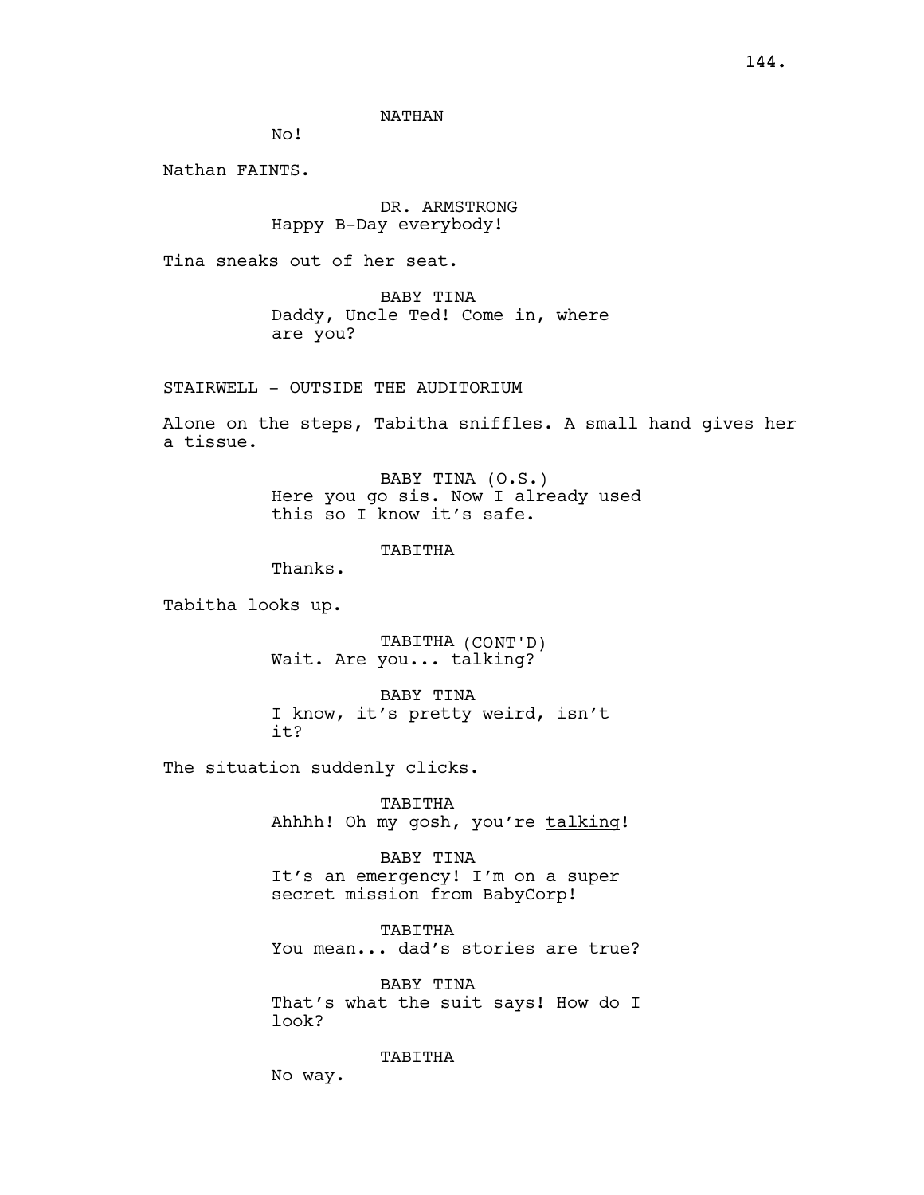NATHAN

No!

Nathan FAINTS.

DR. ARMSTRONG

Happy B-Day everybody!

Tina sneaks out of her seat.

BABY TINA

Daddy, Uncle Ted! Come in, where are you?

STAIRWELL - OUTSIDE THE AUDITORIUM

Alone on the steps, Tabitha sniffles. A small hand gives her a tissue.

BABY TINA (O.S.)

Here you go sis. Now I already used this so I know it's safe.

TABITHA

Thanks.

Tabitha looks up.

TABITHA (CONT'D)

Wait. Are you... talking?

BABY TINA

I know, it's pretty weird, isn't it?

The situation suddenly clicks.

TABITHA

Ahhhh! Oh my gosh, you're <u>talking</u>!

BABY TINA

It's an emergency! I'm on a super secret mission from BabyCorp!

TABITHA

You mean... dad's stories are true?

BABY TINA

That's what the suit says! How do I look?

TABITHA

No way.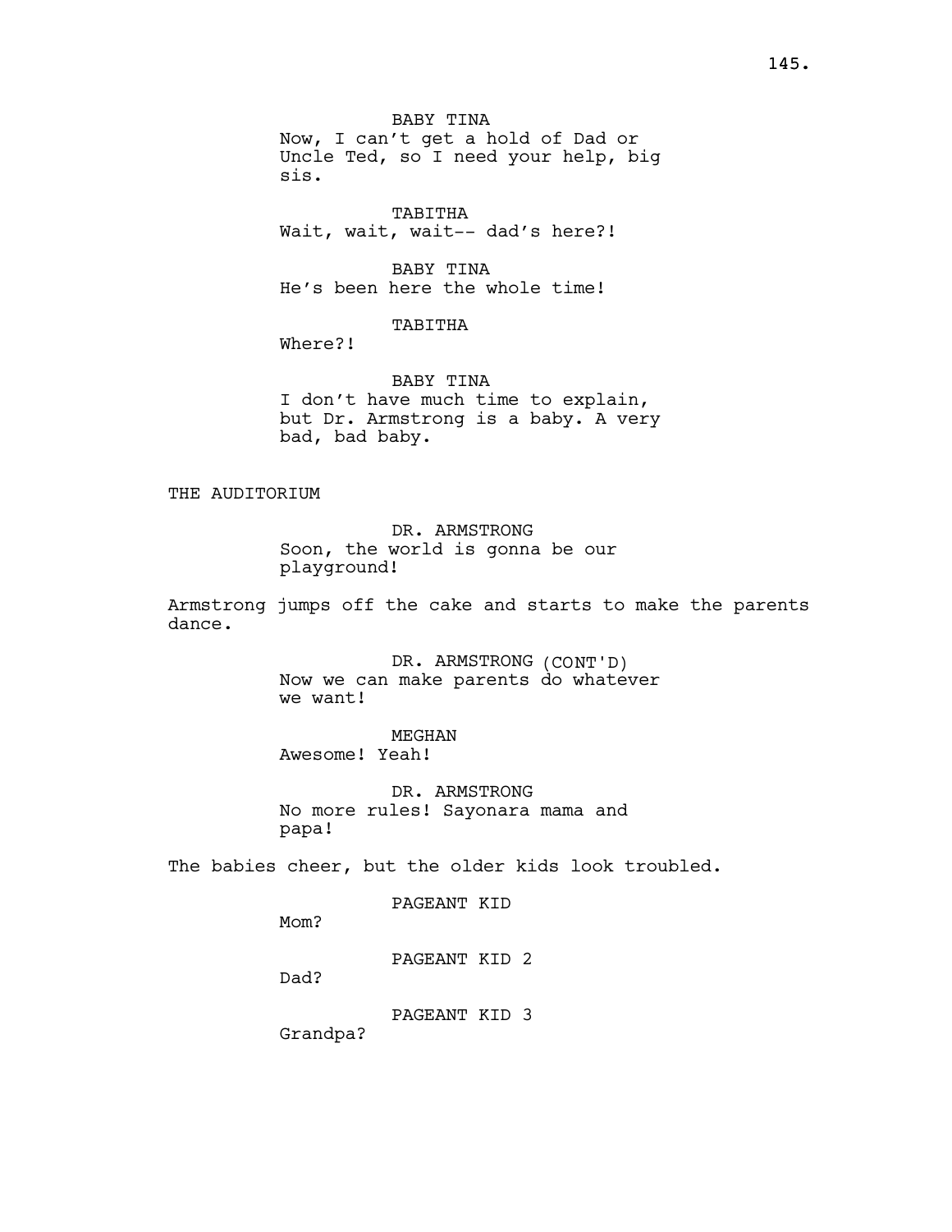BABY TINA
Now, I can't get a hold of Dad or Uncle Ted, so I need your help, big sis.

TABITHA
Wait, wait, wait-- dad's here?!

BABY TINA
He's been here the whole time!

TABITHA
Where?!

BABY TINA
I don't have much time to explain, but Dr. Armstrong is a baby. A very bad, bad baby.

THE AUDITORIUM

DR. ARMSTRONG
Soon, the world is gonna be our playground!

Armstrong jumps off the cake and starts to make the parents dance.

DR. ARMSTRONG (CONT'D)
Now we can make parents do whatever we want!

MEGHAN
Awesome! Yeah!

DR. ARMSTRONG
No more rules! Sayonara mama and papa!

The babies cheer, but the older kids look troubled.

PAGEANT KID
Mom?

PAGEANT KID 2
Dad?

PAGEANT KID 3
Grandpa?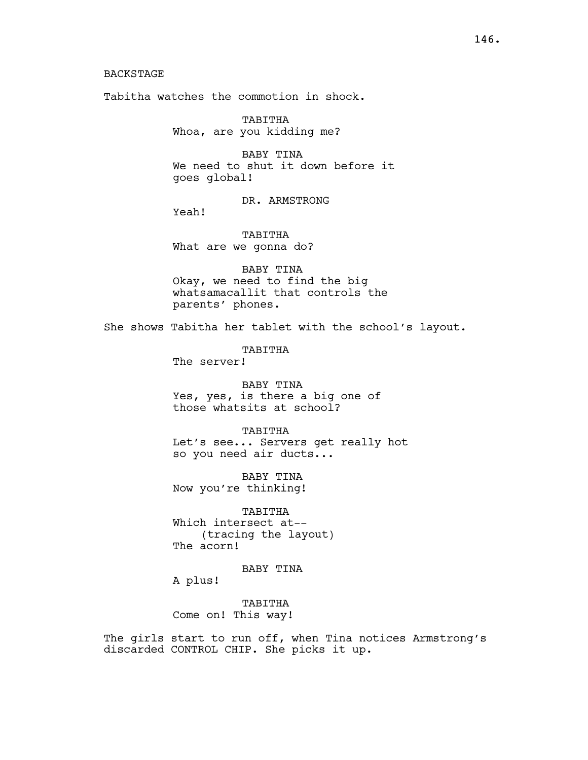BACKSTAGE

Tabitha watches the commotion in shock.

TABITHA
Whoa, are you kidding me?

BABY TINA
We need to shut it down before it goes global!

DR. ARMSTRONG
Yeah!

TABITHA
What are we gonna do?

BABY TINA
Okay, we need to find the big whatsamacallit that controls the parents' phones.

She shows Tabitha her tablet with the school's layout.

TABITHA
The server!

BABY TINA
Yes, yes, is there a big one of those whatsits at school?

TABITHA
Let's see... Servers get really hot so you need air ducts...

BABY TINA
Now you're thinking!

TABITHA
Which intersect at--
(tracing the layout)
The acorn!

BABY TINA
A plus!

TABITHA
Come on! This way!

The girls start to run off, when Tina notices Armstrong's discarded CONTROL CHIP. She picks it up.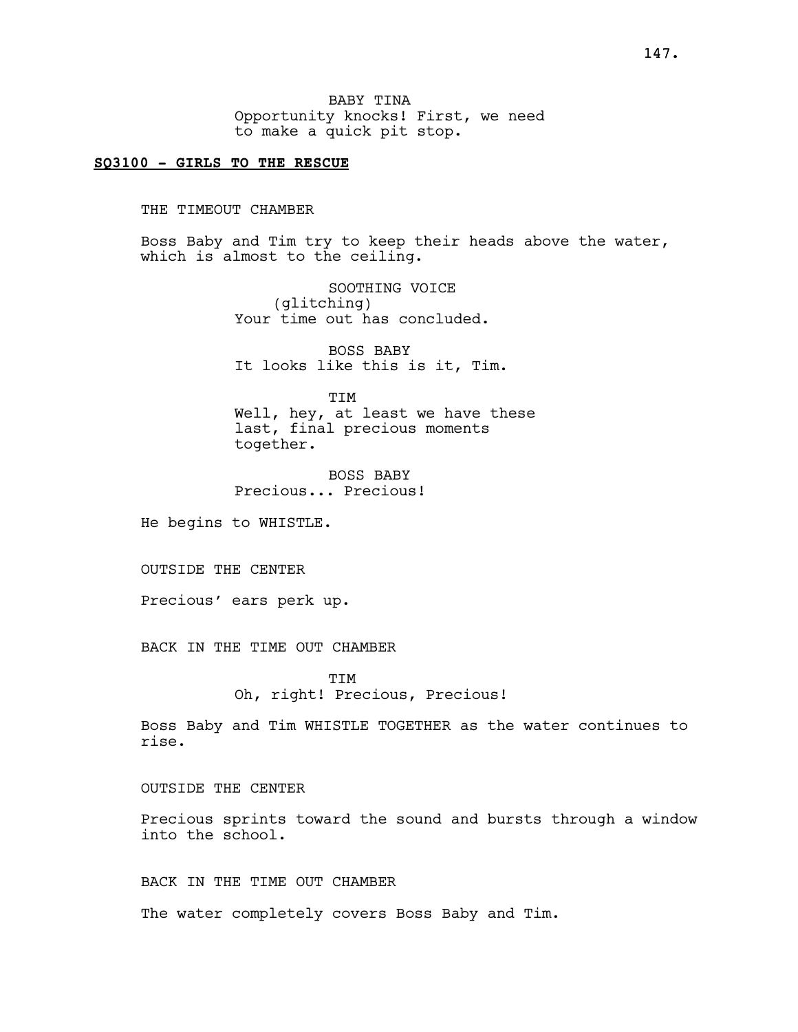BABY TINA
Opportunity knocks! First, we need to make a quick pit stop.

**SQ3100 - GIRLS TO THE RESCUE**

THE TIMEOUT CHAMBER

Boss Baby and Tim try to keep their heads above the water, which is almost to the ceiling.

SOOTHING VOICE
(glitching)
Your time out has concluded.

BOSS BABY
It looks like this is it, Tim.

TIM
Well, hey, at least we have these last, final precious moments together.

BOSS BABY
Precious... Precious!

He begins to WHISTLE.

OUTSIDE THE CENTER

Precious' ears perk up.

BACK IN THE TIME OUT CHAMBER

TIM
Oh, right! Precious, Precious!

Boss Baby and Tim WHISTLE TOGETHER as the water continues to rise.

OUTSIDE THE CENTER

Precious sprints toward the sound and bursts through a window into the school.

BACK IN THE TIME OUT CHAMBER

The water completely covers Boss Baby and Tim.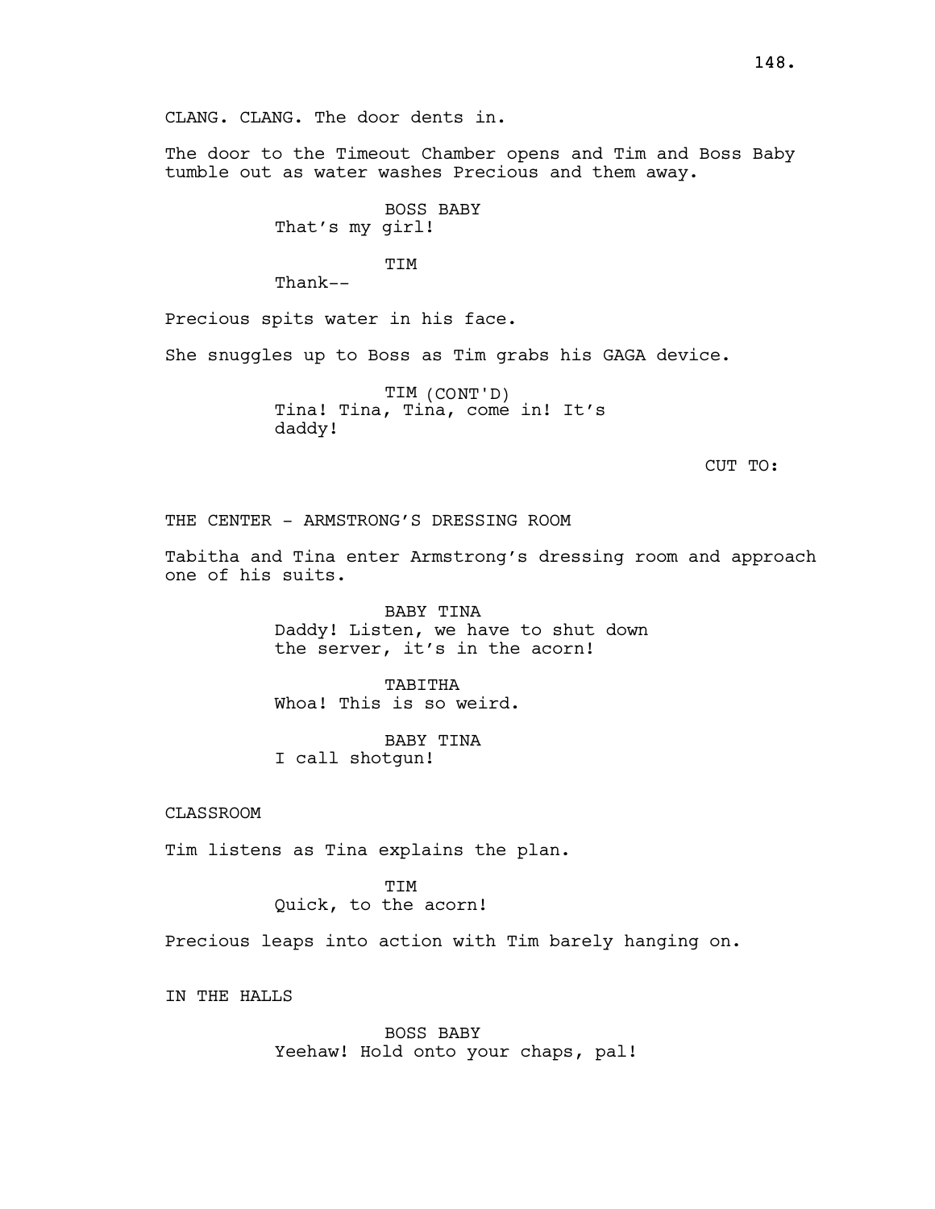CLANG. CLANG. The door dents in.

The door to the Timeout Chamber opens and Tim and Boss Baby tumble out as water washes Precious and them away.

BOSS BABY
That's my girl!

TIM
Thank--

Precious spits water in his face.

She snuggles up to Boss as Tim grabs his GAGA device.

TIM (CONT'D)
Tina! Tina, Tina, come in! It's daddy!

CUT TO:

THE CENTER - ARMSTRONG'S DRESSING ROOM

Tabitha and Tina enter Armstrong's dressing room and approach one of his suits.

BABY TINA
Daddy! Listen, we have to shut down the server, it's in the acorn!

TABITHA
Whoa! This is so weird.

BABY TINA
I call shotgun!

CLASSROOM

Tim listens as Tina explains the plan.

TIM
Quick, to the acorn!

Precious leaps into action with Tim barely hanging on.

IN THE HALLS

BOSS BABY
Yeehaw! Hold onto your chaps, pal!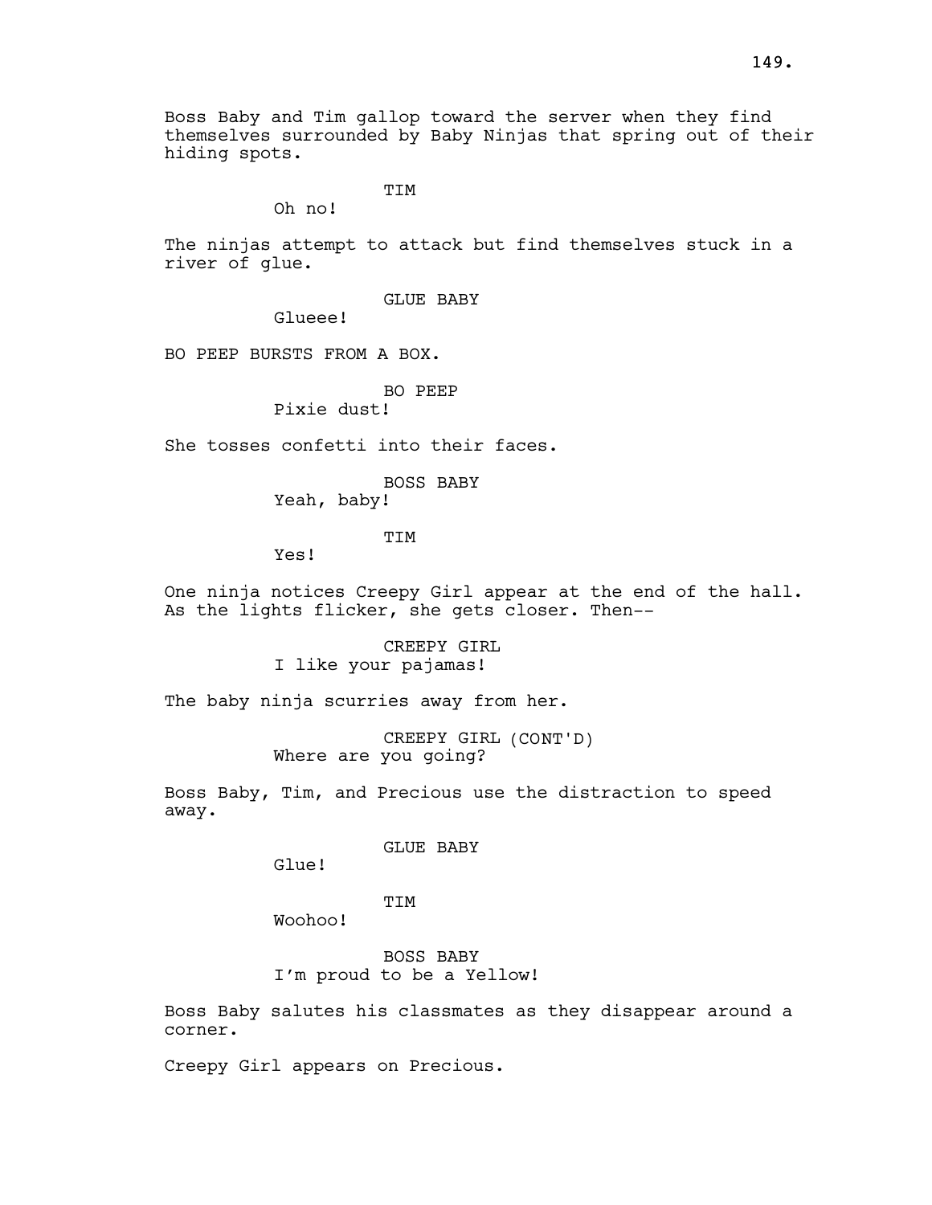Boss Baby and Tim gallop toward the server when they find themselves surrounded by Baby Ninjas that spring out of their hiding spots.

TIM
Oh no!

The ninjas attempt to attack but find themselves stuck in a river of glue.

GLUE BABY
Glueee!

BO PEEP BURSTS FROM A BOX.

BO PEEP
Pixie dust!

She tosses confetti into their faces.

BOSS BABY
Yeah, baby!

TIM
Yes!

One ninja notices Creepy Girl appear at the end of the hall. As the lights flicker, she gets closer. Then--

CREEPY GIRL
I like your pajamas!

The baby ninja scurries away from her.

CREEPY GIRL (CONT'D)
Where are you going?

Boss Baby, Tim, and Precious use the distraction to speed away.

GLUE BABY
Glue!

TIM
Woohoo!

BOSS BABY
I'm proud to be a Yellow!

Boss Baby salutes his classmates as they disappear around a corner.

Creepy Girl appears on Precious.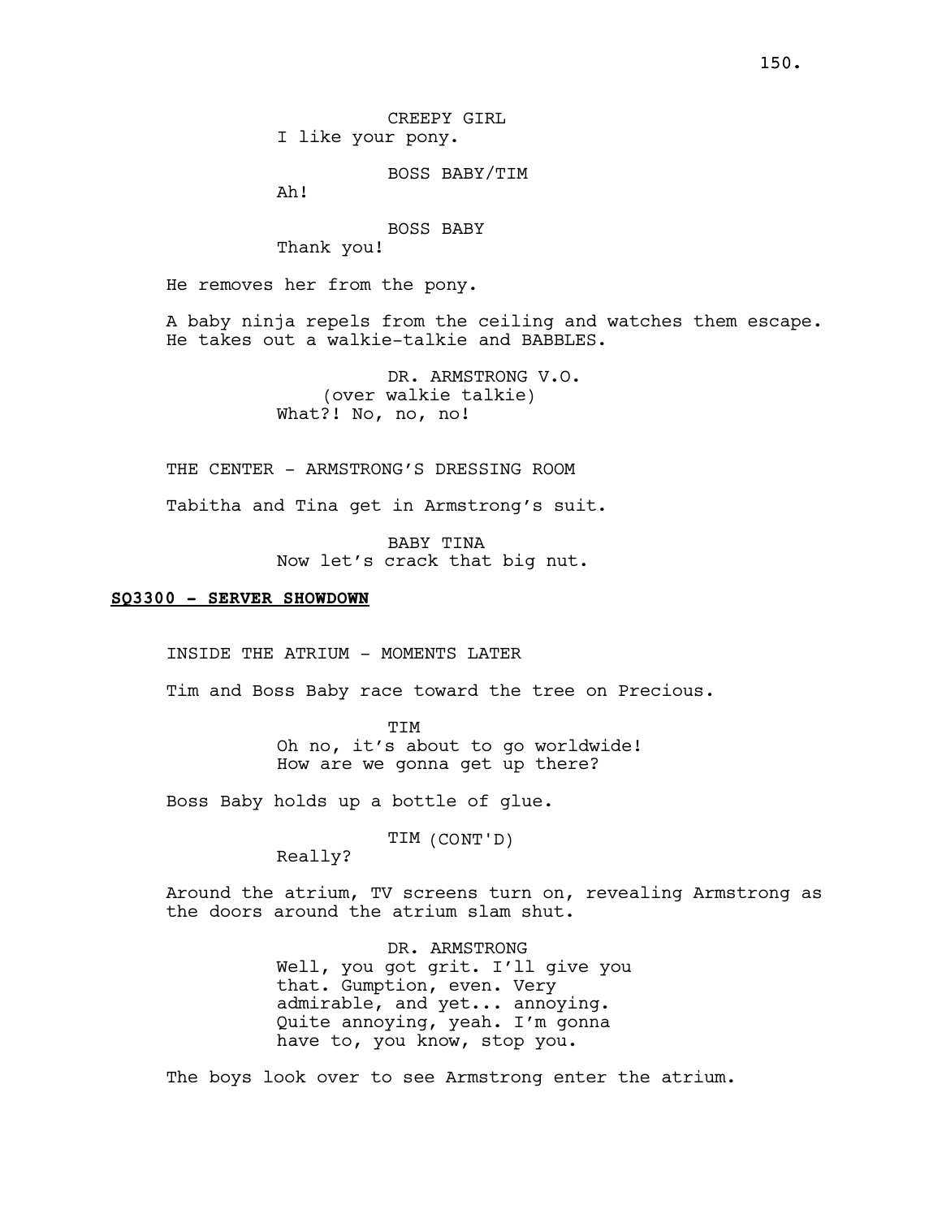CREEPY GIRL
I like your pony.

BOSS BABY/TIM
Ah!

BOSS BABY
Thank you!

He removes her from the pony.

A baby ninja repels from the ceiling and watches them escape. He takes out a walkie-talkie and BABBLES.

DR. ARMSTRONG V.O.
(over walkie talkie)
What?! No, no, no!

THE CENTER - ARMSTRONG'S DRESSING ROOM

Tabitha and Tina get in Armstrong's suit.

BABY TINA
Now let's crack that big nut.

**SQ3300 - SERVER SHOWDOWN**

INSIDE THE ATRIUM - MOMENTS LATER

Tim and Boss Baby race toward the tree on Precious.

TIM
Oh no, it's about to go worldwide! How are we gonna get up there?

Boss Baby holds up a bottle of glue.

TIM (CONT'D)
Really?

Around the atrium, TV screens turn on, revealing Armstrong as the doors around the atrium slam shut.

DR. ARMSTRONG
Well, you got grit. I'll give you that. Gumption, even. Very admirable, and yet... annoying. Quite annoying, yeah. I'm gonna have to, you know, stop you.

The boys look over to see Armstrong enter the atrium.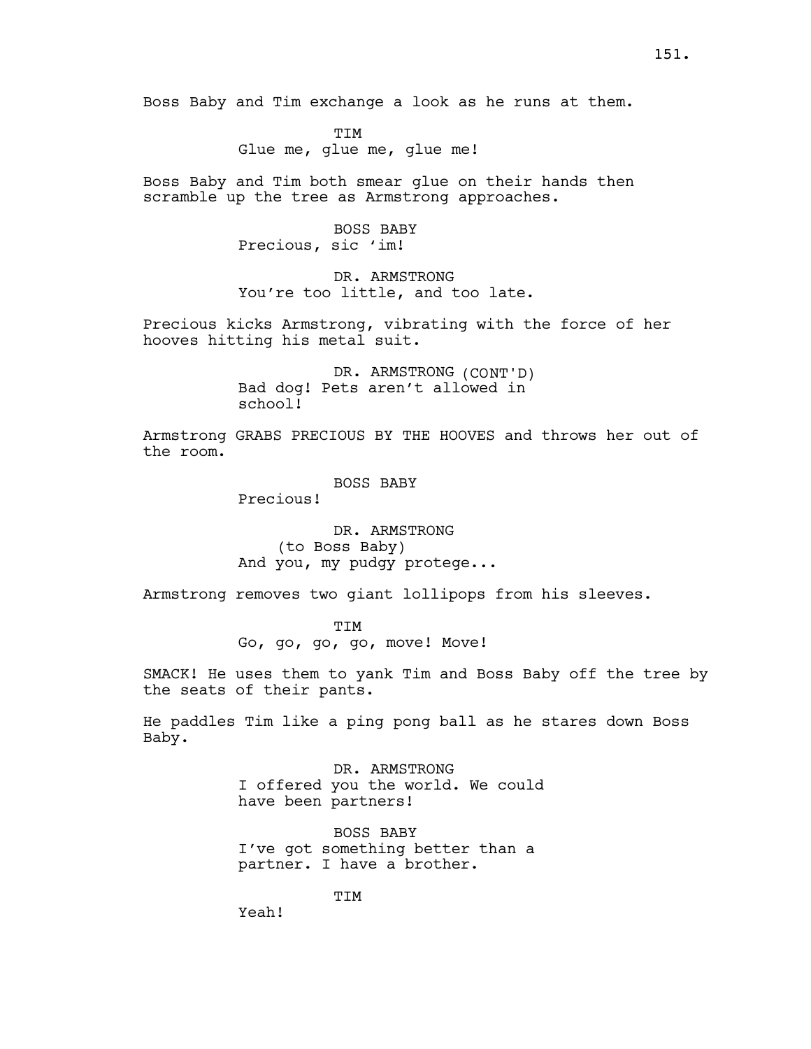Boss Baby and Tim exchange a look as he runs at them.

TIM
Glue me, glue me, glue me!

Boss Baby and Tim both smear glue on their hands then scramble up the tree as Armstrong approaches.

BOSS BABY
Precious, sic 'im!

DR. ARMSTRONG
You're too little, and too late.

Precious kicks Armstrong, vibrating with the force of her hooves hitting his metal suit.

DR. ARMSTRONG (CONT'D)
Bad dog! Pets aren't allowed in school!

Armstrong GRABS PRECIOUS BY THE HOOVES and throws her out of the room.

BOSS BABY
Precious!

DR. ARMSTRONG
(to Boss Baby)
And you, my pudgy protege...

Armstrong removes two giant lollipops from his sleeves.

TIM
Go, go, go, go, move! Move!

SMACK! He uses them to yank Tim and Boss Baby off the tree by the seats of their pants.

He paddles Tim like a ping pong ball as he stares down Boss Baby.

DR. ARMSTRONG
I offered you the world. We could have been partners!

BOSS BABY
I've got something better than a partner. I have a brother.

TIM
Yeah!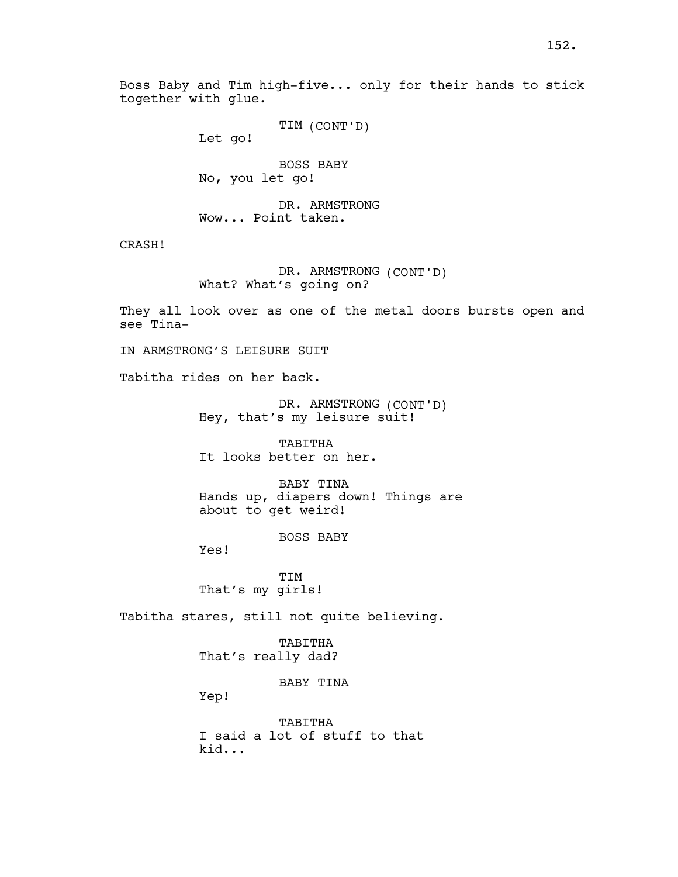Boss Baby and Tim high-five... only for their hands to stick together with glue.

TIM (CONT'D)
Let go!

BOSS BABY
No, you let go!

DR. ARMSTRONG
Wow... Point taken.

CRASH!

DR. ARMSTRONG (CONT'D)
What? What's going on?

They all look over as one of the metal doors bursts open and see Tina-

IN ARMSTRONG'S LEISURE SUIT

Tabitha rides on her back.

DR. ARMSTRONG (CONT'D)
Hey, that's my leisure suit!

TABITHA
It looks better on her.

BABY TINA
Hands up, diapers down! Things are about to get weird!

BOSS BABY
Yes!

TIM
That's my girls!

Tabitha stares, still not quite believing.

TABITHA
That's really dad?

BABY TINA
Yep!

TABITHA
I said a lot of stuff to that kid...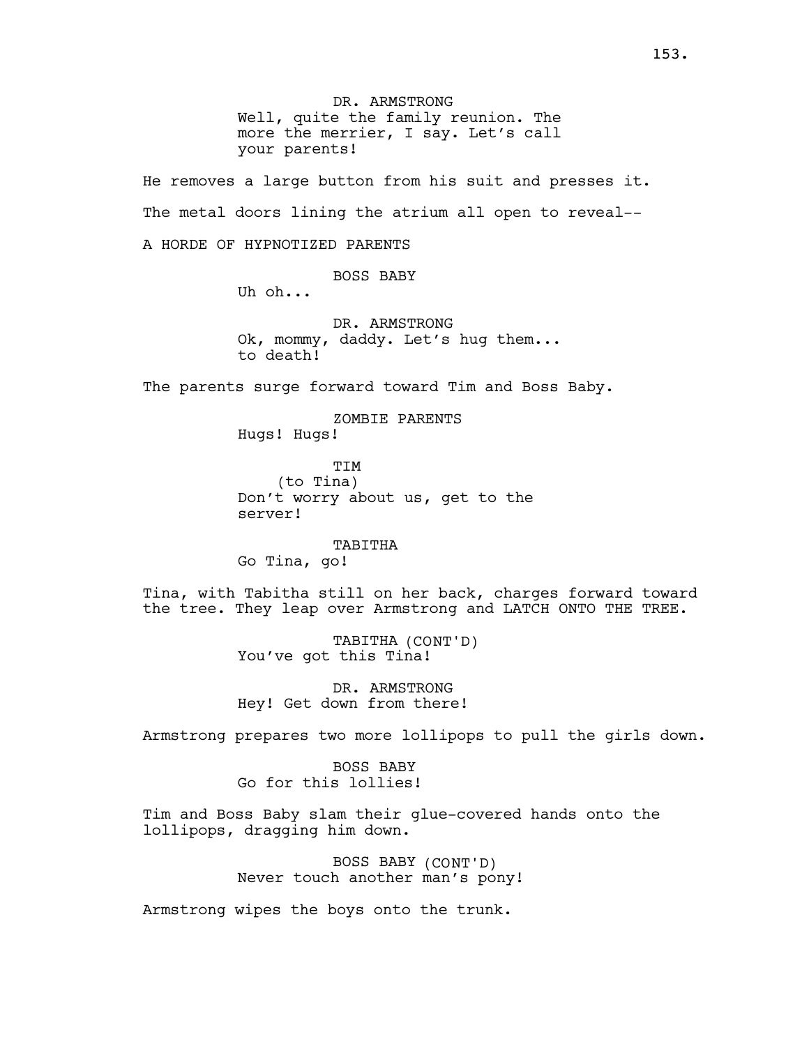DR. ARMSTRONG
Well, quite the family reunion. The more the merrier, I say. Let's call your parents!

He removes a large button from his suit and presses it.

The metal doors lining the atrium all open to reveal--

A HORDE OF HYPNOTIZED PARENTS

BOSS BABY
Uh oh...

DR. ARMSTRONG
Ok, mommy, daddy. Let's hug them... to death!

The parents surge forward toward Tim and Boss Baby.

ZOMBIE PARENTS
Hugs! Hugs!

TIM
(to Tina)
Don't worry about us, get to the server!

TABITHA
Go Tina, go!

Tina, with Tabitha still on her back, charges forward toward the tree. They leap over Armstrong and LATCH ONTO THE TREE.

TABITHA (CONT'D)
You've got this Tina!

DR. ARMSTRONG
Hey! Get down from there!

Armstrong prepares two more lollipops to pull the girls down.

BOSS BABY
Go for this lollies!

Tim and Boss Baby slam their glue-covered hands onto the lollipops, dragging him down.

BOSS BABY (CONT'D)
Never touch another man's pony!

Armstrong wipes the boys onto the trunk.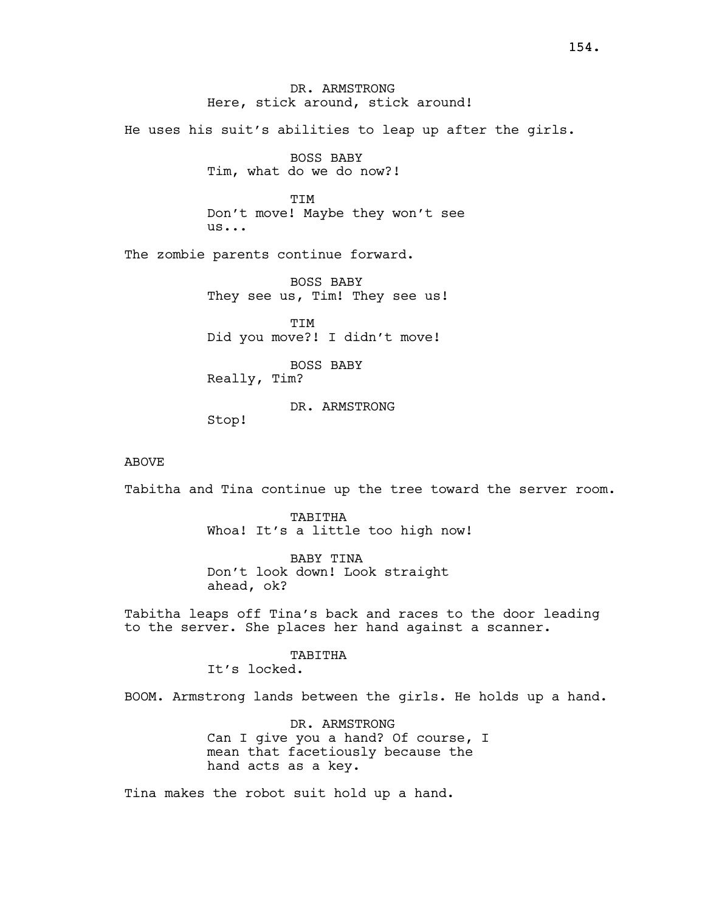DR. ARMSTRONG
Here, stick around, stick around!

He uses his suit's abilities to leap up after the girls.

BOSS BABY
Tim, what do we do now?!

TIM
Don't move! Maybe they won't see us...

The zombie parents continue forward.

BOSS BABY
They see us, Tim! They see us!

TIM
Did you move?! I didn't move!

BOSS BABY
Really, Tim?

DR. ARMSTRONG
Stop!

ABOVE

Tabitha and Tina continue up the tree toward the server room.

TABITHA
Whoa! It's a little too high now!

BABY TINA
Don't look down! Look straight ahead, ok?

Tabitha leaps off Tina's back and races to the door leading to the server. She places her hand against a scanner.

TABITHA
It's locked.

BOOM. Armstrong lands between the girls. He holds up a hand.

DR. ARMSTRONG
Can I give you a hand? Of course, I mean that facetiously because the hand acts as a key.

Tina makes the robot suit hold up a hand.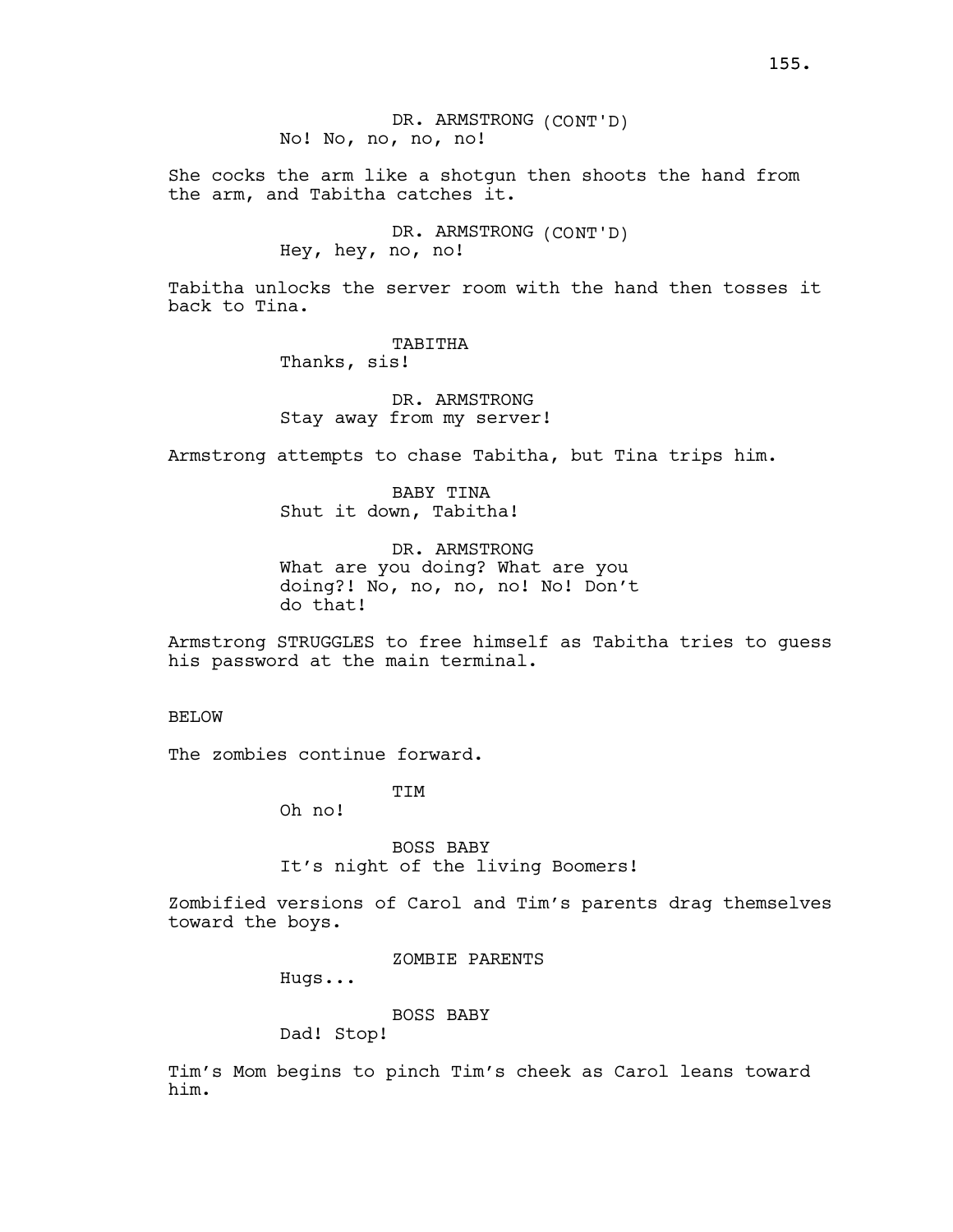DR. ARMSTRONG (CONT'D)
No! No, no, no, no!

She cocks the arm like a shotgun then shoots the hand from the arm, and Tabitha catches it.

DR. ARMSTRONG (CONT'D)
Hey, hey, no, no!

Tabitha unlocks the server room with the hand then tosses it back to Tina.

TABITHA
Thanks, sis!

DR. ARMSTRONG
Stay away from my server!

Armstrong attempts to chase Tabitha, but Tina trips him.

BABY TINA
Shut it down, Tabitha!

DR. ARMSTRONG
What are you doing? What are you doing?! No, no, no, no! No! Don't do that!

Armstrong STRUGGLES to free himself as Tabitha tries to guess his password at the main terminal.

BELOW

The zombies continue forward.

TIM
Oh no!

BOSS BABY
It's night of the living Boomers!

Zombified versions of Carol and Tim's parents drag themselves toward the boys.

ZOMBIE PARENTS
Hugs...

BOSS BABY
Dad! Stop!

Tim's Mom begins to pinch Tim's cheek as Carol leans toward him.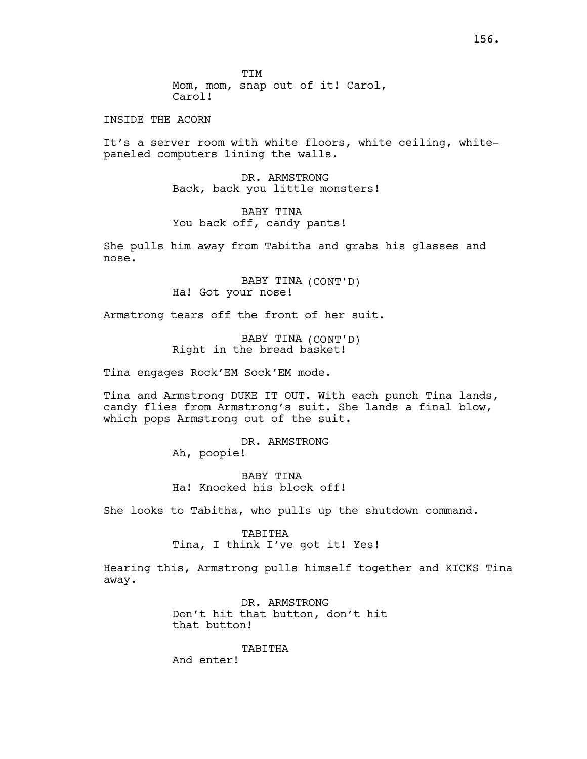TIM
Mom, mom, snap out of it! Carol, Carol!

INSIDE THE ACORN

It's a server room with white floors, white ceiling, white-paneled computers lining the walls.

DR. ARMSTRONG
Back, back you little monsters!

BABY TINA
You back off, candy pants!

She pulls him away from Tabitha and grabs his glasses and nose.

BABY TINA (CONT'D)
Ha! Got your nose!

Armstrong tears off the front of her suit.

BABY TINA (CONT'D)
Right in the bread basket!

Tina engages Rock'EM Sock'EM mode.

Tina and Armstrong DUKE IT OUT. With each punch Tina lands, candy flies from Armstrong's suit. She lands a final blow, which pops Armstrong out of the suit.

DR. ARMSTRONG
Ah, poopie!

BABY TINA
Ha! Knocked his block off!

She looks to Tabitha, who pulls up the shutdown command.

TABITHA
Tina, I think I've got it! Yes!

Hearing this, Armstrong pulls himself together and KICKS Tina away.

DR. ARMSTRONG
Don't hit that button, don't hit that button!

TABITHA
And enter!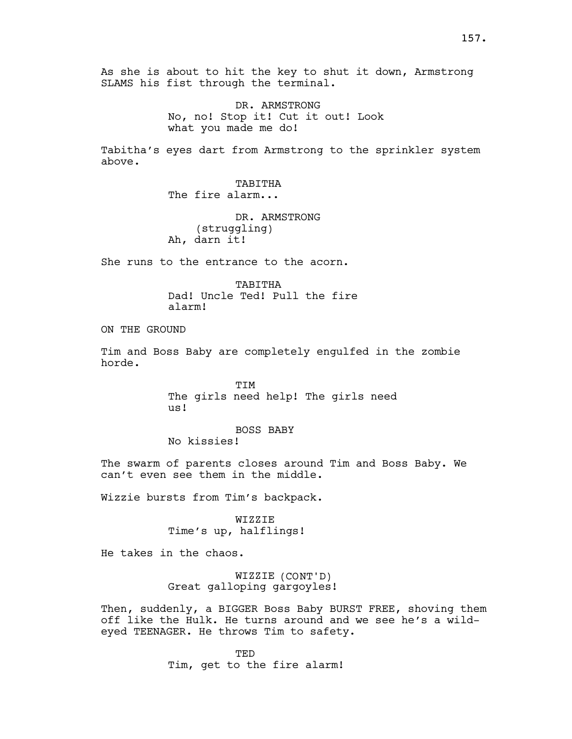As she is about to hit the key to shut it down, Armstrong SLAMS his fist through the terminal.

DR. ARMSTRONG
No, no! Stop it! Cut it out! Look what you made me do!

Tabitha's eyes dart from Armstrong to the sprinkler system above.

TABITHA
The fire alarm...

DR. ARMSTRONG
(struggling)
Ah, darn it!

She runs to the entrance to the acorn.

TABITHA
Dad! Uncle Ted! Pull the fire alarm!

ON THE GROUND

Tim and Boss Baby are completely engulfed in the zombie horde.

TIM
The girls need help! The girls need us!

BOSS BABY
No kissies!

The swarm of parents closes around Tim and Boss Baby. We can't even see them in the middle.

Wizzie bursts from Tim's backpack.

WIZZIE
Time's up, halflings!

He takes in the chaos.

WIZZIE (CONT'D)
Great galloping gargoyles!

Then, suddenly, a BIGGER Boss Baby BURST FREE, shoving them off like the Hulk. He turns around and we see he's a wild-eyed TEENAGER. He throws Tim to safety.

TED
Tim, get to the fire alarm!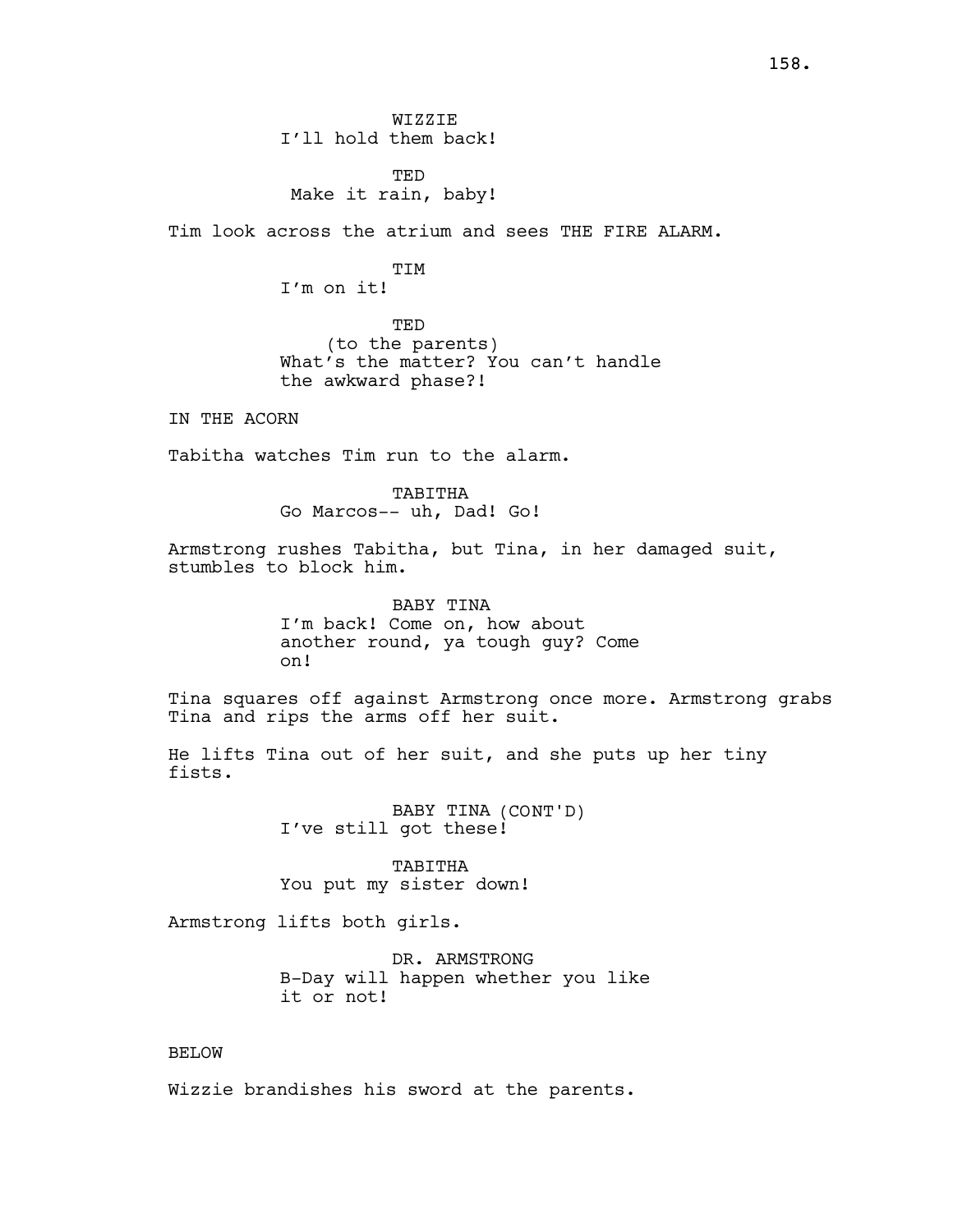WIZZIE
I'll hold them back!

TED
Make it rain, baby!

Tim look across the atrium and sees THE FIRE ALARM.

TIM
I'm on it!

TED
(to the parents)
What's the matter? You can't handle the awkward phase?!

IN THE ACORN

Tabitha watches Tim run to the alarm.

TABITHA
Go Marcos-- uh, Dad! Go!

Armstrong rushes Tabitha, but Tina, in her damaged suit, stumbles to block him.

BABY TINA
I'm back! Come on, how about another round, ya tough guy? Come on!

Tina squares off against Armstrong once more. Armstrong grabs Tina and rips the arms off her suit.

He lifts Tina out of her suit, and she puts up her tiny fists.

BABY TINA (CONT'D)
I've still got these!

TABITHA
You put my sister down!

Armstrong lifts both girls.

DR. ARMSTRONG
B-Day will happen whether you like it or not!

BELOW

Wizzie brandishes his sword at the parents.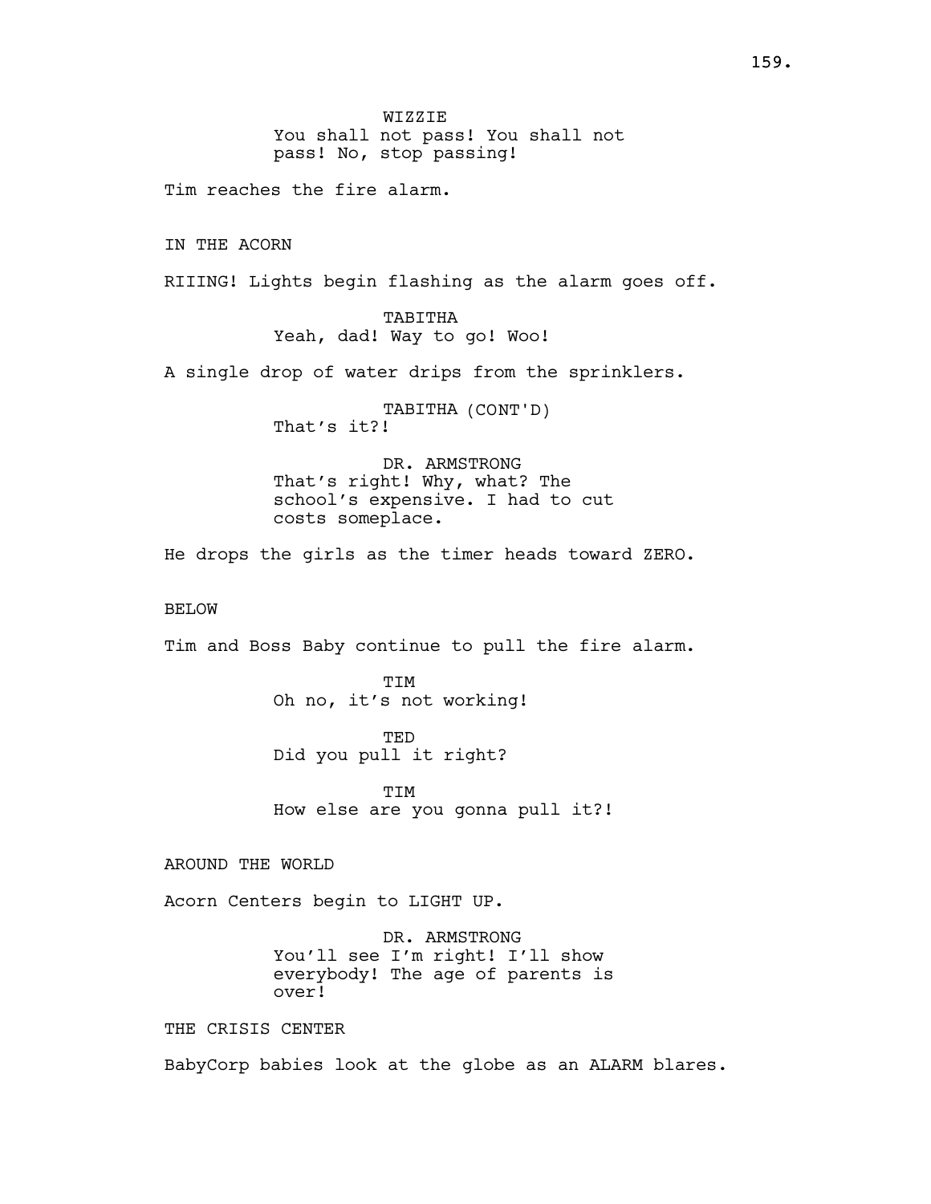WIZZIE
You shall not pass! You shall not pass! No, stop passing!

Tim reaches the fire alarm.

IN THE ACORN

RIIING! Lights begin flashing as the alarm goes off.

TABITHA
Yeah, dad! Way to go! Woo!

A single drop of water drips from the sprinklers.

TABITHA (CONT'D)
That's it?!

DR. ARMSTRONG
That's right! Why, what? The school's expensive. I had to cut costs someplace.

He drops the girls as the timer heads toward ZERO.

BELOW

Tim and Boss Baby continue to pull the fire alarm.

TIM
Oh no, it's not working!

TED
Did you pull it right?

TIM
How else are you gonna pull it?!

AROUND THE WORLD

Acorn Centers begin to LIGHT UP.

DR. ARMSTRONG
You'll see I'm right! I'll show everybody! The age of parents is over!

THE CRISIS CENTER

BabyCorp babies look at the globe as an ALARM blares.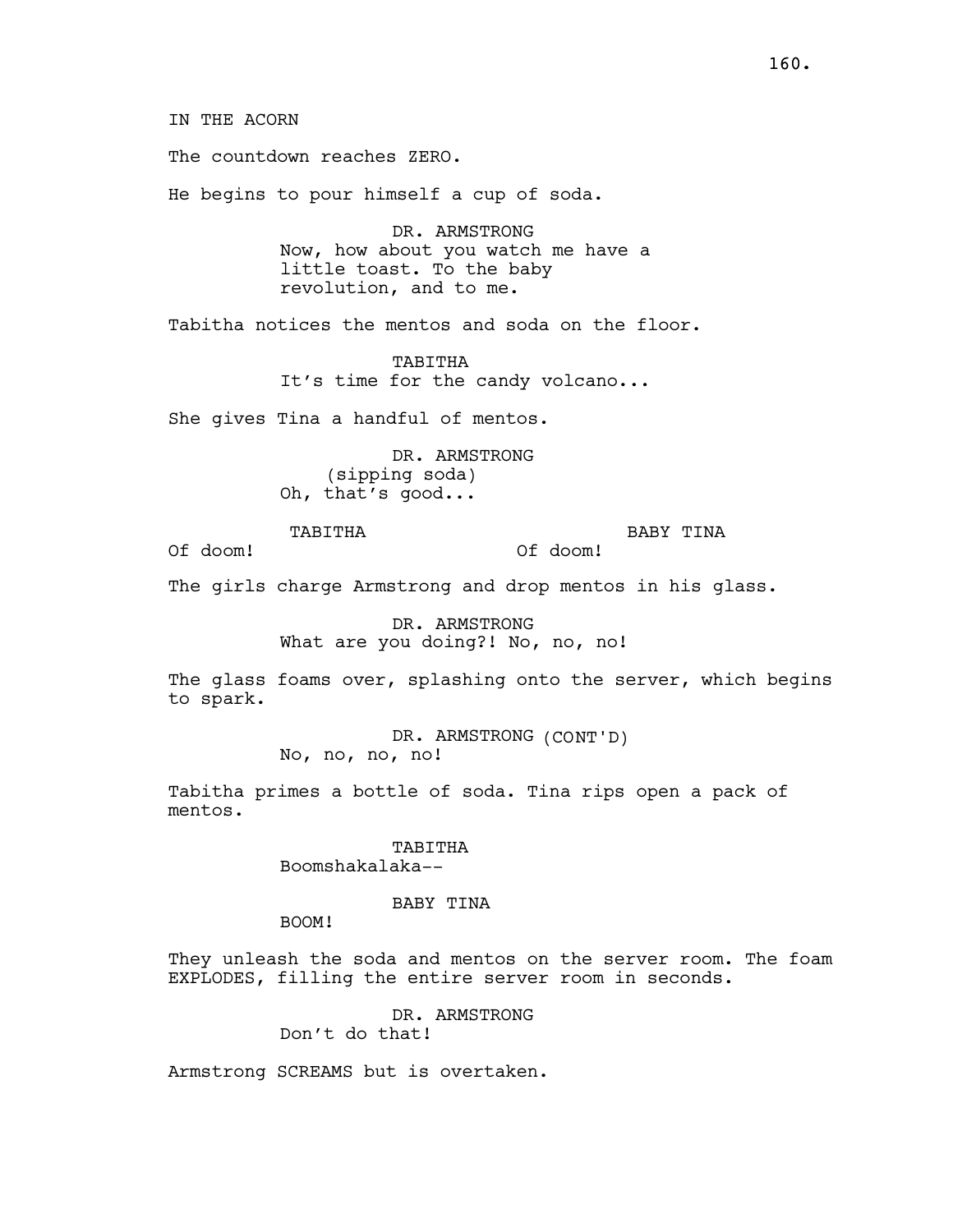IN THE ACORN

The countdown reaches ZERO.

He begins to pour himself a cup of soda.

DR. ARMSTRONG
Now, how about you watch me have a little toast. To the baby revolution, and to me.

Tabitha notices the mentos and soda on the floor.

TABITHA
It's time for the candy volcano...

She gives Tina a handful of mentos.

DR. ARMSTRONG
(sipping soda)
Oh, that's good...

TABITHA
Of doom!

BABY TINA
Of doom!

The girls charge Armstrong and drop mentos in his glass.

DR. ARMSTRONG
What are you doing?! No, no, no!

The glass foams over, splashing onto the server, which begins to spark.

DR. ARMSTRONG (CONT'D)
No, no, no, no!

Tabitha primes a bottle of soda. Tina rips open a pack of mentos.

TABITHA
Boomshakalaka--

BABY TINA
BOOM!

They unleash the soda and mentos on the server room. The foam EXPLODES, filling the entire server room in seconds.

DR. ARMSTRONG
Don't do that!

Armstrong SCREAMS but is overtaken.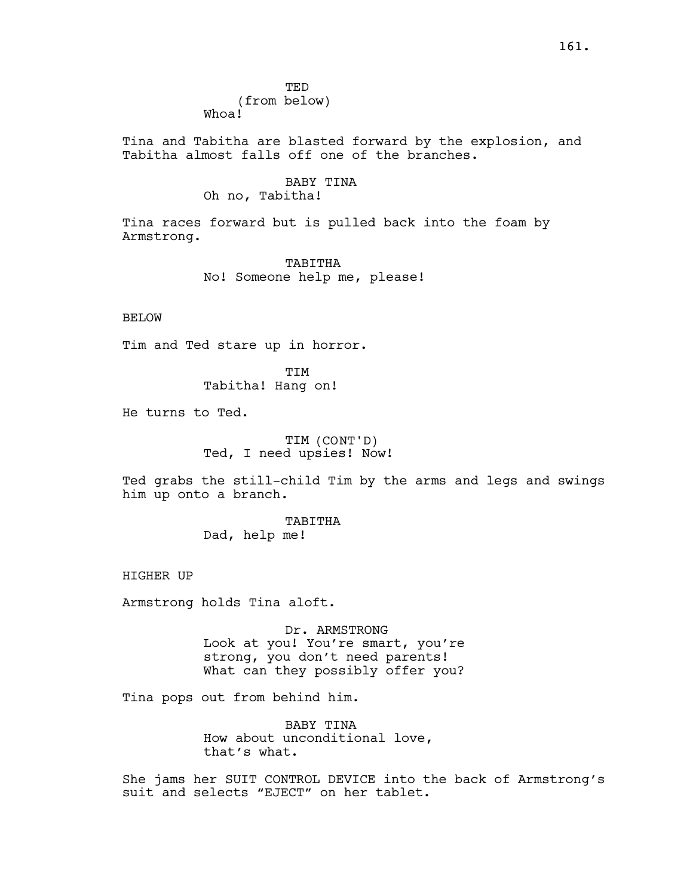TED
(from below)
Whoa!

Tina and Tabitha are blasted forward by the explosion, and Tabitha almost falls off one of the branches.

BABY TINA
Oh no, Tabitha!

Tina races forward but is pulled back into the foam by Armstrong.

TABITHA
No! Someone help me, please!

BELOW

Tim and Ted stare up in horror.

TIM
Tabitha! Hang on!

He turns to Ted.

TIM (CONT'D)
Ted, I need upsies! Now!

Ted grabs the still-child Tim by the arms and legs and swings him up onto a branch.

TABITHA
Dad, help me!

HIGHER UP

Armstrong holds Tina aloft.

Dr. ARMSTRONG
Look at you! You're smart, you're strong, you don't need parents! What can they possibly offer you?

Tina pops out from behind him.

BABY TINA
How about unconditional love, that's what.

She jams her SUIT CONTROL DEVICE into the back of Armstrong's suit and selects "EJECT" on her tablet.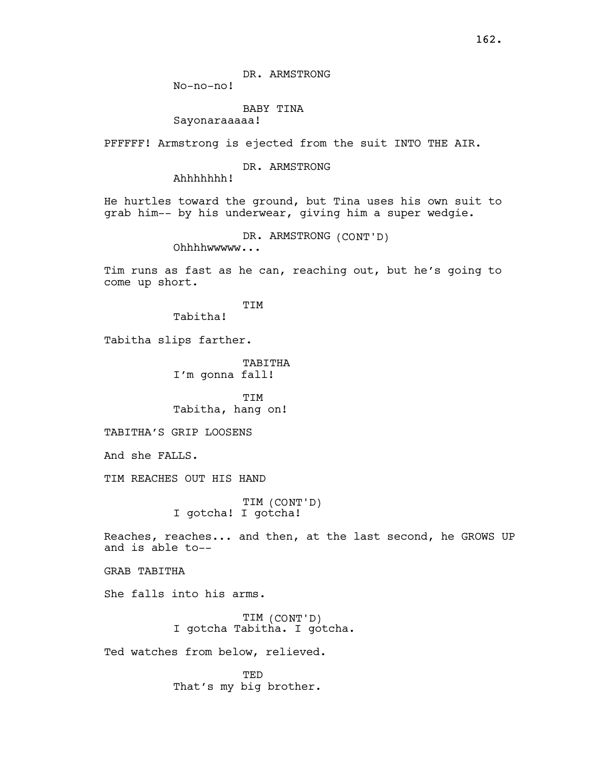DR. ARMSTRONG
No-no-no!

BABY TINA
Sayonaraaaaa!

PFFFFF! Armstrong is ejected from the suit INTO THE AIR.

DR. ARMSTRONG
Ahhhhhhh!

He hurtles toward the ground, but Tina uses his own suit to grab him-- by his underwear, giving him a super wedgie.

DR. ARMSTRONG (CONT'D)
Ohhhhwwwww...

Tim runs as fast as he can, reaching out, but he's going to come up short.

TIM
Tabitha!

Tabitha slips farther.

TABITHA
I'm gonna fall!

TIM
Tabitha, hang on!

TABITHA'S GRIP LOOSENS

And she FALLS.

TIM REACHES OUT HIS HAND

TIM (CONT'D)
I gotcha! I gotcha!

Reaches, reaches... and then, at the last second, he GROWS UP and is able to--

GRAB TABITHA

She falls into his arms.

TIM (CONT'D)
I gotcha Tabitha. I gotcha.

Ted watches from below, relieved.

TED
That's my big brother.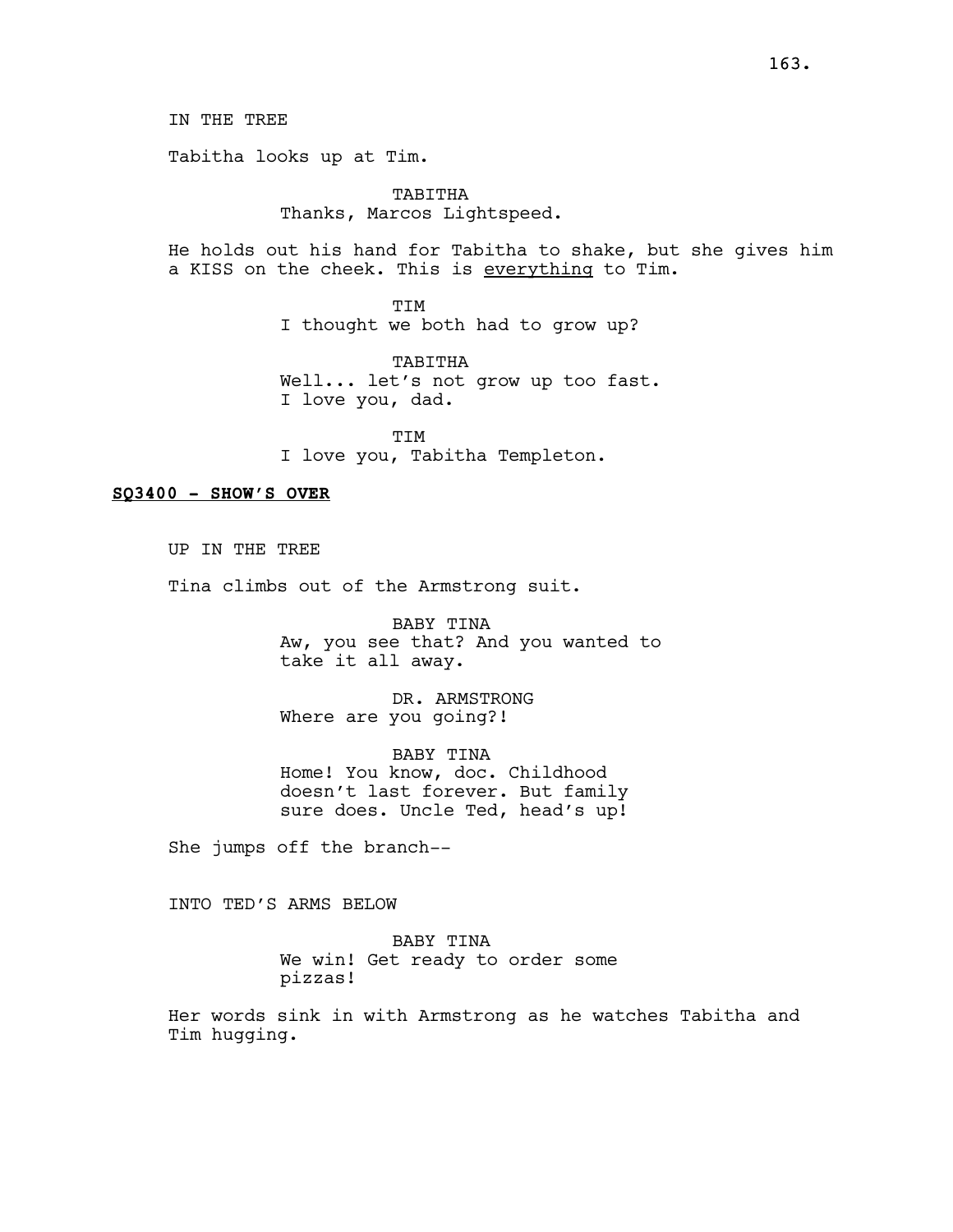IN THE TREE

Tabitha looks up at Tim.

TABITHA
Thanks, Marcos Lightspeed.

He holds out his hand for Tabitha to shake, but she gives him a KISS on the cheek. This is <u>everything</u> to Tim.

TIM
I thought we both had to grow up?

TABITHA
Well... let's not grow up too fast.
I love you, dad.

TIM
I love you, Tabitha Templeton.

**<u>SQ3400 - SHOW'S OVER</u>**

UP IN THE TREE

Tina climbs out of the Armstrong suit.

BABY TINA
Aw, you see that? And you wanted to take it all away.

DR. ARMSTRONG
Where are you going?!

BABY TINA
Home! You know, doc. Childhood doesn't last forever. But family sure does. Uncle Ted, head's up!

She jumps off the branch--

INTO TED'S ARMS BELOW

BABY TINA
We win! Get ready to order some pizzas!

Her words sink in with Armstrong as he watches Tabitha and Tim hugging.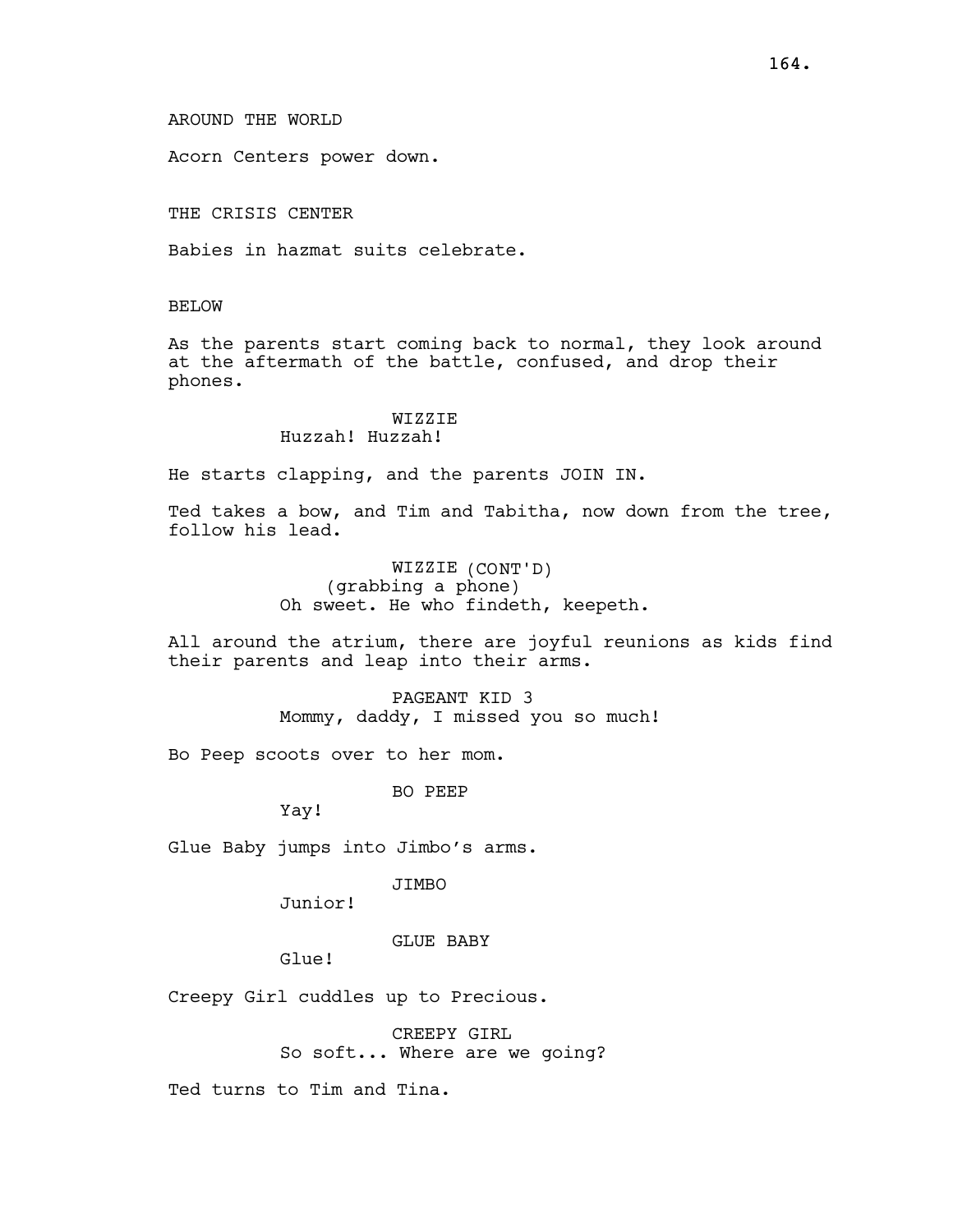AROUND THE WORLD

Acorn Centers power down.

THE CRISIS CENTER

Babies in hazmat suits celebrate.

BELOW

As the parents start coming back to normal, they look around at the aftermath of the battle, confused, and drop their phones.

WIZZIE
Huzzah! Huzzah!

He starts clapping, and the parents JOIN IN.

Ted takes a bow, and Tim and Tabitha, now down from the tree, follow his lead.

WIZZIE (CONT'D)
(grabbing a phone)
Oh sweet. He who findeth, keepeth.

All around the atrium, there are joyful reunions as kids find their parents and leap into their arms.

PAGEANT KID 3
Mommy, daddy, I missed you so much!

Bo Peep scoots over to her mom.

BO PEEP
Yay!

Glue Baby jumps into Jimbo's arms.

JIMBO
Junior!

GLUE BABY
Glue!

Creepy Girl cuddles up to Precious.

CREEPY GIRL
So soft... Where are we going?

Ted turns to Tim and Tina.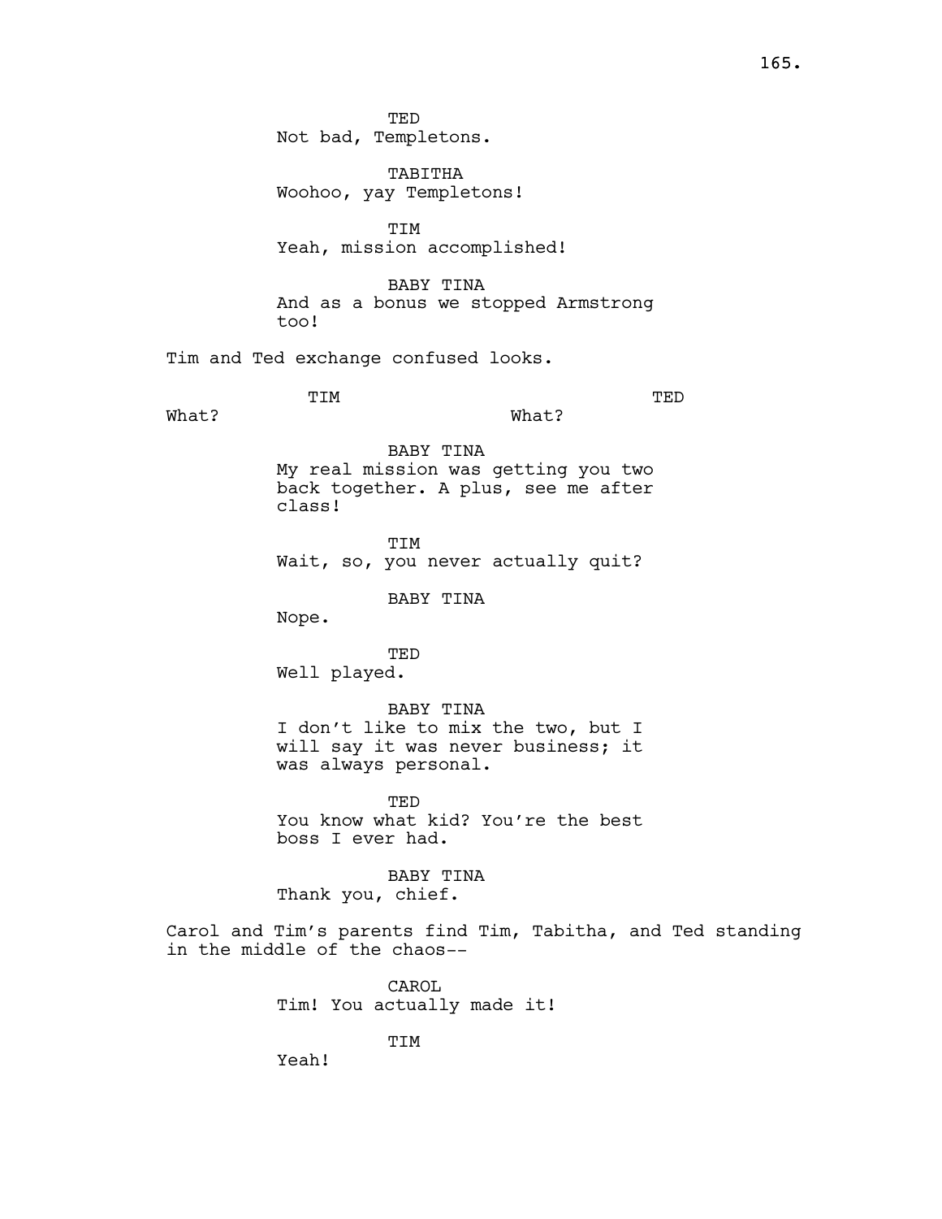TED
Not bad, Templetons.

TABITHA
Woohoo, yay Templetons!

TIM
Yeah, mission accomplished!

BABY TINA
And as a bonus we stopped Armstrong too!

Tim and Ted exchange confused looks.

TIM
What?

TED
What?

BABY TINA
My real mission was getting you two back together. A plus, see me after class!

TIM
Wait, so, you never actually quit?

BABY TINA
Nope.

TED
Well played.

BABY TINA
I don't like to mix the two, but I will say it was never business; it was always personal.

TED
You know what kid? You're the best boss I ever had.

BABY TINA
Thank you, chief.

Carol and Tim's parents find Tim, Tabitha, and Ted standing in the middle of the chaos--

CAROL
Tim! You actually made it!

TIM
Yeah!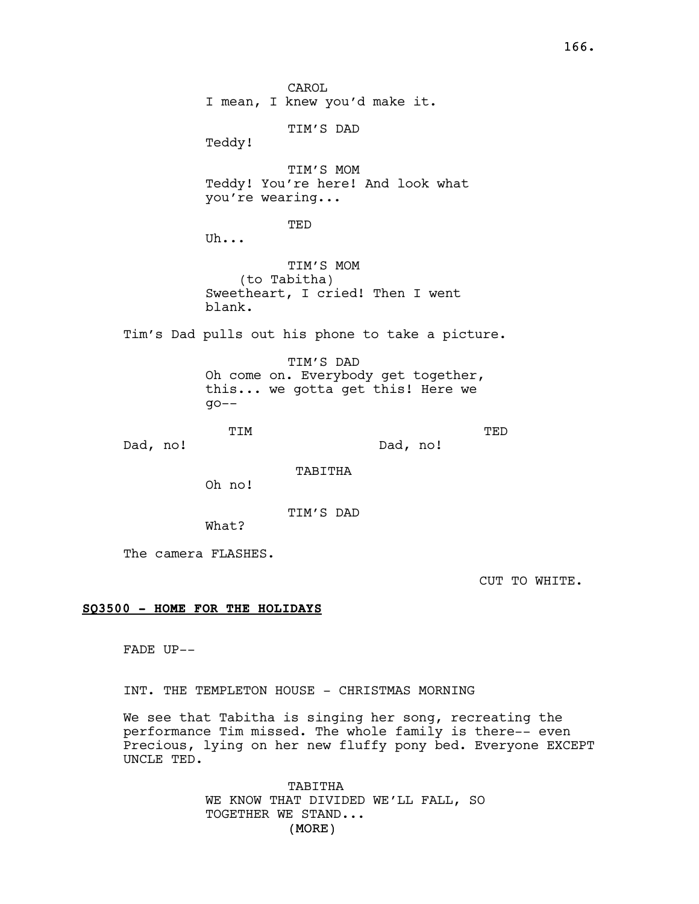CAROL
I mean, I knew you'd make it.

TIM'S DAD
Teddy!

TIM'S MOM
Teddy! You're here! And look what you're wearing...

TED
Uh...

TIM'S MOM
(to Tabitha)
Sweetheart, I cried! Then I went blank.

Tim's Dad pulls out his phone to take a picture.

TIM'S DAD
Oh come on. Everybody get together, this... we gotta get this! Here we go--

TIM
Dad, no!

TED
Dad, no!

TABITHA
Oh no!

TIM'S DAD
What?

The camera FLASHES.

CUT TO WHITE.

**SQ3500 - HOME FOR THE HOLIDAYS**

FADE UP--

INT. THE TEMPLETON HOUSE - CHRISTMAS MORNING

We see that Tabitha is singing her song, recreating the performance Tim missed. The whole family is there-- even Precious, lying on her new fluffy pony bed. Everyone EXCEPT UNCLE TED.

TABITHA
WE KNOW THAT DIVIDED WE'LL FALL, SO TOGETHER WE STAND...
(MORE)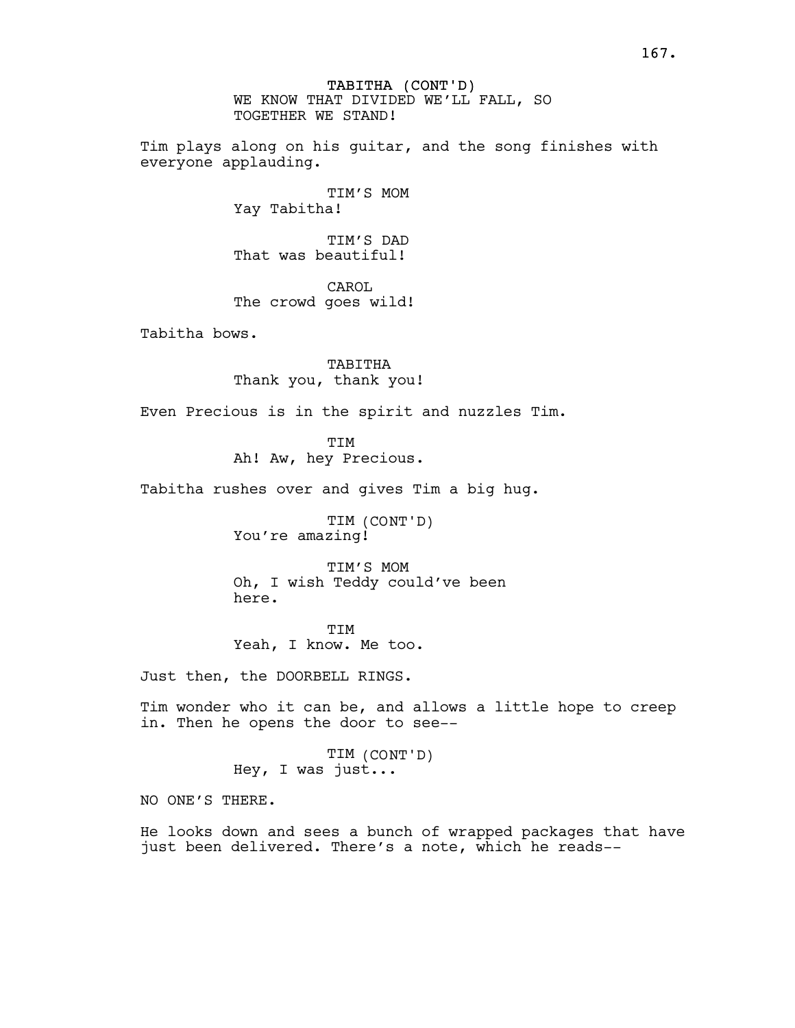TABITHA (CONT'D)
WE KNOW THAT DIVIDED WE'LL FALL, SO TOGETHER WE STAND!

Tim plays along on his guitar, and the song finishes with everyone applauding.

TIM'S MOM
Yay Tabitha!

TIM'S DAD
That was beautiful!

CAROL
The crowd goes wild!

Tabitha bows.

TABITHA
Thank you, thank you!

Even Precious is in the spirit and nuzzles Tim.

TIM
Ah! Aw, hey Precious.

Tabitha rushes over and gives Tim a big hug.

TIM (CONT'D)
You're amazing!

TIM'S MOM
Oh, I wish Teddy could've been here.

TIM
Yeah, I know. Me too.

Just then, the DOORBELL RINGS.

Tim wonder who it can be, and allows a little hope to creep in. Then he opens the door to see--

TIM (CONT'D)
Hey, I was just...

NO ONE'S THERE.

He looks down and sees a bunch of wrapped packages that have just been delivered. There's a note, which he reads--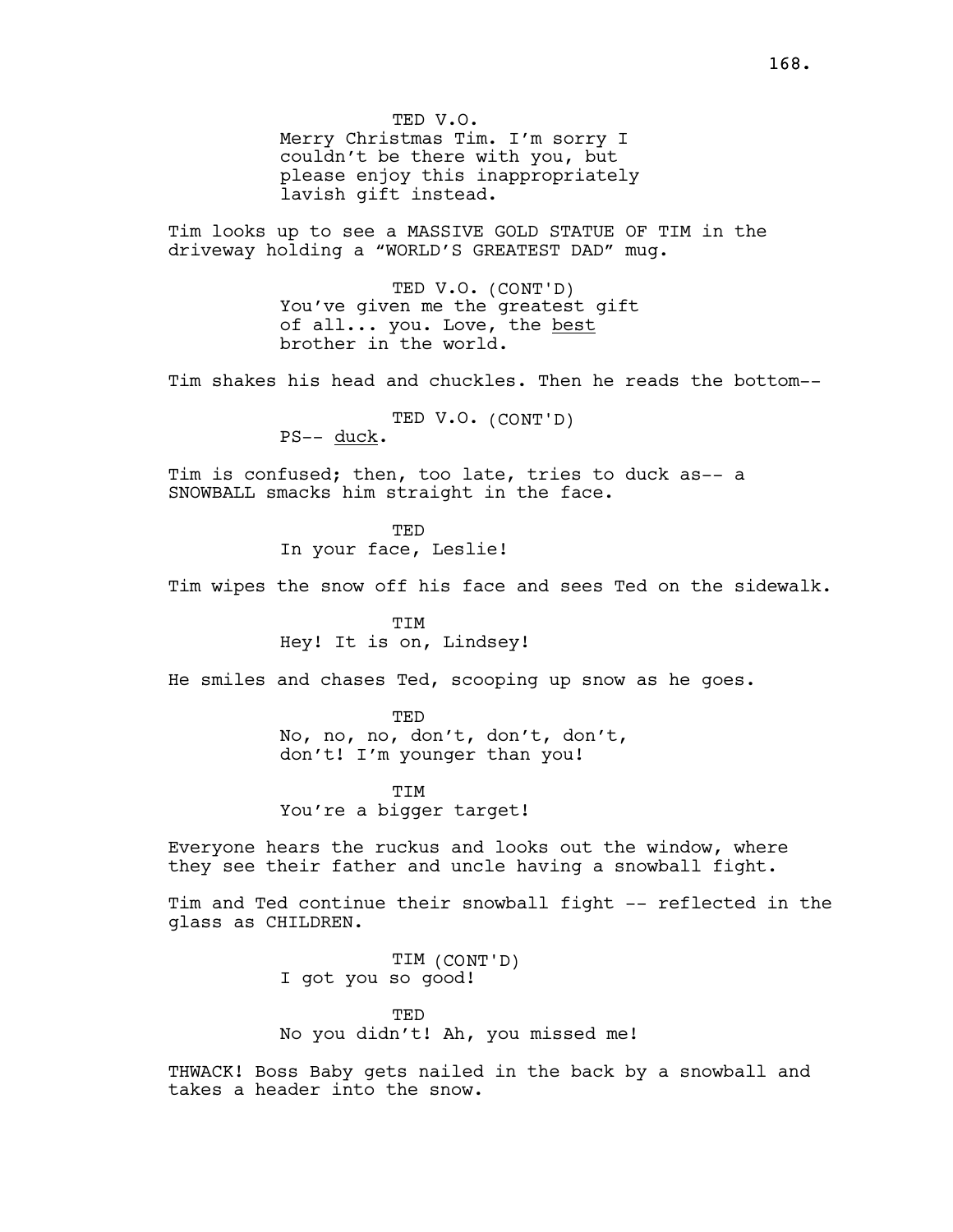TED V.O.
Merry Christmas Tim. I'm sorry I couldn't be there with you, but please enjoy this inappropriately lavish gift instead.

Tim looks up to see a MASSIVE GOLD STATUE OF TIM in the driveway holding a "WORLD'S GREATEST DAD" mug.

TED V.O. (CONT'D)
You've given me the greatest gift of all... you. Love, the <u>best</u> brother in the world.

Tim shakes his head and chuckles. Then he reads the bottom--

TED V.O. (CONT'D)
PS-- <u>duck</u>.

Tim is confused; then, too late, tries to duck as-- a SNOWBALL smacks him straight in the face.

TED
In your face, Leslie!

Tim wipes the snow off his face and sees Ted on the sidewalk.

TIM
Hey! It is on, Lindsey!

He smiles and chases Ted, scooping up snow as he goes.

TED
No, no, no, don't, don't, don't, don't! I'm younger than you!

TIM
You're a bigger target!

Everyone hears the ruckus and looks out the window, where they see their father and uncle having a snowball fight.

Tim and Ted continue their snowball fight -- reflected in the glass as CHILDREN.

TIM (CONT'D)
I got you so good!

TED
No you didn't! Ah, you missed me!

THWACK! Boss Baby gets nailed in the back by a snowball and takes a header into the snow.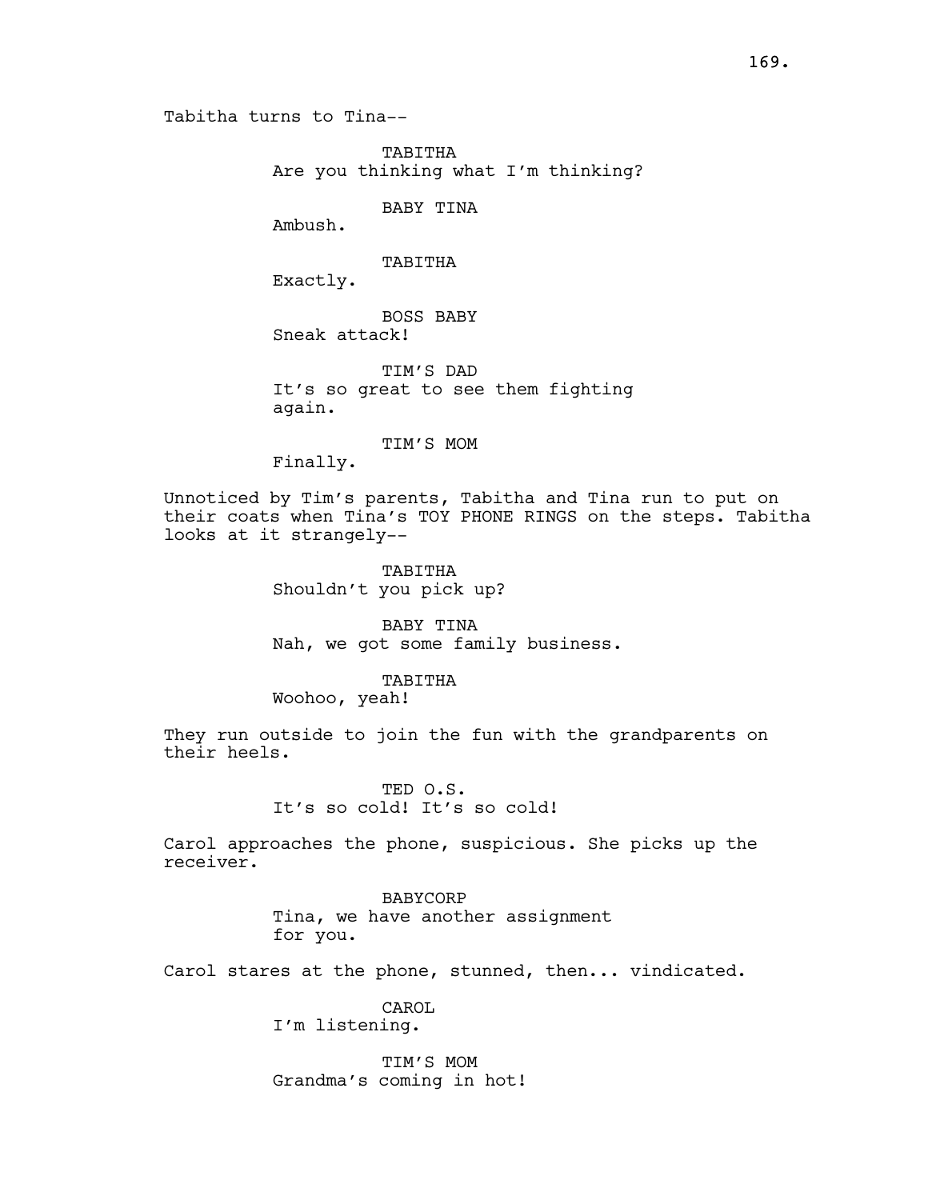Tabitha turns to Tina--

TABITHA
Are you thinking what I'm thinking?

BABY TINA
Ambush.

TABITHA
Exactly.

BOSS BABY
Sneak attack!

TIM'S DAD
It's so great to see them fighting again.

TIM'S MOM
Finally.

Unnoticed by Tim's parents, Tabitha and Tina run to put on their coats when Tina's TOY PHONE RINGS on the steps. Tabitha looks at it strangely--

TABITHA
Shouldn't you pick up?

BABY TINA
Nah, we got some family business.

TABITHA
Woohoo, yeah!

They run outside to join the fun with the grandparents on their heels.

TED O.S.
It's so cold! It's so cold!

Carol approaches the phone, suspicious. She picks up the receiver.

BABYCORP
Tina, we have another assignment for you.

Carol stares at the phone, stunned, then... vindicated.

CAROL
I'm listening.

TIM'S MOM
Grandma's coming in hot!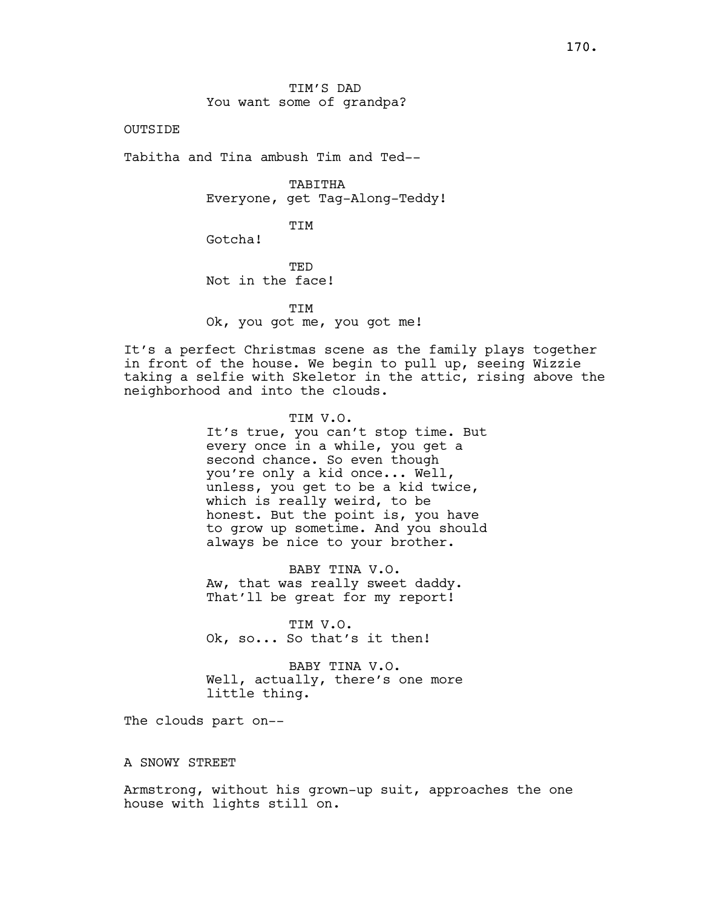TIM'S DAD
You want some of grandpa?

OUTSIDE

Tabitha and Tina ambush Tim and Ted--

TABITHA
Everyone, get Tag-Along-Teddy!

TIM
Gotcha!

TED
Not in the face!

TIM
Ok, you got me, you got me!

It's a perfect Christmas scene as the family plays together in front of the house. We begin to pull up, seeing Wizzie taking a selfie with Skeletor in the attic, rising above the neighborhood and into the clouds.

TIM V.O.
It's true, you can't stop time. But every once in a while, you get a second chance. So even though you're only a kid once... Well, unless, you get to be a kid twice, which is really weird, to be honest. But the point is, you have to grow up sometime. And you should always be nice to your brother.

BABY TINA V.O.
Aw, that was really sweet daddy. That'll be great for my report!

TIM V.O.
Ok, so... So that's it then!

BABY TINA V.O.
Well, actually, there's one more little thing.

The clouds part on--

A SNOWY STREET

Armstrong, without his grown-up suit, approaches the one house with lights still on.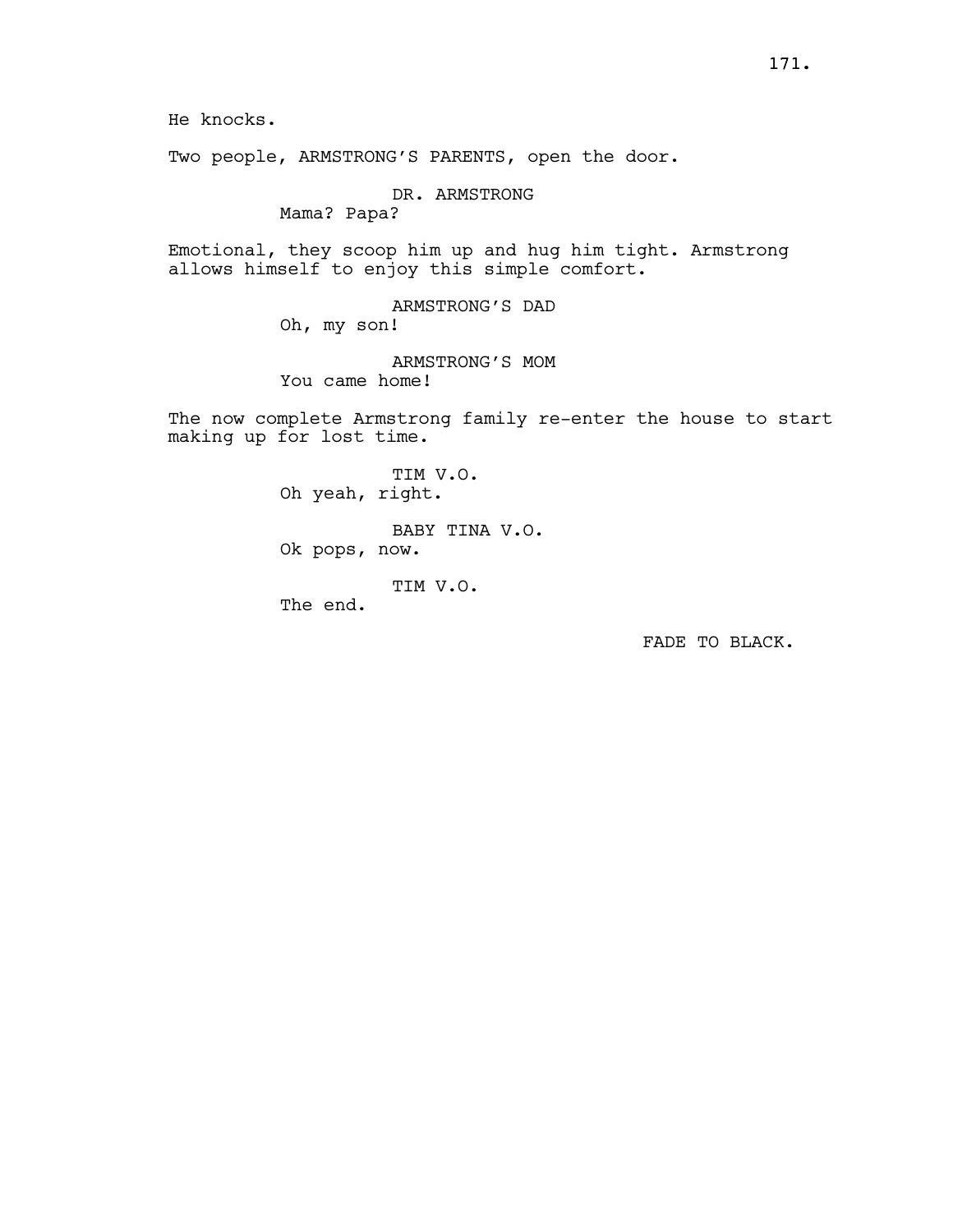He knocks.

Two people, ARMSTRONG'S PARENTS, open the door.

DR. ARMSTRONG
Mama? Papa?

Emotional, they scoop him up and hug him tight. Armstrong allows himself to enjoy this simple comfort.

ARMSTRONG'S DAD
Oh, my son!

ARMSTRONG'S MOM
You came home!

The now complete Armstrong family re-enter the house to start making up for lost time.

TIM V.O.
Oh yeah, right.

BABY TINA V.O.
Ok pops, now.

TIM V.O.
The end.

FADE TO BLACK.